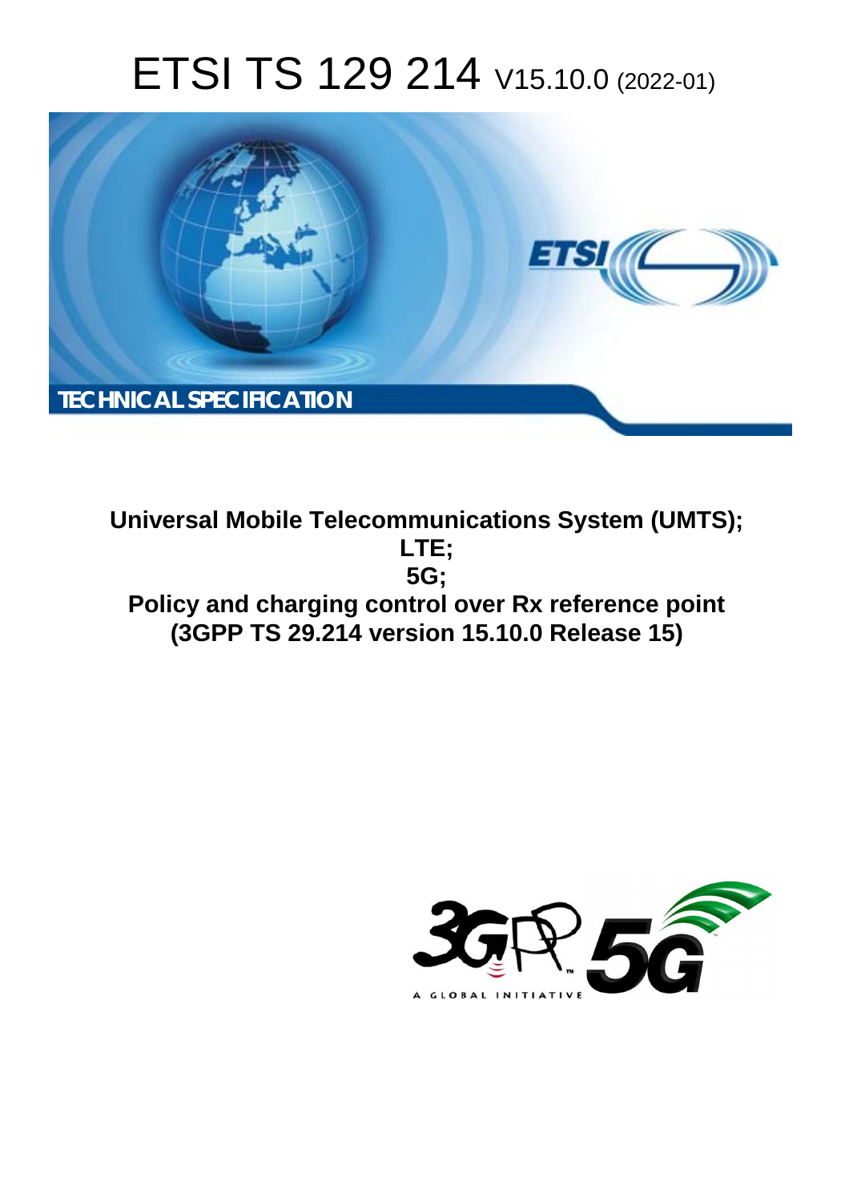# ETSI TS 129 214 V15.10.0 (2022-01)

TECHNICAL SPECIFICATION

**Universal Mobile Telecommunications System (UMTS); LTE; 5G; Policy and charging control over Rx reference point (3GPP TS 29.214 version 15.10.0 Release 15)**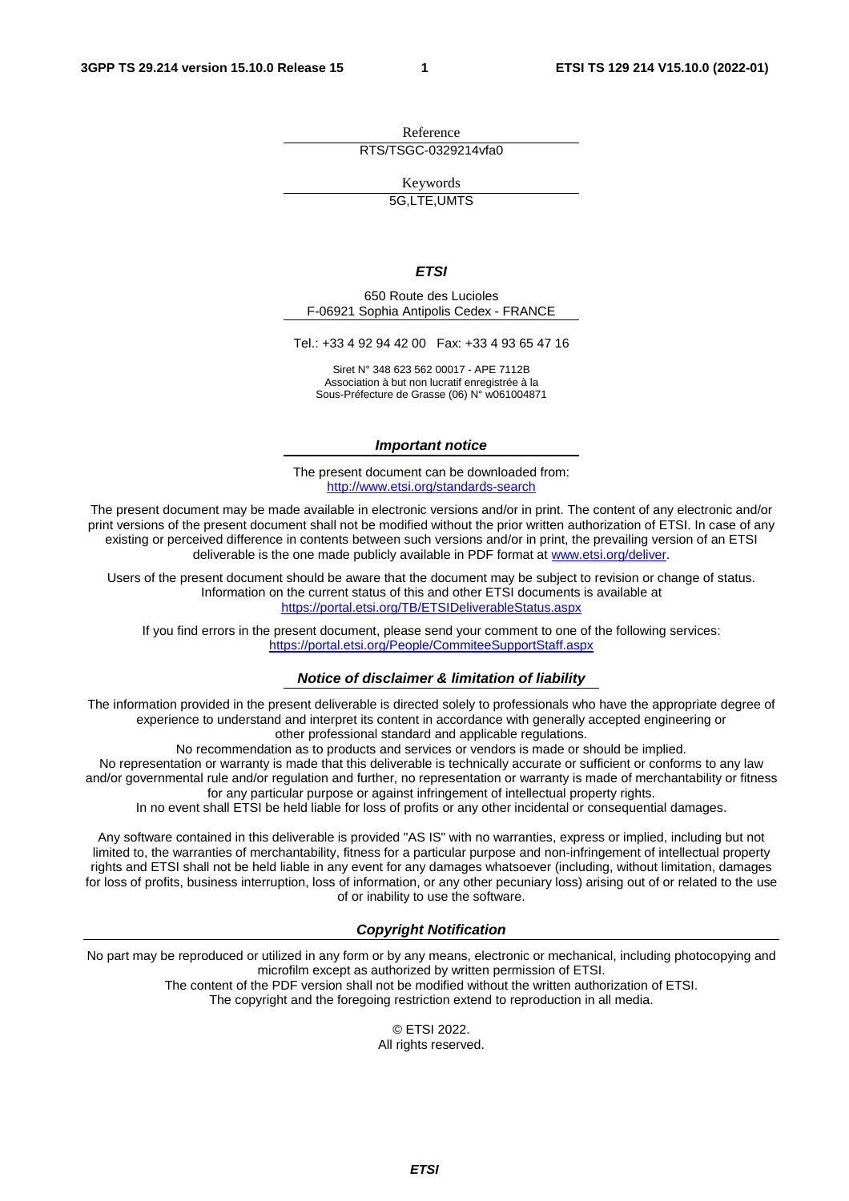Reference

RTS/TSGC-0329214vfa0

Keywords

5G,LTE,UMTS

***ETSI***

650 Route des Lucioles
F-06921 Sophia Antipolis Cedex - FRANCE

Tel.: +33 4 92 94 42 00   Fax: +33 4 93 65 47 16

Siret N° 348 623 562 00017 - APE 7112B
Association à but non lucratif enregistrée à la
Sous-Préfecture de Grasse (06) N° w061004871

***Important notice***

The present document can be downloaded from:
http://www.etsi.org/standards-search

The present document may be made available in electronic versions and/or in print. The content of any electronic and/or print versions of the present document shall not be modified without the prior written authorization of ETSI. In case of any existing or perceived difference in contents between such versions and/or in print, the prevailing version of an ETSI deliverable is the one made publicly available in PDF format at www.etsi.org/deliver.

Users of the present document should be aware that the document may be subject to revision or change of status. Information on the current status of this and other ETSI documents is available at https://portal.etsi.org/TB/ETSIDeliverableStatus.aspx

If you find errors in the present document, please send your comment to one of the following services:
https://portal.etsi.org/People/CommiteeSupportStaff.aspx

***Notice of disclaimer & limitation of liability***

The information provided in the present deliverable is directed solely to professionals who have the appropriate degree of experience to understand and interpret its content in accordance with generally accepted engineering or other professional standard and applicable regulations.
No recommendation as to products and services or vendors is made or should be implied.
No representation or warranty is made that this deliverable is technically accurate or sufficient or conforms to any law and/or governmental rule and/or regulation and further, no representation or warranty is made of merchantability or fitness for any particular purpose or against infringement of intellectual property rights.
In no event shall ETSI be held liable for loss of profits or any other incidental or consequential damages.

Any software contained in this deliverable is provided "AS IS" with no warranties, express or implied, including but not limited to, the warranties of merchantability, fitness for a particular purpose and non-infringement of intellectual property rights and ETSI shall not be held liable in any event for any damages whatsoever (including, without limitation, damages for loss of profits, business interruption, loss of information, or any other pecuniary loss) arising out of or related to the use of or inability to use the software.

***Copyright Notification***

No part may be reproduced or utilized in any form or by any means, electronic or mechanical, including photocopying and microfilm except as authorized by written permission of ETSI.
The content of the PDF version shall not be modified without the written authorization of ETSI.
The copyright and the foregoing restriction extend to reproduction in all media.

© ETSI 2022.
All rights reserved.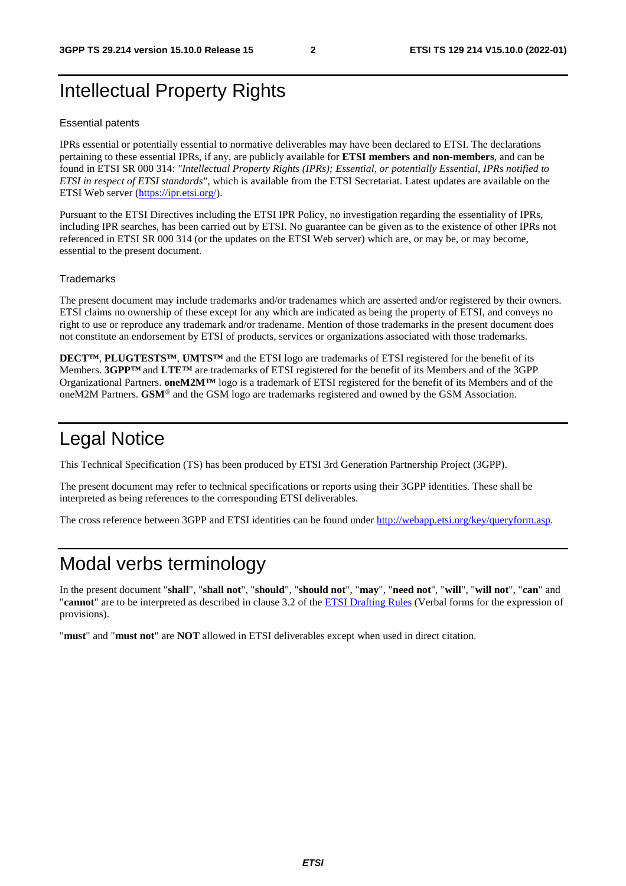# Intellectual Property Rights

## Essential patents

IPRs essential or potentially essential to normative deliverables may have been declared to ETSI. The declarations pertaining to these essential IPRs, if any, are publicly available for **ETSI members and non-members**, and can be found in ETSI SR 000 314: *"Intellectual Property Rights (IPRs); Essential, or potentially Essential, IPRs notified to ETSI in respect of ETSI standards"*, which is available from the ETSI Secretariat. Latest updates are available on the ETSI Web server (https://ipr.etsi.org/).

Pursuant to the ETSI Directives including the ETSI IPR Policy, no investigation regarding the essentiality of IPRs, including IPR searches, has been carried out by ETSI. No guarantee can be given as to the existence of other IPRs not referenced in ETSI SR 000 314 (or the updates on the ETSI Web server) which are, or may be, or may become, essential to the present document.

## Trademarks

The present document may include trademarks and/or tradenames which are asserted and/or registered by their owners. ETSI claims no ownership of these except for any which are indicated as being the property of ETSI, and conveys no right to use or reproduce any trademark and/or tradename. Mention of those trademarks in the present document does not constitute an endorsement by ETSI of products, services or organizations associated with those trademarks.

**DECT™**, **PLUGTESTS™**, **UMTS™** and the ETSI logo are trademarks of ETSI registered for the benefit of its Members. **3GPP™** and **LTE™** are trademarks of ETSI registered for the benefit of its Members and of the 3GPP Organizational Partners. **oneM2M™** logo is a trademark of ETSI registered for the benefit of its Members and of the oneM2M Partners. **GSM**® and the GSM logo are trademarks registered and owned by the GSM Association.

# Legal Notice

This Technical Specification (TS) has been produced by ETSI 3rd Generation Partnership Project (3GPP).

The present document may refer to technical specifications or reports using their 3GPP identities. These shall be interpreted as being references to the corresponding ETSI deliverables.

The cross reference between 3GPP and ETSI identities can be found under http://webapp.etsi.org/key/queryform.asp.

# Modal verbs terminology

In the present document "**shall**", "**shall not**", "**should**", "**should not**", "**may**", "**need not**", "**will**", "**will not**", "**can**" and "**cannot**" are to be interpreted as described in clause 3.2 of the ETSI Drafting Rules (Verbal forms for the expression of provisions).

"**must**" and "**must not**" are **NOT** allowed in ETSI deliverables except when used in direct citation.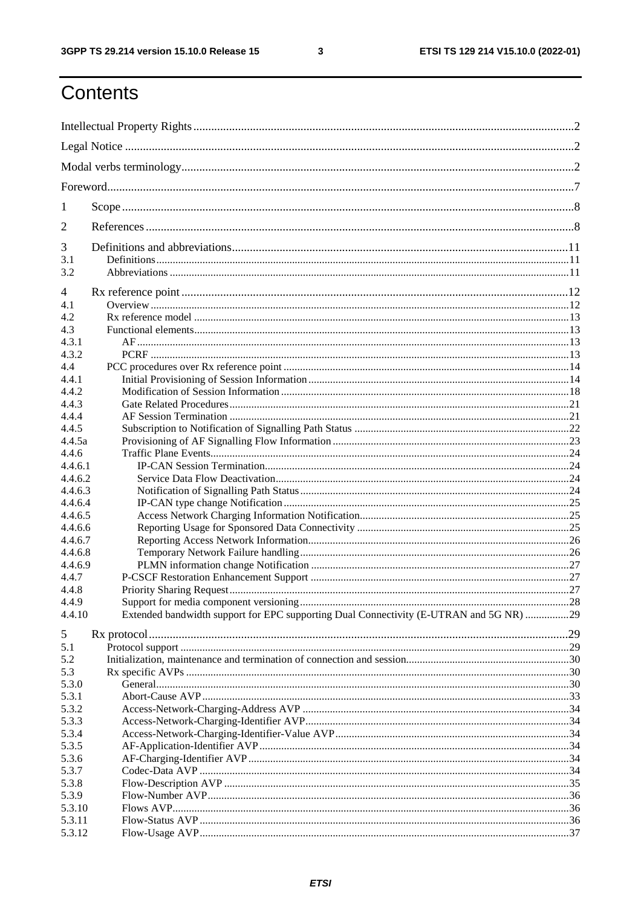# Contents

Intellectual Property Rights .......... 2

Legal Notice .......... 2

Modal verbs terminology .......... 2

Foreword .......... 7

1 Scope .......... 8

2 References .......... 8

3 Definitions and abbreviations .......... 11

3.1 Definitions .......... 11

3.2 Abbreviations .......... 11

4 Rx reference point .......... 12

4.1 Overview .......... 12

4.2 Rx reference model .......... 13

4.3 Functional elements .......... 13

4.3.1 AF .......... 13

4.3.2 PCRF .......... 13

4.4 PCC procedures over Rx reference point .......... 14

4.4.1 Initial Provisioning of Session Information .......... 14

4.4.2 Modification of Session Information .......... 18

4.4.3 Gate Related Procedures .......... 21

4.4.4 AF Session Termination .......... 21

4.4.5 Subscription to Notification of Signalling Path Status .......... 22

4.4.5a Provisioning of AF Signalling Flow Information .......... 23

4.4.6 Traffic Plane Events .......... 24

4.4.6.1 IP-CAN Session Termination .......... 24

4.4.6.2 Service Data Flow Deactivation .......... 24

4.4.6.3 Notification of Signalling Path Status .......... 24

4.4.6.4 IP-CAN type change Notification .......... 25

4.4.6.5 Access Network Charging Information Notification .......... 25

4.4.6.6 Reporting Usage for Sponsored Data Connectivity .......... 25

4.4.6.7 Reporting Access Network Information .......... 26

4.4.6.8 Temporary Network Failure handling .......... 26

4.4.6.9 PLMN information change Notification .......... 27

4.4.7 P-CSCF Restoration Enhancement Support .......... 27

4.4.8 Priority Sharing Request .......... 27

4.4.9 Support for media component versioning .......... 28

4.4.10 Extended bandwidth support for EPC supporting Dual Connectivity (E-UTRAN and 5G NR) .......... 29

5 Rx protocol .......... 29

5.1 Protocol support .......... 29

5.2 Initialization, maintenance and termination of connection and session .......... 30

5.3 Rx specific AVPs .......... 30

5.3.0 General .......... 30

5.3.1 Abort-Cause AVP .......... 33

5.3.2 Access-Network-Charging-Address AVP .......... 34

5.3.3 Access-Network-Charging-Identifier AVP .......... 34

5.3.4 Access-Network-Charging-Identifier-Value AVP .......... 34

5.3.5 AF-Application-Identifier AVP .......... 34

5.3.6 AF-Charging-Identifier AVP .......... 34

5.3.7 Codec-Data AVP .......... 34

5.3.8 Flow-Description AVP .......... 35

5.3.9 Flow-Number AVP .......... 36

5.3.10 Flows AVP .......... 36

5.3.11 Flow-Status AVP .......... 36

5.3.12 Flow-Usage AVP .......... 37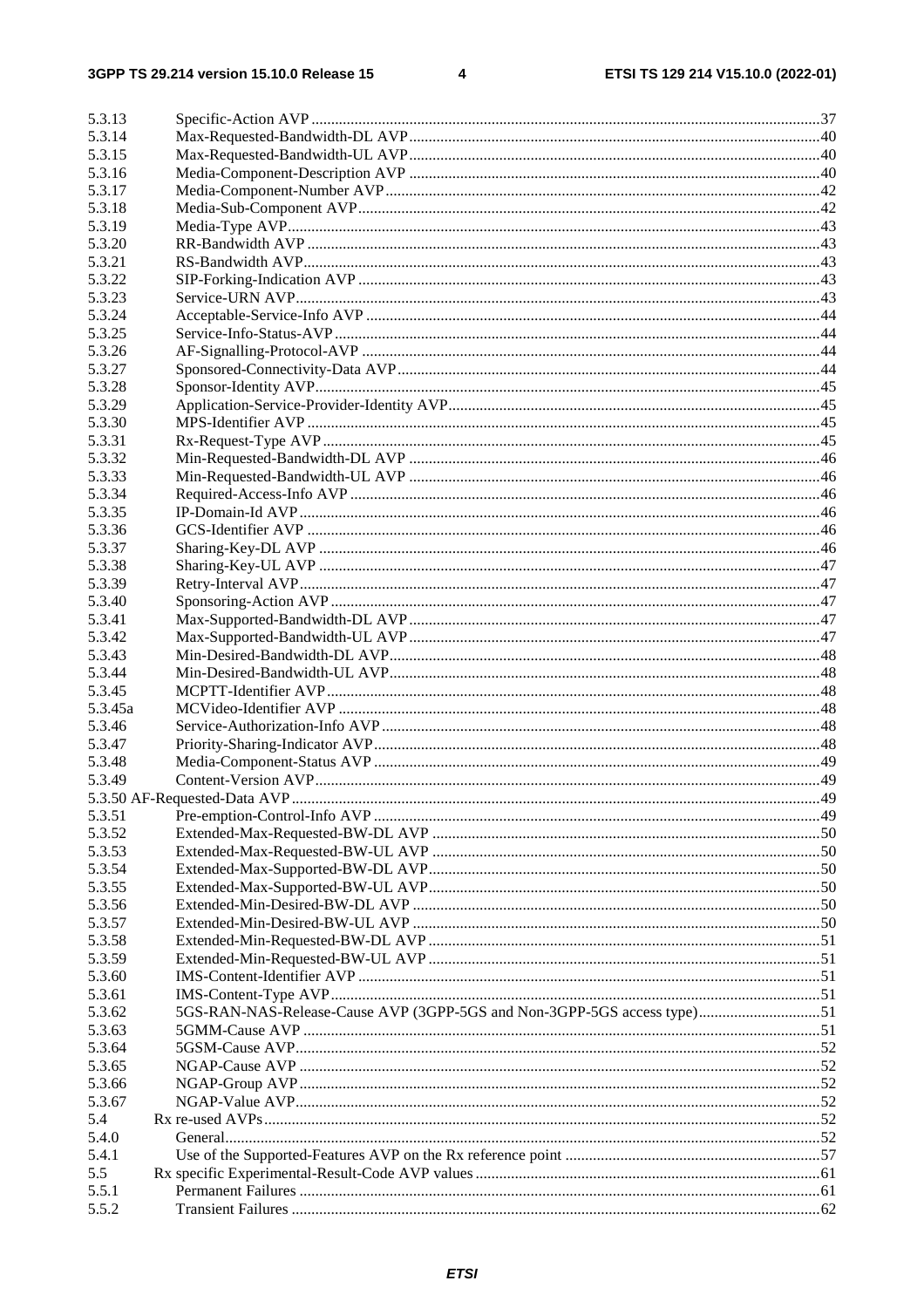5.3.13 Specific-Action AVP ............................................................................................................ 37
5.3.14 Max-Requested-Bandwidth-DL AVP ......................................................................................... 40
5.3.15 Max-Requested-Bandwidth-UL AVP ......................................................................................... 40
5.3.16 Media-Component-Description AVP ......................................................................................... 40
5.3.17 Media-Component-Number AVP ............................................................................................. 42
5.3.18 Media-Sub-Component AVP ................................................................................................... 42
5.3.19 Media-Type AVP ................................................................................................................... 43
5.3.20 RR-Bandwidth AVP ............................................................................................................... 43
5.3.21 RS-Bandwidth AVP ............................................................................................................... 43
5.3.22 SIP-Forking-Indication AVP ................................................................................................... 43
5.3.23 Service-URN AVP .................................................................................................................. 43
5.3.24 Acceptable-Service-Info AVP .................................................................................................. 44
5.3.25 Service-Info-Status-AVP ......................................................................................................... 44
5.3.26 AF-Signalling-Protocol-AVP ................................................................................................... 44
5.3.27 Sponsored-Connectivity-Data AVP ........................................................................................... 44
5.3.28 Sponsor-Identity AVP ............................................................................................................. 45
5.3.29 Application-Service-Provider-Identity AVP ................................................................................ 45
5.3.30 MPS-Identifier AVP ............................................................................................................... 45
5.3.31 Rx-Request-Type AVP ............................................................................................................ 45
5.3.32 Min-Requested-Bandwidth-DL AVP ......................................................................................... 46
5.3.33 Min-Requested-Bandwidth-UL AVP ......................................................................................... 46
5.3.34 Required-Access-Info AVP ...................................................................................................... 46
5.3.35 IP-Domain-Id AVP ................................................................................................................. 46
5.3.36 GCS-Identifier AVP ............................................................................................................... 46
5.3.37 Sharing-Key-DL AVP ............................................................................................................. 46
5.3.38 Sharing-Key-UL AVP ............................................................................................................. 47
5.3.39 Retry-Interval AVP ................................................................................................................ 47
5.3.40 Sponsoring-Action AVP .......................................................................................................... 47
5.3.41 Max-Supported-Bandwidth-DL AVP ......................................................................................... 47
5.3.42 Max-Supported-Bandwidth-UL AVP ......................................................................................... 47
5.3.43 Min-Desired-Bandwidth-DL AVP ............................................................................................. 48
5.3.44 Min-Desired-Bandwidth-UL AVP ............................................................................................. 48
5.3.45 MCPTT-Identifier AVP ........................................................................................................... 48
5.3.45a MCVideo-Identifier AVP ......................................................................................................... 48
5.3.46 Service-Authorization-Info AVP ............................................................................................... 48
5.3.47 Priority-Sharing-Indicator AVP ................................................................................................. 48
5.3.48 Media-Component-Status AVP ................................................................................................. 49
5.3.49 Content-Version AVP .............................................................................................................. 49
5.3.50 AF-Requested-Data AVP ......................................................................................................... 49
5.3.51 Pre-emption-Control-Info AVP ................................................................................................. 49
5.3.52 Extended-Max-Requested-BW-DL AVP ..................................................................................... 50
5.3.53 Extended-Max-Requested-BW-UL AVP ..................................................................................... 50
5.3.54 Extended-Max-Supported-BW-DL AVP ..................................................................................... 50
5.3.55 Extended-Max-Supported-BW-UL AVP ..................................................................................... 50
5.3.56 Extended-Min-Desired-BW-DL AVP ......................................................................................... 50
5.3.57 Extended-Min-Desired-BW-UL AVP ......................................................................................... 50
5.3.58 Extended-Min-Requested-BW-DL AVP ..................................................................................... 51
5.3.59 Extended-Min-Requested-BW-UL AVP ..................................................................................... 51
5.3.60 IMS-Content-Identifier AVP .................................................................................................... 51
5.3.61 IMS-Content-Type AVP ........................................................................................................... 51
5.3.62 5GS-RAN-NAS-Release-Cause AVP (3GPP-5GS and Non-3GPP-5GS access type) ............................ 51
5.3.63 5GMM-Cause AVP ................................................................................................................. 51
5.3.64 5GSM-Cause AVP .................................................................................................................. 52
5.3.65 NGAP-Cause AVP .................................................................................................................. 52
5.3.66 NGAP-Group AVP .................................................................................................................. 52
5.3.67 NGAP-Value AVP ................................................................................................................... 52
5.4 Rx re-used AVPs ...................................................................................................................... 52
5.4.0 General ................................................................................................................................... 52
5.4.1 Use of the Supported-Features AVP on the Rx reference point ........................................................ 57
5.5 Rx specific Experimental-Result-Code AVP values ........................................................................ 61
5.5.1 Permanent Failures ................................................................................................................... 61
5.5.2 Transient Failures ..................................................................................................................... 62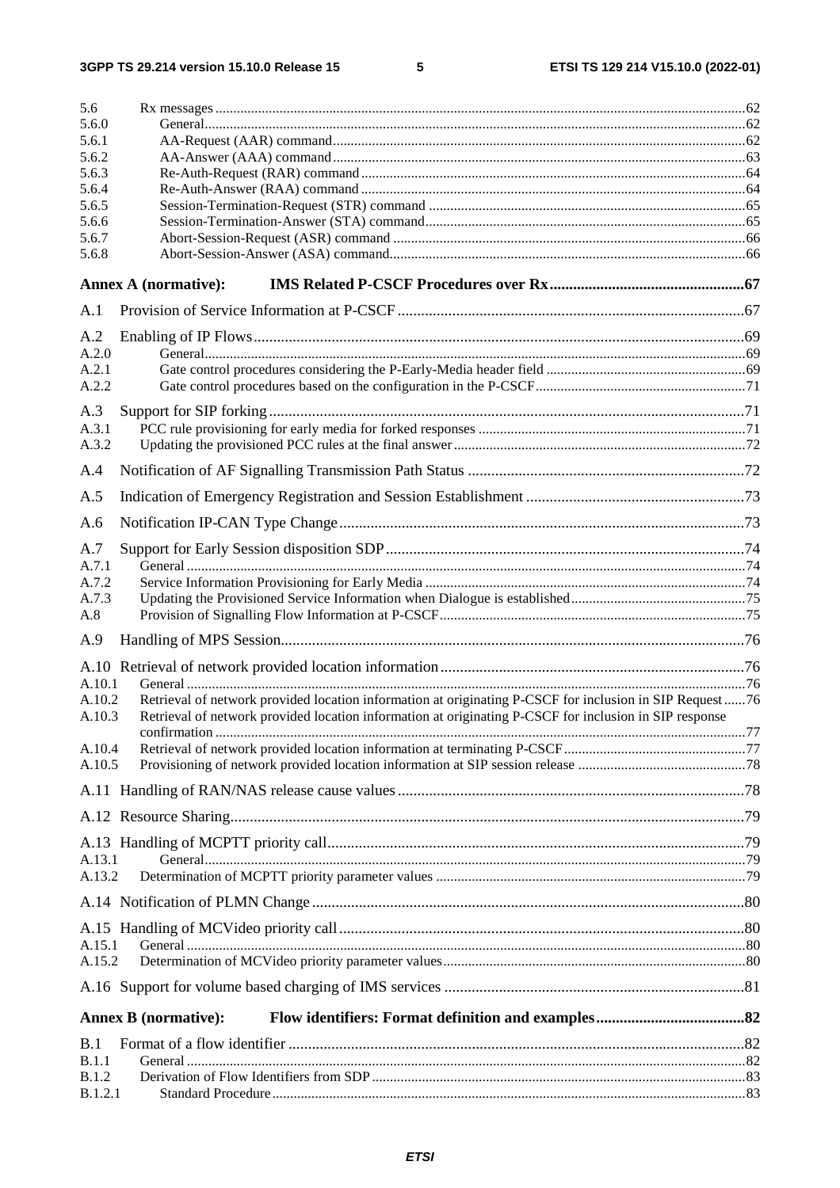5.6 Rx messages ... 62
5.6.0 General ... 62
5.6.1 AA-Request (AAR) command ... 62
5.6.2 AA-Answer (AAA) command ... 63
5.6.3 Re-Auth-Request (RAR) command ... 64
5.6.4 Re-Auth-Answer (RAA) command ... 64
5.6.5 Session-Termination-Request (STR) command ... 65
5.6.6 Session-Termination-Answer (STA) command ... 65
5.6.7 Abort-Session-Request (ASR) command ... 66
5.6.8 Abort-Session-Answer (ASA) command ... 66

**Annex A (normative): IMS Related P-CSCF Procedures over Rx ... 67**

A.1 Provision of Service Information at P-CSCF ... 67

A.2 Enabling of IP Flows ... 69
A.2.0 General ... 69
A.2.1 Gate control procedures considering the P-Early-Media header field ... 69
A.2.2 Gate control procedures based on the configuration in the P-CSCF ... 71

A.3 Support for SIP forking ... 71
A.3.1 PCC rule provisioning for early media for forked responses ... 71
A.3.2 Updating the provisioned PCC rules at the final answer ... 72

A.4 Notification of AF Signalling Transmission Path Status ... 72

A.5 Indication of Emergency Registration and Session Establishment ... 73

A.6 Notification IP-CAN Type Change ... 73

A.7 Support for Early Session disposition SDP ... 74
A.7.1 General ... 74
A.7.2 Service Information Provisioning for Early Media ... 74
A.7.3 Updating the Provisioned Service Information when Dialogue is established ... 75
A.8 Provision of Signalling Flow Information at P-CSCF ... 75

A.9 Handling of MPS Session ... 76

A.10 Retrieval of network provided location information ... 76
A.10.1 General ... 76
A.10.2 Retrieval of network provided location information at originating P-CSCF for inclusion in SIP Request ... 76
A.10.3 Retrieval of network provided location information at originating P-CSCF for inclusion in SIP response confirmation ... 77
A.10.4 Retrieval of network provided location information at terminating P-CSCF ... 77
A.10.5 Provisioning of network provided location information at SIP session release ... 78

A.11 Handling of RAN/NAS release cause values ... 78

A.12 Resource Sharing ... 79

A.13 Handling of MCPTT priority call ... 79
A.13.1 General ... 79
A.13.2 Determination of MCPTT priority parameter values ... 79

A.14 Notification of PLMN Change ... 80

A.15 Handling of MCVideo priority call ... 80
A.15.1 General ... 80
A.15.2 Determination of MCVideo priority parameter values ... 80

A.16 Support for volume based charging of IMS services ... 81

**Annex B (normative): Flow identifiers: Format definition and examples ... 82**

B.1 Format of a flow identifier ... 82
B.1.1 General ... 82
B.1.2 Derivation of Flow Identifiers from SDP ... 83
B.1.2.1 Standard Procedure ... 83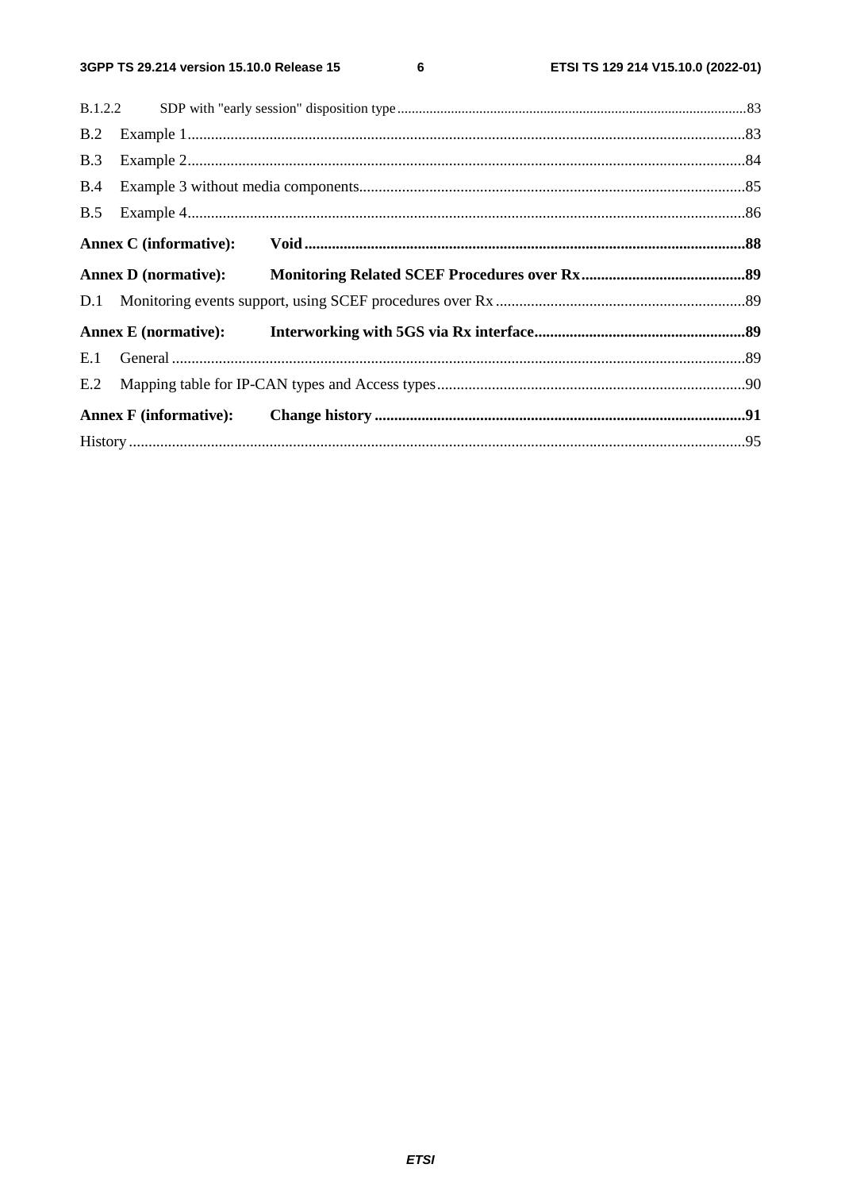B.1.2.2 SDP with "early session" disposition type ....83

B.2 Example 1 ....83

B.3 Example 2 ....84

B.4 Example 3 without media components ....85

B.5 Example 4 ....86

**Annex C (informative): Void ....88**

**Annex D (normative): Monitoring Related SCEF Procedures over Rx ....89**

D.1 Monitoring events support, using SCEF procedures over Rx ....89

**Annex E (normative): Interworking with 5GS via Rx interface ....89**

E.1 General ....89

E.2 Mapping table for IP-CAN types and Access types ....90

**Annex F (informative): Change history ....91**

History ....95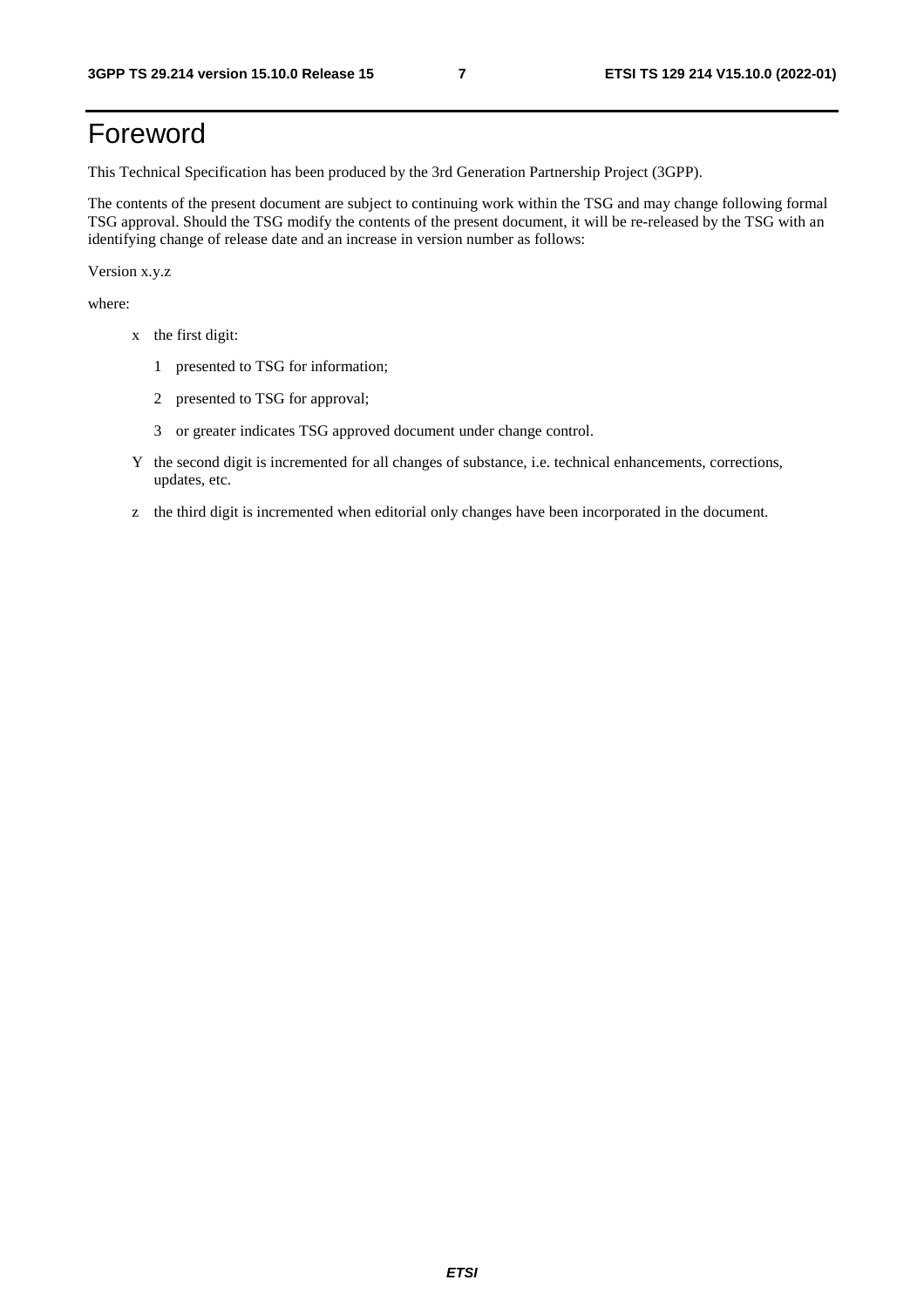# Foreword

This Technical Specification has been produced by the 3rd Generation Partnership Project (3GPP).

The contents of the present document are subject to continuing work within the TSG and may change following formal TSG approval. Should the TSG modify the contents of the present document, it will be re-released by the TSG with an identifying change of release date and an increase in version number as follows:

Version x.y.z

where:

- x the first digit:
  - 1 presented to TSG for information;
  - 2 presented to TSG for approval;
  - 3 or greater indicates TSG approved document under change control.
- Y the second digit is incremented for all changes of substance, i.e. technical enhancements, corrections, updates, etc.
- z the third digit is incremented when editorial only changes have been incorporated in the document.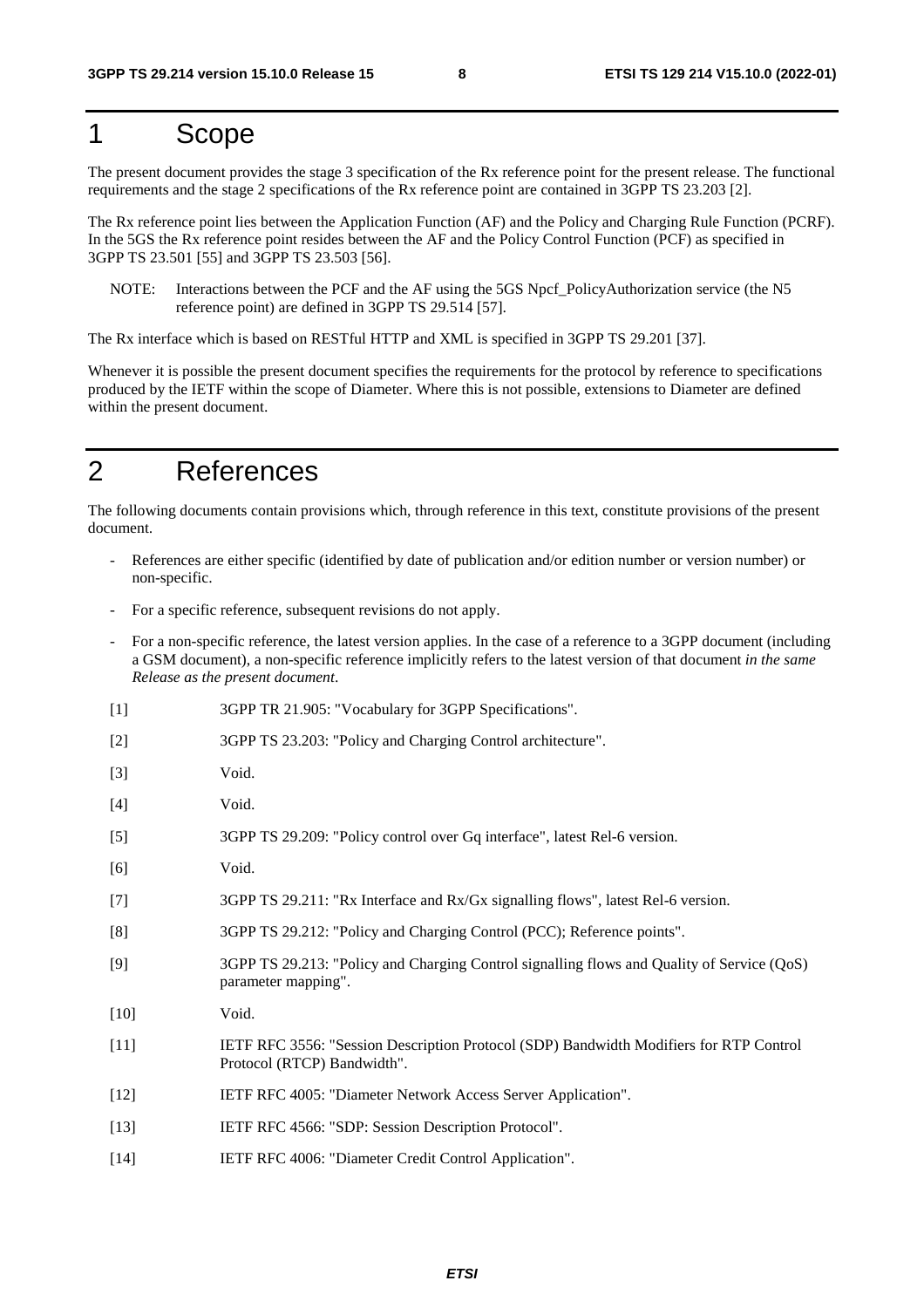# 1 Scope

The present document provides the stage 3 specification of the Rx reference point for the present release. The functional requirements and the stage 2 specifications of the Rx reference point are contained in 3GPP TS 23.203 [2].

The Rx reference point lies between the Application Function (AF) and the Policy and Charging Rule Function (PCRF). In the 5GS the Rx reference point resides between the AF and the Policy Control Function (PCF) as specified in 3GPP TS 23.501 [55] and 3GPP TS 23.503 [56].

NOTE: Interactions between the PCF and the AF using the 5GS Npcf_PolicyAuthorization service (the N5 reference point) are defined in 3GPP TS 29.514 [57].

The Rx interface which is based on RESTful HTTP and XML is specified in 3GPP TS 29.201 [37].

Whenever it is possible the present document specifies the requirements for the protocol by reference to specifications produced by the IETF within the scope of Diameter. Where this is not possible, extensions to Diameter are defined within the present document.

# 2 References

The following documents contain provisions which, through reference in this text, constitute provisions of the present document.

- References are either specific (identified by date of publication and/or edition number or version number) or non-specific.
- For a specific reference, subsequent revisions do not apply.
- For a non-specific reference, the latest version applies. In the case of a reference to a 3GPP document (including a GSM document), a non-specific reference implicitly refers to the latest version of that document *in the same Release as the present document*.

[1] 3GPP TR 21.905: "Vocabulary for 3GPP Specifications".

[2] 3GPP TS 23.203: "Policy and Charging Control architecture".

[3] Void.

[4] Void.

[5] 3GPP TS 29.209: "Policy control over Gq interface", latest Rel-6 version.

[6] Void.

[7] 3GPP TS 29.211: "Rx Interface and Rx/Gx signalling flows", latest Rel-6 version.

[8] 3GPP TS 29.212: "Policy and Charging Control (PCC); Reference points".

[9] 3GPP TS 29.213: "Policy and Charging Control signalling flows and Quality of Service (QoS) parameter mapping".

[10] Void.

[11] IETF RFC 3556: "Session Description Protocol (SDP) Bandwidth Modifiers for RTP Control Protocol (RTCP) Bandwidth".

[12] IETF RFC 4005: "Diameter Network Access Server Application".

[13] IETF RFC 4566: "SDP: Session Description Protocol".

[14] IETF RFC 4006: "Diameter Credit Control Application".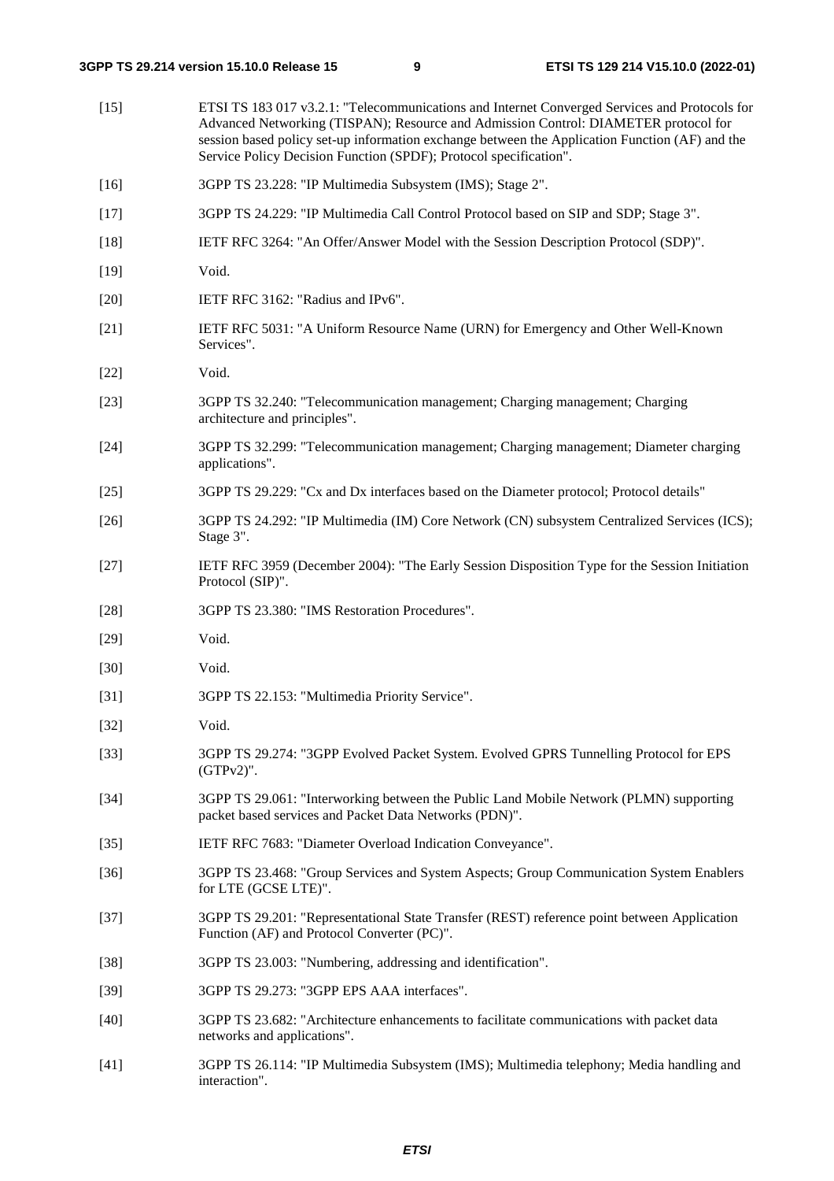[15] ETSI TS 183 017 v3.2.1: "Telecommunications and Internet Converged Services and Protocols for Advanced Networking (TISPAN); Resource and Admission Control: DIAMETER protocol for session based policy set-up information exchange between the Application Function (AF) and the Service Policy Decision Function (SPDF); Protocol specification".

[16] 3GPP TS 23.228: "IP Multimedia Subsystem (IMS); Stage 2".

[17] 3GPP TS 24.229: "IP Multimedia Call Control Protocol based on SIP and SDP; Stage 3".

[18] IETF RFC 3264: "An Offer/Answer Model with the Session Description Protocol (SDP)".

[19] Void.

[20] IETF RFC 3162: "Radius and IPv6".

[21] IETF RFC 5031: "A Uniform Resource Name (URN) for Emergency and Other Well-Known Services".

[22] Void.

[23] 3GPP TS 32.240: "Telecommunication management; Charging management; Charging architecture and principles".

[24] 3GPP TS 32.299: "Telecommunication management; Charging management; Diameter charging applications".

[25] 3GPP TS 29.229: "Cx and Dx interfaces based on the Diameter protocol; Protocol details"

[26] 3GPP TS 24.292: "IP Multimedia (IM) Core Network (CN) subsystem Centralized Services (ICS); Stage 3".

[27] IETF RFC 3959 (December 2004): "The Early Session Disposition Type for the Session Initiation Protocol (SIP)".

[28] 3GPP TS 23.380: "IMS Restoration Procedures".

[29] Void.

[30] Void.

[31] 3GPP TS 22.153: "Multimedia Priority Service".

[32] Void.

[33] 3GPP TS 29.274: "3GPP Evolved Packet System. Evolved GPRS Tunnelling Protocol for EPS (GTPv2)".

[34] 3GPP TS 29.061: "Interworking between the Public Land Mobile Network (PLMN) supporting packet based services and Packet Data Networks (PDN)".

[35] IETF RFC 7683: "Diameter Overload Indication Conveyance".

[36] 3GPP TS 23.468: "Group Services and System Aspects; Group Communication System Enablers for LTE (GCSE LTE)".

[37] 3GPP TS 29.201: "Representational State Transfer (REST) reference point between Application Function (AF) and Protocol Converter (PC)".

[38] 3GPP TS 23.003: "Numbering, addressing and identification".

[39] 3GPP TS 29.273: "3GPP EPS AAA interfaces".

[40] 3GPP TS 23.682: "Architecture enhancements to facilitate communications with packet data networks and applications".

[41] 3GPP TS 26.114: "IP Multimedia Subsystem (IMS); Multimedia telephony; Media handling and interaction".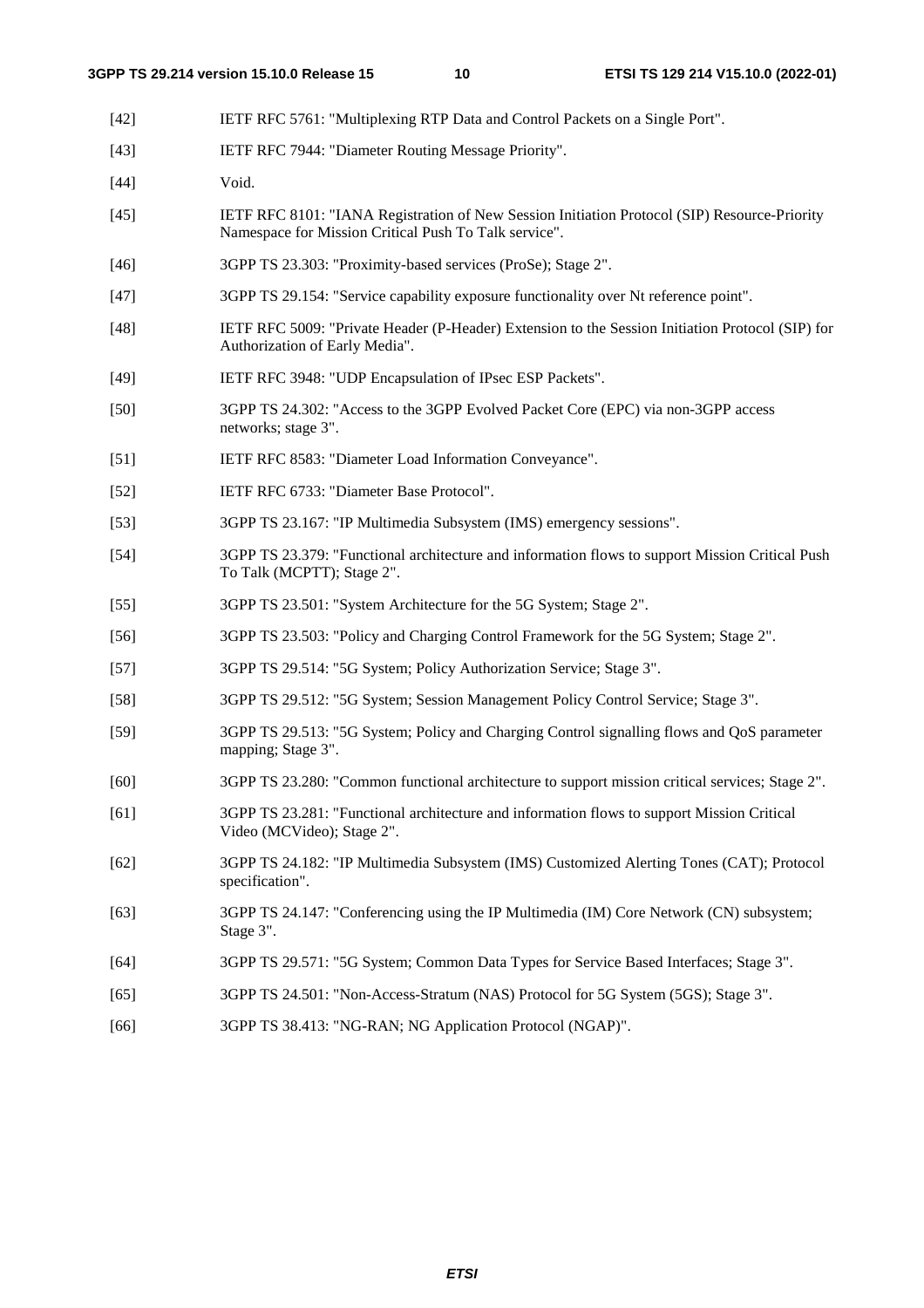[42] IETF RFC 5761: "Multiplexing RTP Data and Control Packets on a Single Port".

[43] IETF RFC 7944: "Diameter Routing Message Priority".

[44] Void.

[45] IETF RFC 8101: "IANA Registration of New Session Initiation Protocol (SIP) Resource-Priority Namespace for Mission Critical Push To Talk service".

[46] 3GPP TS 23.303: "Proximity-based services (ProSe); Stage 2".

[47] 3GPP TS 29.154: "Service capability exposure functionality over Nt reference point".

[48] IETF RFC 5009: "Private Header (P-Header) Extension to the Session Initiation Protocol (SIP) for Authorization of Early Media".

[49] IETF RFC 3948: "UDP Encapsulation of IPsec ESP Packets".

[50] 3GPP TS 24.302: "Access to the 3GPP Evolved Packet Core (EPC) via non-3GPP access networks; stage 3".

[51] IETF RFC 8583: "Diameter Load Information Conveyance".

[52] IETF RFC 6733: "Diameter Base Protocol".

[53] 3GPP TS 23.167: "IP Multimedia Subsystem (IMS) emergency sessions".

[54] 3GPP TS 23.379: "Functional architecture and information flows to support Mission Critical Push To Talk (MCPTT); Stage 2".

[55] 3GPP TS 23.501: "System Architecture for the 5G System; Stage 2".

[56] 3GPP TS 23.503: "Policy and Charging Control Framework for the 5G System; Stage 2".

[57] 3GPP TS 29.514: "5G System; Policy Authorization Service; Stage 3".

[58] 3GPP TS 29.512: "5G System; Session Management Policy Control Service; Stage 3".

[59] 3GPP TS 29.513: "5G System; Policy and Charging Control signalling flows and QoS parameter mapping; Stage 3".

[60] 3GPP TS 23.280: "Common functional architecture to support mission critical services; Stage 2".

[61] 3GPP TS 23.281: "Functional architecture and information flows to support Mission Critical Video (MCVideo); Stage 2".

[62] 3GPP TS 24.182: "IP Multimedia Subsystem (IMS) Customized Alerting Tones (CAT); Protocol specification".

[63] 3GPP TS 24.147: "Conferencing using the IP Multimedia (IM) Core Network (CN) subsystem; Stage 3".

[64] 3GPP TS 29.571: "5G System; Common Data Types for Service Based Interfaces; Stage 3".

[65] 3GPP TS 24.501: "Non-Access-Stratum (NAS) Protocol for 5G System (5GS); Stage 3".

[66] 3GPP TS 38.413: "NG-RAN; NG Application Protocol (NGAP)".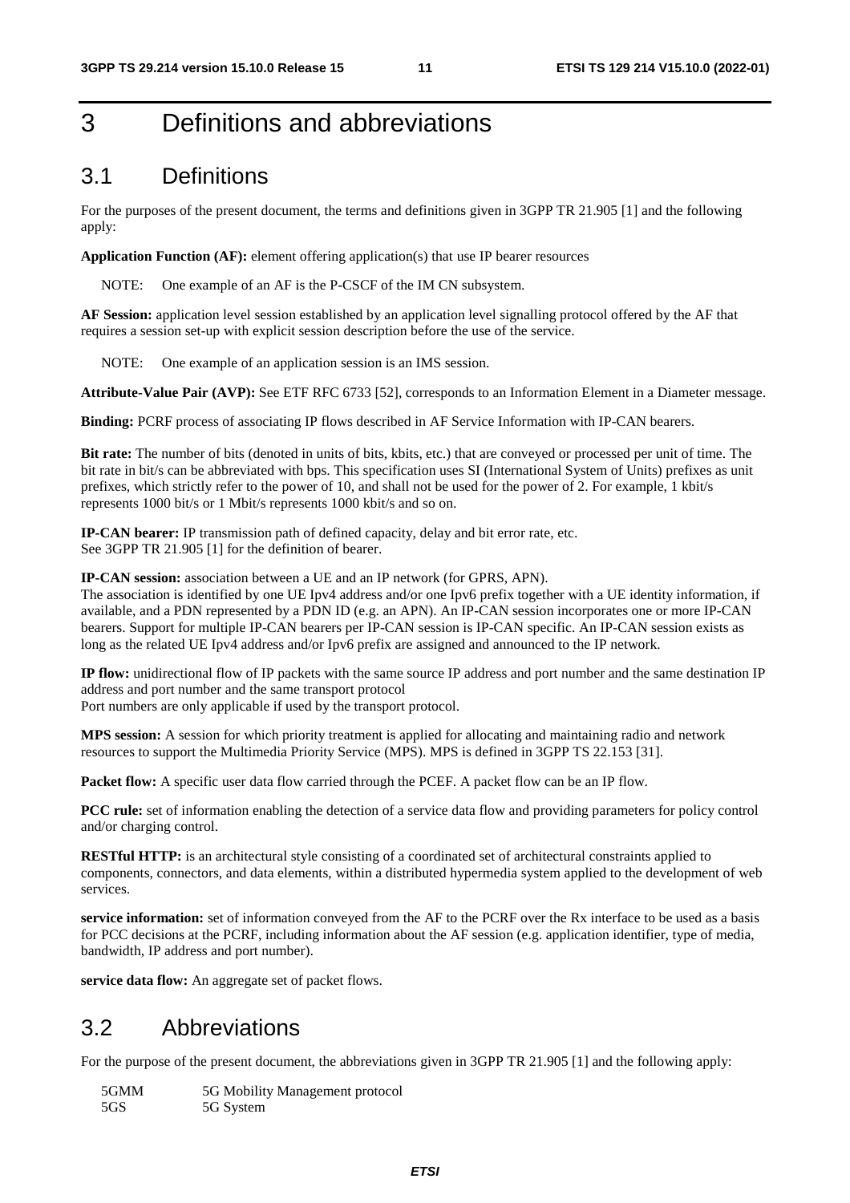# 3 Definitions and abbreviations

## 3.1 Definitions

For the purposes of the present document, the terms and definitions given in 3GPP TR 21.905 [1] and the following apply:

**Application Function (AF):** element offering application(s) that use IP bearer resources

NOTE: One example of an AF is the P-CSCF of the IM CN subsystem.

**AF Session:** application level session established by an application level signalling protocol offered by the AF that requires a session set-up with explicit session description before the use of the service.

NOTE: One example of an application session is an IMS session.

**Attribute-Value Pair (AVP):** See ETF RFC 6733 [52], corresponds to an Information Element in a Diameter message.

**Binding:** PCRF process of associating IP flows described in AF Service Information with IP-CAN bearers.

**Bit rate:** The number of bits (denoted in units of bits, kbits, etc.) that are conveyed or processed per unit of time. The bit rate in bit/s can be abbreviated with bps. This specification uses SI (International System of Units) prefixes as unit prefixes, which strictly refer to the power of 10, and shall not be used for the power of 2. For example, 1 kbit/s represents 1000 bit/s or 1 Mbit/s represents 1000 kbit/s and so on.

**IP-CAN bearer:** IP transmission path of defined capacity, delay and bit error rate, etc.
See 3GPP TR 21.905 [1] for the definition of bearer.

**IP-CAN session:** association between a UE and an IP network (for GPRS, APN).
The association is identified by one UE Ipv4 address and/or one Ipv6 prefix together with a UE identity information, if available, and a PDN represented by a PDN ID (e.g. an APN). An IP-CAN session incorporates one or more IP-CAN bearers. Support for multiple IP-CAN bearers per IP-CAN session is IP-CAN specific. An IP-CAN session exists as long as the related UE Ipv4 address and/or Ipv6 prefix are assigned and announced to the IP network.

**IP flow:** unidirectional flow of IP packets with the same source IP address and port number and the same destination IP address and port number and the same transport protocol
Port numbers are only applicable if used by the transport protocol.

**MPS session:** A session for which priority treatment is applied for allocating and maintaining radio and network resources to support the Multimedia Priority Service (MPS). MPS is defined in 3GPP TS 22.153 [31].

**Packet flow:** A specific user data flow carried through the PCEF. A packet flow can be an IP flow.

**PCC rule:** set of information enabling the detection of a service data flow and providing parameters for policy control and/or charging control.

**RESTful HTTP:** is an architectural style consisting of a coordinated set of architectural constraints applied to components, connectors, and data elements, within a distributed hypermedia system applied to the development of web services.

**service information:** set of information conveyed from the AF to the PCRF over the Rx interface to be used as a basis for PCC decisions at the PCRF, including information about the AF session (e.g. application identifier, type of media, bandwidth, IP address and port number).

**service data flow:** An aggregate set of packet flows.

## 3.2 Abbreviations

For the purpose of the present document, the abbreviations given in 3GPP TR 21.905 [1] and the following apply:

5GMM 5G Mobility Management protocol
5GS 5G System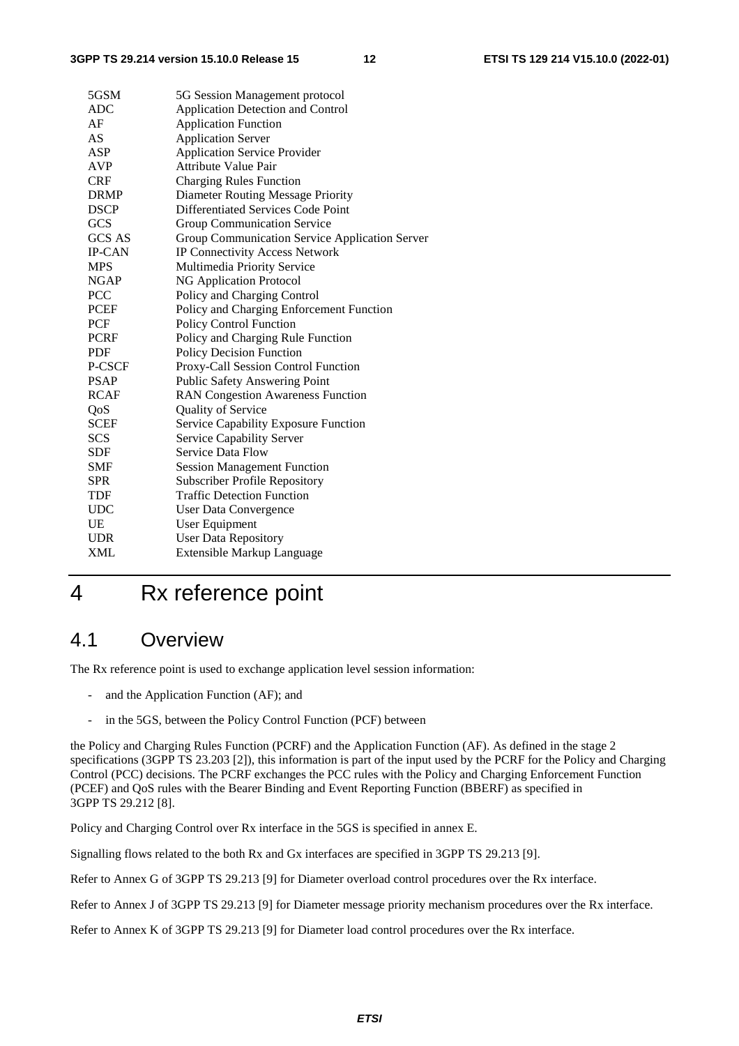| | |
|---|---|
| 5GSM | 5G Session Management protocol |
| ADC | Application Detection and Control |
| AF | Application Function |
| AS | Application Server |
| ASP | Application Service Provider |
| AVP | Attribute Value Pair |
| CRF | Charging Rules Function |
| DRMP | Diameter Routing Message Priority |
| DSCP | Differentiated Services Code Point |
| GCS | Group Communication Service |
| GCS AS | Group Communication Service Application Server |
| IP-CAN | IP Connectivity Access Network |
| MPS | Multimedia Priority Service |
| NGAP | NG Application Protocol |
| PCC | Policy and Charging Control |
| PCEF | Policy and Charging Enforcement Function |
| PCF | Policy Control Function |
| PCRF | Policy and Charging Rule Function |
| PDF | Policy Decision Function |
| P-CSCF | Proxy-Call Session Control Function |
| PSAP | Public Safety Answering Point |
| RCAF | RAN Congestion Awareness Function |
| QoS | Quality of Service |
| SCEF | Service Capability Exposure Function |
| SCS | Service Capability Server |
| SDF | Service Data Flow |
| SMF | Session Management Function |
| SPR | Subscriber Profile Repository |
| TDF | Traffic Detection Function |
| UDC | User Data Convergence |
| UE | User Equipment |
| UDR | User Data Repository |
| XML | Extensible Markup Language |

# 4 Rx reference point

## 4.1 Overview

The Rx reference point is used to exchange application level session information:

- and the Application Function (AF); and
- in the 5GS, between the Policy Control Function (PCF) between

the Policy and Charging Rules Function (PCRF) and the Application Function (AF). As defined in the stage 2 specifications (3GPP TS 23.203 [2]), this information is part of the input used by the PCRF for the Policy and Charging Control (PCC) decisions. The PCRF exchanges the PCC rules with the Policy and Charging Enforcement Function (PCEF) and QoS rules with the Bearer Binding and Event Reporting Function (BBERF) as specified in 3GPP TS 29.212 [8].

Policy and Charging Control over Rx interface in the 5GS is specified in annex E.

Signalling flows related to the both Rx and Gx interfaces are specified in 3GPP TS 29.213 [9].

Refer to Annex G of 3GPP TS 29.213 [9] for Diameter overload control procedures over the Rx interface.

Refer to Annex J of 3GPP TS 29.213 [9] for Diameter message priority mechanism procedures over the Rx interface.

Refer to Annex K of 3GPP TS 29.213 [9] for Diameter load control procedures over the Rx interface.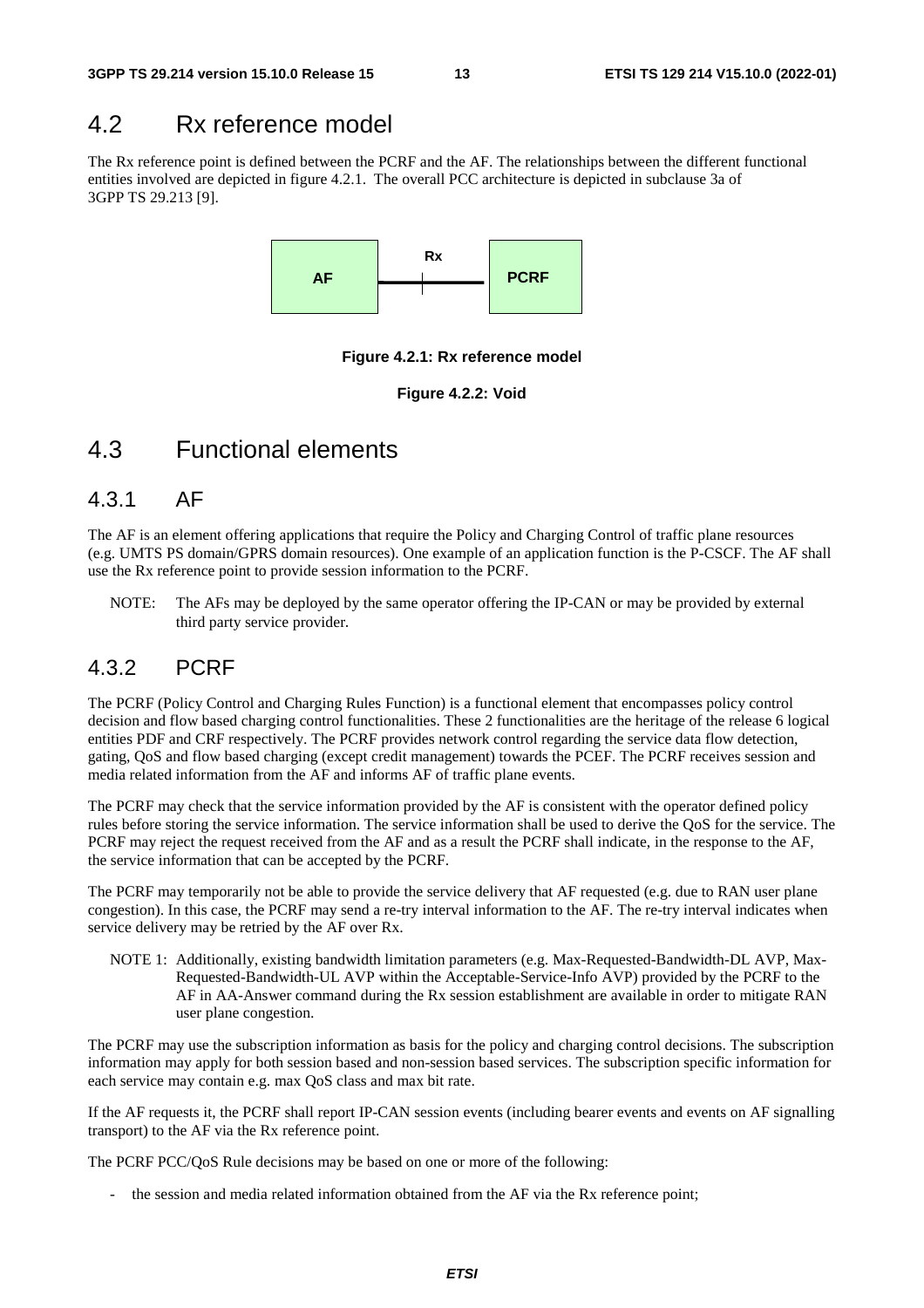## 4.2 Rx reference model

The Rx reference point is defined between the PCRF and the AF. The relationships between the different functional entities involved are depicted in figure 4.2.1. The overall PCC architecture is depicted in subclause 3a of 3GPP TS 29.213 [9].

**Figure 4.2.1: Rx reference model**

**Figure 4.2.2: Void**

## 4.3 Functional elements

### 4.3.1 AF

The AF is an element offering applications that require the Policy and Charging Control of traffic plane resources (e.g. UMTS PS domain/GPRS domain resources). One example of an application function is the P-CSCF. The AF shall use the Rx reference point to provide session information to the PCRF.

NOTE: The AFs may be deployed by the same operator offering the IP-CAN or may be provided by external third party service provider.

### 4.3.2 PCRF

The PCRF (Policy Control and Charging Rules Function) is a functional element that encompasses policy control decision and flow based charging control functionalities. These 2 functionalities are the heritage of the release 6 logical entities PDF and CRF respectively. The PCRF provides network control regarding the service data flow detection, gating, QoS and flow based charging (except credit management) towards the PCEF. The PCRF receives session and media related information from the AF and informs AF of traffic plane events.

The PCRF may check that the service information provided by the AF is consistent with the operator defined policy rules before storing the service information. The service information shall be used to derive the QoS for the service. The PCRF may reject the request received from the AF and as a result the PCRF shall indicate, in the response to the AF, the service information that can be accepted by the PCRF.

The PCRF may temporarily not be able to provide the service delivery that AF requested (e.g. due to RAN user plane congestion). In this case, the PCRF may send a re-try interval information to the AF. The re-try interval indicates when service delivery may be retried by the AF over Rx.

NOTE 1: Additionally, existing bandwidth limitation parameters (e.g. Max-Requested-Bandwidth-DL AVP, Max-Requested-Bandwidth-UL AVP within the Acceptable-Service-Info AVP) provided by the PCRF to the AF in AA-Answer command during the Rx session establishment are available in order to mitigate RAN user plane congestion.

The PCRF may use the subscription information as basis for the policy and charging control decisions. The subscription information may apply for both session based and non-session based services. The subscription specific information for each service may contain e.g. max QoS class and max bit rate.

If the AF requests it, the PCRF shall report IP-CAN session events (including bearer events and events on AF signalling transport) to the AF via the Rx reference point.

The PCRF PCC/QoS Rule decisions may be based on one or more of the following:

- the session and media related information obtained from the AF via the Rx reference point;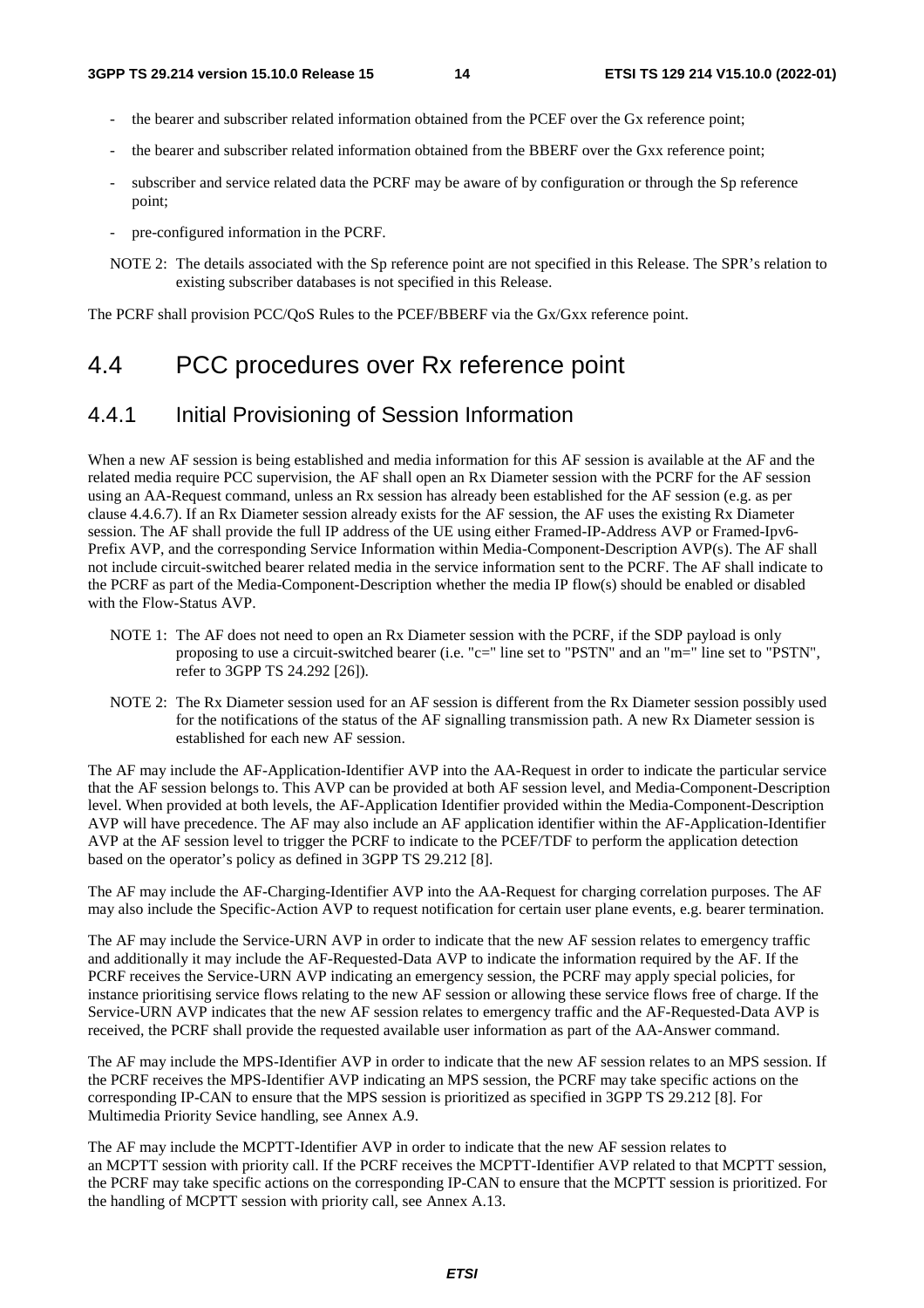- the bearer and subscriber related information obtained from the PCEF over the Gx reference point;
- the bearer and subscriber related information obtained from the BBERF over the Gxx reference point;
- subscriber and service related data the PCRF may be aware of by configuration or through the Sp reference point;
- pre-configured information in the PCRF.

NOTE 2: The details associated with the Sp reference point are not specified in this Release. The SPR's relation to existing subscriber databases is not specified in this Release.

The PCRF shall provision PCC/QoS Rules to the PCEF/BBERF via the Gx/Gxx reference point.

# 4.4 PCC procedures over Rx reference point

## 4.4.1 Initial Provisioning of Session Information

When a new AF session is being established and media information for this AF session is available at the AF and the related media require PCC supervision, the AF shall open an Rx Diameter session with the PCRF for the AF session using an AA-Request command, unless an Rx session has already been established for the AF session (e.g. as per clause 4.4.6.7). If an Rx Diameter session already exists for the AF session, the AF uses the existing Rx Diameter session. The AF shall provide the full IP address of the UE using either Framed-IP-Address AVP or Framed-Ipv6-Prefix AVP, and the corresponding Service Information within Media-Component-Description AVP(s). The AF shall not include circuit-switched bearer related media in the service information sent to the PCRF. The AF shall indicate to the PCRF as part of the Media-Component-Description whether the media IP flow(s) should be enabled or disabled with the Flow-Status AVP.

NOTE 1: The AF does not need to open an Rx Diameter session with the PCRF, if the SDP payload is only proposing to use a circuit-switched bearer (i.e. "c=" line set to "PSTN" and an "m=" line set to "PSTN", refer to 3GPP TS 24.292 [26]).

NOTE 2: The Rx Diameter session used for an AF session is different from the Rx Diameter session possibly used for the notifications of the status of the AF signalling transmission path. A new Rx Diameter session is established for each new AF session.

The AF may include the AF-Application-Identifier AVP into the AA-Request in order to indicate the particular service that the AF session belongs to. This AVP can be provided at both AF session level, and Media-Component-Description level. When provided at both levels, the AF-Application Identifier provided within the Media-Component-Description AVP will have precedence. The AF may also include an AF application identifier within the AF-Application-Identifier AVP at the AF session level to trigger the PCRF to indicate to the PCEF/TDF to perform the application detection based on the operator's policy as defined in 3GPP TS 29.212 [8].

The AF may include the AF-Charging-Identifier AVP into the AA-Request for charging correlation purposes. The AF may also include the Specific-Action AVP to request notification for certain user plane events, e.g. bearer termination.

The AF may include the Service-URN AVP in order to indicate that the new AF session relates to emergency traffic and additionally it may include the AF-Requested-Data AVP to indicate the information required by the AF. If the PCRF receives the Service-URN AVP indicating an emergency session, the PCRF may apply special policies, for instance prioritising service flows relating to the new AF session or allowing these service flows free of charge. If the Service-URN AVP indicates that the new AF session relates to emergency traffic and the AF-Requested-Data AVP is received, the PCRF shall provide the requested available user information as part of the AA-Answer command.

The AF may include the MPS-Identifier AVP in order to indicate that the new AF session relates to an MPS session. If the PCRF receives the MPS-Identifier AVP indicating an MPS session, the PCRF may take specific actions on the corresponding IP-CAN to ensure that the MPS session is prioritized as specified in 3GPP TS 29.212 [8]. For Multimedia Priority Sevice handling, see Annex A.9.

The AF may include the MCPTT-Identifier AVP in order to indicate that the new AF session relates to an MCPTT session with priority call. If the PCRF receives the MCPTT-Identifier AVP related to that MCPTT session, the PCRF may take specific actions on the corresponding IP-CAN to ensure that the MCPTT session is prioritized. For the handling of MCPTT session with priority call, see Annex A.13.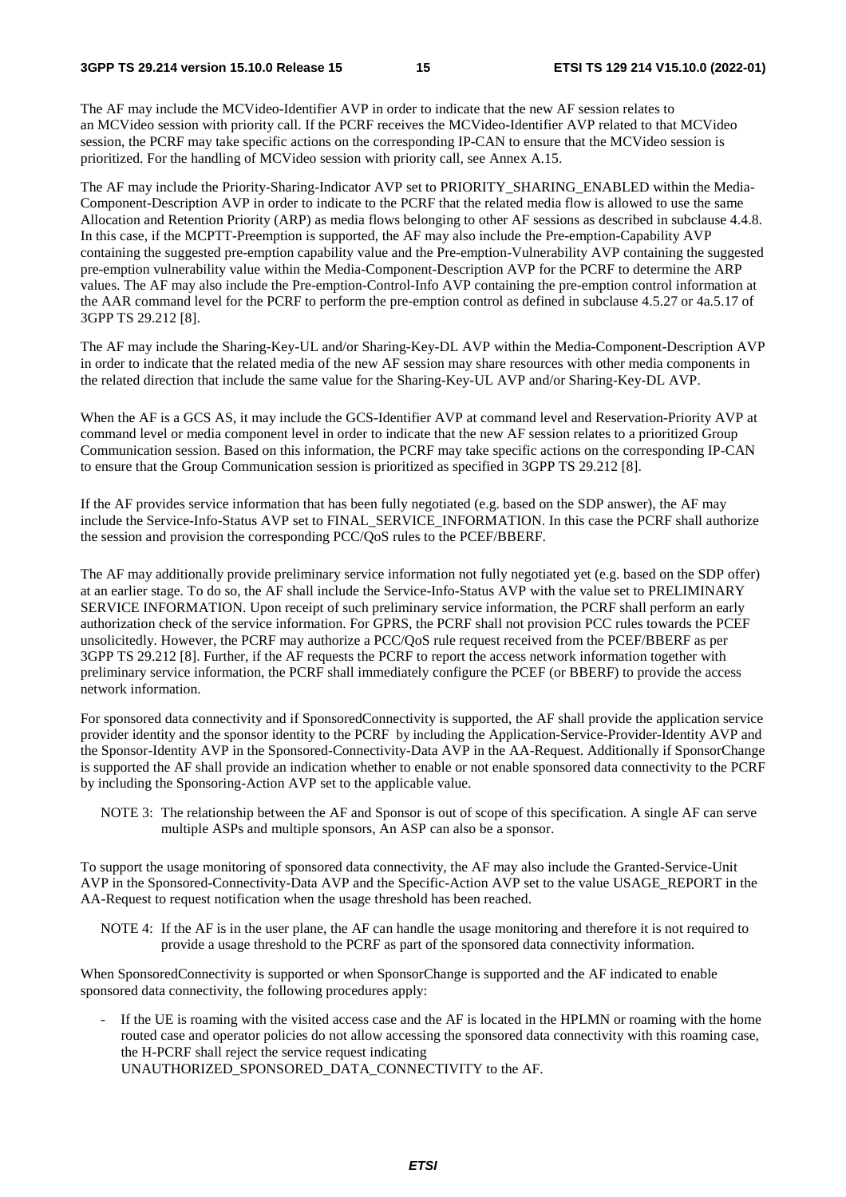The AF may include the MCVideo-Identifier AVP in order to indicate that the new AF session relates to an MCVideo session with priority call. If the PCRF receives the MCVideo-Identifier AVP related to that MCVideo session, the PCRF may take specific actions on the corresponding IP-CAN to ensure that the MCVideo session is prioritized. For the handling of MCVideo session with priority call, see Annex A.15.

The AF may include the Priority-Sharing-Indicator AVP set to PRIORITY_SHARING_ENABLED within the Media-Component-Description AVP in order to indicate to the PCRF that the related media flow is allowed to use the same Allocation and Retention Priority (ARP) as media flows belonging to other AF sessions as described in subclause 4.4.8. In this case, if the MCPTT-Preemption is supported, the AF may also include the Pre-emption-Capability AVP containing the suggested pre-emption capability value and the Pre-emption-Vulnerability AVP containing the suggested pre-emption vulnerability value within the Media-Component-Description AVP for the PCRF to determine the ARP values. The AF may also include the Pre-emption-Control-Info AVP containing the pre-emption control information at the AAR command level for the PCRF to perform the pre-emption control as defined in subclause 4.5.27 or 4a.5.17 of 3GPP TS 29.212 [8].

The AF may include the Sharing-Key-UL and/or Sharing-Key-DL AVP within the Media-Component-Description AVP in order to indicate that the related media of the new AF session may share resources with other media components in the related direction that include the same value for the Sharing-Key-UL AVP and/or Sharing-Key-DL AVP.

When the AF is a GCS AS, it may include the GCS-Identifier AVP at command level and Reservation-Priority AVP at command level or media component level in order to indicate that the new AF session relates to a prioritized Group Communication session. Based on this information, the PCRF may take specific actions on the corresponding IP-CAN to ensure that the Group Communication session is prioritized as specified in 3GPP TS 29.212 [8].

If the AF provides service information that has been fully negotiated (e.g. based on the SDP answer), the AF may include the Service-Info-Status AVP set to FINAL_SERVICE_INFORMATION. In this case the PCRF shall authorize the session and provision the corresponding PCC/QoS rules to the PCEF/BBERF.

The AF may additionally provide preliminary service information not fully negotiated yet (e.g. based on the SDP offer) at an earlier stage. To do so, the AF shall include the Service-Info-Status AVP with the value set to PRELIMINARY SERVICE INFORMATION. Upon receipt of such preliminary service information, the PCRF shall perform an early authorization check of the service information. For GPRS, the PCRF shall not provision PCC rules towards the PCEF unsolicitedly. However, the PCRF may authorize a PCC/QoS rule request received from the PCEF/BBERF as per 3GPP TS 29.212 [8]. Further, if the AF requests the PCRF to report the access network information together with preliminary service information, the PCRF shall immediately configure the PCEF (or BBERF) to provide the access network information.

For sponsored data connectivity and if SponsoredConnectivity is supported, the AF shall provide the application service provider identity and the sponsor identity to the PCRF by including the Application-Service-Provider-Identity AVP and the Sponsor-Identity AVP in the Sponsored-Connectivity-Data AVP in the AA-Request. Additionally if SponsorChange is supported the AF shall provide an indication whether to enable or not enable sponsored data connectivity to the PCRF by including the Sponsoring-Action AVP set to the applicable value.

NOTE 3: The relationship between the AF and Sponsor is out of scope of this specification. A single AF can serve multiple ASPs and multiple sponsors, An ASP can also be a sponsor.

To support the usage monitoring of sponsored data connectivity, the AF may also include the Granted-Service-Unit AVP in the Sponsored-Connectivity-Data AVP and the Specific-Action AVP set to the value USAGE_REPORT in the AA-Request to request notification when the usage threshold has been reached.

NOTE 4: If the AF is in the user plane, the AF can handle the usage monitoring and therefore it is not required to provide a usage threshold to the PCRF as part of the sponsored data connectivity information.

When SponsoredConnectivity is supported or when SponsorChange is supported and the AF indicated to enable sponsored data connectivity, the following procedures apply:

- If the UE is roaming with the visited access case and the AF is located in the HPLMN or roaming with the home routed case and operator policies do not allow accessing the sponsored data connectivity with this roaming case, the H-PCRF shall reject the service request indicating UNAUTHORIZED_SPONSORED_DATA_CONNECTIVITY to the AF.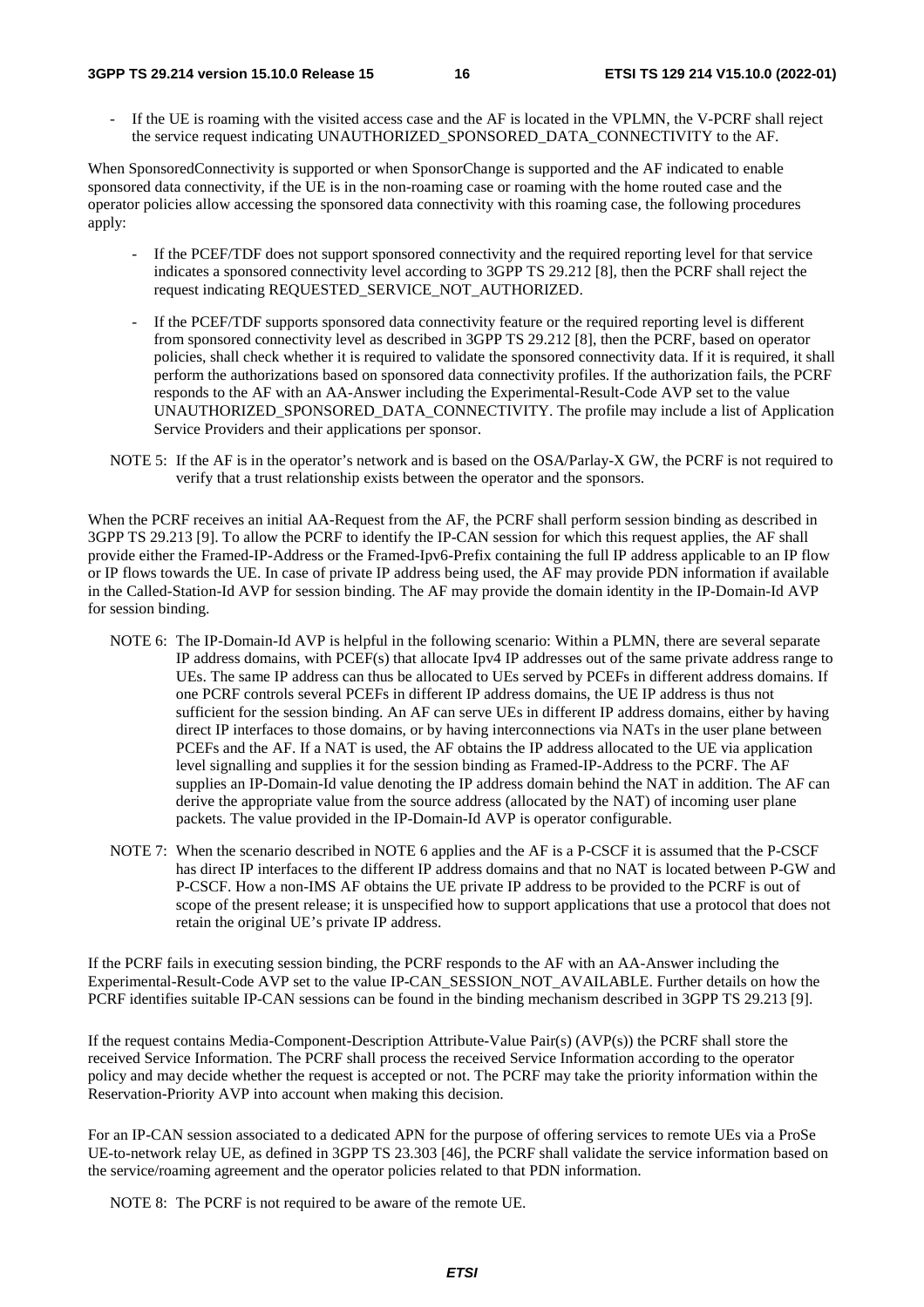- If the UE is roaming with the visited access case and the AF is located in the VPLMN, the V-PCRF shall reject the service request indicating UNAUTHORIZED_SPONSORED_DATA_CONNECTIVITY to the AF.

When SponsoredConnectivity is supported or when SponsorChange is supported and the AF indicated to enable sponsored data connectivity, if the UE is in the non-roaming case or roaming with the home routed case and the operator policies allow accessing the sponsored data connectivity with this roaming case, the following procedures apply:

- If the PCEF/TDF does not support sponsored connectivity and the required reporting level for that service indicates a sponsored connectivity level according to 3GPP TS 29.212 [8], then the PCRF shall reject the request indicating REQUESTED_SERVICE_NOT_AUTHORIZED.
- If the PCEF/TDF supports sponsored data connectivity feature or the required reporting level is different from sponsored connectivity level as described in 3GPP TS 29.212 [8], then the PCRF, based on operator policies, shall check whether it is required to validate the sponsored connectivity data. If it is required, it shall perform the authorizations based on sponsored data connectivity profiles. If the authorization fails, the PCRF responds to the AF with an AA-Answer including the Experimental-Result-Code AVP set to the value UNAUTHORIZED_SPONSORED_DATA_CONNECTIVITY. The profile may include a list of Application Service Providers and their applications per sponsor.

NOTE 5: If the AF is in the operator's network and is based on the OSA/Parlay-X GW, the PCRF is not required to verify that a trust relationship exists between the operator and the sponsors.

When the PCRF receives an initial AA-Request from the AF, the PCRF shall perform session binding as described in 3GPP TS 29.213 [9]. To allow the PCRF to identify the IP-CAN session for which this request applies, the AF shall provide either the Framed-IP-Address or the Framed-Ipv6-Prefix containing the full IP address applicable to an IP flow or IP flows towards the UE. In case of private IP address being used, the AF may provide PDN information if available in the Called-Station-Id AVP for session binding. The AF may provide the domain identity in the IP-Domain-Id AVP for session binding.

NOTE 6: The IP-Domain-Id AVP is helpful in the following scenario: Within a PLMN, there are several separate IP address domains, with PCEF(s) that allocate Ipv4 IP addresses out of the same private address range to UEs. The same IP address can thus be allocated to UEs served by PCEFs in different address domains. If one PCRF controls several PCEFs in different IP address domains, the UE IP address is thus not sufficient for the session binding. An AF can serve UEs in different IP address domains, either by having direct IP interfaces to those domains, or by having interconnections via NATs in the user plane between PCEFs and the AF. If a NAT is used, the AF obtains the IP address allocated to the UE via application level signalling and supplies it for the session binding as Framed-IP-Address to the PCRF. The AF supplies an IP-Domain-Id value denoting the IP address domain behind the NAT in addition. The AF can derive the appropriate value from the source address (allocated by the NAT) of incoming user plane packets. The value provided in the IP-Domain-Id AVP is operator configurable.

NOTE 7: When the scenario described in NOTE 6 applies and the AF is a P-CSCF it is assumed that the P-CSCF has direct IP interfaces to the different IP address domains and that no NAT is located between P-GW and P-CSCF. How a non-IMS AF obtains the UE private IP address to be provided to the PCRF is out of scope of the present release; it is unspecified how to support applications that use a protocol that does not retain the original UE's private IP address.

If the PCRF fails in executing session binding, the PCRF responds to the AF with an AA-Answer including the Experimental-Result-Code AVP set to the value IP-CAN_SESSION_NOT_AVAILABLE. Further details on how the PCRF identifies suitable IP-CAN sessions can be found in the binding mechanism described in 3GPP TS 29.213 [9].

If the request contains Media-Component-Description Attribute-Value Pair(s) (AVP(s)) the PCRF shall store the received Service Information. The PCRF shall process the received Service Information according to the operator policy and may decide whether the request is accepted or not. The PCRF may take the priority information within the Reservation-Priority AVP into account when making this decision.

For an IP-CAN session associated to a dedicated APN for the purpose of offering services to remote UEs via a ProSe UE-to-network relay UE, as defined in 3GPP TS 23.303 [46], the PCRF shall validate the service information based on the service/roaming agreement and the operator policies related to that PDN information.

NOTE 8: The PCRF is not required to be aware of the remote UE.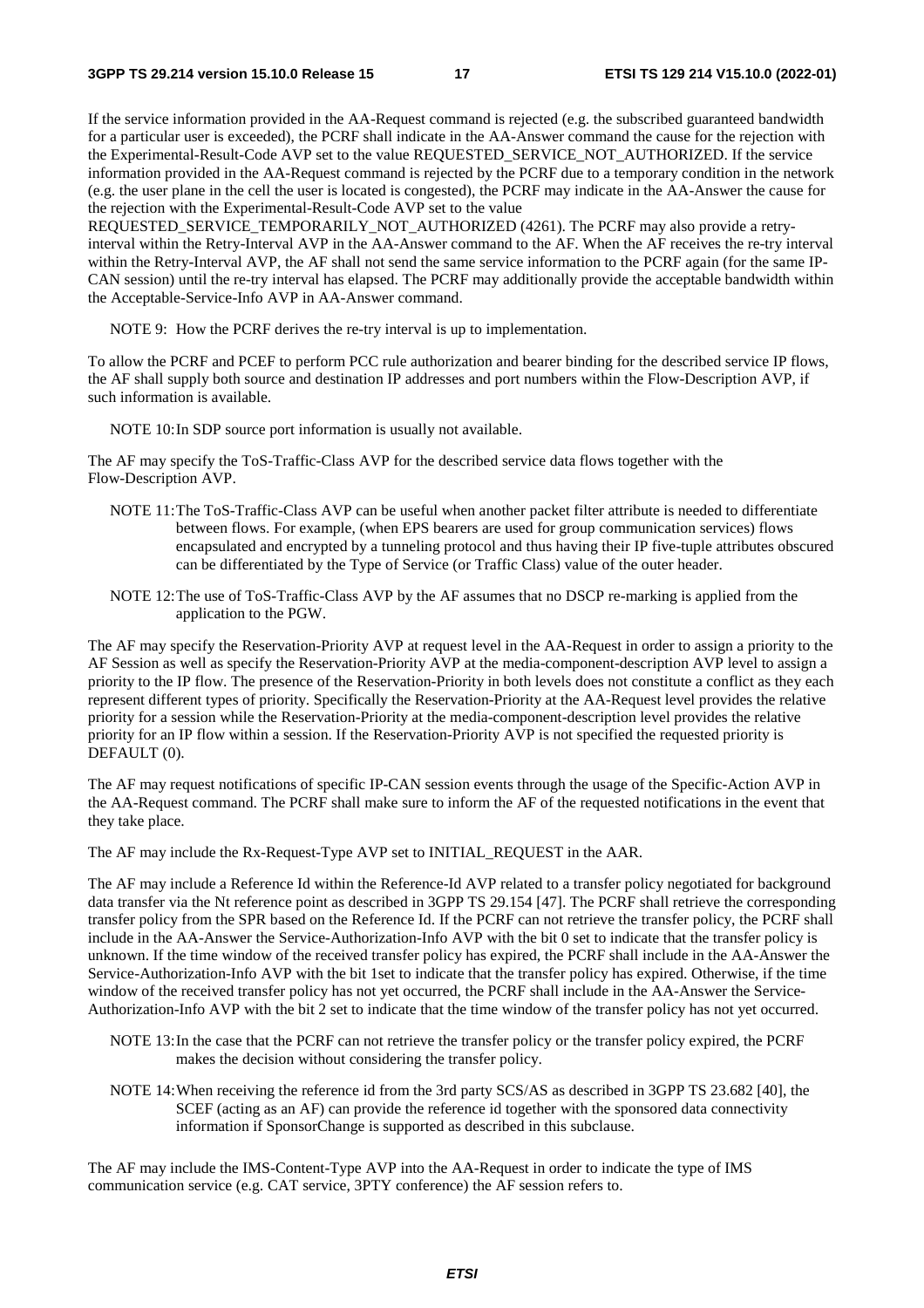If the service information provided in the AA-Request command is rejected (e.g. the subscribed guaranteed bandwidth for a particular user is exceeded), the PCRF shall indicate in the AA-Answer command the cause for the rejection with the Experimental-Result-Code AVP set to the value REQUESTED_SERVICE_NOT_AUTHORIZED. If the service information provided in the AA-Request command is rejected by the PCRF due to a temporary condition in the network (e.g. the user plane in the cell the user is located is congested), the PCRF may indicate in the AA-Answer the cause for the rejection with the Experimental-Result-Code AVP set to the value REQUESTED_SERVICE_TEMPORARILY_NOT_AUTHORIZED (4261). The PCRF may also provide a retry-interval within the Retry-Interval AVP in the AA-Answer command to the AF. When the AF receives the re-try interval within the Retry-Interval AVP, the AF shall not send the same service information to the PCRF again (for the same IP-CAN session) until the re-try interval has elapsed. The PCRF may additionally provide the acceptable bandwidth within the Acceptable-Service-Info AVP in AA-Answer command.

NOTE 9: How the PCRF derives the re-try interval is up to implementation.

To allow the PCRF and PCEF to perform PCC rule authorization and bearer binding for the described service IP flows, the AF shall supply both source and destination IP addresses and port numbers within the Flow-Description AVP, if such information is available.

NOTE 10: In SDP source port information is usually not available.

The AF may specify the ToS-Traffic-Class AVP for the described service data flows together with the Flow-Description AVP.

NOTE 11: The ToS-Traffic-Class AVP can be useful when another packet filter attribute is needed to differentiate between flows. For example, (when EPS bearers are used for group communication services) flows encapsulated and encrypted by a tunneling protocol and thus having their IP five-tuple attributes obscured can be differentiated by the Type of Service (or Traffic Class) value of the outer header.

NOTE 12: The use of ToS-Traffic-Class AVP by the AF assumes that no DSCP re-marking is applied from the application to the PGW.

The AF may specify the Reservation-Priority AVP at request level in the AA-Request in order to assign a priority to the AF Session as well as specify the Reservation-Priority AVP at the media-component-description AVP level to assign a priority to the IP flow. The presence of the Reservation-Priority in both levels does not constitute a conflict as they each represent different types of priority. Specifically the Reservation-Priority at the AA-Request level provides the relative priority for a session while the Reservation-Priority at the media-component-description level provides the relative priority for an IP flow within a session. If the Reservation-Priority AVP is not specified the requested priority is DEFAULT (0).

The AF may request notifications of specific IP-CAN session events through the usage of the Specific-Action AVP in the AA-Request command. The PCRF shall make sure to inform the AF of the requested notifications in the event that they take place.

The AF may include the Rx-Request-Type AVP set to INITIAL_REQUEST in the AAR.

The AF may include a Reference Id within the Reference-Id AVP related to a transfer policy negotiated for background data transfer via the Nt reference point as described in 3GPP TS 29.154 [47]. The PCRF shall retrieve the corresponding transfer policy from the SPR based on the Reference Id. If the PCRF can not retrieve the transfer policy, the PCRF shall include in the AA-Answer the Service-Authorization-Info AVP with the bit 0 set to indicate that the transfer policy is unknown. If the time window of the received transfer policy has expired, the PCRF shall include in the AA-Answer the Service-Authorization-Info AVP with the bit 1set to indicate that the transfer policy has expired. Otherwise, if the time window of the received transfer policy has not yet occurred, the PCRF shall include in the AA-Answer the Service-Authorization-Info AVP with the bit 2 set to indicate that the time window of the transfer policy has not yet occurred.

NOTE 13: In the case that the PCRF can not retrieve the transfer policy or the transfer policy expired, the PCRF makes the decision without considering the transfer policy.

NOTE 14: When receiving the reference id from the 3rd party SCS/AS as described in 3GPP TS 23.682 [40], the SCEF (acting as an AF) can provide the reference id together with the sponsored data connectivity information if SponsorChange is supported as described in this subclause.

The AF may include the IMS-Content-Type AVP into the AA-Request in order to indicate the type of IMS communication service (e.g. CAT service, 3PTY conference) the AF session refers to.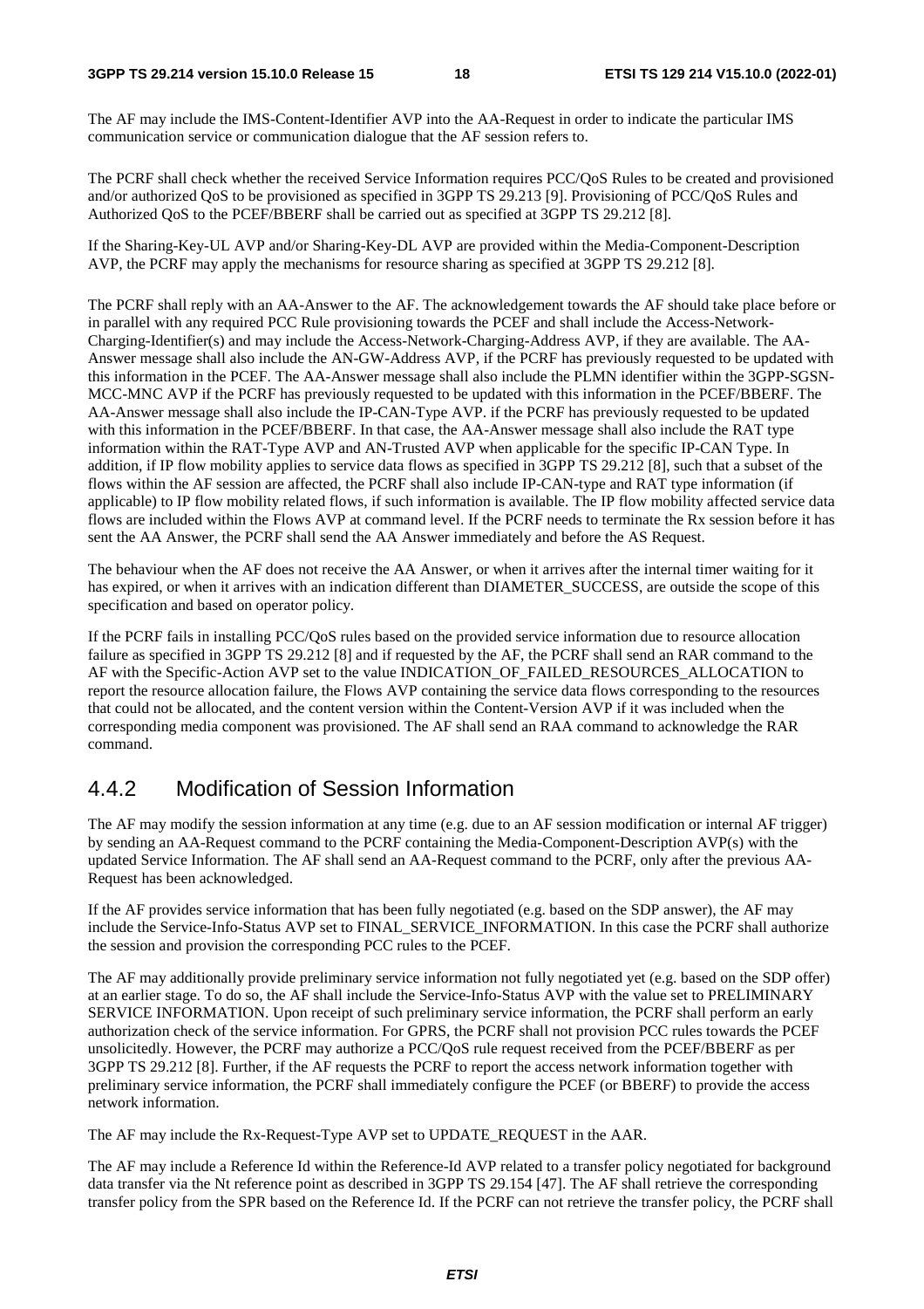The AF may include the IMS-Content-Identifier AVP into the AA-Request in order to indicate the particular IMS communication service or communication dialogue that the AF session refers to.

The PCRF shall check whether the received Service Information requires PCC/QoS Rules to be created and provisioned and/or authorized QoS to be provisioned as specified in 3GPP TS 29.213 [9]. Provisioning of PCC/QoS Rules and Authorized QoS to the PCEF/BBERF shall be carried out as specified at 3GPP TS 29.212 [8].

If the Sharing-Key-UL AVP and/or Sharing-Key-DL AVP are provided within the Media-Component-Description AVP, the PCRF may apply the mechanisms for resource sharing as specified at 3GPP TS 29.212 [8].

The PCRF shall reply with an AA-Answer to the AF. The acknowledgement towards the AF should take place before or in parallel with any required PCC Rule provisioning towards the PCEF and shall include the Access-Network-Charging-Identifier(s) and may include the Access-Network-Charging-Address AVP, if they are available. The AA-Answer message shall also include the AN-GW-Address AVP, if the PCRF has previously requested to be updated with this information in the PCEF. The AA-Answer message shall also include the PLMN identifier within the 3GPP-SGSN-MCC-MNC AVP if the PCRF has previously requested to be updated with this information in the PCEF/BBERF. The AA-Answer message shall also include the IP-CAN-Type AVP. if the PCRF has previously requested to be updated with this information in the PCEF/BBERF. In that case, the AA-Answer message shall also include the RAT type information within the RAT-Type AVP and AN-Trusted AVP when applicable for the specific IP-CAN Type. In addition, if IP flow mobility applies to service data flows as specified in 3GPP TS 29.212 [8], such that a subset of the flows within the AF session are affected, the PCRF shall also include IP-CAN-type and RAT type information (if applicable) to IP flow mobility related flows, if such information is available. The IP flow mobility affected service data flows are included within the Flows AVP at command level. If the PCRF needs to terminate the Rx session before it has sent the AA Answer, the PCRF shall send the AA Answer immediately and before the AS Request.

The behaviour when the AF does not receive the AA Answer, or when it arrives after the internal timer waiting for it has expired, or when it arrives with an indication different than DIAMETER_SUCCESS, are outside the scope of this specification and based on operator policy.

If the PCRF fails in installing PCC/QoS rules based on the provided service information due to resource allocation failure as specified in 3GPP TS 29.212 [8] and if requested by the AF, the PCRF shall send an RAR command to the AF with the Specific-Action AVP set to the value INDICATION_OF_FAILED_RESOURCES_ALLOCATION to report the resource allocation failure, the Flows AVP containing the service data flows corresponding to the resources that could not be allocated, and the content version within the Content-Version AVP if it was included when the corresponding media component was provisioned. The AF shall send an RAA command to acknowledge the RAR command.

## 4.4.2 Modification of Session Information

The AF may modify the session information at any time (e.g. due to an AF session modification or internal AF trigger) by sending an AA-Request command to the PCRF containing the Media-Component-Description AVP(s) with the updated Service Information. The AF shall send an AA-Request command to the PCRF, only after the previous AA-Request has been acknowledged.

If the AF provides service information that has been fully negotiated (e.g. based on the SDP answer), the AF may include the Service-Info-Status AVP set to FINAL_SERVICE_INFORMATION. In this case the PCRF shall authorize the session and provision the corresponding PCC rules to the PCEF.

The AF may additionally provide preliminary service information not fully negotiated yet (e.g. based on the SDP offer) at an earlier stage. To do so, the AF shall include the Service-Info-Status AVP with the value set to PRELIMINARY SERVICE INFORMATION. Upon receipt of such preliminary service information, the PCRF shall perform an early authorization check of the service information. For GPRS, the PCRF shall not provision PCC rules towards the PCEF unsolicitedly. However, the PCRF may authorize a PCC/QoS rule request received from the PCEF/BBERF as per 3GPP TS 29.212 [8]. Further, if the AF requests the PCRF to report the access network information together with preliminary service information, the PCRF shall immediately configure the PCEF (or BBERF) to provide the access network information.

The AF may include the Rx-Request-Type AVP set to UPDATE_REQUEST in the AAR.

The AF may include a Reference Id within the Reference-Id AVP related to a transfer policy negotiated for background data transfer via the Nt reference point as described in 3GPP TS 29.154 [47]. The AF shall retrieve the corresponding transfer policy from the SPR based on the Reference Id. If the PCRF can not retrieve the transfer policy, the PCRF shall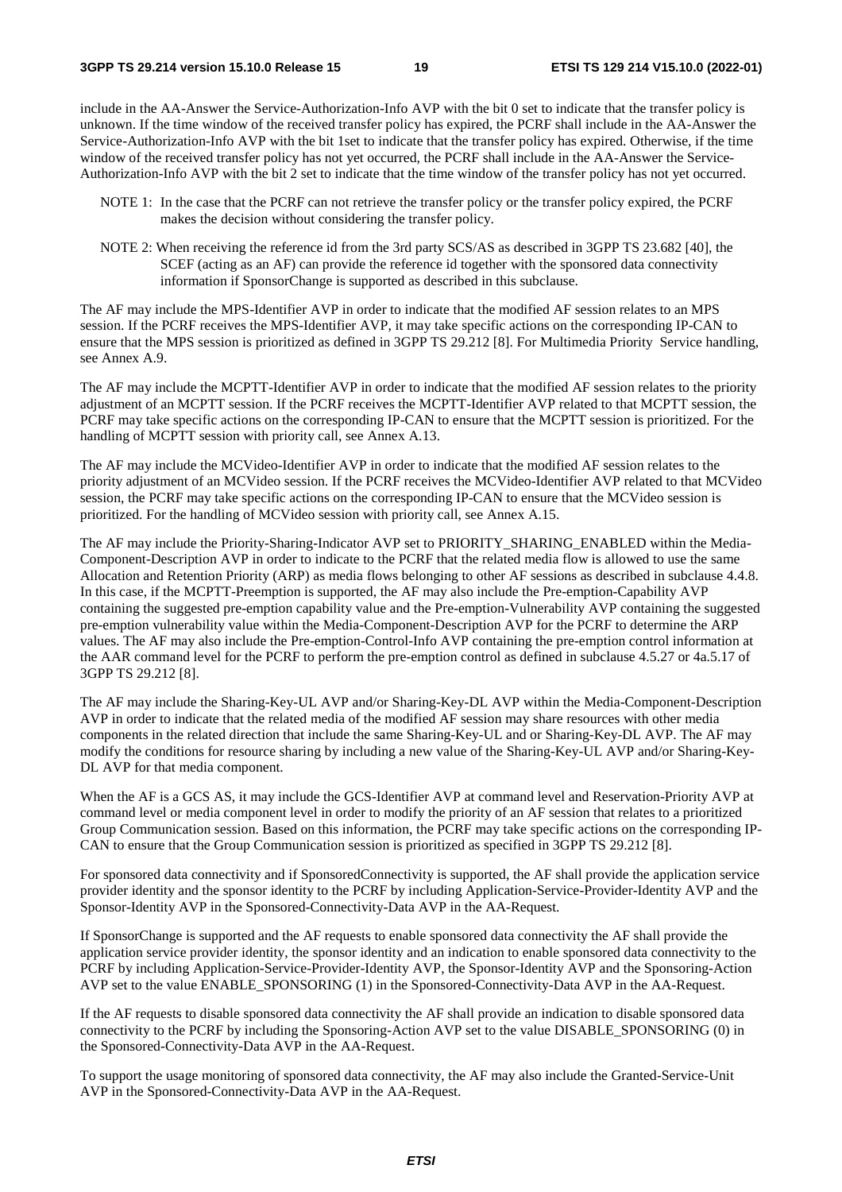include in the AA-Answer the Service-Authorization-Info AVP with the bit 0 set to indicate that the transfer policy is unknown. If the time window of the received transfer policy has expired, the PCRF shall include in the AA-Answer the Service-Authorization-Info AVP with the bit 1set to indicate that the transfer policy has expired. Otherwise, if the time window of the received transfer policy has not yet occurred, the PCRF shall include in the AA-Answer the Service-Authorization-Info AVP with the bit 2 set to indicate that the time window of the transfer policy has not yet occurred.

NOTE 1: In the case that the PCRF can not retrieve the transfer policy or the transfer policy expired, the PCRF makes the decision without considering the transfer policy.

NOTE 2: When receiving the reference id from the 3rd party SCS/AS as described in 3GPP TS 23.682 [40], the SCEF (acting as an AF) can provide the reference id together with the sponsored data connectivity information if SponsorChange is supported as described in this subclause.

The AF may include the MPS-Identifier AVP in order to indicate that the modified AF session relates to an MPS session. If the PCRF receives the MPS-Identifier AVP, it may take specific actions on the corresponding IP-CAN to ensure that the MPS session is prioritized as defined in 3GPP TS 29.212 [8]. For Multimedia Priority Service handling, see Annex A.9.

The AF may include the MCPTT-Identifier AVP in order to indicate that the modified AF session relates to the priority adjustment of an MCPTT session. If the PCRF receives the MCPTT-Identifier AVP related to that MCPTT session, the PCRF may take specific actions on the corresponding IP-CAN to ensure that the MCPTT session is prioritized. For the handling of MCPTT session with priority call, see Annex A.13.

The AF may include the MCVideo-Identifier AVP in order to indicate that the modified AF session relates to the priority adjustment of an MCVideo session. If the PCRF receives the MCVideo-Identifier AVP related to that MCVideo session, the PCRF may take specific actions on the corresponding IP-CAN to ensure that the MCVideo session is prioritized. For the handling of MCVideo session with priority call, see Annex A.15.

The AF may include the Priority-Sharing-Indicator AVP set to PRIORITY_SHARING_ENABLED within the Media-Component-Description AVP in order to indicate to the PCRF that the related media flow is allowed to use the same Allocation and Retention Priority (ARP) as media flows belonging to other AF sessions as described in subclause 4.4.8. In this case, if the MCPTT-Preemption is supported, the AF may also include the Pre-emption-Capability AVP containing the suggested pre-emption capability value and the Pre-emption-Vulnerability AVP containing the suggested pre-emption vulnerability value within the Media-Component-Description AVP for the PCRF to determine the ARP values. The AF may also include the Pre-emption-Control-Info AVP containing the pre-emption control information at the AAR command level for the PCRF to perform the pre-emption control as defined in subclause 4.5.27 or 4a.5.17 of 3GPP TS 29.212 [8].

The AF may include the Sharing-Key-UL AVP and/or Sharing-Key-DL AVP within the Media-Component-Description AVP in order to indicate that the related media of the modified AF session may share resources with other media components in the related direction that include the same Sharing-Key-UL and or Sharing-Key-DL AVP. The AF may modify the conditions for resource sharing by including a new value of the Sharing-Key-UL AVP and/or Sharing-Key-DL AVP for that media component.

When the AF is a GCS AS, it may include the GCS-Identifier AVP at command level and Reservation-Priority AVP at command level or media component level in order to modify the priority of an AF session that relates to a prioritized Group Communication session. Based on this information, the PCRF may take specific actions on the corresponding IP-CAN to ensure that the Group Communication session is prioritized as specified in 3GPP TS 29.212 [8].

For sponsored data connectivity and if SponsoredConnectivity is supported, the AF shall provide the application service provider identity and the sponsor identity to the PCRF by including Application-Service-Provider-Identity AVP and the Sponsor-Identity AVP in the Sponsored-Connectivity-Data AVP in the AA-Request.

If SponsorChange is supported and the AF requests to enable sponsored data connectivity the AF shall provide the application service provider identity, the sponsor identity and an indication to enable sponsored data connectivity to the PCRF by including Application-Service-Provider-Identity AVP, the Sponsor-Identity AVP and the Sponsoring-Action AVP set to the value ENABLE_SPONSORING (1) in the Sponsored-Connectivity-Data AVP in the AA-Request.

If the AF requests to disable sponsored data connectivity the AF shall provide an indication to disable sponsored data connectivity to the PCRF by including the Sponsoring-Action AVP set to the value DISABLE_SPONSORING (0) in the Sponsored-Connectivity-Data AVP in the AA-Request.

To support the usage monitoring of sponsored data connectivity, the AF may also include the Granted-Service-Unit AVP in the Sponsored-Connectivity-Data AVP in the AA-Request.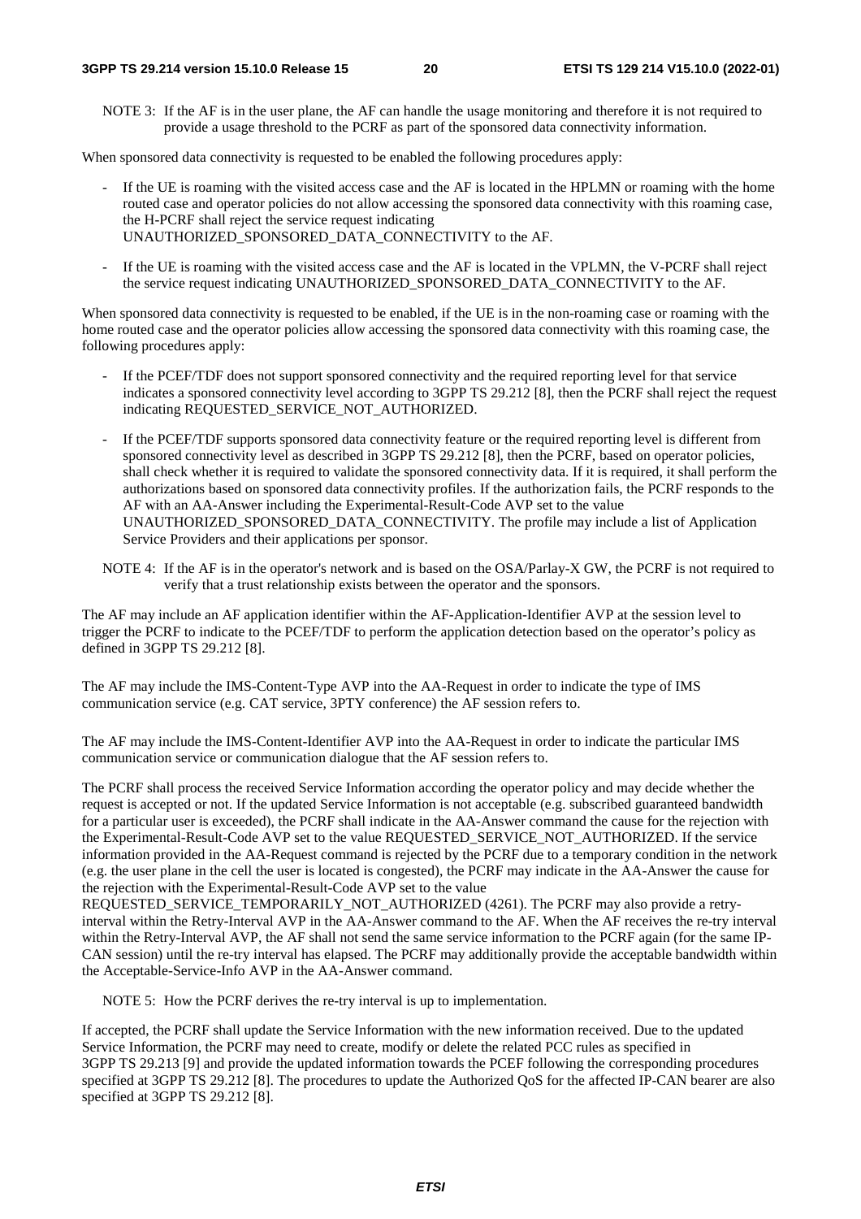NOTE 3: If the AF is in the user plane, the AF can handle the usage monitoring and therefore it is not required to provide a usage threshold to the PCRF as part of the sponsored data connectivity information.

When sponsored data connectivity is requested to be enabled the following procedures apply:

- If the UE is roaming with the visited access case and the AF is located in the HPLMN or roaming with the home routed case and operator policies do not allow accessing the sponsored data connectivity with this roaming case, the H-PCRF shall reject the service request indicating UNAUTHORIZED_SPONSORED_DATA_CONNECTIVITY to the AF.
- If the UE is roaming with the visited access case and the AF is located in the VPLMN, the V-PCRF shall reject the service request indicating UNAUTHORIZED_SPONSORED_DATA_CONNECTIVITY to the AF.

When sponsored data connectivity is requested to be enabled, if the UE is in the non-roaming case or roaming with the home routed case and the operator policies allow accessing the sponsored data connectivity with this roaming case, the following procedures apply:

- If the PCEF/TDF does not support sponsored connectivity and the required reporting level for that service indicates a sponsored connectivity level according to 3GPP TS 29.212 [8], then the PCRF shall reject the request indicating REQUESTED_SERVICE_NOT_AUTHORIZED.
- If the PCEF/TDF supports sponsored data connectivity feature or the required reporting level is different from sponsored connectivity level as described in 3GPP TS 29.212 [8], then the PCRF, based on operator policies, shall check whether it is required to validate the sponsored connectivity data. If it is required, it shall perform the authorizations based on sponsored data connectivity profiles. If the authorization fails, the PCRF responds to the AF with an AA-Answer including the Experimental-Result-Code AVP set to the value UNAUTHORIZED_SPONSORED_DATA_CONNECTIVITY. The profile may include a list of Application Service Providers and their applications per sponsor.

NOTE 4: If the AF is in the operator's network and is based on the OSA/Parlay-X GW, the PCRF is not required to verify that a trust relationship exists between the operator and the sponsors.

The AF may include an AF application identifier within the AF-Application-Identifier AVP at the session level to trigger the PCRF to indicate to the PCEF/TDF to perform the application detection based on the operator's policy as defined in 3GPP TS 29.212 [8].

The AF may include the IMS-Content-Type AVP into the AA-Request in order to indicate the type of IMS communication service (e.g. CAT service, 3PTY conference) the AF session refers to.

The AF may include the IMS-Content-Identifier AVP into the AA-Request in order to indicate the particular IMS communication service or communication dialogue that the AF session refers to.

The PCRF shall process the received Service Information according the operator policy and may decide whether the request is accepted or not. If the updated Service Information is not acceptable (e.g. subscribed guaranteed bandwidth for a particular user is exceeded), the PCRF shall indicate in the AA-Answer command the cause for the rejection with the Experimental-Result-Code AVP set to the value REQUESTED_SERVICE_NOT_AUTHORIZED. If the service information provided in the AA-Request command is rejected by the PCRF due to a temporary condition in the network (e.g. the user plane in the cell the user is located is congested), the PCRF may indicate in the AA-Answer the cause for the rejection with the Experimental-Result-Code AVP set to the value REQUESTED_SERVICE_TEMPORARILY_NOT_AUTHORIZED (4261). The PCRF may also provide a retry-interval within the Retry-Interval AVP in the AA-Answer command to the AF. When the AF receives the re-try interval within the Retry-Interval AVP, the AF shall not send the same service information to the PCRF again (for the same IP-CAN session) until the re-try interval has elapsed. The PCRF may additionally provide the acceptable bandwidth within the Acceptable-Service-Info AVP in the AA-Answer command.

NOTE 5: How the PCRF derives the re-try interval is up to implementation.

If accepted, the PCRF shall update the Service Information with the new information received. Due to the updated Service Information, the PCRF may need to create, modify or delete the related PCC rules as specified in 3GPP TS 29.213 [9] and provide the updated information towards the PCEF following the corresponding procedures specified at 3GPP TS 29.212 [8]. The procedures to update the Authorized QoS for the affected IP-CAN bearer are also specified at 3GPP TS 29.212 [8].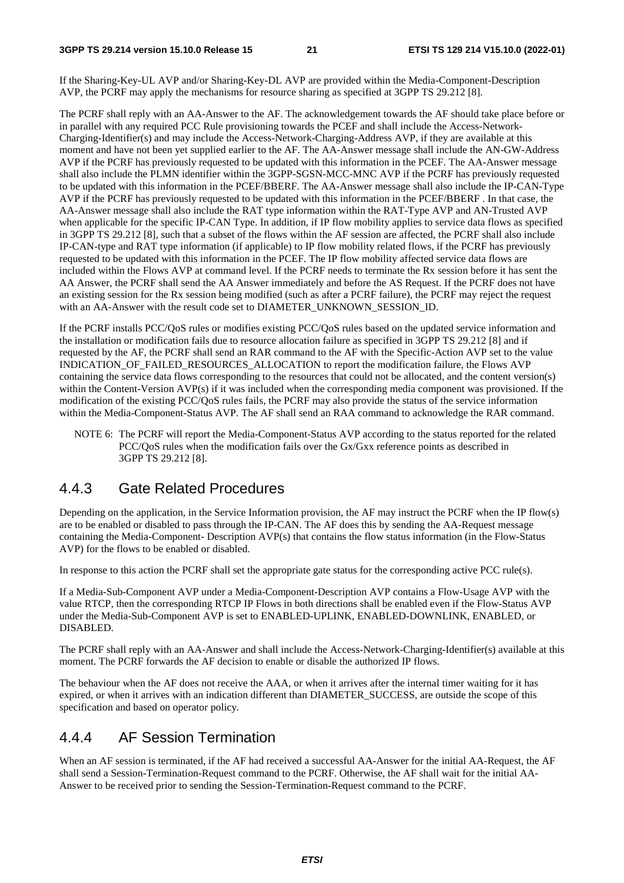If the Sharing-Key-UL AVP and/or Sharing-Key-DL AVP are provided within the Media-Component-Description AVP, the PCRF may apply the mechanisms for resource sharing as specified at 3GPP TS 29.212 [8].

The PCRF shall reply with an AA-Answer to the AF. The acknowledgement towards the AF should take place before or in parallel with any required PCC Rule provisioning towards the PCEF and shall include the Access-Network-Charging-Identifier(s) and may include the Access-Network-Charging-Address AVP, if they are available at this moment and have not been yet supplied earlier to the AF. The AA-Answer message shall include the AN-GW-Address AVP if the PCRF has previously requested to be updated with this information in the PCEF. The AA-Answer message shall also include the PLMN identifier within the 3GPP-SGSN-MCC-MNC AVP if the PCRF has previously requested to be updated with this information in the PCEF/BBERF. The AA-Answer message shall also include the IP-CAN-Type AVP if the PCRF has previously requested to be updated with this information in the PCEF/BBERF . In that case, the AA-Answer message shall also include the RAT type information within the RAT-Type AVP and AN-Trusted AVP when applicable for the specific IP-CAN Type. In addition, if IP flow mobility applies to service data flows as specified in 3GPP TS 29.212 [8], such that a subset of the flows within the AF session are affected, the PCRF shall also include IP-CAN-type and RAT type information (if applicable) to IP flow mobility related flows, if the PCRF has previously requested to be updated with this information in the PCEF. The IP flow mobility affected service data flows are included within the Flows AVP at command level. If the PCRF needs to terminate the Rx session before it has sent the AA Answer, the PCRF shall send the AA Answer immediately and before the AS Request. If the PCRF does not have an existing session for the Rx session being modified (such as after a PCRF failure), the PCRF may reject the request with an AA-Answer with the result code set to DIAMETER_UNKNOWN_SESSION_ID.

If the PCRF installs PCC/QoS rules or modifies existing PCC/QoS rules based on the updated service information and the installation or modification fails due to resource allocation failure as specified in 3GPP TS 29.212 [8] and if requested by the AF, the PCRF shall send an RAR command to the AF with the Specific-Action AVP set to the value INDICATION_OF_FAILED_RESOURCES_ALLOCATION to report the modification failure, the Flows AVP containing the service data flows corresponding to the resources that could not be allocated, and the content version(s) within the Content-Version AVP(s) if it was included when the corresponding media component was provisioned. If the modification of the existing PCC/QoS rules fails, the PCRF may also provide the status of the service information within the Media-Component-Status AVP. The AF shall send an RAA command to acknowledge the RAR command.

NOTE 6: The PCRF will report the Media-Component-Status AVP according to the status reported for the related PCC/QoS rules when the modification fails over the Gx/Gxx reference points as described in 3GPP TS 29.212 [8].

### 4.4.3 Gate Related Procedures

Depending on the application, in the Service Information provision, the AF may instruct the PCRF when the IP flow(s) are to be enabled or disabled to pass through the IP-CAN. The AF does this by sending the AA-Request message containing the Media-Component- Description AVP(s) that contains the flow status information (in the Flow-Status AVP) for the flows to be enabled or disabled.

In response to this action the PCRF shall set the appropriate gate status for the corresponding active PCC rule(s).

If a Media-Sub-Component AVP under a Media-Component-Description AVP contains a Flow-Usage AVP with the value RTCP, then the corresponding RTCP IP Flows in both directions shall be enabled even if the Flow-Status AVP under the Media-Sub-Component AVP is set to ENABLED-UPLINK, ENABLED-DOWNLINK, ENABLED, or DISABLED.

The PCRF shall reply with an AA-Answer and shall include the Access-Network-Charging-Identifier(s) available at this moment. The PCRF forwards the AF decision to enable or disable the authorized IP flows.

The behaviour when the AF does not receive the AAA, or when it arrives after the internal timer waiting for it has expired, or when it arrives with an indication different than DIAMETER_SUCCESS, are outside the scope of this specification and based on operator policy.

### 4.4.4 AF Session Termination

When an AF session is terminated, if the AF had received a successful AA-Answer for the initial AA-Request, the AF shall send a Session-Termination-Request command to the PCRF. Otherwise, the AF shall wait for the initial AA-Answer to be received prior to sending the Session-Termination-Request command to the PCRF.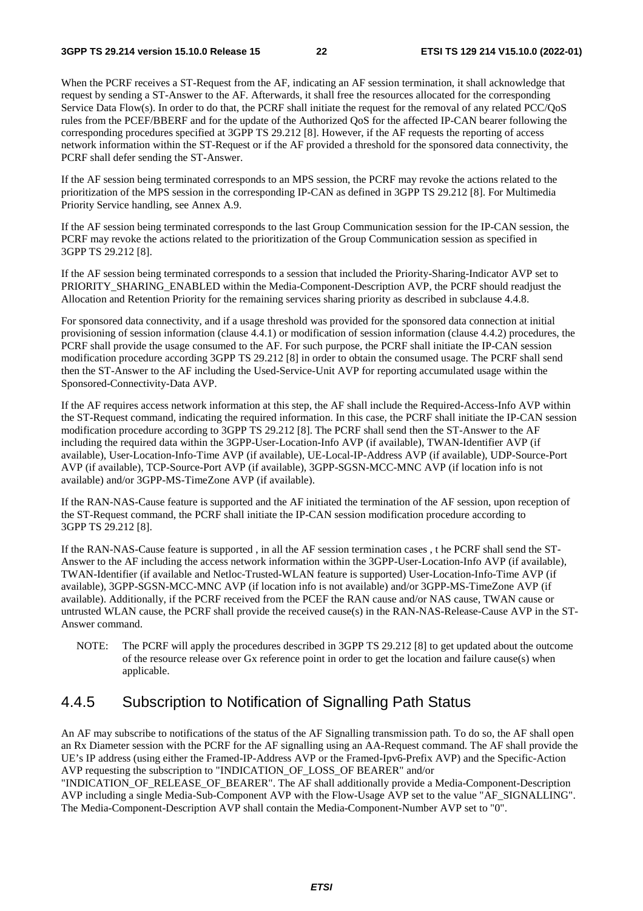When the PCRF receives a ST-Request from the AF, indicating an AF session termination, it shall acknowledge that request by sending a ST-Answer to the AF. Afterwards, it shall free the resources allocated for the corresponding Service Data Flow(s). In order to do that, the PCRF shall initiate the request for the removal of any related PCC/QoS rules from the PCEF/BBERF and for the update of the Authorized QoS for the affected IP-CAN bearer following the corresponding procedures specified at 3GPP TS 29.212 [8]. However, if the AF requests the reporting of access network information within the ST-Request or if the AF provided a threshold for the sponsored data connectivity, the PCRF shall defer sending the ST-Answer.

If the AF session being terminated corresponds to an MPS session, the PCRF may revoke the actions related to the prioritization of the MPS session in the corresponding IP-CAN as defined in 3GPP TS 29.212 [8]. For Multimedia Priority Service handling, see Annex A.9.

If the AF session being terminated corresponds to the last Group Communication session for the IP-CAN session, the PCRF may revoke the actions related to the prioritization of the Group Communication session as specified in 3GPP TS 29.212 [8].

If the AF session being terminated corresponds to a session that included the Priority-Sharing-Indicator AVP set to PRIORITY_SHARING_ENABLED within the Media-Component-Description AVP, the PCRF should readjust the Allocation and Retention Priority for the remaining services sharing priority as described in subclause 4.4.8.

For sponsored data connectivity, and if a usage threshold was provided for the sponsored data connection at initial provisioning of session information (clause 4.4.1) or modification of session information (clause 4.4.2) procedures, the PCRF shall provide the usage consumed to the AF. For such purpose, the PCRF shall initiate the IP-CAN session modification procedure according 3GPP TS 29.212 [8] in order to obtain the consumed usage. The PCRF shall send then the ST-Answer to the AF including the Used-Service-Unit AVP for reporting accumulated usage within the Sponsored-Connectivity-Data AVP.

If the AF requires access network information at this step, the AF shall include the Required-Access-Info AVP within the ST-Request command, indicating the required information. In this case, the PCRF shall initiate the IP-CAN session modification procedure according to 3GPP TS 29.212 [8]. The PCRF shall send then the ST-Answer to the AF including the required data within the 3GPP-User-Location-Info AVP (if available), TWAN-Identifier AVP (if available), User-Location-Info-Time AVP (if available), UE-Local-IP-Address AVP (if available), UDP-Source-Port AVP (if available), TCP-Source-Port AVP (if available), 3GPP-SGSN-MCC-MNC AVP (if location info is not available) and/or 3GPP-MS-TimeZone AVP (if available).

If the RAN-NAS-Cause feature is supported and the AF initiated the termination of the AF session, upon reception of the ST-Request command, the PCRF shall initiate the IP-CAN session modification procedure according to 3GPP TS 29.212 [8].

If the RAN-NAS-Cause feature is supported , in all the AF session termination cases , t he PCRF shall send the ST-Answer to the AF including the access network information within the 3GPP-User-Location-Info AVP (if available), TWAN-Identifier (if available and Netloc-Trusted-WLAN feature is supported) User-Location-Info-Time AVP (if available), 3GPP-SGSN-MCC-MNC AVP (if location info is not available) and/or 3GPP-MS-TimeZone AVP (if available). Additionally, if the PCRF received from the PCEF the RAN cause and/or NAS cause, TWAN cause or untrusted WLAN cause, the PCRF shall provide the received cause(s) in the RAN-NAS-Release-Cause AVP in the ST-Answer command.

NOTE: The PCRF will apply the procedures described in 3GPP TS 29.212 [8] to get updated about the outcome of the resource release over Gx reference point in order to get the location and failure cause(s) when applicable.

### 4.4.5 Subscription to Notification of Signalling Path Status

An AF may subscribe to notifications of the status of the AF Signalling transmission path. To do so, the AF shall open an Rx Diameter session with the PCRF for the AF signalling using an AA-Request command. The AF shall provide the UE's IP address (using either the Framed-IP-Address AVP or the Framed-Ipv6-Prefix AVP) and the Specific-Action AVP requesting the subscription to "INDICATION_OF_LOSS_OF BEARER" and/or "INDICATION_OF_RELEASE_OF_BEARER". The AF shall additionally provide a Media-Component-Description AVP including a single Media-Sub-Component AVP with the Flow-Usage AVP set to the value "AF_SIGNALLING". The Media-Component-Description AVP shall contain the Media-Component-Number AVP set to "0".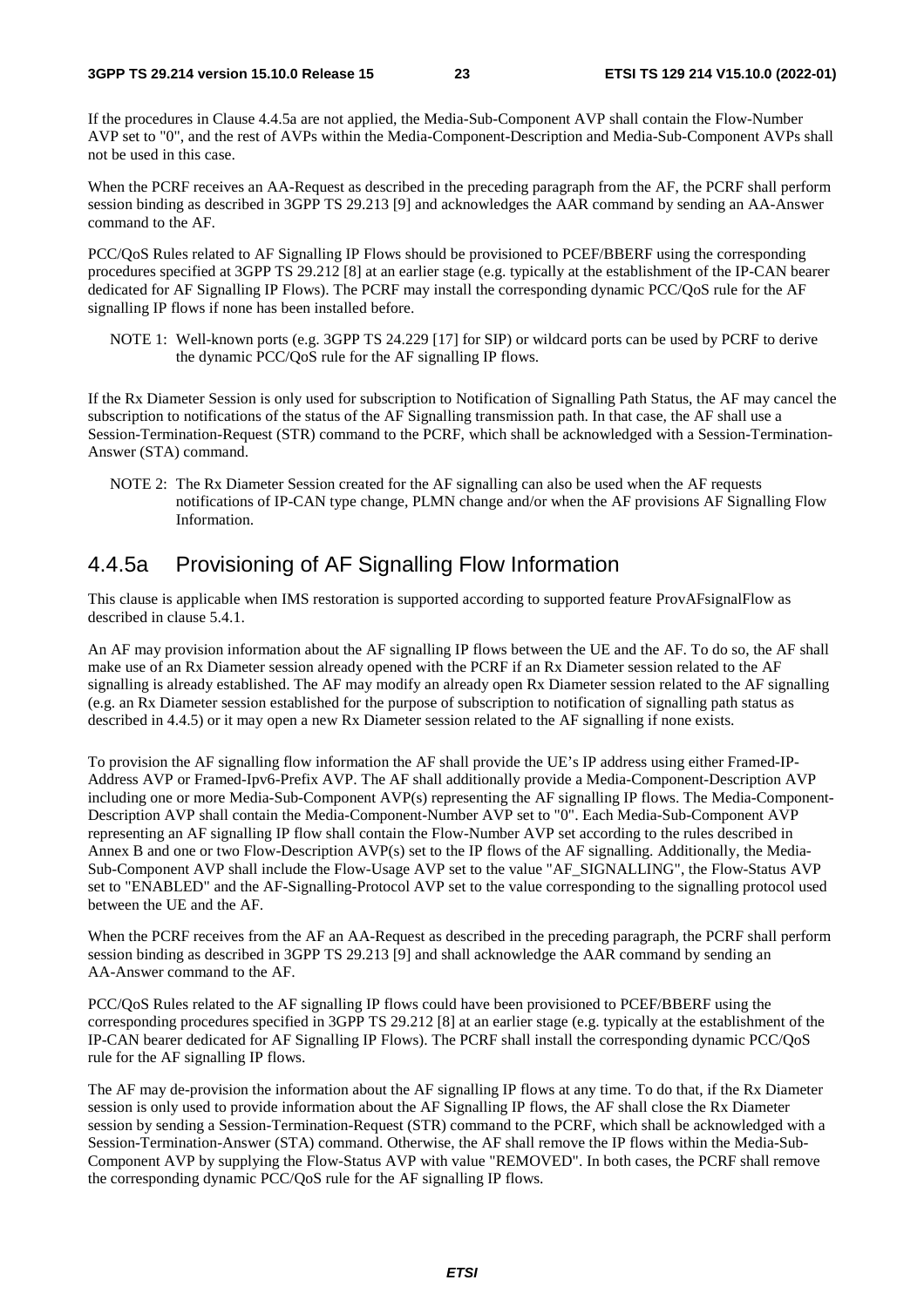If the procedures in Clause 4.4.5a are not applied, the Media-Sub-Component AVP shall contain the Flow-Number AVP set to "0", and the rest of AVPs within the Media-Component-Description and Media-Sub-Component AVPs shall not be used in this case.

When the PCRF receives an AA-Request as described in the preceding paragraph from the AF, the PCRF shall perform session binding as described in 3GPP TS 29.213 [9] and acknowledges the AAR command by sending an AA-Answer command to the AF.

PCC/QoS Rules related to AF Signalling IP Flows should be provisioned to PCEF/BBERF using the corresponding procedures specified at 3GPP TS 29.212 [8] at an earlier stage (e.g. typically at the establishment of the IP-CAN bearer dedicated for AF Signalling IP Flows). The PCRF may install the corresponding dynamic PCC/QoS rule for the AF signalling IP flows if none has been installed before.

NOTE 1: Well-known ports (e.g. 3GPP TS 24.229 [17] for SIP) or wildcard ports can be used by PCRF to derive the dynamic PCC/QoS rule for the AF signalling IP flows.

If the Rx Diameter Session is only used for subscription to Notification of Signalling Path Status, the AF may cancel the subscription to notifications of the status of the AF Signalling transmission path. In that case, the AF shall use a Session-Termination-Request (STR) command to the PCRF, which shall be acknowledged with a Session-Termination-Answer (STA) command.

NOTE 2: The Rx Diameter Session created for the AF signalling can also be used when the AF requests notifications of IP-CAN type change, PLMN change and/or when the AF provisions AF Signalling Flow Information.

## 4.4.5a Provisioning of AF Signalling Flow Information

This clause is applicable when IMS restoration is supported according to supported feature ProvAFsignalFlow as described in clause 5.4.1.

An AF may provision information about the AF signalling IP flows between the UE and the AF. To do so, the AF shall make use of an Rx Diameter session already opened with the PCRF if an Rx Diameter session related to the AF signalling is already established. The AF may modify an already open Rx Diameter session related to the AF signalling (e.g. an Rx Diameter session established for the purpose of subscription to notification of signalling path status as described in 4.4.5) or it may open a new Rx Diameter session related to the AF signalling if none exists.

To provision the AF signalling flow information the AF shall provide the UE's IP address using either Framed-IP-Address AVP or Framed-Ipv6-Prefix AVP. The AF shall additionally provide a Media-Component-Description AVP including one or more Media-Sub-Component AVP(s) representing the AF signalling IP flows. The Media-Component-Description AVP shall contain the Media-Component-Number AVP set to "0". Each Media-Sub-Component AVP representing an AF signalling IP flow shall contain the Flow-Number AVP set according to the rules described in Annex B and one or two Flow-Description AVP(s) set to the IP flows of the AF signalling. Additionally, the Media-Sub-Component AVP shall include the Flow-Usage AVP set to the value "AF_SIGNALLING", the Flow-Status AVP set to "ENABLED" and the AF-Signalling-Protocol AVP set to the value corresponding to the signalling protocol used between the UE and the AF.

When the PCRF receives from the AF an AA-Request as described in the preceding paragraph, the PCRF shall perform session binding as described in 3GPP TS 29.213 [9] and shall acknowledge the AAR command by sending an AA-Answer command to the AF.

PCC/QoS Rules related to the AF signalling IP flows could have been provisioned to PCEF/BBERF using the corresponding procedures specified in 3GPP TS 29.212 [8] at an earlier stage (e.g. typically at the establishment of the IP-CAN bearer dedicated for AF Signalling IP Flows). The PCRF shall install the corresponding dynamic PCC/QoS rule for the AF signalling IP flows.

The AF may de-provision the information about the AF signalling IP flows at any time. To do that, if the Rx Diameter session is only used to provide information about the AF Signalling IP flows, the AF shall close the Rx Diameter session by sending a Session-Termination-Request (STR) command to the PCRF, which shall be acknowledged with a Session-Termination-Answer (STA) command. Otherwise, the AF shall remove the IP flows within the Media-Sub-Component AVP by supplying the Flow-Status AVP with value "REMOVED". In both cases, the PCRF shall remove the corresponding dynamic PCC/QoS rule for the AF signalling IP flows.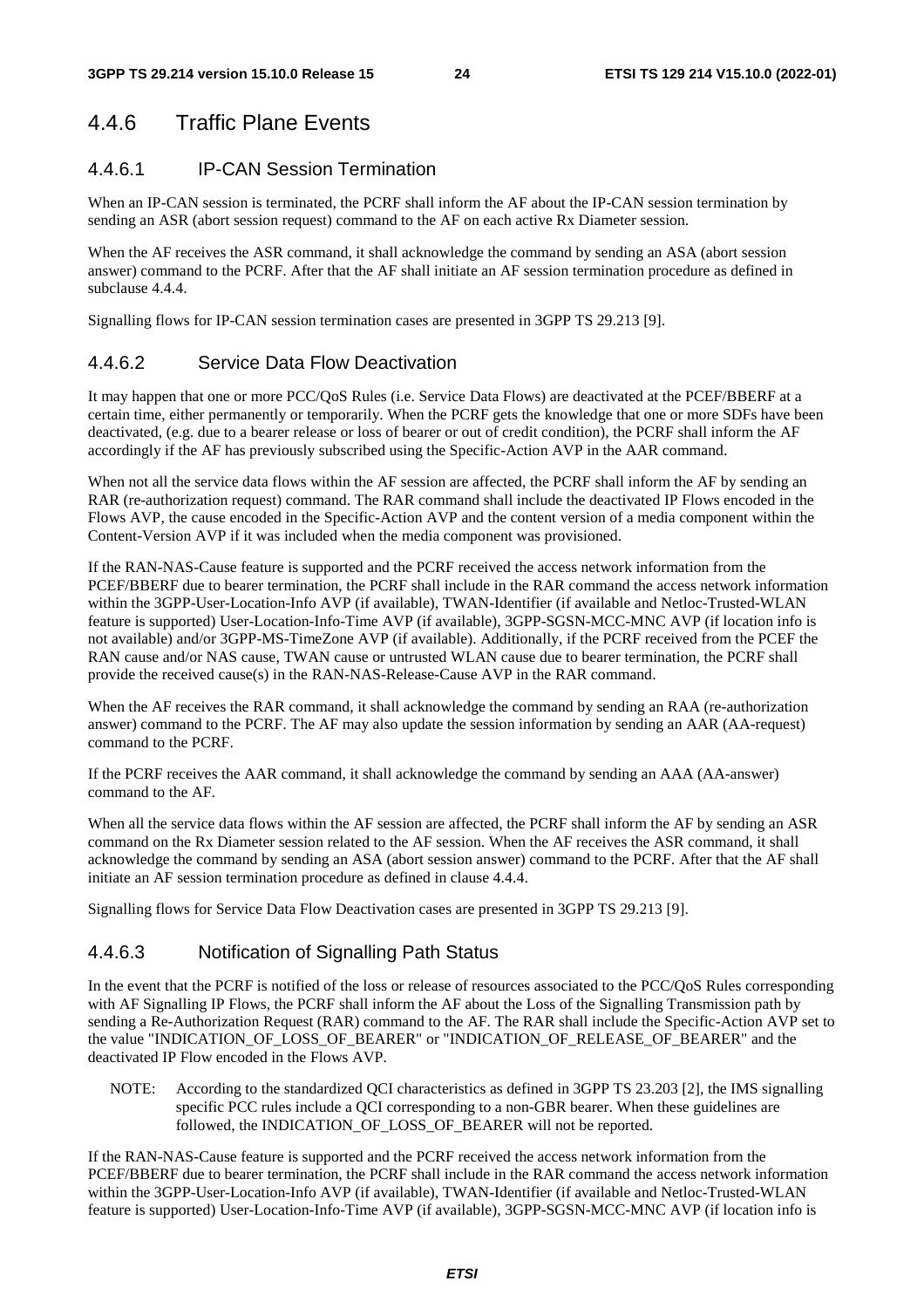## 4.4.6 Traffic Plane Events

### 4.4.6.1 IP-CAN Session Termination

When an IP-CAN session is terminated, the PCRF shall inform the AF about the IP-CAN session termination by sending an ASR (abort session request) command to the AF on each active Rx Diameter session.

When the AF receives the ASR command, it shall acknowledge the command by sending an ASA (abort session answer) command to the PCRF. After that the AF shall initiate an AF session termination procedure as defined in subclause 4.4.4.

Signalling flows for IP-CAN session termination cases are presented in 3GPP TS 29.213 [9].

### 4.4.6.2 Service Data Flow Deactivation

It may happen that one or more PCC/QoS Rules (i.e. Service Data Flows) are deactivated at the PCEF/BBERF at a certain time, either permanently or temporarily. When the PCRF gets the knowledge that one or more SDFs have been deactivated, (e.g. due to a bearer release or loss of bearer or out of credit condition), the PCRF shall inform the AF accordingly if the AF has previously subscribed using the Specific-Action AVP in the AAR command.

When not all the service data flows within the AF session are affected, the PCRF shall inform the AF by sending an RAR (re-authorization request) command. The RAR command shall include the deactivated IP Flows encoded in the Flows AVP, the cause encoded in the Specific-Action AVP and the content version of a media component within the Content-Version AVP if it was included when the media component was provisioned.

If the RAN-NAS-Cause feature is supported and the PCRF received the access network information from the PCEF/BBERF due to bearer termination, the PCRF shall include in the RAR command the access network information within the 3GPP-User-Location-Info AVP (if available), TWAN-Identifier (if available and Netloc-Trusted-WLAN feature is supported) User-Location-Info-Time AVP (if available), 3GPP-SGSN-MCC-MNC AVP (if location info is not available) and/or 3GPP-MS-TimeZone AVP (if available). Additionally, if the PCRF received from the PCEF the RAN cause and/or NAS cause, TWAN cause or untrusted WLAN cause due to bearer termination, the PCRF shall provide the received cause(s) in the RAN-NAS-Release-Cause AVP in the RAR command.

When the AF receives the RAR command, it shall acknowledge the command by sending an RAA (re-authorization answer) command to the PCRF. The AF may also update the session information by sending an AAR (AA-request) command to the PCRF.

If the PCRF receives the AAR command, it shall acknowledge the command by sending an AAA (AA-answer) command to the AF.

When all the service data flows within the AF session are affected, the PCRF shall inform the AF by sending an ASR command on the Rx Diameter session related to the AF session. When the AF receives the ASR command, it shall acknowledge the command by sending an ASA (abort session answer) command to the PCRF. After that the AF shall initiate an AF session termination procedure as defined in clause 4.4.4.

Signalling flows for Service Data Flow Deactivation cases are presented in 3GPP TS 29.213 [9].

### 4.4.6.3 Notification of Signalling Path Status

In the event that the PCRF is notified of the loss or release of resources associated to the PCC/QoS Rules corresponding with AF Signalling IP Flows, the PCRF shall inform the AF about the Loss of the Signalling Transmission path by sending a Re-Authorization Request (RAR) command to the AF. The RAR shall include the Specific-Action AVP set to the value "INDICATION_OF_LOSS_OF_BEARER" or "INDICATION_OF_RELEASE_OF_BEARER" and the deactivated IP Flow encoded in the Flows AVP.

NOTE: According to the standardized QCI characteristics as defined in 3GPP TS 23.203 [2], the IMS signalling specific PCC rules include a QCI corresponding to a non-GBR bearer. When these guidelines are followed, the INDICATION_OF_LOSS_OF_BEARER will not be reported.

If the RAN-NAS-Cause feature is supported and the PCRF received the access network information from the PCEF/BBERF due to bearer termination, the PCRF shall include in the RAR command the access network information within the 3GPP-User-Location-Info AVP (if available), TWAN-Identifier (if available and Netloc-Trusted-WLAN feature is supported) User-Location-Info-Time AVP (if available), 3GPP-SGSN-MCC-MNC AVP (if location info is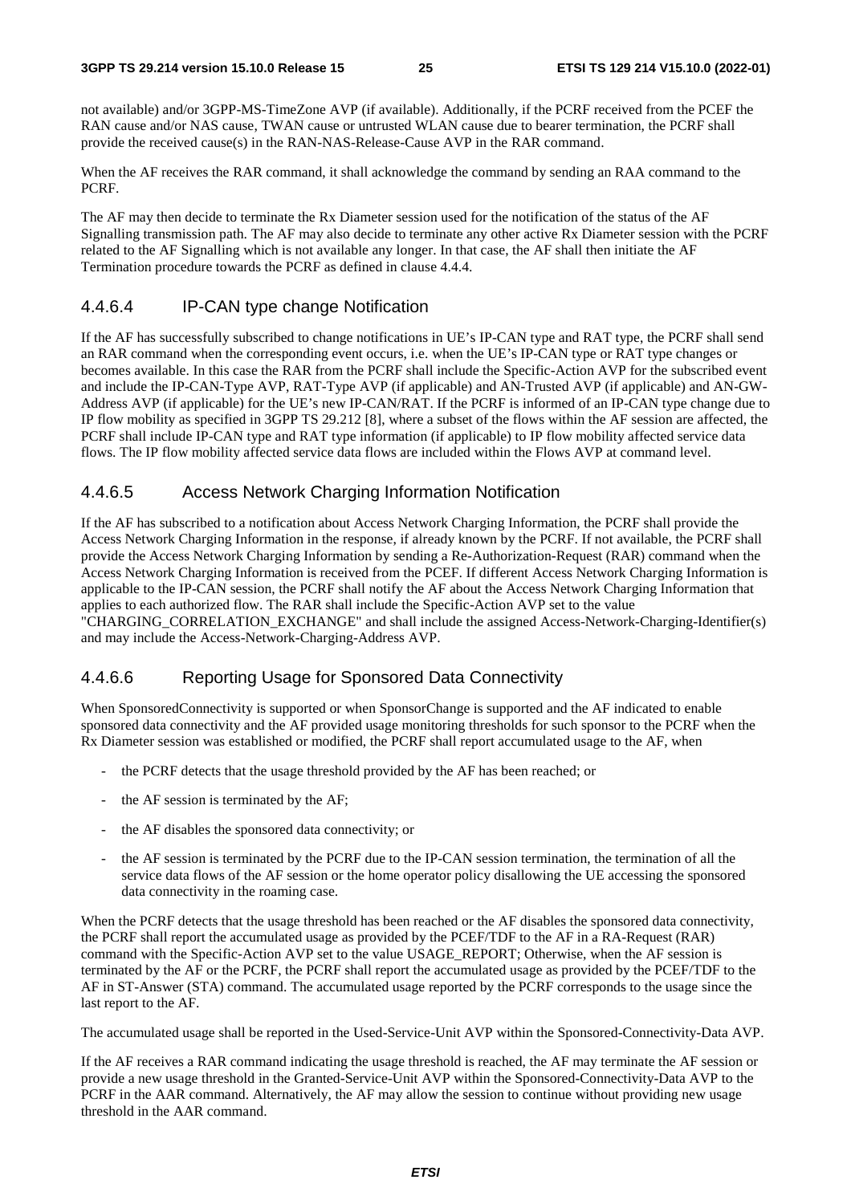not available) and/or 3GPP-MS-TimeZone AVP (if available). Additionally, if the PCRF received from the PCEF the RAN cause and/or NAS cause, TWAN cause or untrusted WLAN cause due to bearer termination, the PCRF shall provide the received cause(s) in the RAN-NAS-Release-Cause AVP in the RAR command.

When the AF receives the RAR command, it shall acknowledge the command by sending an RAA command to the PCRF.

The AF may then decide to terminate the Rx Diameter session used for the notification of the status of the AF Signalling transmission path. The AF may also decide to terminate any other active Rx Diameter session with the PCRF related to the AF Signalling which is not available any longer. In that case, the AF shall then initiate the AF Termination procedure towards the PCRF as defined in clause 4.4.4.

#### 4.4.6.4 IP-CAN type change Notification

If the AF has successfully subscribed to change notifications in UE's IP-CAN type and RAT type, the PCRF shall send an RAR command when the corresponding event occurs, i.e. when the UE's IP-CAN type or RAT type changes or becomes available. In this case the RAR from the PCRF shall include the Specific-Action AVP for the subscribed event and include the IP-CAN-Type AVP, RAT-Type AVP (if applicable) and AN-Trusted AVP (if applicable) and AN-GW-Address AVP (if applicable) for the UE's new IP-CAN/RAT. If the PCRF is informed of an IP-CAN type change due to IP flow mobility as specified in 3GPP TS 29.212 [8], where a subset of the flows within the AF session are affected, the PCRF shall include IP-CAN type and RAT type information (if applicable) to IP flow mobility affected service data flows. The IP flow mobility affected service data flows are included within the Flows AVP at command level.

#### 4.4.6.5 Access Network Charging Information Notification

If the AF has subscribed to a notification about Access Network Charging Information, the PCRF shall provide the Access Network Charging Information in the response, if already known by the PCRF. If not available, the PCRF shall provide the Access Network Charging Information by sending a Re-Authorization-Request (RAR) command when the Access Network Charging Information is received from the PCEF. If different Access Network Charging Information is applicable to the IP-CAN session, the PCRF shall notify the AF about the Access Network Charging Information that applies to each authorized flow. The RAR shall include the Specific-Action AVP set to the value "CHARGING_CORRELATION_EXCHANGE" and shall include the assigned Access-Network-Charging-Identifier(s) and may include the Access-Network-Charging-Address AVP.

#### 4.4.6.6 Reporting Usage for Sponsored Data Connectivity

When SponsoredConnectivity is supported or when SponsorChange is supported and the AF indicated to enable sponsored data connectivity and the AF provided usage monitoring thresholds for such sponsor to the PCRF when the Rx Diameter session was established or modified, the PCRF shall report accumulated usage to the AF, when

- the PCRF detects that the usage threshold provided by the AF has been reached; or
- the AF session is terminated by the AF;
- the AF disables the sponsored data connectivity; or
- the AF session is terminated by the PCRF due to the IP-CAN session termination, the termination of all the service data flows of the AF session or the home operator policy disallowing the UE accessing the sponsored data connectivity in the roaming case.

When the PCRF detects that the usage threshold has been reached or the AF disables the sponsored data connectivity, the PCRF shall report the accumulated usage as provided by the PCEF/TDF to the AF in a RA-Request (RAR) command with the Specific-Action AVP set to the value USAGE_REPORT; Otherwise, when the AF session is terminated by the AF or the PCRF, the PCRF shall report the accumulated usage as provided by the PCEF/TDF to the AF in ST-Answer (STA) command. The accumulated usage reported by the PCRF corresponds to the usage since the last report to the AF.

The accumulated usage shall be reported in the Used-Service-Unit AVP within the Sponsored-Connectivity-Data AVP.

If the AF receives a RAR command indicating the usage threshold is reached, the AF may terminate the AF session or provide a new usage threshold in the Granted-Service-Unit AVP within the Sponsored-Connectivity-Data AVP to the PCRF in the AAR command. Alternatively, the AF may allow the session to continue without providing new usage threshold in the AAR command.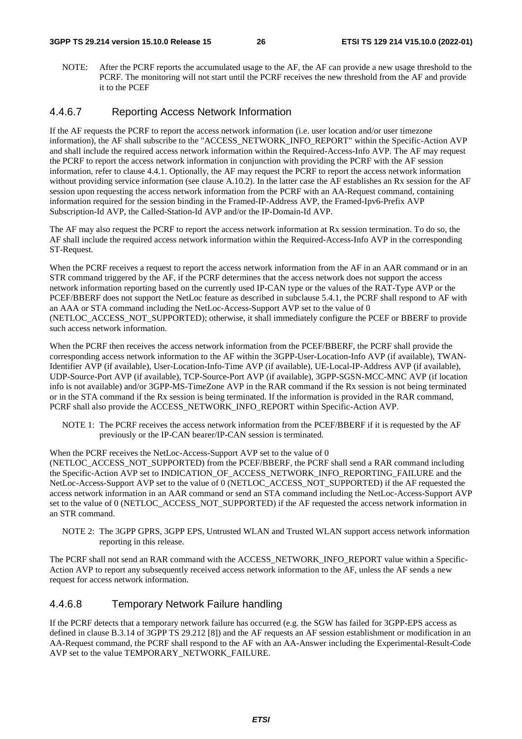NOTE: After the PCRF reports the accumulated usage to the AF, the AF can provide a new usage threshold to the PCRF. The monitoring will not start until the PCRF receives the new threshold from the AF and provide it to the PCEF

#### 4.4.6.7 Reporting Access Network Information

If the AF requests the PCRF to report the access network information (i.e. user location and/or user timezone information), the AF shall subscribe to the "ACCESS_NETWORK_INFO_REPORT" within the Specific-Action AVP and shall include the required access network information within the Required-Access-Info AVP. The AF may request the PCRF to report the access network information in conjunction with providing the PCRF with the AF session information, refer to clause 4.4.1. Optionally, the AF may request the PCRF to report the access network information without providing service information (see clause A.10.2). In the latter case the AF establishes an Rx session for the AF session upon requesting the access network information from the PCRF with an AA-Request command, containing information required for the session binding in the Framed-IP-Address AVP, the Framed-Ipv6-Prefix AVP Subscription-Id AVP, the Called-Station-Id AVP and/or the IP-Domain-Id AVP.

The AF may also request the PCRF to report the access network information at Rx session termination. To do so, the AF shall include the required access network information within the Required-Access-Info AVP in the corresponding ST-Request.

When the PCRF receives a request to report the access network information from the AF in an AAR command or in an STR command triggered by the AF, if the PCRF determines that the access network does not support the access network information reporting based on the currently used IP-CAN type or the values of the RAT-Type AVP or the PCEF/BBERF does not support the NetLoc feature as described in subclause 5.4.1, the PCRF shall respond to AF with an AAA or STA command including the NetLoc-Access-Support AVP set to the value of 0 (NETLOC_ACCESS_NOT_SUPPORTED); otherwise, it shall immediately configure the PCEF or BBERF to provide such access network information.

When the PCRF then receives the access network information from the PCEF/BBERF, the PCRF shall provide the corresponding access network information to the AF within the 3GPP-User-Location-Info AVP (if available), TWAN-Identifier AVP (if available), User-Location-Info-Time AVP (if available), UE-Local-IP-Address AVP (if available), UDP-Source-Port AVP (if available), TCP-Source-Port AVP (if available), 3GPP-SGSN-MCC-MNC AVP (if location info is not available) and/or 3GPP-MS-TimeZone AVP in the RAR command if the Rx session is not being terminated or in the STA command if the Rx session is being terminated. If the information is provided in the RAR command, PCRF shall also provide the ACCESS_NETWORK_INFO_REPORT within Specific-Action AVP.

NOTE 1: The PCRF receives the access network information from the PCEF/BBERF if it is requested by the AF previously or the IP-CAN bearer/IP-CAN session is terminated.

When the PCRF receives the NetLoc-Access-Support AVP set to the value of 0 (NETLOC_ACCESS_NOT_SUPPORTED) from the PCEF/BBERF, the PCRF shall send a RAR command including the Specific-Action AVP set to INDICATION_OF_ACCESS_NETWORK_INFO_REPORTING_FAILURE and the NetLoc-Access-Support AVP set to the value of 0 (NETLOC_ACCESS_NOT_SUPPORTED) if the AF requested the access network information in an AAR command or send an STA command including the NetLoc-Access-Support AVP set to the value of 0 (NETLOC_ACCESS_NOT_SUPPORTED) if the AF requested the access network information in an STR command.

NOTE 2: The 3GPP GPRS, 3GPP EPS, Untrusted WLAN and Trusted WLAN support access network information reporting in this release.

The PCRF shall not send an RAR command with the ACCESS_NETWORK_INFO_REPORT value within a Specific-Action AVP to report any subsequently received access network information to the AF, unless the AF sends a new request for access network information.

#### 4.4.6.8 Temporary Network Failure handling

If the PCRF detects that a temporary network failure has occurred (e.g. the SGW has failed for 3GPP-EPS access as defined in clause B.3.14 of 3GPP TS 29.212 [8]) and the AF requests an AF session establishment or modification in an AA-Request command, the PCRF shall respond to the AF with an AA-Answer including the Experimental-Result-Code AVP set to the value TEMPORARY_NETWORK_FAILURE.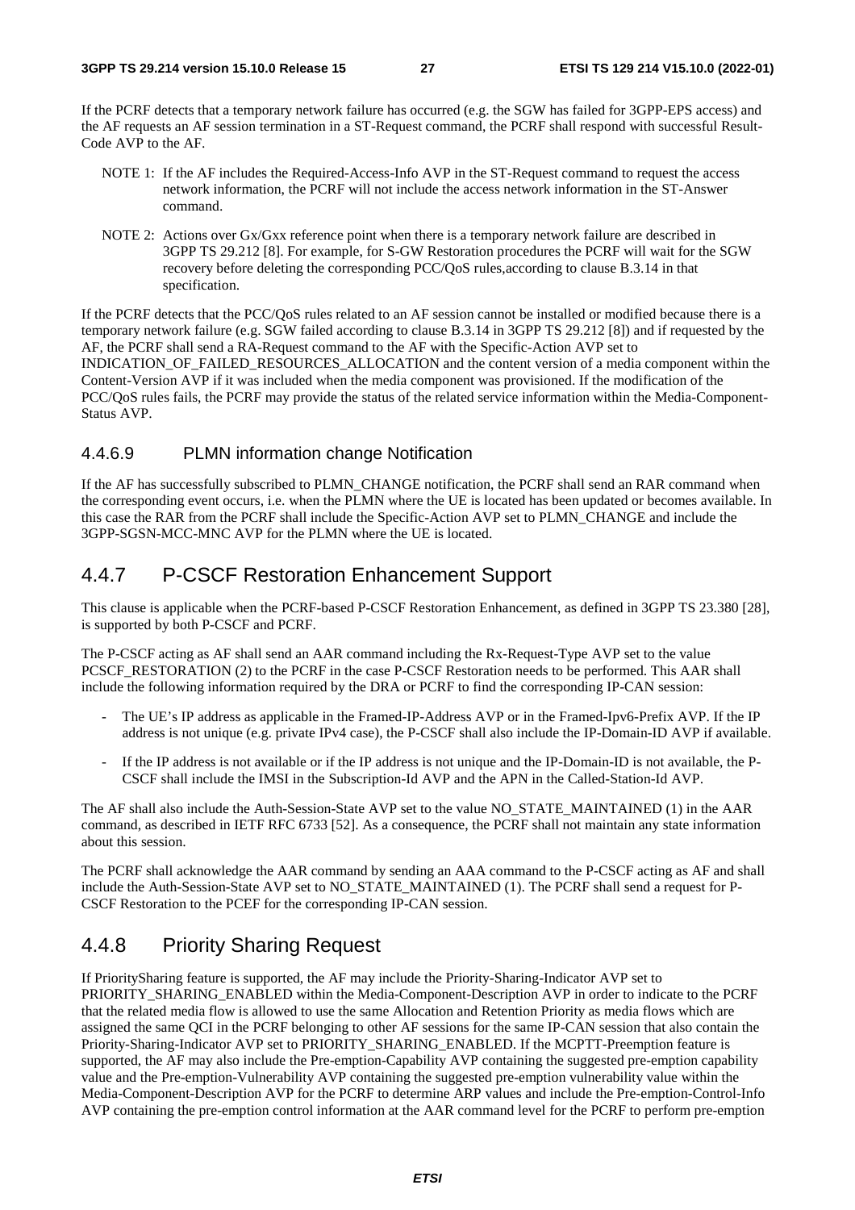If the PCRF detects that a temporary network failure has occurred (e.g. the SGW has failed for 3GPP-EPS access) and the AF requests an AF session termination in a ST-Request command, the PCRF shall respond with successful Result-Code AVP to the AF.

NOTE 1: If the AF includes the Required-Access-Info AVP in the ST-Request command to request the access network information, the PCRF will not include the access network information in the ST-Answer command.

NOTE 2: Actions over Gx/Gxx reference point when there is a temporary network failure are described in 3GPP TS 29.212 [8]. For example, for S-GW Restoration procedures the PCRF will wait for the SGW recovery before deleting the corresponding PCC/QoS rules,according to clause B.3.14 in that specification.

If the PCRF detects that the PCC/QoS rules related to an AF session cannot be installed or modified because there is a temporary network failure (e.g. SGW failed according to clause B.3.14 in 3GPP TS 29.212 [8]) and if requested by the AF, the PCRF shall send a RA-Request command to the AF with the Specific-Action AVP set to INDICATION_OF_FAILED_RESOURCES_ALLOCATION and the content version of a media component within the Content-Version AVP if it was included when the media component was provisioned. If the modification of the PCC/QoS rules fails, the PCRF may provide the status of the related service information within the Media-Component-Status AVP.

#### 4.4.6.9 PLMN information change Notification

If the AF has successfully subscribed to PLMN_CHANGE notification, the PCRF shall send an RAR command when the corresponding event occurs, i.e. when the PLMN where the UE is located has been updated or becomes available. In this case the RAR from the PCRF shall include the Specific-Action AVP set to PLMN_CHANGE and include the 3GPP-SGSN-MCC-MNC AVP for the PLMN where the UE is located.

### 4.4.7 P-CSCF Restoration Enhancement Support

This clause is applicable when the PCRF-based P-CSCF Restoration Enhancement, as defined in 3GPP TS 23.380 [28], is supported by both P-CSCF and PCRF.

The P-CSCF acting as AF shall send an AAR command including the Rx-Request-Type AVP set to the value PCSCF_RESTORATION (2) to the PCRF in the case P-CSCF Restoration needs to be performed. This AAR shall include the following information required by the DRA or PCRF to find the corresponding IP-CAN session:

- The UE's IP address as applicable in the Framed-IP-Address AVP or in the Framed-Ipv6-Prefix AVP. If the IP address is not unique (e.g. private IPv4 case), the P-CSCF shall also include the IP-Domain-ID AVP if available.
- If the IP address is not available or if the IP address is not unique and the IP-Domain-ID is not available, the P-CSCF shall include the IMSI in the Subscription-Id AVP and the APN in the Called-Station-Id AVP.

The AF shall also include the Auth-Session-State AVP set to the value NO_STATE_MAINTAINED (1) in the AAR command, as described in IETF RFC 6733 [52]. As a consequence, the PCRF shall not maintain any state information about this session.

The PCRF shall acknowledge the AAR command by sending an AAA command to the P-CSCF acting as AF and shall include the Auth-Session-State AVP set to NO_STATE_MAINTAINED (1). The PCRF shall send a request for P-CSCF Restoration to the PCEF for the corresponding IP-CAN session.

### 4.4.8 Priority Sharing Request

If PrioritySharing feature is supported, the AF may include the Priority-Sharing-Indicator AVP set to PRIORITY_SHARING_ENABLED within the Media-Component-Description AVP in order to indicate to the PCRF that the related media flow is allowed to use the same Allocation and Retention Priority as media flows which are assigned the same QCI in the PCRF belonging to other AF sessions for the same IP-CAN session that also contain the Priority-Sharing-Indicator AVP set to PRIORITY_SHARING_ENABLED. If the MCPTT-Preemption feature is supported, the AF may also include the Pre-emption-Capability AVP containing the suggested pre-emption capability value and the Pre-emption-Vulnerability AVP containing the suggested pre-emption vulnerability value within the Media-Component-Description AVP for the PCRF to determine ARP values and include the Pre-emption-Control-Info AVP containing the pre-emption control information at the AAR command level for the PCRF to perform pre-emption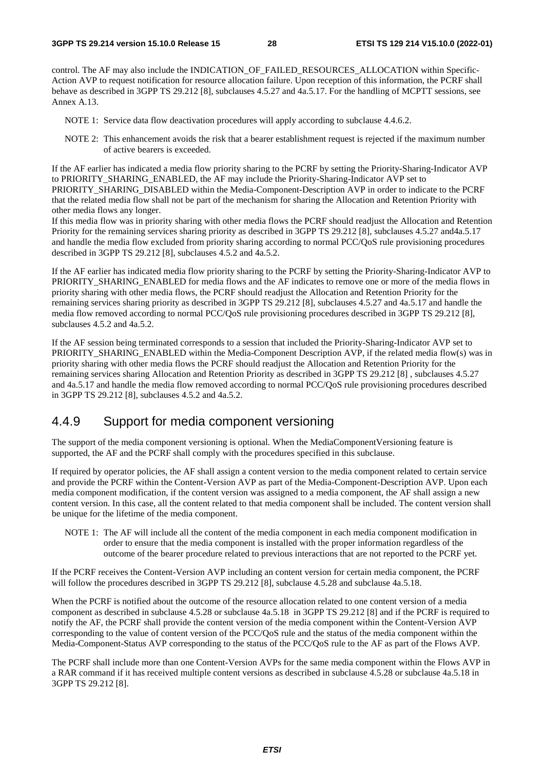control. The AF may also include the INDICATION_OF_FAILED_RESOURCES_ALLOCATION within Specific-Action AVP to request notification for resource allocation failure. Upon reception of this information, the PCRF shall behave as described in 3GPP TS 29.212 [8], subclauses 4.5.27 and 4a.5.17. For the handling of MCPTT sessions, see Annex A.13.

NOTE 1: Service data flow deactivation procedures will apply according to subclause 4.4.6.2.

NOTE 2: This enhancement avoids the risk that a bearer establishment request is rejected if the maximum number of active bearers is exceeded.

If the AF earlier has indicated a media flow priority sharing to the PCRF by setting the Priority-Sharing-Indicator AVP to PRIORITY_SHARING_ENABLED, the AF may include the Priority-Sharing-Indicator AVP set to PRIORITY_SHARING_DISABLED within the Media-Component-Description AVP in order to indicate to the PCRF that the related media flow shall not be part of the mechanism for sharing the Allocation and Retention Priority with other media flows any longer.
If this media flow was in priority sharing with other media flows the PCRF should readjust the Allocation and Retention Priority for the remaining services sharing priority as described in 3GPP TS 29.212 [8], subclauses 4.5.27 and4a.5.17 and handle the media flow excluded from priority sharing according to normal PCC/QoS rule provisioning procedures described in 3GPP TS 29.212 [8], subclauses 4.5.2 and 4a.5.2.

If the AF earlier has indicated media flow priority sharing to the PCRF by setting the Priority-Sharing-Indicator AVP to PRIORITY_SHARING_ENABLED for media flows and the AF indicates to remove one or more of the media flows in priority sharing with other media flows, the PCRF should readjust the Allocation and Retention Priority for the remaining services sharing priority as described in 3GPP TS 29.212 [8], subclauses 4.5.27 and 4a.5.17 and handle the media flow removed according to normal PCC/QoS rule provisioning procedures described in 3GPP TS 29.212 [8], subclauses 4.5.2 and 4a.5.2.

If the AF session being terminated corresponds to a session that included the Priority-Sharing-Indicator AVP set to PRIORITY_SHARING_ENABLED within the Media-Component Description AVP, if the related media flow(s) was in priority sharing with other media flows the PCRF should readjust the Allocation and Retention Priority for the remaining services sharing Allocation and Retention Priority as described in 3GPP TS 29.212 [8] , subclauses 4.5.27 and 4a.5.17 and handle the media flow removed according to normal PCC/QoS rule provisioning procedures described in 3GPP TS 29.212 [8], subclauses 4.5.2 and 4a.5.2.

### 4.4.9 Support for media component versioning

The support of the media component versioning is optional. When the MediaComponentVersioning feature is supported, the AF and the PCRF shall comply with the procedures specified in this subclause.

If required by operator policies, the AF shall assign a content version to the media component related to certain service and provide the PCRF within the Content-Version AVP as part of the Media-Component-Description AVP. Upon each media component modification, if the content version was assigned to a media component, the AF shall assign a new content version. In this case, all the content related to that media component shall be included. The content version shall be unique for the lifetime of the media component.

NOTE 1: The AF will include all the content of the media component in each media component modification in order to ensure that the media component is installed with the proper information regardless of the outcome of the bearer procedure related to previous interactions that are not reported to the PCRF yet.

If the PCRF receives the Content-Version AVP including an content version for certain media component, the PCRF will follow the procedures described in 3GPP TS 29.212 [8], subclause 4.5.28 and subclause 4a.5.18.

When the PCRF is notified about the outcome of the resource allocation related to one content version of a media component as described in subclause 4.5.28 or subclause 4a.5.18 in 3GPP TS 29.212 [8] and if the PCRF is required to notify the AF, the PCRF shall provide the content version of the media component within the Content-Version AVP corresponding to the value of content version of the PCC/QoS rule and the status of the media component within the Media-Component-Status AVP corresponding to the status of the PCC/QoS rule to the AF as part of the Flows AVP.

The PCRF shall include more than one Content-Version AVPs for the same media component within the Flows AVP in a RAR command if it has received multiple content versions as described in subclause 4.5.28 or subclause 4a.5.18 in 3GPP TS 29.212 [8].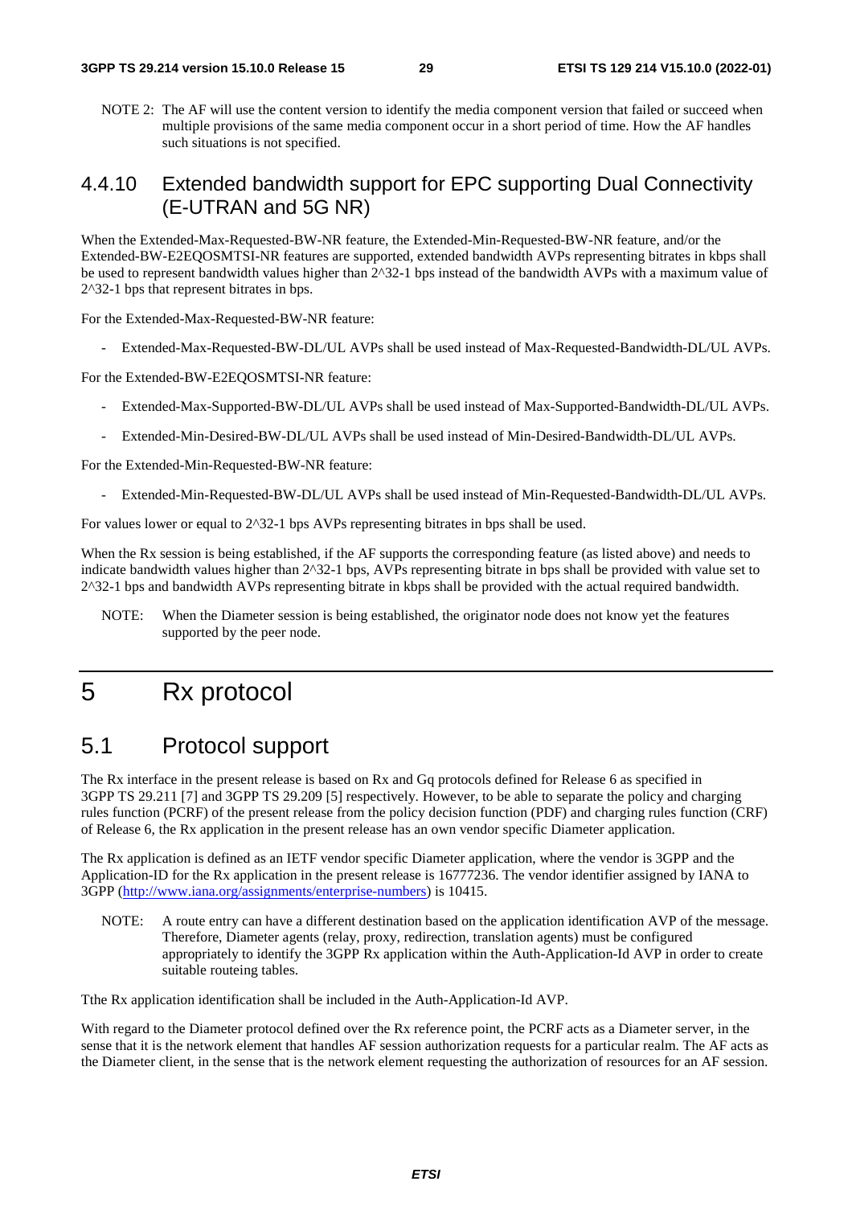NOTE 2: The AF will use the content version to identify the media component version that failed or succeed when multiple provisions of the same media component occur in a short period of time. How the AF handles such situations is not specified.

### 4.4.10 Extended bandwidth support for EPC supporting Dual Connectivity (E-UTRAN and 5G NR)

When the Extended-Max-Requested-BW-NR feature, the Extended-Min-Requested-BW-NR feature, and/or the Extended-BW-E2EQOSMTSI-NR features are supported, extended bandwidth AVPs representing bitrates in kbps shall be used to represent bandwidth values higher than 2^32-1 bps instead of the bandwidth AVPs with a maximum value of 2^32-1 bps that represent bitrates in bps.

For the Extended-Max-Requested-BW-NR feature:

- Extended-Max-Requested-BW-DL/UL AVPs shall be used instead of Max-Requested-Bandwidth-DL/UL AVPs.

For the Extended-BW-E2EQOSMTSI-NR feature:

- Extended-Max-Supported-BW-DL/UL AVPs shall be used instead of Max-Supported-Bandwidth-DL/UL AVPs.
- Extended-Min-Desired-BW-DL/UL AVPs shall be used instead of Min-Desired-Bandwidth-DL/UL AVPs.

For the Extended-Min-Requested-BW-NR feature:

- Extended-Min-Requested-BW-DL/UL AVPs shall be used instead of Min-Requested-Bandwidth-DL/UL AVPs.

For values lower or equal to 2^32-1 bps AVPs representing bitrates in bps shall be used.

When the Rx session is being established, if the AF supports the corresponding feature (as listed above) and needs to indicate bandwidth values higher than 2^32-1 bps, AVPs representing bitrate in bps shall be provided with value set to 2^32-1 bps and bandwidth AVPs representing bitrate in kbps shall be provided with the actual required bandwidth.

NOTE: When the Diameter session is being established, the originator node does not know yet the features supported by the peer node.

# 5 Rx protocol

## 5.1 Protocol support

The Rx interface in the present release is based on Rx and Gq protocols defined for Release 6 as specified in 3GPP TS 29.211 [7] and 3GPP TS 29.209 [5] respectively. However, to be able to separate the policy and charging rules function (PCRF) of the present release from the policy decision function (PDF) and charging rules function (CRF) of Release 6, the Rx application in the present release has an own vendor specific Diameter application.

The Rx application is defined as an IETF vendor specific Diameter application, where the vendor is 3GPP and the Application-ID for the Rx application in the present release is 16777236. The vendor identifier assigned by IANA to 3GPP (http://www.iana.org/assignments/enterprise-numbers) is 10415.

NOTE: A route entry can have a different destination based on the application identification AVP of the message. Therefore, Diameter agents (relay, proxy, redirection, translation agents) must be configured appropriately to identify the 3GPP Rx application within the Auth-Application-Id AVP in order to create suitable routeing tables.

Tthe Rx application identification shall be included in the Auth-Application-Id AVP.

With regard to the Diameter protocol defined over the Rx reference point, the PCRF acts as a Diameter server, in the sense that it is the network element that handles AF session authorization requests for a particular realm. The AF acts as the Diameter client, in the sense that is the network element requesting the authorization of resources for an AF session.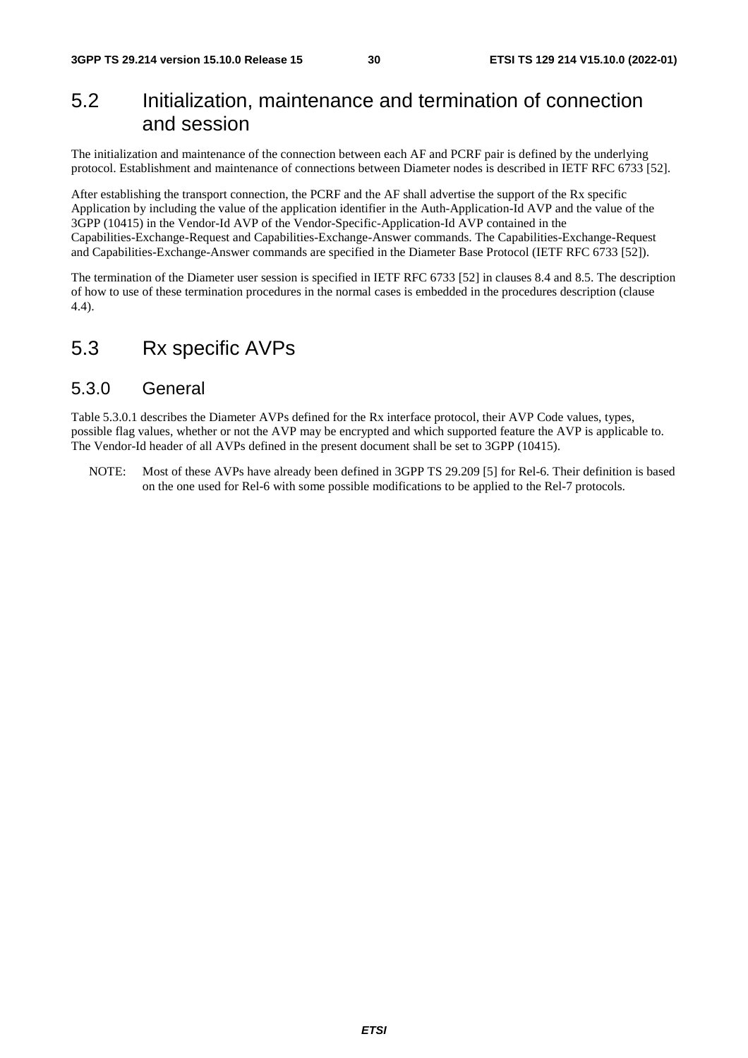## 5.2 Initialization, maintenance and termination of connection and session

The initialization and maintenance of the connection between each AF and PCRF pair is defined by the underlying protocol. Establishment and maintenance of connections between Diameter nodes is described in IETF RFC 6733 [52].

After establishing the transport connection, the PCRF and the AF shall advertise the support of the Rx specific Application by including the value of the application identifier in the Auth-Application-Id AVP and the value of the 3GPP (10415) in the Vendor-Id AVP of the Vendor-Specific-Application-Id AVP contained in the Capabilities-Exchange-Request and Capabilities-Exchange-Answer commands. The Capabilities-Exchange-Request and Capabilities-Exchange-Answer commands are specified in the Diameter Base Protocol (IETF RFC 6733 [52]).

The termination of the Diameter user session is specified in IETF RFC 6733 [52] in clauses 8.4 and 8.5. The description of how to use of these termination procedures in the normal cases is embedded in the procedures description (clause 4.4).

## 5.3 Rx specific AVPs

### 5.3.0 General

Table 5.3.0.1 describes the Diameter AVPs defined for the Rx interface protocol, their AVP Code values, types, possible flag values, whether or not the AVP may be encrypted and which supported feature the AVP is applicable to. The Vendor-Id header of all AVPs defined in the present document shall be set to 3GPP (10415).

NOTE: Most of these AVPs have already been defined in 3GPP TS 29.209 [5] for Rel-6. Their definition is based on the one used for Rel-6 with some possible modifications to be applied to the Rel-7 protocols.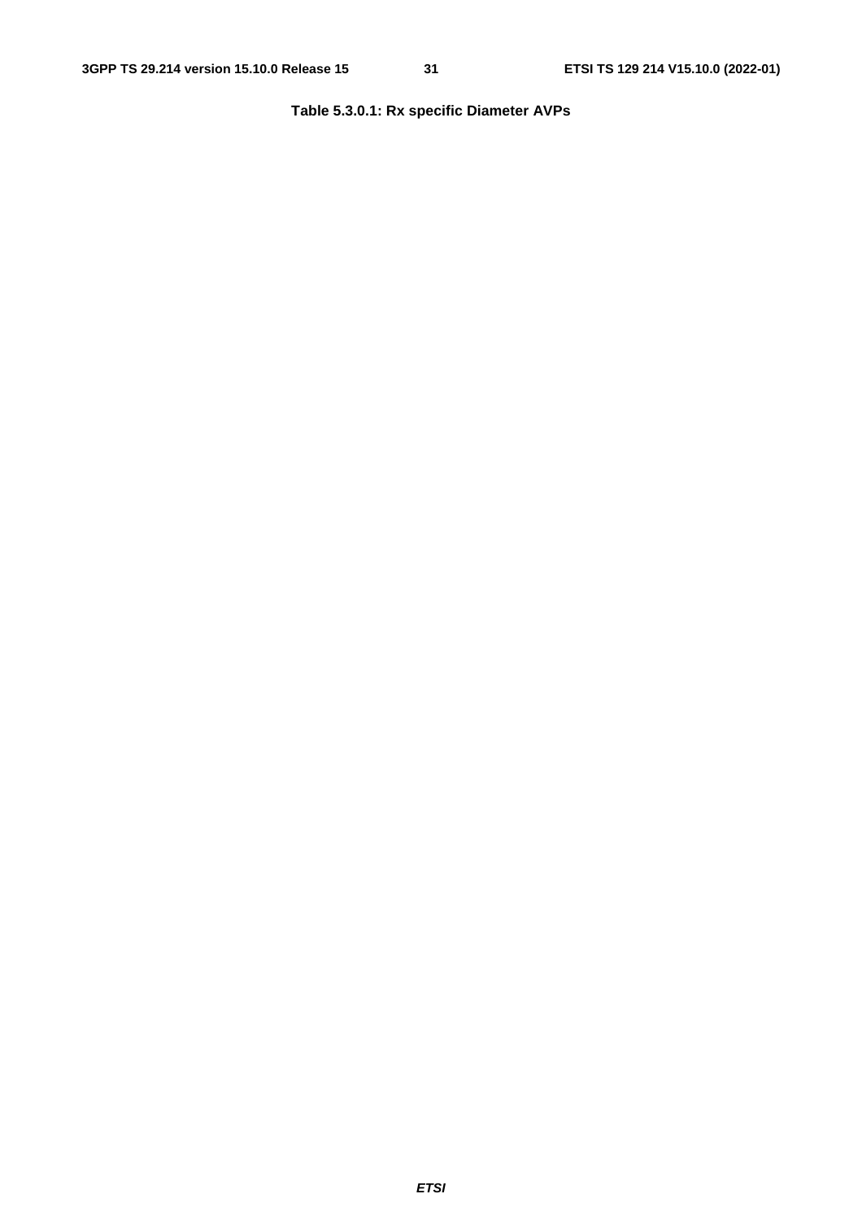**Table 5.3.0.1: Rx specific Diameter AVPs**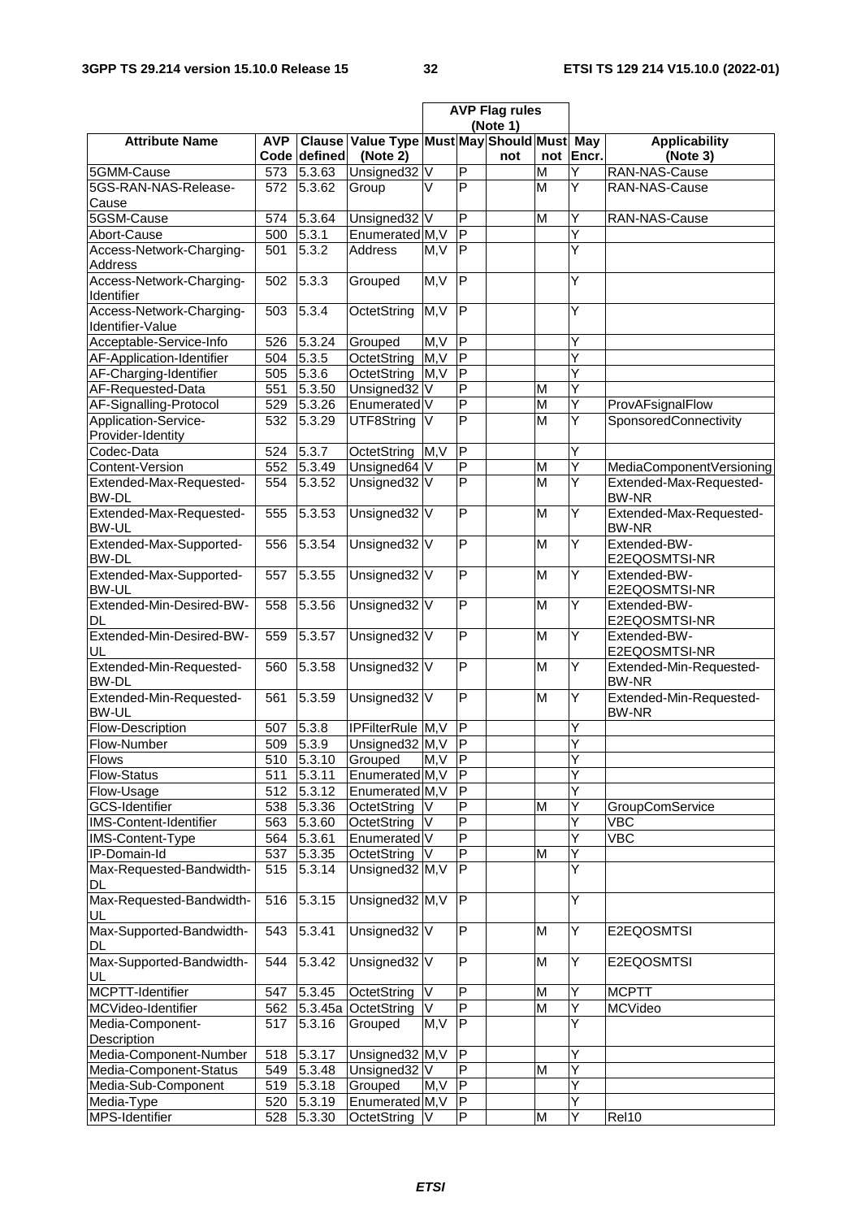| Attribute Name | AVP Code | Clause defined | Value Type (Note 2) | AVP Flag rules (Note 1) | | | | | Applicability (Note 3) |
|---|---|---|---|---|---|---|---|---|---|
| | | | | Must | May | Should not | Must not | May Encr. | |
| 5GMM-Cause | 573 | 5.3.63 | Unsigned32 | V | P | | M | Y | RAN-NAS-Cause |
| 5GS-RAN-NAS-Release-Cause | 572 | 5.3.62 | Group | V | P | | M | Y | RAN-NAS-Cause |
| 5GSM-Cause | 574 | 5.3.64 | Unsigned32 | V | P | | M | Y | RAN-NAS-Cause |
| Abort-Cause | 500 | 5.3.1 | Enumerated | M,V | P | | | Y | |
| Access-Network-Charging-Address | 501 | 5.3.2 | Address | M,V | P | | | Y | |
| Access-Network-Charging-Identifier | 502 | 5.3.3 | Grouped | M,V | P | | | Y | |
| Access-Network-Charging-Identifier-Value | 503 | 5.3.4 | OctetString | M,V | P | | | Y | |
| Acceptable-Service-Info | 526 | 5.3.24 | Grouped | M,V | P | | | Y | |
| AF-Application-Identifier | 504 | 5.3.5 | OctetString | M,V | P | | | Y | |
| AF-Charging-Identifier | 505 | 5.3.6 | OctetString | M,V | P | | | Y | |
| AF-Requested-Data | 551 | 5.3.50 | Unsigned32 | V | P | | M | Y | |
| AF-Signalling-Protocol | 529 | 5.3.26 | Enumerated | V | P | | M | Y | ProvAFsignalFlow |
| Application-Service-Provider-Identity | 532 | 5.3.29 | UTF8String | V | P | | M | Y | SponsoredConnectivity |
| Codec-Data | 524 | 5.3.7 | OctetString | M,V | P | | | Y | |
| Content-Version | 552 | 5.3.49 | Unsigned64 | V | P | | M | Y | MediaComponentVersioning |
| Extended-Max-Requested-BW-DL | 554 | 5.3.52 | Unsigned32 | V | P | | M | Y | Extended-Max-Requested-BW-NR |
| Extended-Max-Requested-BW-UL | 555 | 5.3.53 | Unsigned32 | V | P | | M | Y | Extended-Max-Requested-BW-NR |
| Extended-Max-Supported-BW-DL | 556 | 5.3.54 | Unsigned32 | V | P | | M | Y | Extended-BW-E2EQOSMTSI-NR |
| Extended-Max-Supported-BW-UL | 557 | 5.3.55 | Unsigned32 | V | P | | M | Y | Extended-BW-E2EQOSMTSI-NR |
| Extended-Min-Desired-BW-DL | 558 | 5.3.56 | Unsigned32 | V | P | | M | Y | Extended-BW-E2EQOSMTSI-NR |
| Extended-Min-Desired-BW-UL | 559 | 5.3.57 | Unsigned32 | V | P | | M | Y | Extended-BW-E2EQOSMTSI-NR |
| Extended-Min-Requested-BW-DL | 560 | 5.3.58 | Unsigned32 | V | P | | M | Y | Extended-Min-Requested-BW-NR |
| Extended-Min-Requested-BW-UL | 561 | 5.3.59 | Unsigned32 | V | P | | M | Y | Extended-Min-Requested-BW-NR |
| Flow-Description | 507 | 5.3.8 | IPFilterRule | M,V | P | | | Y | |
| Flow-Number | 509 | 5.3.9 | Unsigned32 | M,V | P | | | Y | |
| Flows | 510 | 5.3.10 | Grouped | M,V | P | | | Y | |
| Flow-Status | 511 | 5.3.11 | Enumerated | M,V | P | | | Y | |
| Flow-Usage | 512 | 5.3.12 | Enumerated | M,V | P | | | Y | |
| GCS-Identifier | 538 | 5.3.36 | OctetString | V | P | | M | Y | GroupComService |
| IMS-Content-Identifier | 563 | 5.3.60 | OctetString | V | P | | | Y | VBC |
| IMS-Content-Type | 564 | 5.3.61 | Enumerated | V | P | | | Y | VBC |
| IP-Domain-Id | 537 | 5.3.35 | OctetString | V | P | | M | Y | |
| Max-Requested-Bandwidth-DL | 515 | 5.3.14 | Unsigned32 | M,V | P | | | Y | |
| Max-Requested-Bandwidth-UL | 516 | 5.3.15 | Unsigned32 | M,V | P | | | Y | |
| Max-Supported-Bandwidth-DL | 543 | 5.3.41 | Unsigned32 | V | P | | M | Y | E2EQOSMTSI |
| Max-Supported-Bandwidth-UL | 544 | 5.3.42 | Unsigned32 | V | P | | M | Y | E2EQOSMTSI |
| MCPTT-Identifier | 547 | 5.3.45 | OctetString | V | P | | M | Y | MCPTT |
| MCVideo-Identifier | 562 | 5.3.45a | OctetString | V | P | | M | Y | MCVideo |
| Media-Component-Description | 517 | 5.3.16 | Grouped | M,V | P | | | Y | |
| Media-Component-Number | 518 | 5.3.17 | Unsigned32 | M,V | P | | | Y | |
| Media-Component-Status | 549 | 5.3.48 | Unsigned32 | V | P | | M | Y | |
| Media-Sub-Component | 519 | 5.3.18 | Grouped | M,V | P | | | Y | |
| Media-Type | 520 | 5.3.19 | Enumerated | M,V | P | | | Y | |
| MPS-Identifier | 528 | 5.3.30 | OctetString | V | P | | M | Y | Rel10 |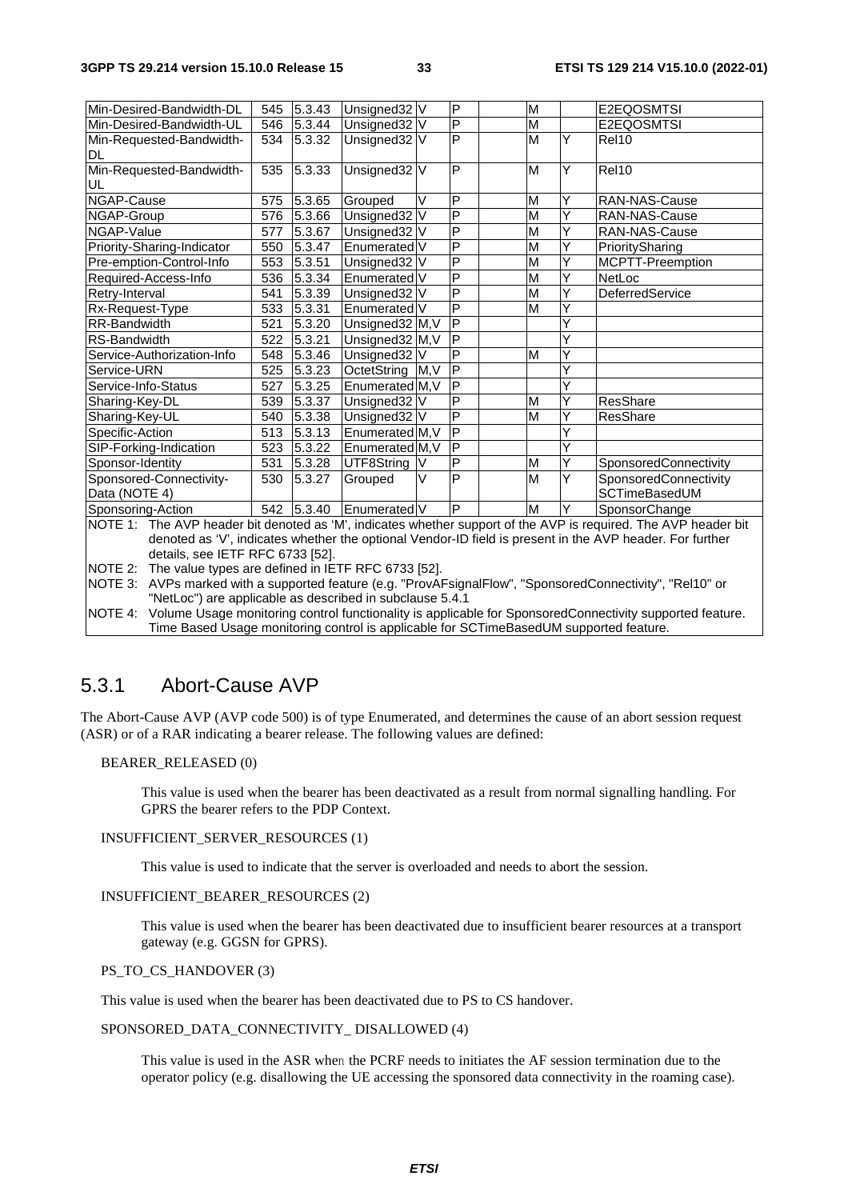| Min-Desired-Bandwidth-DL | 545 | 5.3.43 | Unsigned32 | V | P | | M | | E2EQOSMTSI |
|---|---|---|---|---|---|---|---|---|---|
| Min-Desired-Bandwidth-UL | 546 | 5.3.44 | Unsigned32 | V | P | | M | | E2EQOSMTSI |
| Min-Requested-Bandwidth-DL | 534 | 5.3.32 | Unsigned32 | V | P | | M | Y | Rel10 |
| Min-Requested-Bandwidth-UL | 535 | 5.3.33 | Unsigned32 | V | P | | M | Y | Rel10 |
| NGAP-Cause | 575 | 5.3.65 | Grouped | V | P | | M | Y | RAN-NAS-Cause |
| NGAP-Group | 576 | 5.3.66 | Unsigned32 | V | P | | M | Y | RAN-NAS-Cause |
| NGAP-Value | 577 | 5.3.67 | Unsigned32 | V | P | | M | Y | RAN-NAS-Cause |
| Priority-Sharing-Indicator | 550 | 5.3.47 | Enumerated | V | P | | M | Y | PrioritySharing |
| Pre-emption-Control-Info | 553 | 5.3.51 | Unsigned32 | V | P | | M | Y | MCPTT-Preemption |
| Required-Access-Info | 536 | 5.3.34 | Enumerated | V | P | | M | Y | NetLoc |
| Retry-Interval | 541 | 5.3.39 | Unsigned32 | V | P | | M | Y | DeferredService |
| Rx-Request-Type | 533 | 5.3.31 | Enumerated | V | P | | M | Y | |
| RR-Bandwidth | 521 | 5.3.20 | Unsigned32 | M,V | P | | | Y | |
| RS-Bandwidth | 522 | 5.3.21 | Unsigned32 | M,V | P | | | Y | |
| Service-Authorization-Info | 548 | 5.3.46 | Unsigned32 | V | P | | M | Y | |
| Service-URN | 525 | 5.3.23 | OctetString | M,V | P | | | Y | |
| Service-Info-Status | 527 | 5.3.25 | Enumerated | M,V | P | | | Y | |
| Sharing-Key-DL | 539 | 5.3.37 | Unsigned32 | V | P | | M | Y | ResShare |
| Sharing-Key-UL | 540 | 5.3.38 | Unsigned32 | V | P | | M | Y | ResShare |
| Specific-Action | 513 | 5.3.13 | Enumerated | M,V | P | | | Y | |
| SIP-Forking-Indication | 523 | 5.3.22 | Enumerated | M,V | P | | | Y | |
| Sponsor-Identity | 531 | 5.3.28 | UTF8String | V | P | | M | Y | SponsoredConnectivity |
| Sponsored-Connectivity-Data (NOTE 4) | 530 | 5.3.27 | Grouped | V | P | | M | Y | SponsoredConnectivity SCTimeBasedUM |
| Sponsoring-Action | 542 | 5.3.40 | Enumerated | V | P | | M | Y | SponsorChange |

NOTE 1: The AVP header bit denoted as 'M', indicates whether support of the AVP is required. The AVP header bit denoted as 'V', indicates whether the optional Vendor-ID field is present in the AVP header. For further details, see IETF RFC 6733 [52].

NOTE 2: The value types are defined in IETF RFC 6733 [52].

NOTE 3: AVPs marked with a supported feature (e.g. "ProvAFsignalFlow", "SponsoredConnectivity", "Rel10" or "NetLoc") are applicable as described in subclause 5.4.1

NOTE 4: Volume Usage monitoring control functionality is applicable for SponsoredConnectivity supported feature. Time Based Usage monitoring control is applicable for SCTimeBasedUM supported feature.

## 5.3.1 Abort-Cause AVP

The Abort-Cause AVP (AVP code 500) is of type Enumerated, and determines the cause of an abort session request (ASR) or of a RAR indicating a bearer release. The following values are defined:

BEARER_RELEASED (0)

This value is used when the bearer has been deactivated as a result from normal signalling handling. For GPRS the bearer refers to the PDP Context.

INSUFFICIENT_SERVER_RESOURCES (1)

This value is used to indicate that the server is overloaded and needs to abort the session.

INSUFFICIENT_BEARER_RESOURCES (2)

This value is used when the bearer has been deactivated due to insufficient bearer resources at a transport gateway (e.g. GGSN for GPRS).

PS_TO_CS_HANDOVER (3)

This value is used when the bearer has been deactivated due to PS to CS handover.

SPONSORED_DATA_CONNECTIVITY_ DISALLOWED (4)

This value is used in the ASR when the PCRF needs to initiates the AF session termination due to the operator policy (e.g. disallowing the UE accessing the sponsored data connectivity in the roaming case).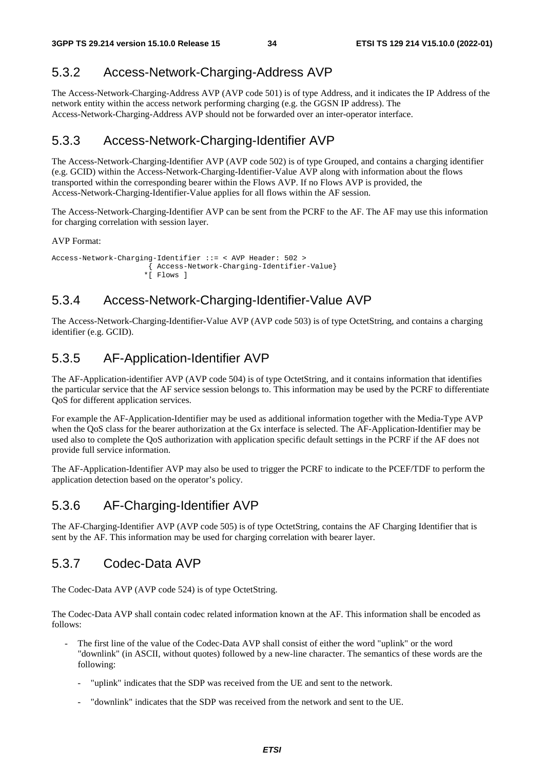## 5.3.2 Access-Network-Charging-Address AVP

The Access-Network-Charging-Address AVP (AVP code 501) is of type Address, and it indicates the IP Address of the network entity within the access network performing charging (e.g. the GGSN IP address). The Access-Network-Charging-Address AVP should not be forwarded over an inter-operator interface.

## 5.3.3 Access-Network-Charging-Identifier AVP

The Access-Network-Charging-Identifier AVP (AVP code 502) is of type Grouped, and contains a charging identifier (e.g. GCID) within the Access-Network-Charging-Identifier-Value AVP along with information about the flows transported within the corresponding bearer within the Flows AVP. If no Flows AVP is provided, the Access-Network-Charging-Identifier-Value applies for all flows within the AF session.

The Access-Network-Charging-Identifier AVP can be sent from the PCRF to the AF. The AF may use this information for charging correlation with session layer.

AVP Format:

```
Access-Network-Charging-Identifier ::= < AVP Header: 502 >
                        { Access-Network-Charging-Identifier-Value}
                       *[ Flows ]
```

## 5.3.4 Access-Network-Charging-Identifier-Value AVP

The Access-Network-Charging-Identifier-Value AVP (AVP code 503) is of type OctetString, and contains a charging identifier (e.g. GCID).

## 5.3.5 AF-Application-Identifier AVP

The AF-Application-identifier AVP (AVP code 504) is of type OctetString, and it contains information that identifies the particular service that the AF service session belongs to. This information may be used by the PCRF to differentiate QoS for different application services.

For example the AF-Application-Identifier may be used as additional information together with the Media-Type AVP when the QoS class for the bearer authorization at the Gx interface is selected. The AF-Application-Identifier may be used also to complete the QoS authorization with application specific default settings in the PCRF if the AF does not provide full service information.

The AF-Application-Identifier AVP may also be used to trigger the PCRF to indicate to the PCEF/TDF to perform the application detection based on the operator's policy.

## 5.3.6 AF-Charging-Identifier AVP

The AF-Charging-Identifier AVP (AVP code 505) is of type OctetString, contains the AF Charging Identifier that is sent by the AF. This information may be used for charging correlation with bearer layer.

## 5.3.7 Codec-Data AVP

The Codec-Data AVP (AVP code 524) is of type OctetString.

The Codec-Data AVP shall contain codec related information known at the AF. This information shall be encoded as follows:

- The first line of the value of the Codec-Data AVP shall consist of either the word "uplink" or the word "downlink" (in ASCII, without quotes) followed by a new-line character. The semantics of these words are the following:
  - "uplink" indicates that the SDP was received from the UE and sent to the network.
  - "downlink" indicates that the SDP was received from the network and sent to the UE.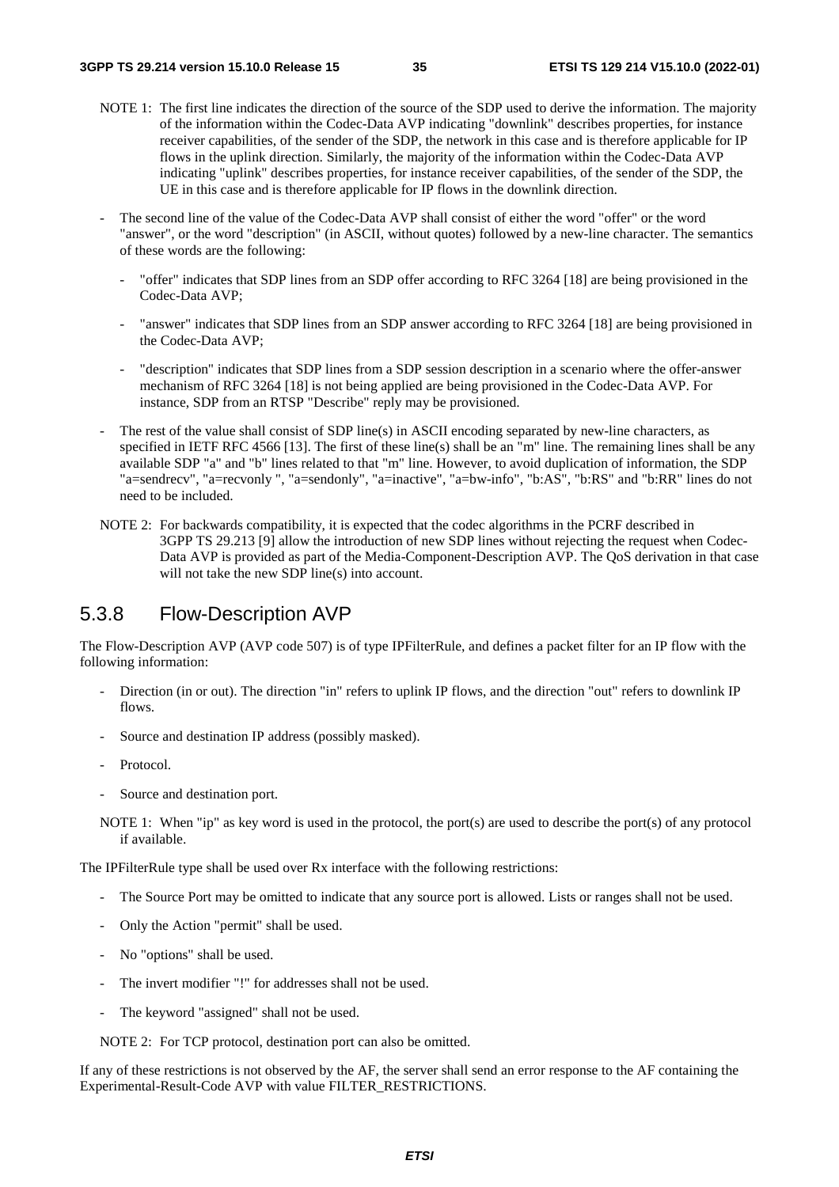NOTE 1: The first line indicates the direction of the source of the SDP used to derive the information. The majority of the information within the Codec-Data AVP indicating "downlink" describes properties, for instance receiver capabilities, of the sender of the SDP, the network in this case and is therefore applicable for IP flows in the uplink direction. Similarly, the majority of the information within the Codec-Data AVP indicating "uplink" describes properties, for instance receiver capabilities, of the sender of the SDP, the UE in this case and is therefore applicable for IP flows in the downlink direction.

- The second line of the value of the Codec-Data AVP shall consist of either the word "offer" or the word "answer", or the word "description" (in ASCII, without quotes) followed by a new-line character. The semantics of these words are the following:
  - "offer" indicates that SDP lines from an SDP offer according to RFC 3264 [18] are being provisioned in the Codec-Data AVP;
  - "answer" indicates that SDP lines from an SDP answer according to RFC 3264 [18] are being provisioned in the Codec-Data AVP;
  - "description" indicates that SDP lines from a SDP session description in a scenario where the offer-answer mechanism of RFC 3264 [18] is not being applied are being provisioned in the Codec-Data AVP. For instance, SDP from an RTSP "Describe" reply may be provisioned.
- The rest of the value shall consist of SDP line(s) in ASCII encoding separated by new-line characters, as specified in IETF RFC 4566 [13]. The first of these line(s) shall be an "m" line. The remaining lines shall be any available SDP "a" and "b" lines related to that "m" line. However, to avoid duplication of information, the SDP "a=sendrecv", "a=recvonly ", "a=sendonly", "a=inactive", "a=bw-info", "b:AS", "b:RS" and "b:RR" lines do not need to be included.

NOTE 2: For backwards compatibility, it is expected that the codec algorithms in the PCRF described in 3GPP TS 29.213 [9] allow the introduction of new SDP lines without rejecting the request when Codec-Data AVP is provided as part of the Media-Component-Description AVP. The QoS derivation in that case will not take the new SDP line(s) into account.

## 5.3.8 Flow-Description AVP

The Flow-Description AVP (AVP code 507) is of type IPFilterRule, and defines a packet filter for an IP flow with the following information:

- Direction (in or out). The direction "in" refers to uplink IP flows, and the direction "out" refers to downlink IP flows.
- Source and destination IP address (possibly masked).
- Protocol.
- Source and destination port.

NOTE 1: When "ip" as key word is used in the protocol, the port(s) are used to describe the port(s) of any protocol if available.

The IPFilterRule type shall be used over Rx interface with the following restrictions:

- The Source Port may be omitted to indicate that any source port is allowed. Lists or ranges shall not be used.
- Only the Action "permit" shall be used.
- No "options" shall be used.
- The invert modifier "!" for addresses shall not be used.
- The keyword "assigned" shall not be used.

NOTE 2: For TCP protocol, destination port can also be omitted.

If any of these restrictions is not observed by the AF, the server shall send an error response to the AF containing the Experimental-Result-Code AVP with value FILTER_RESTRICTIONS.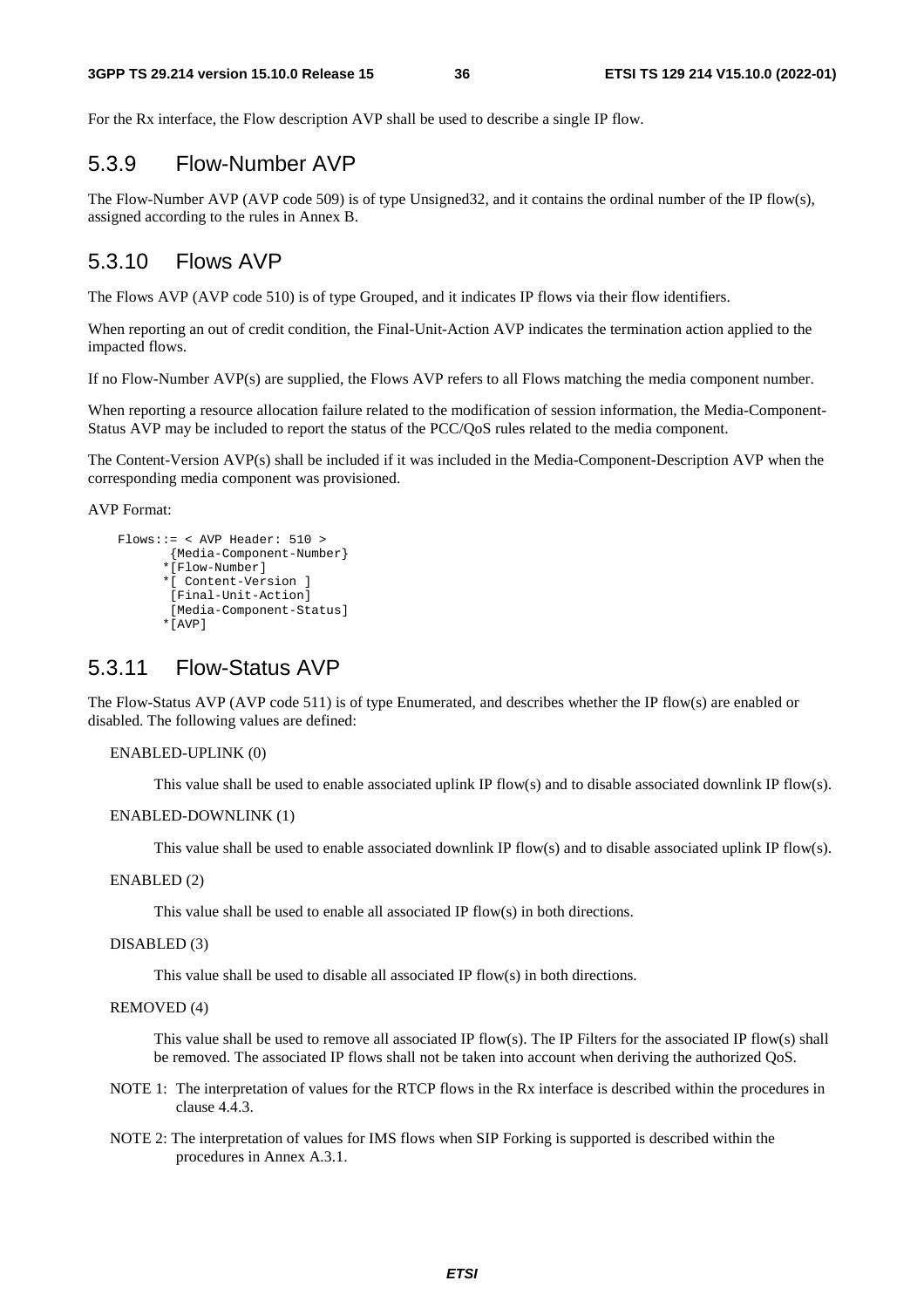For the Rx interface, the Flow description AVP shall be used to describe a single IP flow.

### 5.3.9 Flow-Number AVP

The Flow-Number AVP (AVP code 509) is of type Unsigned32, and it contains the ordinal number of the IP flow(s), assigned according to the rules in Annex B.

### 5.3.10 Flows AVP

The Flows AVP (AVP code 510) is of type Grouped, and it indicates IP flows via their flow identifiers.

When reporting an out of credit condition, the Final-Unit-Action AVP indicates the termination action applied to the impacted flows.

If no Flow-Number AVP(s) are supplied, the Flows AVP refers to all Flows matching the media component number.

When reporting a resource allocation failure related to the modification of session information, the Media-Component-Status AVP may be included to report the status of the PCC/QoS rules related to the media component.

The Content-Version AVP(s) shall be included if it was included in the Media-Component-Description AVP when the corresponding media component was provisioned.

AVP Format:

```
Flows::= < AVP Header: 510 >
          {Media-Component-Number}
         *[Flow-Number]
         *[ Content-Version ]
          [Final-Unit-Action]
          [Media-Component-Status]
         *[AVP]
```

### 5.3.11 Flow-Status AVP

The Flow-Status AVP (AVP code 511) is of type Enumerated, and describes whether the IP flow(s) are enabled or disabled. The following values are defined:

ENABLED-UPLINK (0)

This value shall be used to enable associated uplink IP flow(s) and to disable associated downlink IP flow(s).

ENABLED-DOWNLINK (1)

This value shall be used to enable associated downlink IP flow(s) and to disable associated uplink IP flow(s).

ENABLED (2)

This value shall be used to enable all associated IP flow(s) in both directions.

DISABLED (3)

This value shall be used to disable all associated IP flow(s) in both directions.

REMOVED (4)

This value shall be used to remove all associated IP flow(s). The IP Filters for the associated IP flow(s) shall be removed. The associated IP flows shall not be taken into account when deriving the authorized QoS.

NOTE 1: The interpretation of values for the RTCP flows in the Rx interface is described within the procedures in clause 4.4.3.

NOTE 2: The interpretation of values for IMS flows when SIP Forking is supported is described within the procedures in Annex A.3.1.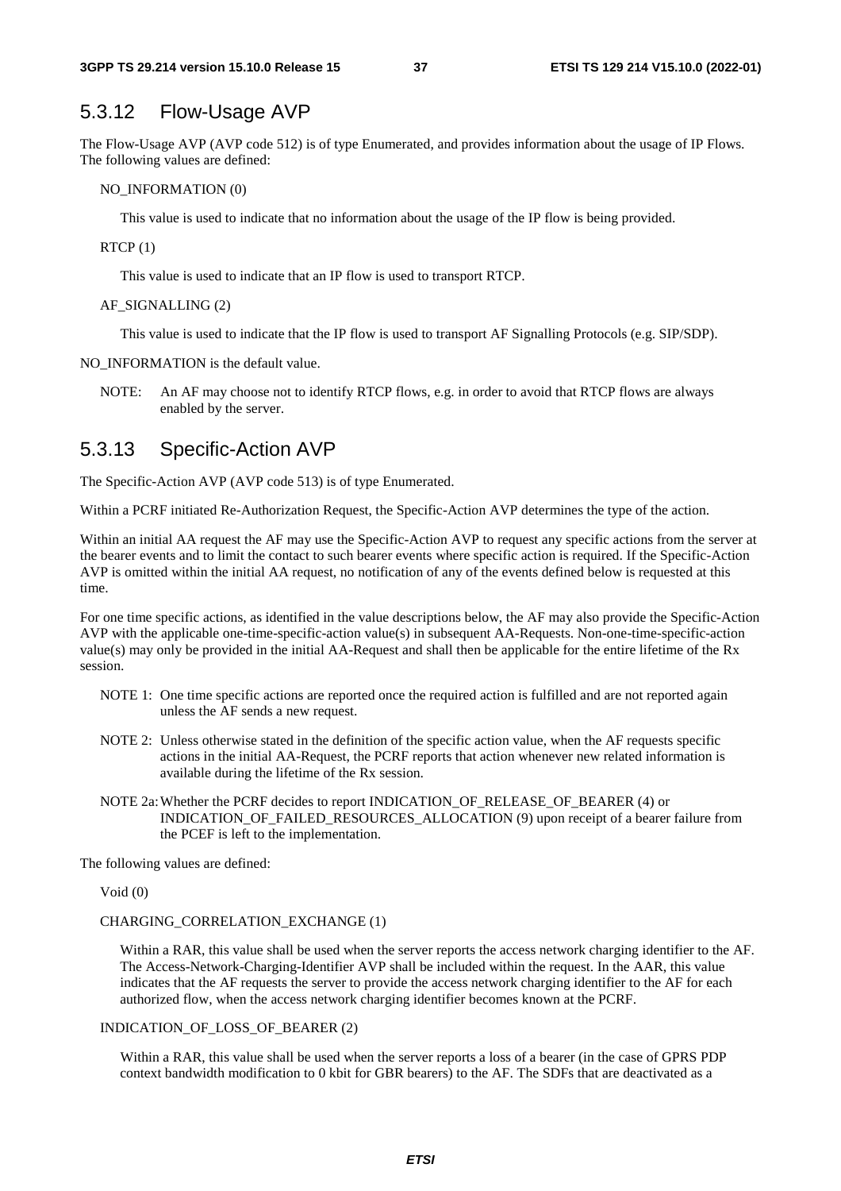## 5.3.12 Flow-Usage AVP

The Flow-Usage AVP (AVP code 512) is of type Enumerated, and provides information about the usage of IP Flows. The following values are defined:

NO_INFORMATION (0)

This value is used to indicate that no information about the usage of the IP flow is being provided.

RTCP (1)

This value is used to indicate that an IP flow is used to transport RTCP.

AF_SIGNALLING (2)

This value is used to indicate that the IP flow is used to transport AF Signalling Protocols (e.g. SIP/SDP).

NO_INFORMATION is the default value.

NOTE: An AF may choose not to identify RTCP flows, e.g. in order to avoid that RTCP flows are always enabled by the server.

## 5.3.13 Specific-Action AVP

The Specific-Action AVP (AVP code 513) is of type Enumerated.

Within a PCRF initiated Re-Authorization Request, the Specific-Action AVP determines the type of the action.

Within an initial AA request the AF may use the Specific-Action AVP to request any specific actions from the server at the bearer events and to limit the contact to such bearer events where specific action is required. If the Specific-Action AVP is omitted within the initial AA request, no notification of any of the events defined below is requested at this time.

For one time specific actions, as identified in the value descriptions below, the AF may also provide the Specific-Action AVP with the applicable one-time-specific-action value(s) in subsequent AA-Requests. Non-one-time-specific-action value(s) may only be provided in the initial AA-Request and shall then be applicable for the entire lifetime of the Rx session.

NOTE 1: One time specific actions are reported once the required action is fulfilled and are not reported again unless the AF sends a new request.

NOTE 2: Unless otherwise stated in the definition of the specific action value, when the AF requests specific actions in the initial AA-Request, the PCRF reports that action whenever new related information is available during the lifetime of the Rx session.

NOTE 2a: Whether the PCRF decides to report INDICATION_OF_RELEASE_OF_BEARER (4) or INDICATION_OF_FAILED_RESOURCES_ALLOCATION (9) upon receipt of a bearer failure from the PCEF is left to the implementation.

The following values are defined:

Void (0)

CHARGING_CORRELATION_EXCHANGE (1)

Within a RAR, this value shall be used when the server reports the access network charging identifier to the AF. The Access-Network-Charging-Identifier AVP shall be included within the request. In the AAR, this value indicates that the AF requests the server to provide the access network charging identifier to the AF for each authorized flow, when the access network charging identifier becomes known at the PCRF.

INDICATION_OF_LOSS_OF_BEARER (2)

Within a RAR, this value shall be used when the server reports a loss of a bearer (in the case of GPRS PDP context bandwidth modification to 0 kbit for GBR bearers) to the AF. The SDFs that are deactivated as a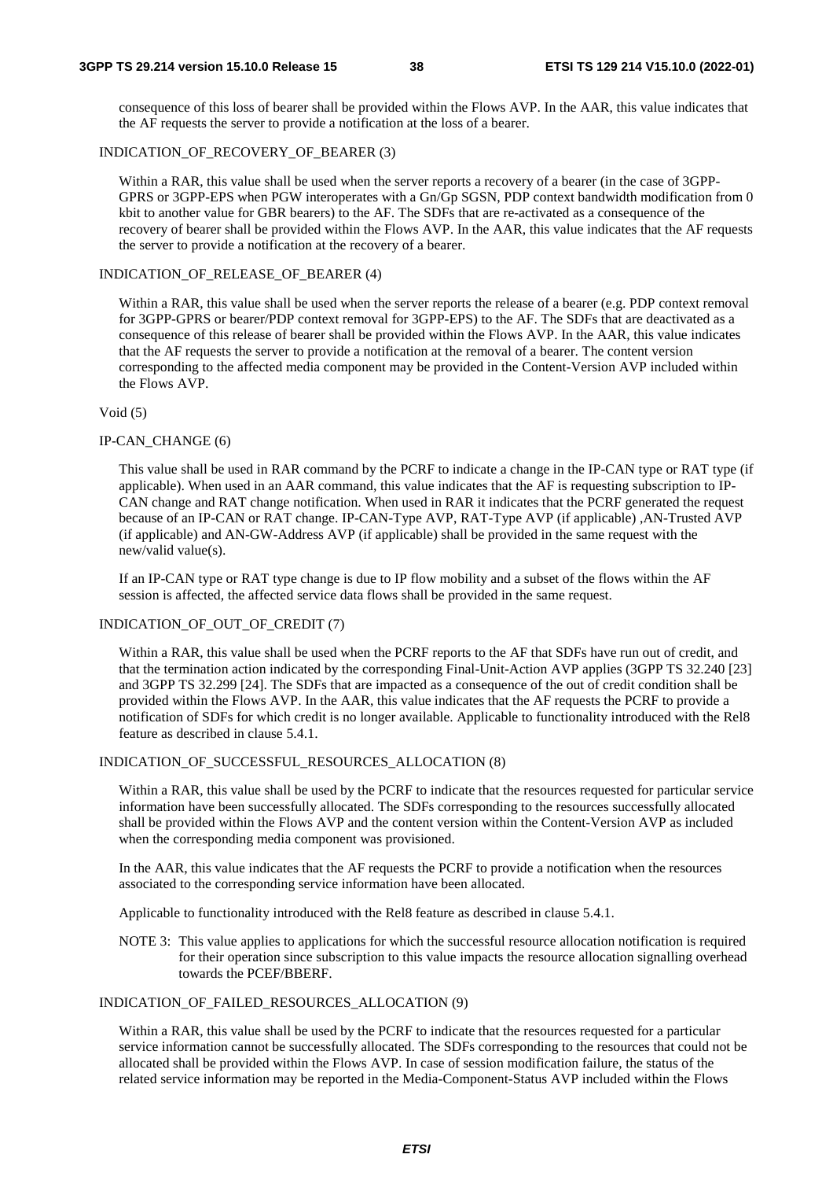consequence of this loss of bearer shall be provided within the Flows AVP. In the AAR, this value indicates that the AF requests the server to provide a notification at the loss of a bearer.

INDICATION_OF_RECOVERY_OF_BEARER (3)

Within a RAR, this value shall be used when the server reports a recovery of a bearer (in the case of 3GPP-GPRS or 3GPP-EPS when PGW interoperates with a Gn/Gp SGSN, PDP context bandwidth modification from 0 kbit to another value for GBR bearers) to the AF. The SDFs that are re-activated as a consequence of the recovery of bearer shall be provided within the Flows AVP. In the AAR, this value indicates that the AF requests the server to provide a notification at the recovery of a bearer.

INDICATION_OF_RELEASE_OF_BEARER (4)

Within a RAR, this value shall be used when the server reports the release of a bearer (e.g. PDP context removal for 3GPP-GPRS or bearer/PDP context removal for 3GPP-EPS) to the AF. The SDFs that are deactivated as a consequence of this release of bearer shall be provided within the Flows AVP. In the AAR, this value indicates that the AF requests the server to provide a notification at the removal of a bearer. The content version corresponding to the affected media component may be provided in the Content-Version AVP included within the Flows AVP.

Void (5)

IP-CAN_CHANGE (6)

This value shall be used in RAR command by the PCRF to indicate a change in the IP-CAN type or RAT type (if applicable). When used in an AAR command, this value indicates that the AF is requesting subscription to IP-CAN change and RAT change notification. When used in RAR it indicates that the PCRF generated the request because of an IP-CAN or RAT change. IP-CAN-Type AVP, RAT-Type AVP (if applicable) ,AN-Trusted AVP (if applicable) and AN-GW-Address AVP (if applicable) shall be provided in the same request with the new/valid value(s).

If an IP-CAN type or RAT type change is due to IP flow mobility and a subset of the flows within the AF session is affected, the affected service data flows shall be provided in the same request.

INDICATION_OF_OUT_OF_CREDIT (7)

Within a RAR, this value shall be used when the PCRF reports to the AF that SDFs have run out of credit, and that the termination action indicated by the corresponding Final-Unit-Action AVP applies (3GPP TS 32.240 [23] and 3GPP TS 32.299 [24]. The SDFs that are impacted as a consequence of the out of credit condition shall be provided within the Flows AVP. In the AAR, this value indicates that the AF requests the PCRF to provide a notification of SDFs for which credit is no longer available. Applicable to functionality introduced with the Rel8 feature as described in clause 5.4.1.

INDICATION_OF_SUCCESSFUL_RESOURCES_ALLOCATION (8)

Within a RAR, this value shall be used by the PCRF to indicate that the resources requested for particular service information have been successfully allocated. The SDFs corresponding to the resources successfully allocated shall be provided within the Flows AVP and the content version within the Content-Version AVP as included when the corresponding media component was provisioned.

In the AAR, this value indicates that the AF requests the PCRF to provide a notification when the resources associated to the corresponding service information have been allocated.

Applicable to functionality introduced with the Rel8 feature as described in clause 5.4.1.

NOTE 3: This value applies to applications for which the successful resource allocation notification is required for their operation since subscription to this value impacts the resource allocation signalling overhead towards the PCEF/BBERF.

INDICATION_OF_FAILED_RESOURCES_ALLOCATION (9)

Within a RAR, this value shall be used by the PCRF to indicate that the resources requested for a particular service information cannot be successfully allocated. The SDFs corresponding to the resources that could not be allocated shall be provided within the Flows AVP. In case of session modification failure, the status of the related service information may be reported in the Media-Component-Status AVP included within the Flows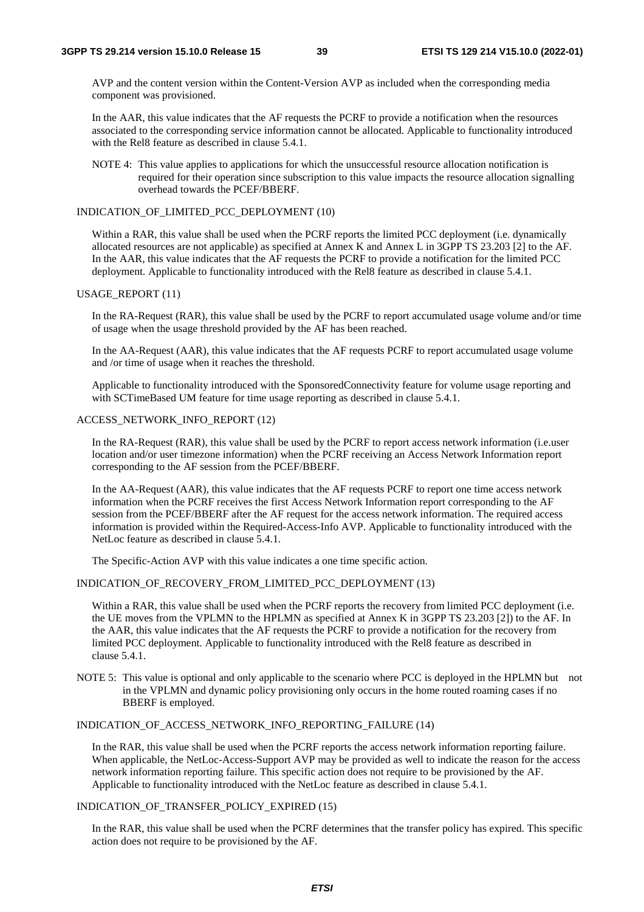AVP and the content version within the Content-Version AVP as included when the corresponding media component was provisioned.

In the AAR, this value indicates that the AF requests the PCRF to provide a notification when the resources associated to the corresponding service information cannot be allocated. Applicable to functionality introduced with the Rel8 feature as described in clause 5.4.1.

NOTE 4: This value applies to applications for which the unsuccessful resource allocation notification is required for their operation since subscription to this value impacts the resource allocation signalling overhead towards the PCEF/BBERF.

INDICATION_OF_LIMITED_PCC_DEPLOYMENT (10)

Within a RAR, this value shall be used when the PCRF reports the limited PCC deployment (i.e. dynamically allocated resources are not applicable) as specified at Annex K and Annex L in 3GPP TS 23.203 [2] to the AF. In the AAR, this value indicates that the AF requests the PCRF to provide a notification for the limited PCC deployment. Applicable to functionality introduced with the Rel8 feature as described in clause 5.4.1.

USAGE_REPORT (11)

In the RA-Request (RAR), this value shall be used by the PCRF to report accumulated usage volume and/or time of usage when the usage threshold provided by the AF has been reached.

In the AA-Request (AAR), this value indicates that the AF requests PCRF to report accumulated usage volume and /or time of usage when it reaches the threshold.

Applicable to functionality introduced with the SponsoredConnectivity feature for volume usage reporting and with SCTimeBased UM feature for time usage reporting as described in clause 5.4.1.

ACCESS_NETWORK_INFO_REPORT (12)

In the RA-Request (RAR), this value shall be used by the PCRF to report access network information (i.e.user location and/or user timezone information) when the PCRF receiving an Access Network Information report corresponding to the AF session from the PCEF/BBERF.

In the AA-Request (AAR), this value indicates that the AF requests PCRF to report one time access network information when the PCRF receives the first Access Network Information report corresponding to the AF session from the PCEF/BBERF after the AF request for the access network information. The required access information is provided within the Required-Access-Info AVP. Applicable to functionality introduced with the NetLoc feature as described in clause 5.4.1.

The Specific-Action AVP with this value indicates a one time specific action.

INDICATION_OF_RECOVERY_FROM_LIMITED_PCC_DEPLOYMENT (13)

Within a RAR, this value shall be used when the PCRF reports the recovery from limited PCC deployment (i.e. the UE moves from the VPLMN to the HPLMN as specified at Annex K in 3GPP TS 23.203 [2]) to the AF. In the AAR, this value indicates that the AF requests the PCRF to provide a notification for the recovery from limited PCC deployment. Applicable to functionality introduced with the Rel8 feature as described in clause 5.4.1.

NOTE 5: This value is optional and only applicable to the scenario where PCC is deployed in the HPLMN but not in the VPLMN and dynamic policy provisioning only occurs in the home routed roaming cases if no BBERF is employed.

INDICATION_OF_ACCESS_NETWORK_INFO_REPORTING_FAILURE (14)

In the RAR, this value shall be used when the PCRF reports the access network information reporting failure. When applicable, the NetLoc-Access-Support AVP may be provided as well to indicate the reason for the access network information reporting failure. This specific action does not require to be provisioned by the AF. Applicable to functionality introduced with the NetLoc feature as described in clause 5.4.1.

INDICATION_OF_TRANSFER_POLICY_EXPIRED (15)

In the RAR, this value shall be used when the PCRF determines that the transfer policy has expired. This specific action does not require to be provisioned by the AF.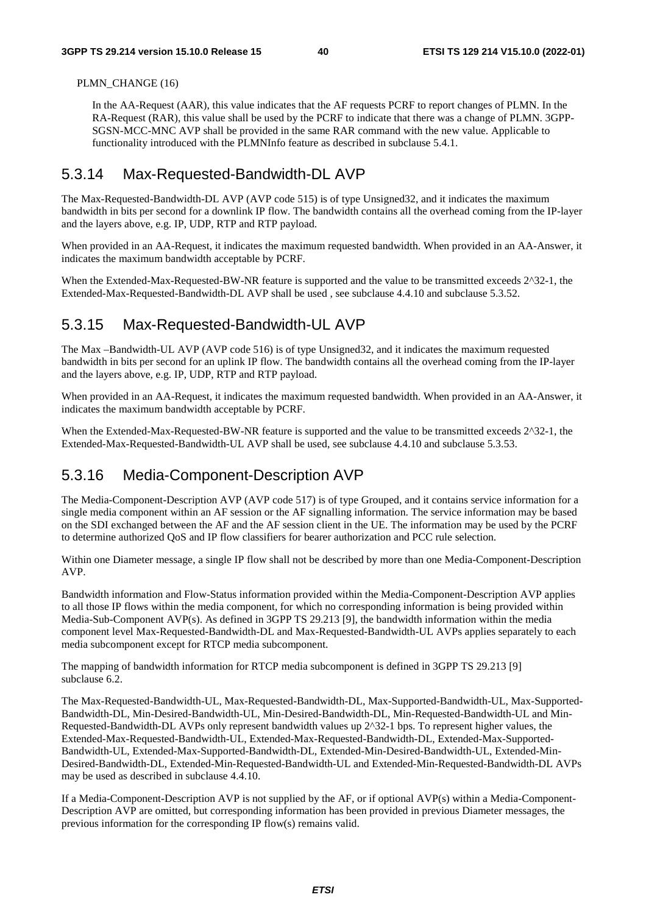PLMN_CHANGE (16)

In the AA-Request (AAR), this value indicates that the AF requests PCRF to report changes of PLMN. In the RA-Request (RAR), this value shall be used by the PCRF to indicate that there was a change of PLMN. 3GPP-SGSN-MCC-MNC AVP shall be provided in the same RAR command with the new value. Applicable to functionality introduced with the PLMNInfo feature as described in subclause 5.4.1.

## 5.3.14 Max-Requested-Bandwidth-DL AVP

The Max-Requested-Bandwidth-DL AVP (AVP code 515) is of type Unsigned32, and it indicates the maximum bandwidth in bits per second for a downlink IP flow. The bandwidth contains all the overhead coming from the IP-layer and the layers above, e.g. IP, UDP, RTP and RTP payload.

When provided in an AA-Request, it indicates the maximum requested bandwidth. When provided in an AA-Answer, it indicates the maximum bandwidth acceptable by PCRF.

When the Extended-Max-Requested-BW-NR feature is supported and the value to be transmitted exceeds 2^32-1, the Extended-Max-Requested-Bandwidth-DL AVP shall be used , see subclause 4.4.10 and subclause 5.3.52.

## 5.3.15 Max-Requested-Bandwidth-UL AVP

The Max –Bandwidth-UL AVP (AVP code 516) is of type Unsigned32, and it indicates the maximum requested bandwidth in bits per second for an uplink IP flow. The bandwidth contains all the overhead coming from the IP-layer and the layers above, e.g. IP, UDP, RTP and RTP payload.

When provided in an AA-Request, it indicates the maximum requested bandwidth. When provided in an AA-Answer, it indicates the maximum bandwidth acceptable by PCRF.

When the Extended-Max-Requested-BW-NR feature is supported and the value to be transmitted exceeds 2^32-1, the Extended-Max-Requested-Bandwidth-UL AVP shall be used, see subclause 4.4.10 and subclause 5.3.53.

## 5.3.16 Media-Component-Description AVP

The Media-Component-Description AVP (AVP code 517) is of type Grouped, and it contains service information for a single media component within an AF session or the AF signalling information. The service information may be based on the SDI exchanged between the AF and the AF session client in the UE. The information may be used by the PCRF to determine authorized QoS and IP flow classifiers for bearer authorization and PCC rule selection.

Within one Diameter message, a single IP flow shall not be described by more than one Media-Component-Description AVP.

Bandwidth information and Flow-Status information provided within the Media-Component-Description AVP applies to all those IP flows within the media component, for which no corresponding information is being provided within Media-Sub-Component AVP(s). As defined in 3GPP TS 29.213 [9], the bandwidth information within the media component level Max-Requested-Bandwidth-DL and Max-Requested-Bandwidth-UL AVPs applies separately to each media subcomponent except for RTCP media subcomponent.

The mapping of bandwidth information for RTCP media subcomponent is defined in 3GPP TS 29.213 [9] subclause 6.2.

The Max-Requested-Bandwidth-UL, Max-Requested-Bandwidth-DL, Max-Supported-Bandwidth-UL, Max-Supported-Bandwidth-DL, Min-Desired-Bandwidth-UL, Min-Desired-Bandwidth-DL, Min-Requested-Bandwidth-UL and Min-Requested-Bandwidth-DL AVPs only represent bandwidth values up 2^32-1 bps. To represent higher values, the Extended-Max-Requested-Bandwidth-UL, Extended-Max-Requested-Bandwidth-DL, Extended-Max-Supported-Bandwidth-UL, Extended-Max-Supported-Bandwidth-DL, Extended-Min-Desired-Bandwidth-UL, Extended-Min-Desired-Bandwidth-DL, Extended-Min-Requested-Bandwidth-UL and Extended-Min-Requested-Bandwidth-DL AVPs may be used as described in subclause 4.4.10.

If a Media-Component-Description AVP is not supplied by the AF, or if optional AVP(s) within a Media-Component-Description AVP are omitted, but corresponding information has been provided in previous Diameter messages, the previous information for the corresponding IP flow(s) remains valid.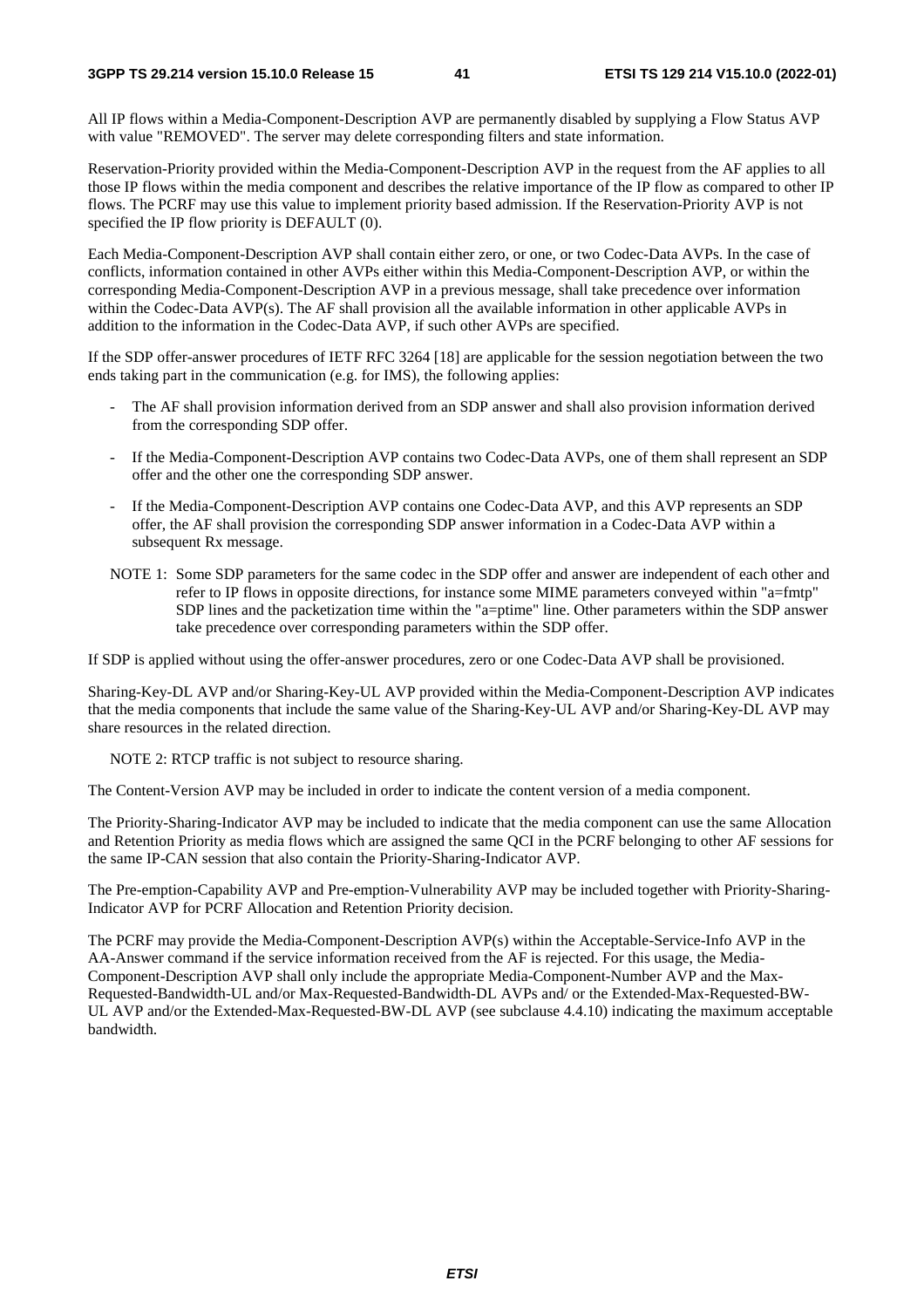All IP flows within a Media-Component-Description AVP are permanently disabled by supplying a Flow Status AVP with value "REMOVED". The server may delete corresponding filters and state information.

Reservation-Priority provided within the Media-Component-Description AVP in the request from the AF applies to all those IP flows within the media component and describes the relative importance of the IP flow as compared to other IP flows. The PCRF may use this value to implement priority based admission. If the Reservation-Priority AVP is not specified the IP flow priority is DEFAULT (0).

Each Media-Component-Description AVP shall contain either zero, or one, or two Codec-Data AVPs. In the case of conflicts, information contained in other AVPs either within this Media-Component-Description AVP, or within the corresponding Media-Component-Description AVP in a previous message, shall take precedence over information within the Codec-Data AVP(s). The AF shall provision all the available information in other applicable AVPs in addition to the information in the Codec-Data AVP, if such other AVPs are specified.

If the SDP offer-answer procedures of IETF RFC 3264 [18] are applicable for the session negotiation between the two ends taking part in the communication (e.g. for IMS), the following applies:

- The AF shall provision information derived from an SDP answer and shall also provision information derived from the corresponding SDP offer.
- If the Media-Component-Description AVP contains two Codec-Data AVPs, one of them shall represent an SDP offer and the other one the corresponding SDP answer.
- If the Media-Component-Description AVP contains one Codec-Data AVP, and this AVP represents an SDP offer, the AF shall provision the corresponding SDP answer information in a Codec-Data AVP within a subsequent Rx message.

NOTE 1: Some SDP parameters for the same codec in the SDP offer and answer are independent of each other and refer to IP flows in opposite directions, for instance some MIME parameters conveyed within "a=fmtp" SDP lines and the packetization time within the "a=ptime" line. Other parameters within the SDP answer take precedence over corresponding parameters within the SDP offer.

If SDP is applied without using the offer-answer procedures, zero or one Codec-Data AVP shall be provisioned.

Sharing-Key-DL AVP and/or Sharing-Key-UL AVP provided within the Media-Component-Description AVP indicates that the media components that include the same value of the Sharing-Key-UL AVP and/or Sharing-Key-DL AVP may share resources in the related direction.

NOTE 2: RTCP traffic is not subject to resource sharing.

The Content-Version AVP may be included in order to indicate the content version of a media component.

The Priority-Sharing-Indicator AVP may be included to indicate that the media component can use the same Allocation and Retention Priority as media flows which are assigned the same QCI in the PCRF belonging to other AF sessions for the same IP-CAN session that also contain the Priority-Sharing-Indicator AVP.

The Pre-emption-Capability AVP and Pre-emption-Vulnerability AVP may be included together with Priority-Sharing-Indicator AVP for PCRF Allocation and Retention Priority decision.

The PCRF may provide the Media-Component-Description AVP(s) within the Acceptable-Service-Info AVP in the AA-Answer command if the service information received from the AF is rejected. For this usage, the Media-Component-Description AVP shall only include the appropriate Media-Component-Number AVP and the Max-Requested-Bandwidth-UL and/or Max-Requested-Bandwidth-DL AVPs and/ or the Extended-Max-Requested-BW-UL AVP and/or the Extended-Max-Requested-BW-DL AVP (see subclause 4.4.10) indicating the maximum acceptable bandwidth.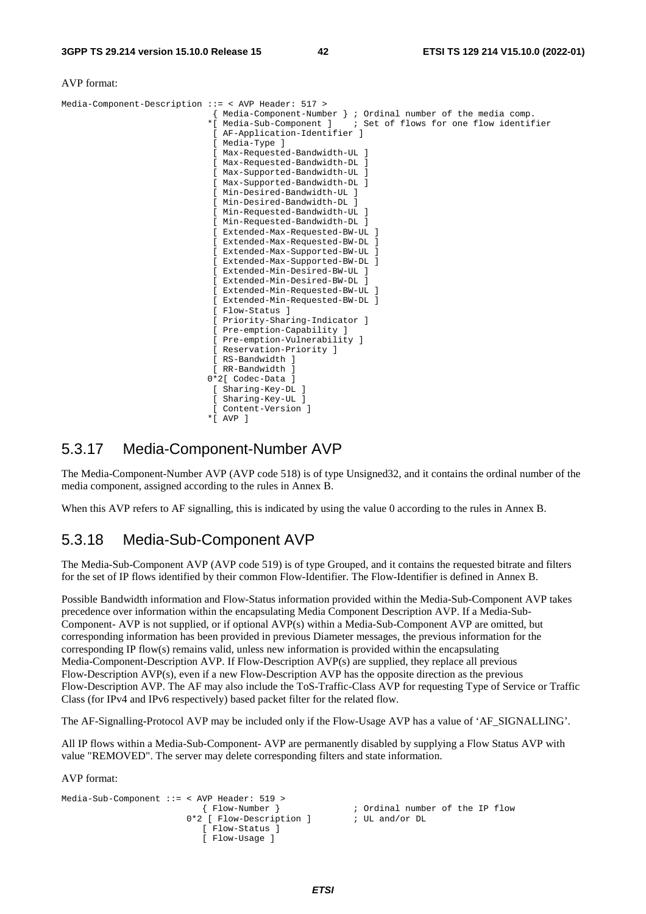AVP format:

```
Media-Component-Description ::= < AVP Header: 517 >
                                 { Media-Component-Number } ; Ordinal number of the media comp.
                                *[ Media-Sub-Component ]    ; Set of flows for one flow identifier
                                 [ AF-Application-Identifier ]
                                 [ Media-Type ]
                                 [ Max-Requested-Bandwidth-UL ]
                                 [ Max-Requested-Bandwidth-DL ]
                                 [ Max-Supported-Bandwidth-UL ]
                                 [ Max-Supported-Bandwidth-DL ]
                                 [ Min-Desired-Bandwidth-UL ]
                                 [ Min-Desired-Bandwidth-DL ]
                                 [ Min-Requested-Bandwidth-UL ]
                                 [ Min-Requested-Bandwidth-DL ]
                                 [ Extended-Max-Requested-BW-UL ]
                                 [ Extended-Max-Requested-BW-DL ]
                                 [ Extended-Max-Supported-BW-UL ]
                                 [ Extended-Max-Supported-BW-DL ]
                                 [ Extended-Min-Desired-BW-UL ]
                                 [ Extended-Min-Desired-BW-DL ]
                                 [ Extended-Min-Requested-BW-UL ]
                                 [ Extended-Min-Requested-BW-DL ]
                                 [ Flow-Status ]
                                 [ Priority-Sharing-Indicator ]
                                 [ Pre-emption-Capability ]
                                 [ Pre-emption-Vulnerability ]
                                 [ Reservation-Priority ]
                                 [ RS-Bandwidth ]
                                 [ RR-Bandwidth ]
                                0*2[ Codec-Data ]
                                 [ Sharing-Key-DL ]
                                 [ Sharing-Key-UL ]
                                 [ Content-Version ]
                                *[ AVP ]
```

## 5.3.17 Media-Component-Number AVP

The Media-Component-Number AVP (AVP code 518) is of type Unsigned32, and it contains the ordinal number of the media component, assigned according to the rules in Annex B.

When this AVP refers to AF signalling, this is indicated by using the value 0 according to the rules in Annex B.

## 5.3.18 Media-Sub-Component AVP

The Media-Sub-Component AVP (AVP code 519) is of type Grouped, and it contains the requested bitrate and filters for the set of IP flows identified by their common Flow-Identifier. The Flow-Identifier is defined in Annex B.

Possible Bandwidth information and Flow-Status information provided within the Media-Sub-Component AVP takes precedence over information within the encapsulating Media Component Description AVP. If a Media-Sub-Component- AVP is not supplied, or if optional AVP(s) within a Media-Sub-Component AVP are omitted, but corresponding information has been provided in previous Diameter messages, the previous information for the corresponding IP flow(s) remains valid, unless new information is provided within the encapsulating Media-Component-Description AVP. If Flow-Description AVP(s) are supplied, they replace all previous Flow-Description AVP(s), even if a new Flow-Description AVP has the opposite direction as the previous Flow-Description AVP. The AF may also include the ToS-Traffic-Class AVP for requesting Type of Service or Traffic Class (for IPv4 and IPv6 respectively) based packet filter for the related flow.

The AF-Signalling-Protocol AVP may be included only if the Flow-Usage AVP has a value of 'AF_SIGNALLING'.

All IP flows within a Media-Sub-Component- AVP are permanently disabled by supplying a Flow Status AVP with value "REMOVED". The server may delete corresponding filters and state information.

AVP format:

```
Media-Sub-Component ::= < AVP Header: 519 >
                          { Flow-Number }              ; Ordinal number of the IP flow
                       0*2 [ Flow-Description ]        ; UL and/or DL
                          [ Flow-Status ]
                          [ Flow-Usage ]
```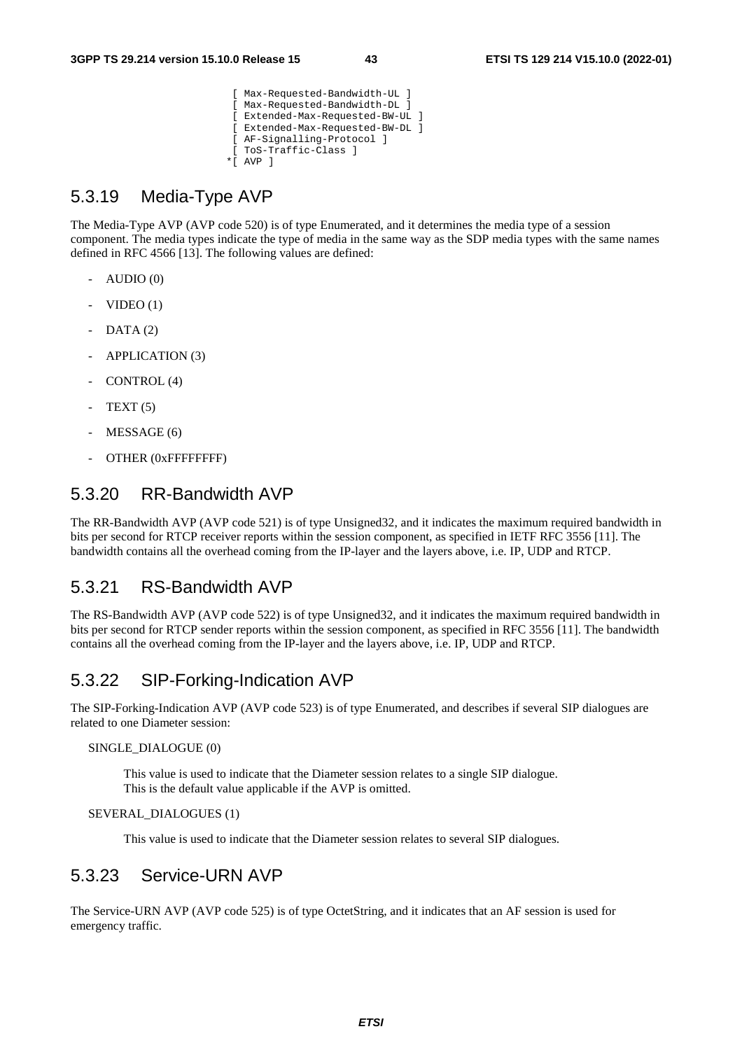```
                              [ Max-Requested-Bandwidth-UL ]
                              [ Max-Requested-Bandwidth-DL ]
                              [ Extended-Max-Requested-BW-UL ]
                              [ Extended-Max-Requested-BW-DL ]
                              [ AF-Signalling-Protocol ]
                              [ ToS-Traffic-Class ]
                             *[ AVP ]
```

### 5.3.19 Media-Type AVP

The Media-Type AVP (AVP code 520) is of type Enumerated, and it determines the media type of a session component. The media types indicate the type of media in the same way as the SDP media types with the same names defined in RFC 4566 [13]. The following values are defined:

- AUDIO (0)
- VIDEO (1)
- DATA (2)
- APPLICATION (3)
- CONTROL (4)
- TEXT (5)
- MESSAGE (6)
- OTHER (0xFFFFFFFF)

### 5.3.20 RR-Bandwidth AVP

The RR-Bandwidth AVP (AVP code 521) is of type Unsigned32, and it indicates the maximum required bandwidth in bits per second for RTCP receiver reports within the session component, as specified in IETF RFC 3556 [11]. The bandwidth contains all the overhead coming from the IP-layer and the layers above, i.e. IP, UDP and RTCP.

### 5.3.21 RS-Bandwidth AVP

The RS-Bandwidth AVP (AVP code 522) is of type Unsigned32, and it indicates the maximum required bandwidth in bits per second for RTCP sender reports within the session component, as specified in RFC 3556 [11]. The bandwidth contains all the overhead coming from the IP-layer and the layers above, i.e. IP, UDP and RTCP.

### 5.3.22 SIP-Forking-Indication AVP

The SIP-Forking-Indication AVP (AVP code 523) is of type Enumerated, and describes if several SIP dialogues are related to one Diameter session:

SINGLE_DIALOGUE (0)

This value is used to indicate that the Diameter session relates to a single SIP dialogue.
This is the default value applicable if the AVP is omitted.

SEVERAL_DIALOGUES (1)

This value is used to indicate that the Diameter session relates to several SIP dialogues.

### 5.3.23 Service-URN AVP

The Service-URN AVP (AVP code 525) is of type OctetString, and it indicates that an AF session is used for emergency traffic.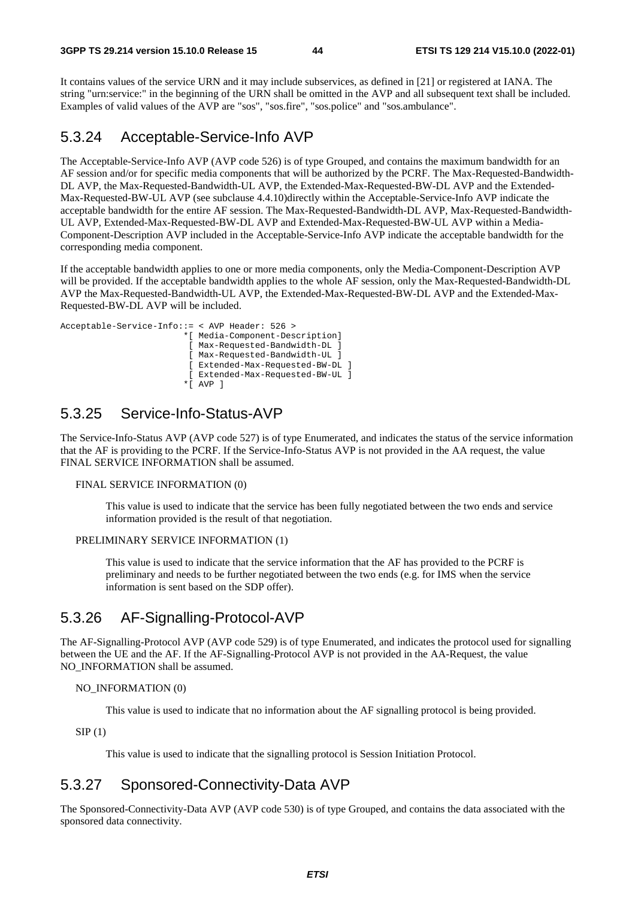It contains values of the service URN and it may include subservices, as defined in [21] or registered at IANA. The string "urn:service:" in the beginning of the URN shall be omitted in the AVP and all subsequent text shall be included. Examples of valid values of the AVP are "sos", "sos.fire", "sos.police" and "sos.ambulance".

## 5.3.24 Acceptable-Service-Info AVP

The Acceptable-Service-Info AVP (AVP code 526) is of type Grouped, and contains the maximum bandwidth for an AF session and/or for specific media components that will be authorized by the PCRF. The Max-Requested-Bandwidth-DL AVP, the Max-Requested-Bandwidth-UL AVP, the Extended-Max-Requested-BW-DL AVP and the Extended-Max-Requested-BW-UL AVP (see subclause 4.4.10)directly within the Acceptable-Service-Info AVP indicate the acceptable bandwidth for the entire AF session. The Max-Requested-Bandwidth-DL AVP, Max-Requested-Bandwidth-UL AVP, Extended-Max-Requested-BW-DL AVP and Extended-Max-Requested-BW-UL AVP within a Media-Component-Description AVP included in the Acceptable-Service-Info AVP indicate the acceptable bandwidth for the corresponding media component.

If the acceptable bandwidth applies to one or more media components, only the Media-Component-Description AVP will be provided. If the acceptable bandwidth applies to the whole AF session, only the Max-Requested-Bandwidth-DL AVP the Max-Requested-Bandwidth-UL AVP, the Extended-Max-Requested-BW-DL AVP and the Extended-Max-Requested-BW-DL AVP will be included.

```
Acceptable-Service-Info::= < AVP Header: 526 >
                         *[ Media-Component-Description]
                          [ Max-Requested-Bandwidth-DL ]
                          [ Max-Requested-Bandwidth-UL ]
                          [ Extended-Max-Requested-BW-DL ]
                          [ Extended-Max-Requested-BW-UL ]
                         *[ AVP ]
```

## 5.3.25 Service-Info-Status-AVP

The Service-Info-Status AVP (AVP code 527) is of type Enumerated, and indicates the status of the service information that the AF is providing to the PCRF. If the Service-Info-Status AVP is not provided in the AA request, the value FINAL SERVICE INFORMATION shall be assumed.

FINAL SERVICE INFORMATION (0)

This value is used to indicate that the service has been fully negotiated between the two ends and service information provided is the result of that negotiation.

PRELIMINARY SERVICE INFORMATION (1)

This value is used to indicate that the service information that the AF has provided to the PCRF is preliminary and needs to be further negotiated between the two ends (e.g. for IMS when the service information is sent based on the SDP offer).

## 5.3.26 AF-Signalling-Protocol-AVP

The AF-Signalling-Protocol AVP (AVP code 529) is of type Enumerated, and indicates the protocol used for signalling between the UE and the AF. If the AF-Signalling-Protocol AVP is not provided in the AA-Request, the value NO_INFORMATION shall be assumed.

NO_INFORMATION (0)

This value is used to indicate that no information about the AF signalling protocol is being provided.

SIP (1)

This value is used to indicate that the signalling protocol is Session Initiation Protocol.

## 5.3.27 Sponsored-Connectivity-Data AVP

The Sponsored-Connectivity-Data AVP (AVP code 530) is of type Grouped, and contains the data associated with the sponsored data connectivity.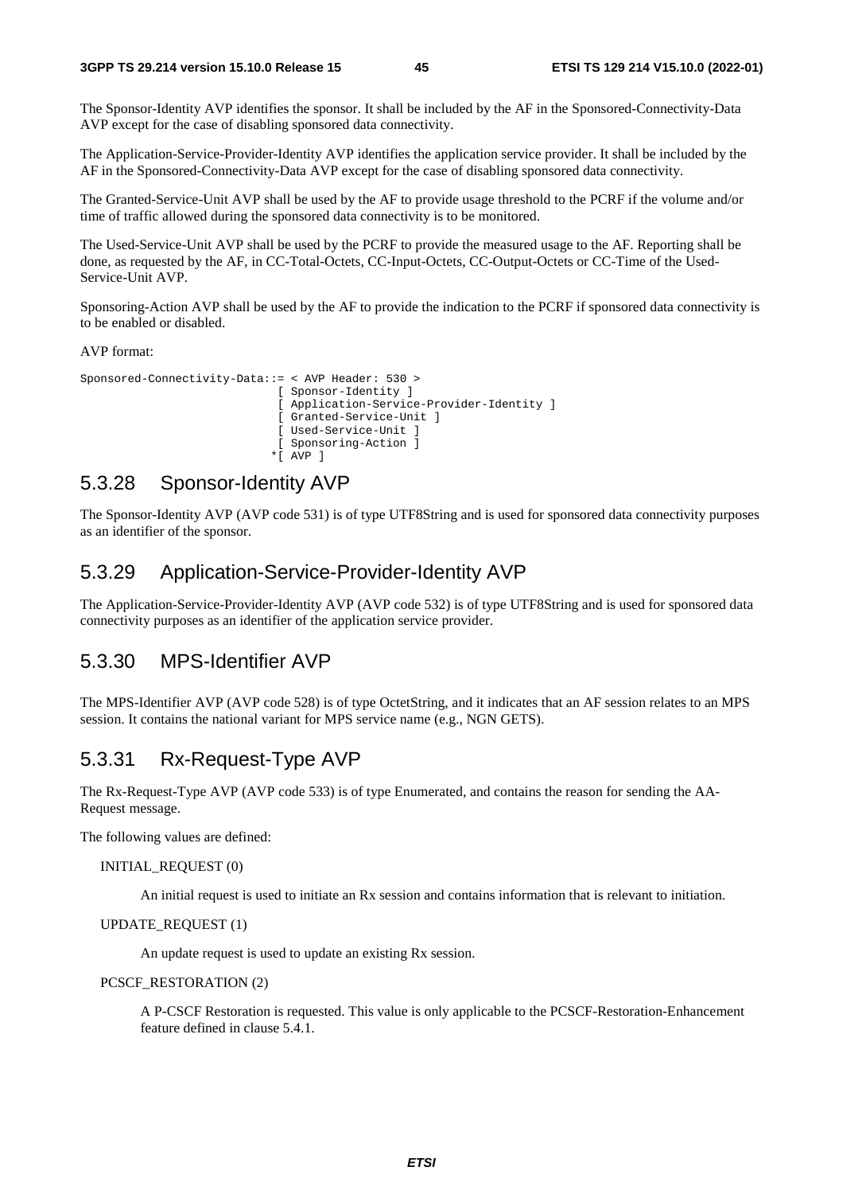The Sponsor-Identity AVP identifies the sponsor. It shall be included by the AF in the Sponsored-Connectivity-Data AVP except for the case of disabling sponsored data connectivity.

The Application-Service-Provider-Identity AVP identifies the application service provider. It shall be included by the AF in the Sponsored-Connectivity-Data AVP except for the case of disabling sponsored data connectivity.

The Granted-Service-Unit AVP shall be used by the AF to provide usage threshold to the PCRF if the volume and/or time of traffic allowed during the sponsored data connectivity is to be monitored.

The Used-Service-Unit AVP shall be used by the PCRF to provide the measured usage to the AF. Reporting shall be done, as requested by the AF, in CC-Total-Octets, CC-Input-Octets, CC-Output-Octets or CC-Time of the Used-Service-Unit AVP.

Sponsoring-Action AVP shall be used by the AF to provide the indication to the PCRF if sponsored data connectivity is to be enabled or disabled.

AVP format:

```
Sponsored-Connectivity-Data::= < AVP Header: 530 >
                               [ Sponsor-Identity ]
                               [ Application-Service-Provider-Identity ]
                               [ Granted-Service-Unit ]
                               [ Used-Service-Unit ]
                               [ Sponsoring-Action ]
                              *[ AVP ]
```

## 5.3.28 Sponsor-Identity AVP

The Sponsor-Identity AVP (AVP code 531) is of type UTF8String and is used for sponsored data connectivity purposes as an identifier of the sponsor.

## 5.3.29 Application-Service-Provider-Identity AVP

The Application-Service-Provider-Identity AVP (AVP code 532) is of type UTF8String and is used for sponsored data connectivity purposes as an identifier of the application service provider.

## 5.3.30 MPS-Identifier AVP

The MPS-Identifier AVP (AVP code 528) is of type OctetString, and it indicates that an AF session relates to an MPS session. It contains the national variant for MPS service name (e.g., NGN GETS).

## 5.3.31 Rx-Request-Type AVP

The Rx-Request-Type AVP (AVP code 533) is of type Enumerated, and contains the reason for sending the AA-Request message.

The following values are defined:

INITIAL_REQUEST (0)

An initial request is used to initiate an Rx session and contains information that is relevant to initiation.

UPDATE_REQUEST (1)

An update request is used to update an existing Rx session.

PCSCF_RESTORATION (2)

A P-CSCF Restoration is requested. This value is only applicable to the PCSCF-Restoration-Enhancement feature defined in clause 5.4.1.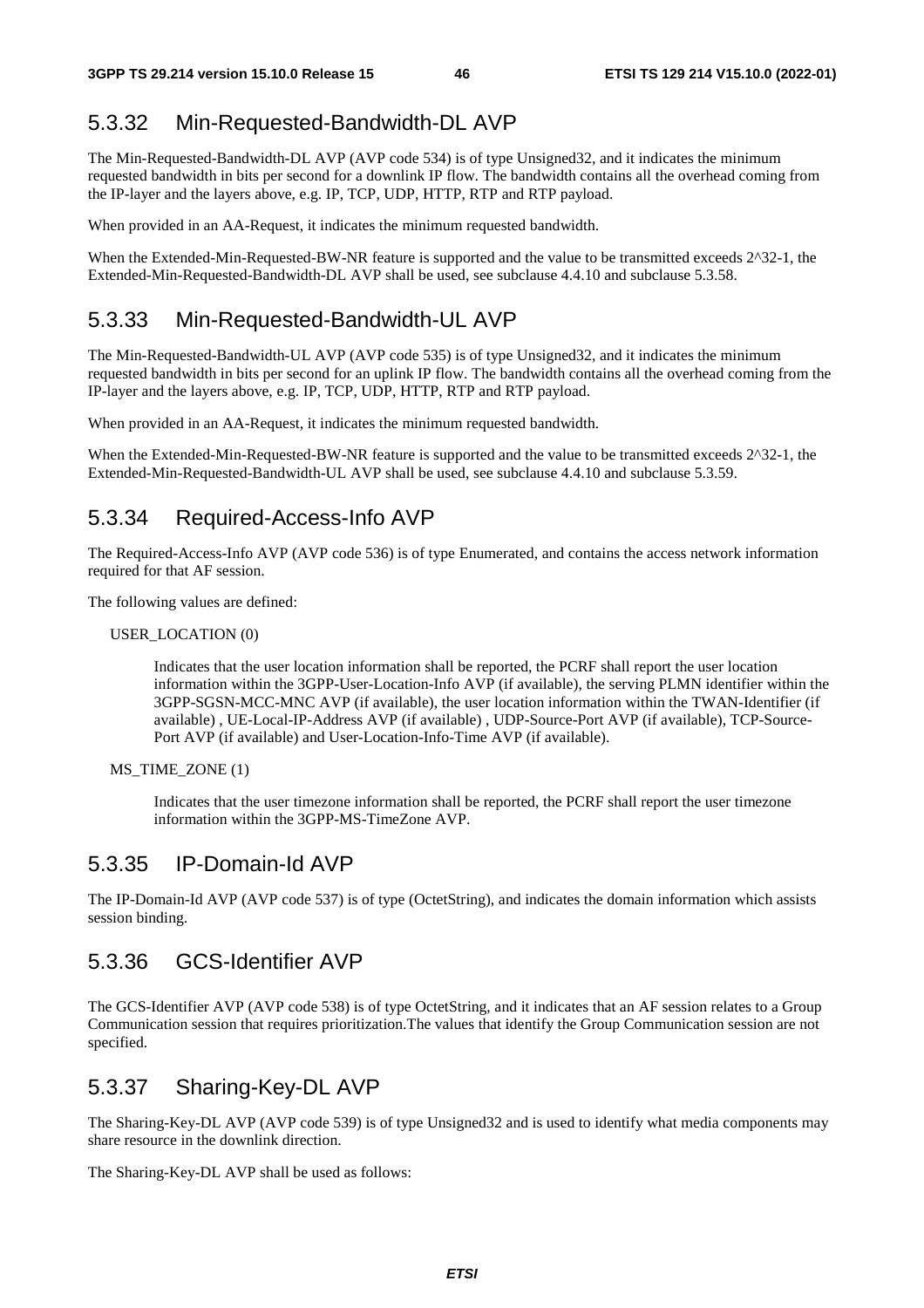### 5.3.32 Min-Requested-Bandwidth-DL AVP

The Min-Requested-Bandwidth-DL AVP (AVP code 534) is of type Unsigned32, and it indicates the minimum requested bandwidth in bits per second for a downlink IP flow. The bandwidth contains all the overhead coming from the IP-layer and the layers above, e.g. IP, TCP, UDP, HTTP, RTP and RTP payload.

When provided in an AA-Request, it indicates the minimum requested bandwidth.

When the Extended-Min-Requested-BW-NR feature is supported and the value to be transmitted exceeds 2^32-1, the Extended-Min-Requested-Bandwidth-DL AVP shall be used, see subclause 4.4.10 and subclause 5.3.58.

### 5.3.33 Min-Requested-Bandwidth-UL AVP

The Min-Requested-Bandwidth-UL AVP (AVP code 535) is of type Unsigned32, and it indicates the minimum requested bandwidth in bits per second for an uplink IP flow. The bandwidth contains all the overhead coming from the IP-layer and the layers above, e.g. IP, TCP, UDP, HTTP, RTP and RTP payload.

When provided in an AA-Request, it indicates the minimum requested bandwidth.

When the Extended-Min-Requested-BW-NR feature is supported and the value to be transmitted exceeds 2^32-1, the Extended-Min-Requested-Bandwidth-UL AVP shall be used, see subclause 4.4.10 and subclause 5.3.59.

### 5.3.34 Required-Access-Info AVP

The Required-Access-Info AVP (AVP code 536) is of type Enumerated, and contains the access network information required for that AF session.

The following values are defined:

USER_LOCATION (0)

> Indicates that the user location information shall be reported, the PCRF shall report the user location information within the 3GPP-User-Location-Info AVP (if available), the serving PLMN identifier within the 3GPP-SGSN-MCC-MNC AVP (if available), the user location information within the TWAN-Identifier (if available) , UE-Local-IP-Address AVP (if available) , UDP-Source-Port AVP (if available), TCP-Source-Port AVP (if available) and User-Location-Info-Time AVP (if available).

MS_TIME_ZONE (1)

> Indicates that the user timezone information shall be reported, the PCRF shall report the user timezone information within the 3GPP-MS-TimeZone AVP.

### 5.3.35 IP-Domain-Id AVP

The IP-Domain-Id AVP (AVP code 537) is of type (OctetString), and indicates the domain information which assists session binding.

### 5.3.36 GCS-Identifier AVP

The GCS-Identifier AVP (AVP code 538) is of type OctetString, and it indicates that an AF session relates to a Group Communication session that requires prioritization.The values that identify the Group Communication session are not specified.

### 5.3.37 Sharing-Key-DL AVP

The Sharing-Key-DL AVP (AVP code 539) is of type Unsigned32 and is used to identify what media components may share resource in the downlink direction.

The Sharing-Key-DL AVP shall be used as follows: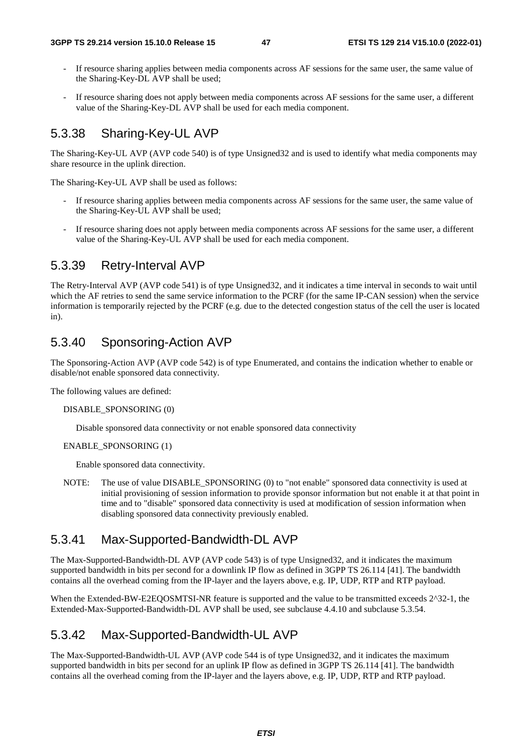- If resource sharing applies between media components across AF sessions for the same user, the same value of the Sharing-Key-DL AVP shall be used;
- If resource sharing does not apply between media components across AF sessions for the same user, a different value of the Sharing-Key-DL AVP shall be used for each media component.

## 5.3.38 Sharing-Key-UL AVP

The Sharing-Key-UL AVP (AVP code 540) is of type Unsigned32 and is used to identify what media components may share resource in the uplink direction.

The Sharing-Key-UL AVP shall be used as follows:

- If resource sharing applies between media components across AF sessions for the same user, the same value of the Sharing-Key-UL AVP shall be used;
- If resource sharing does not apply between media components across AF sessions for the same user, a different value of the Sharing-Key-UL AVP shall be used for each media component.

## 5.3.39 Retry-Interval AVP

The Retry-Interval AVP (AVP code 541) is of type Unsigned32, and it indicates a time interval in seconds to wait until which the AF retries to send the same service information to the PCRF (for the same IP-CAN session) when the service information is temporarily rejected by the PCRF (e.g. due to the detected congestion status of the cell the user is located in).

## 5.3.40 Sponsoring-Action AVP

The Sponsoring-Action AVP (AVP code 542) is of type Enumerated, and contains the indication whether to enable or disable/not enable sponsored data connectivity.

The following values are defined:

DISABLE_SPONSORING (0)

Disable sponsored data connectivity or not enable sponsored data connectivity

ENABLE_SPONSORING (1)

Enable sponsored data connectivity.

NOTE: The use of value DISABLE_SPONSORING (0) to "not enable" sponsored data connectivity is used at initial provisioning of session information to provide sponsor information but not enable it at that point in time and to "disable" sponsored data connectivity is used at modification of session information when disabling sponsored data connectivity previously enabled.

## 5.3.41 Max-Supported-Bandwidth-DL AVP

The Max-Supported-Bandwidth-DL AVP (AVP code 543) is of type Unsigned32, and it indicates the maximum supported bandwidth in bits per second for a downlink IP flow as defined in 3GPP TS 26.114 [41]. The bandwidth contains all the overhead coming from the IP-layer and the layers above, e.g. IP, UDP, RTP and RTP payload.

When the Extended-BW-E2EQOSMTSI-NR feature is supported and the value to be transmitted exceeds $2^{32}-1$, the Extended-Max-Supported-Bandwidth-DL AVP shall be used, see subclause 4.4.10 and subclause 5.3.54.

## 5.3.42 Max-Supported-Bandwidth-UL AVP

The Max-Supported-Bandwidth-UL AVP (AVP code 544 is of type Unsigned32, and it indicates the maximum supported bandwidth in bits per second for an uplink IP flow as defined in 3GPP TS 26.114 [41]. The bandwidth contains all the overhead coming from the IP-layer and the layers above, e.g. IP, UDP, RTP and RTP payload.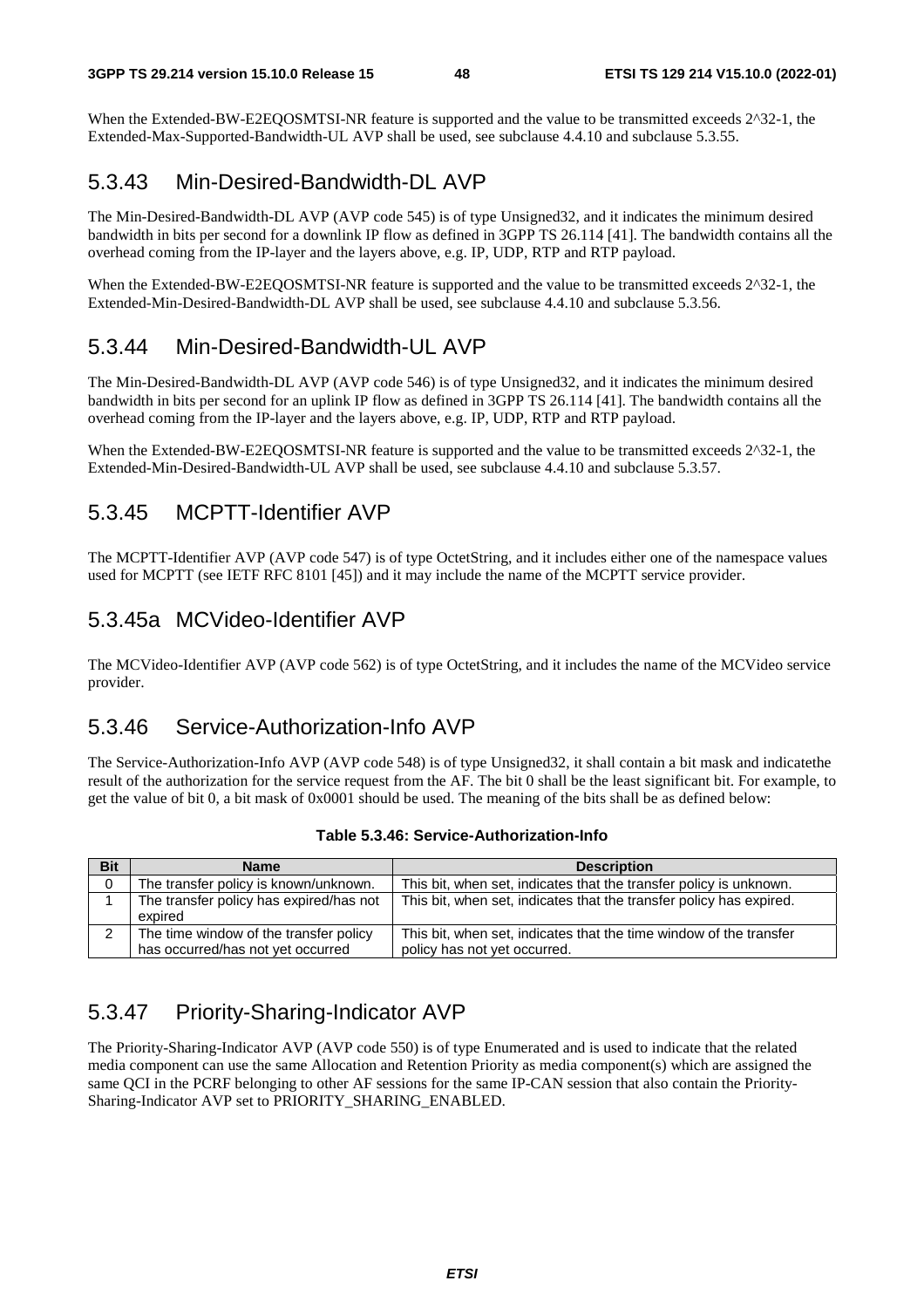When the Extended-BW-E2EQOSMTSI-NR feature is supported and the value to be transmitted exceeds 2^32-1, the Extended-Max-Supported-Bandwidth-UL AVP shall be used, see subclause 4.4.10 and subclause 5.3.55.

### 5.3.43 Min-Desired-Bandwidth-DL AVP

The Min-Desired-Bandwidth-DL AVP (AVP code 545) is of type Unsigned32, and it indicates the minimum desired bandwidth in bits per second for a downlink IP flow as defined in 3GPP TS 26.114 [41]. The bandwidth contains all the overhead coming from the IP-layer and the layers above, e.g. IP, UDP, RTP and RTP payload.

When the Extended-BW-E2EQOSMTSI-NR feature is supported and the value to be transmitted exceeds 2^32-1, the Extended-Min-Desired-Bandwidth-DL AVP shall be used, see subclause 4.4.10 and subclause 5.3.56.

### 5.3.44 Min-Desired-Bandwidth-UL AVP

The Min-Desired-Bandwidth-DL AVP (AVP code 546) is of type Unsigned32, and it indicates the minimum desired bandwidth in bits per second for an uplink IP flow as defined in 3GPP TS 26.114 [41]. The bandwidth contains all the overhead coming from the IP-layer and the layers above, e.g. IP, UDP, RTP and RTP payload.

When the Extended-BW-E2EQOSMTSI-NR feature is supported and the value to be transmitted exceeds 2^32-1, the Extended-Min-Desired-Bandwidth-UL AVP shall be used, see subclause 4.4.10 and subclause 5.3.57.

### 5.3.45 MCPTT-Identifier AVP

The MCPTT-Identifier AVP (AVP code 547) is of type OctetString, and it includes either one of the namespace values used for MCPTT (see IETF RFC 8101 [45]) and it may include the name of the MCPTT service provider.

### 5.3.45a MCVideo-Identifier AVP

The MCVideo-Identifier AVP (AVP code 562) is of type OctetString, and it includes the name of the MCVideo service provider.

### 5.3.46 Service-Authorization-Info AVP

The Service-Authorization-Info AVP (AVP code 548) is of type Unsigned32, it shall contain a bit mask and indicatethe result of the authorization for the service request from the AF. The bit 0 shall be the least significant bit. For example, to get the value of bit 0, a bit mask of 0x0001 should be used. The meaning of the bits shall be as defined below:

**Table 5.3.46: Service-Authorization-Info**

| Bit | Name | Description |
|---|---|---|
| 0 | The transfer policy is known/unknown. | This bit, when set, indicates that the transfer policy is unknown. |
| 1 | The transfer policy has expired/has not expired | This bit, when set, indicates that the transfer policy has expired. |
| 2 | The time window of the transfer policy has occurred/has not yet occurred | This bit, when set, indicates that the time window of the transfer policy has not yet occurred. |

### 5.3.47 Priority-Sharing-Indicator AVP

The Priority-Sharing-Indicator AVP (AVP code 550) is of type Enumerated and is used to indicate that the related media component can use the same Allocation and Retention Priority as media component(s) which are assigned the same QCI in the PCRF belonging to other AF sessions for the same IP-CAN session that also contain the Priority-Sharing-Indicator AVP set to PRIORITY_SHARING_ENABLED.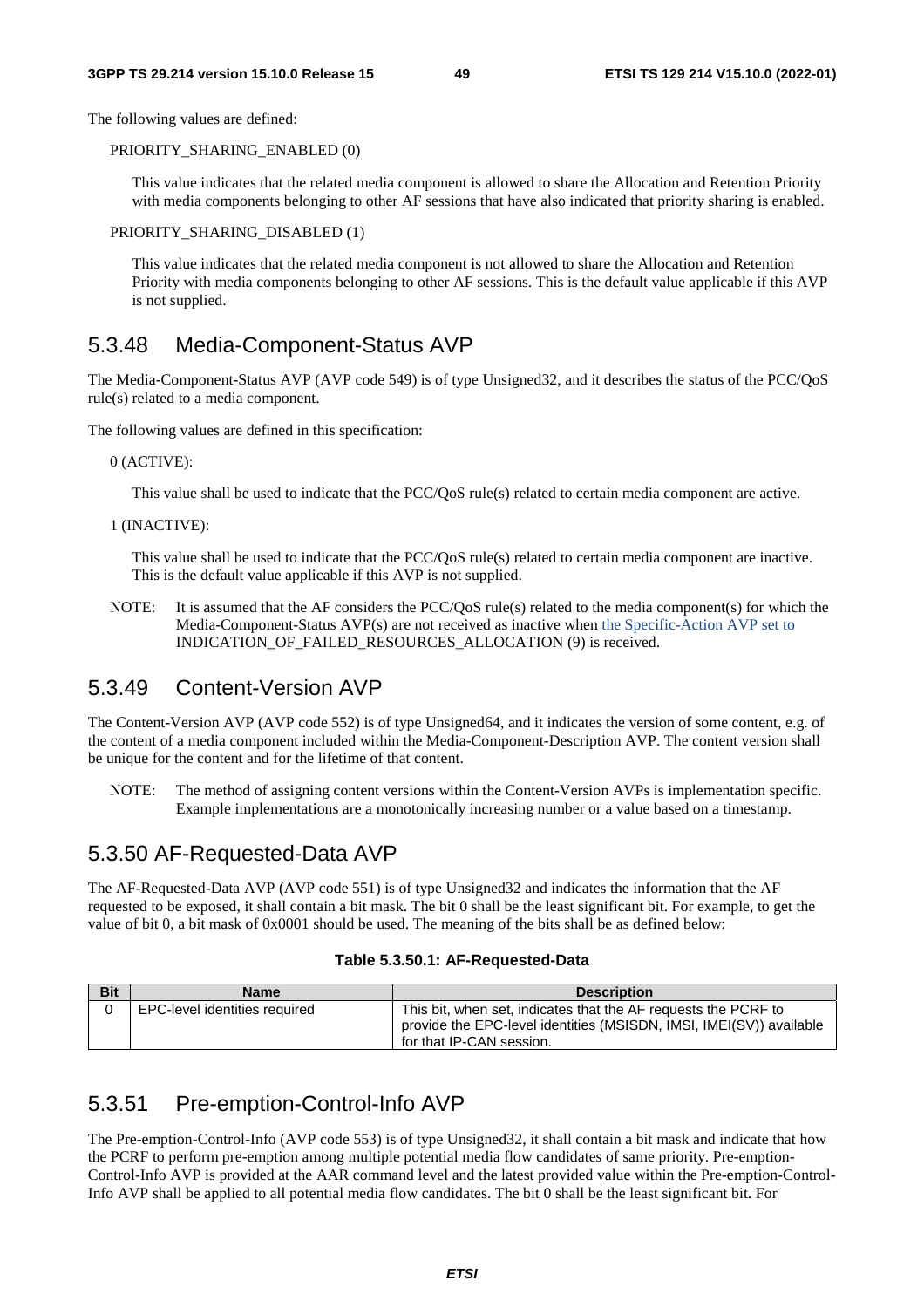The following values are defined:

PRIORITY_SHARING_ENABLED (0)

This value indicates that the related media component is allowed to share the Allocation and Retention Priority with media components belonging to other AF sessions that have also indicated that priority sharing is enabled.

PRIORITY_SHARING_DISABLED (1)

This value indicates that the related media component is not allowed to share the Allocation and Retention Priority with media components belonging to other AF sessions. This is the default value applicable if this AVP is not supplied.

## 5.3.48 Media-Component-Status AVP

The Media-Component-Status AVP (AVP code 549) is of type Unsigned32, and it describes the status of the PCC/QoS rule(s) related to a media component.

The following values are defined in this specification:

0 (ACTIVE):

This value shall be used to indicate that the PCC/QoS rule(s) related to certain media component are active.

1 (INACTIVE):

This value shall be used to indicate that the PCC/QoS rule(s) related to certain media component are inactive. This is the default value applicable if this AVP is not supplied.

NOTE: It is assumed that the AF considers the PCC/QoS rule(s) related to the media component(s) for which the Media-Component-Status AVP(s) are not received as inactive when the Specific-Action AVP set to INDICATION_OF_FAILED_RESOURCES_ALLOCATION (9) is received.

## 5.3.49 Content-Version AVP

The Content-Version AVP (AVP code 552) is of type Unsigned64, and it indicates the version of some content, e.g. of the content of a media component included within the Media-Component-Description AVP. The content version shall be unique for the content and for the lifetime of that content.

NOTE: The method of assigning content versions within the Content-Version AVPs is implementation specific. Example implementations are a monotonically increasing number or a value based on a timestamp.

## 5.3.50 AF-Requested-Data AVP

The AF-Requested-Data AVP (AVP code 551) is of type Unsigned32 and indicates the information that the AF requested to be exposed, it shall contain a bit mask. The bit 0 shall be the least significant bit. For example, to get the value of bit 0, a bit mask of 0x0001 should be used. The meaning of the bits shall be as defined below:

**Table 5.3.50.1: AF-Requested-Data**

| Bit | Name | Description |
|---|---|---|
| 0 | EPC-level identities required | This bit, when set, indicates that the AF requests the PCRF to provide the EPC-level identities (MSISDN, IMSI, IMEI(SV)) available for that IP-CAN session. |

## 5.3.51 Pre-emption-Control-Info AVP

The Pre-emption-Control-Info (AVP code 553) is of type Unsigned32, it shall contain a bit mask and indicate that how the PCRF to perform pre-emption among multiple potential media flow candidates of same priority. Pre-emption-Control-Info AVP is provided at the AAR command level and the latest provided value within the Pre-emption-Control-Info AVP shall be applied to all potential media flow candidates. The bit 0 shall be the least significant bit. For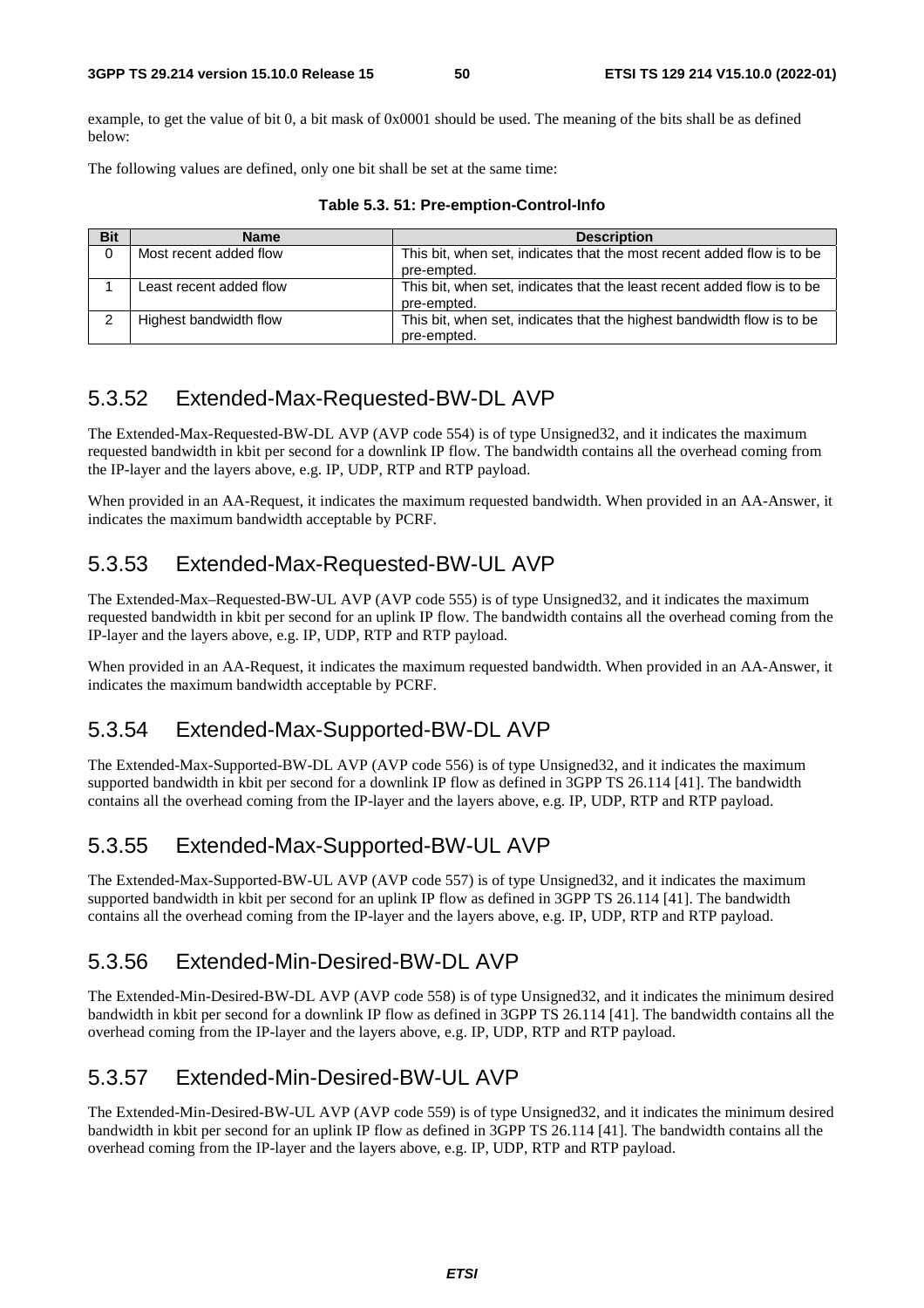example, to get the value of bit 0, a bit mask of 0x0001 should be used. The meaning of the bits shall be as defined below:

The following values are defined, only one bit shall be set at the same time:

**Table 5.3. 51: Pre-emption-Control-Info**

| Bit | Name | Description |
|---|---|---|
| 0 | Most recent added flow | This bit, when set, indicates that the most recent added flow is to be pre-empted. |
| 1 | Least recent added flow | This bit, when set, indicates that the least recent added flow is to be pre-empted. |
| 2 | Highest bandwidth flow | This bit, when set, indicates that the highest bandwidth flow is to be pre-empted. |

## 5.3.52 Extended-Max-Requested-BW-DL AVP

The Extended-Max-Requested-BW-DL AVP (AVP code 554) is of type Unsigned32, and it indicates the maximum requested bandwidth in kbit per second for a downlink IP flow. The bandwidth contains all the overhead coming from the IP-layer and the layers above, e.g. IP, UDP, RTP and RTP payload.

When provided in an AA-Request, it indicates the maximum requested bandwidth. When provided in an AA-Answer, it indicates the maximum bandwidth acceptable by PCRF.

## 5.3.53 Extended-Max-Requested-BW-UL AVP

The Extended-Max–Requested-BW-UL AVP (AVP code 555) is of type Unsigned32, and it indicates the maximum requested bandwidth in kbit per second for an uplink IP flow. The bandwidth contains all the overhead coming from the IP-layer and the layers above, e.g. IP, UDP, RTP and RTP payload.

When provided in an AA-Request, it indicates the maximum requested bandwidth. When provided in an AA-Answer, it indicates the maximum bandwidth acceptable by PCRF.

## 5.3.54 Extended-Max-Supported-BW-DL AVP

The Extended-Max-Supported-BW-DL AVP (AVP code 556) is of type Unsigned32, and it indicates the maximum supported bandwidth in kbit per second for a downlink IP flow as defined in 3GPP TS 26.114 [41]. The bandwidth contains all the overhead coming from the IP-layer and the layers above, e.g. IP, UDP, RTP and RTP payload.

## 5.3.55 Extended-Max-Supported-BW-UL AVP

The Extended-Max-Supported-BW-UL AVP (AVP code 557) is of type Unsigned32, and it indicates the maximum supported bandwidth in kbit per second for an uplink IP flow as defined in 3GPP TS 26.114 [41]. The bandwidth contains all the overhead coming from the IP-layer and the layers above, e.g. IP, UDP, RTP and RTP payload.

## 5.3.56 Extended-Min-Desired-BW-DL AVP

The Extended-Min-Desired-BW-DL AVP (AVP code 558) is of type Unsigned32, and it indicates the minimum desired bandwidth in kbit per second for a downlink IP flow as defined in 3GPP TS 26.114 [41]. The bandwidth contains all the overhead coming from the IP-layer and the layers above, e.g. IP, UDP, RTP and RTP payload.

## 5.3.57 Extended-Min-Desired-BW-UL AVP

The Extended-Min-Desired-BW-UL AVP (AVP code 559) is of type Unsigned32, and it indicates the minimum desired bandwidth in kbit per second for an uplink IP flow as defined in 3GPP TS 26.114 [41]. The bandwidth contains all the overhead coming from the IP-layer and the layers above, e.g. IP, UDP, RTP and RTP payload.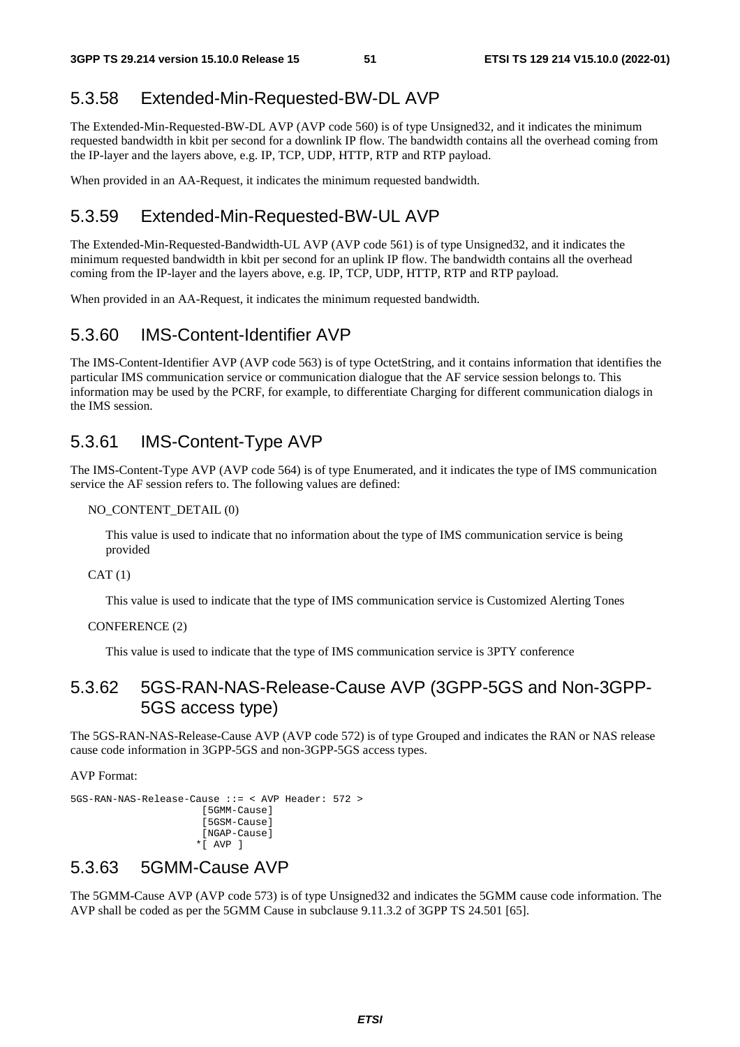### 5.3.58 Extended-Min-Requested-BW-DL AVP

The Extended-Min-Requested-BW-DL AVP (AVP code 560) is of type Unsigned32, and it indicates the minimum requested bandwidth in kbit per second for a downlink IP flow. The bandwidth contains all the overhead coming from the IP-layer and the layers above, e.g. IP, TCP, UDP, HTTP, RTP and RTP payload.

When provided in an AA-Request, it indicates the minimum requested bandwidth.

### 5.3.59 Extended-Min-Requested-BW-UL AVP

The Extended-Min-Requested-Bandwidth-UL AVP (AVP code 561) is of type Unsigned32, and it indicates the minimum requested bandwidth in kbit per second for an uplink IP flow. The bandwidth contains all the overhead coming from the IP-layer and the layers above, e.g. IP, TCP, UDP, HTTP, RTP and RTP payload.

When provided in an AA-Request, it indicates the minimum requested bandwidth.

### 5.3.60 IMS-Content-Identifier AVP

The IMS-Content-Identifier AVP (AVP code 563) is of type OctetString, and it contains information that identifies the particular IMS communication service or communication dialogue that the AF service session belongs to. This information may be used by the PCRF, for example, to differentiate Charging for different communication dialogs in the IMS session.

### 5.3.61 IMS-Content-Type AVP

The IMS-Content-Type AVP (AVP code 564) is of type Enumerated, and it indicates the type of IMS communication service the AF session refers to. The following values are defined:

NO_CONTENT_DETAIL (0)

This value is used to indicate that no information about the type of IMS communication service is being provided

CAT (1)

This value is used to indicate that the type of IMS communication service is Customized Alerting Tones

CONFERENCE (2)

This value is used to indicate that the type of IMS communication service is 3PTY conference

### 5.3.62 5GS-RAN-NAS-Release-Cause AVP (3GPP-5GS and Non-3GPP-5GS access type)

The 5GS-RAN-NAS-Release-Cause AVP (AVP code 572) is of type Grouped and indicates the RAN or NAS release cause code information in 3GPP-5GS and non-3GPP-5GS access types.

AVP Format:

```
5GS-RAN-NAS-Release-Cause ::= < AVP Header: 572 >
                     [5GMM-Cause]
                     [5GSM-Cause]
                     [NGAP-Cause]
                    *[ AVP ]
```

### 5.3.63 5GMM-Cause AVP

The 5GMM-Cause AVP (AVP code 573) is of type Unsigned32 and indicates the 5GMM cause code information. The AVP shall be coded as per the 5GMM Cause in subclause 9.11.3.2 of 3GPP TS 24.501 [65].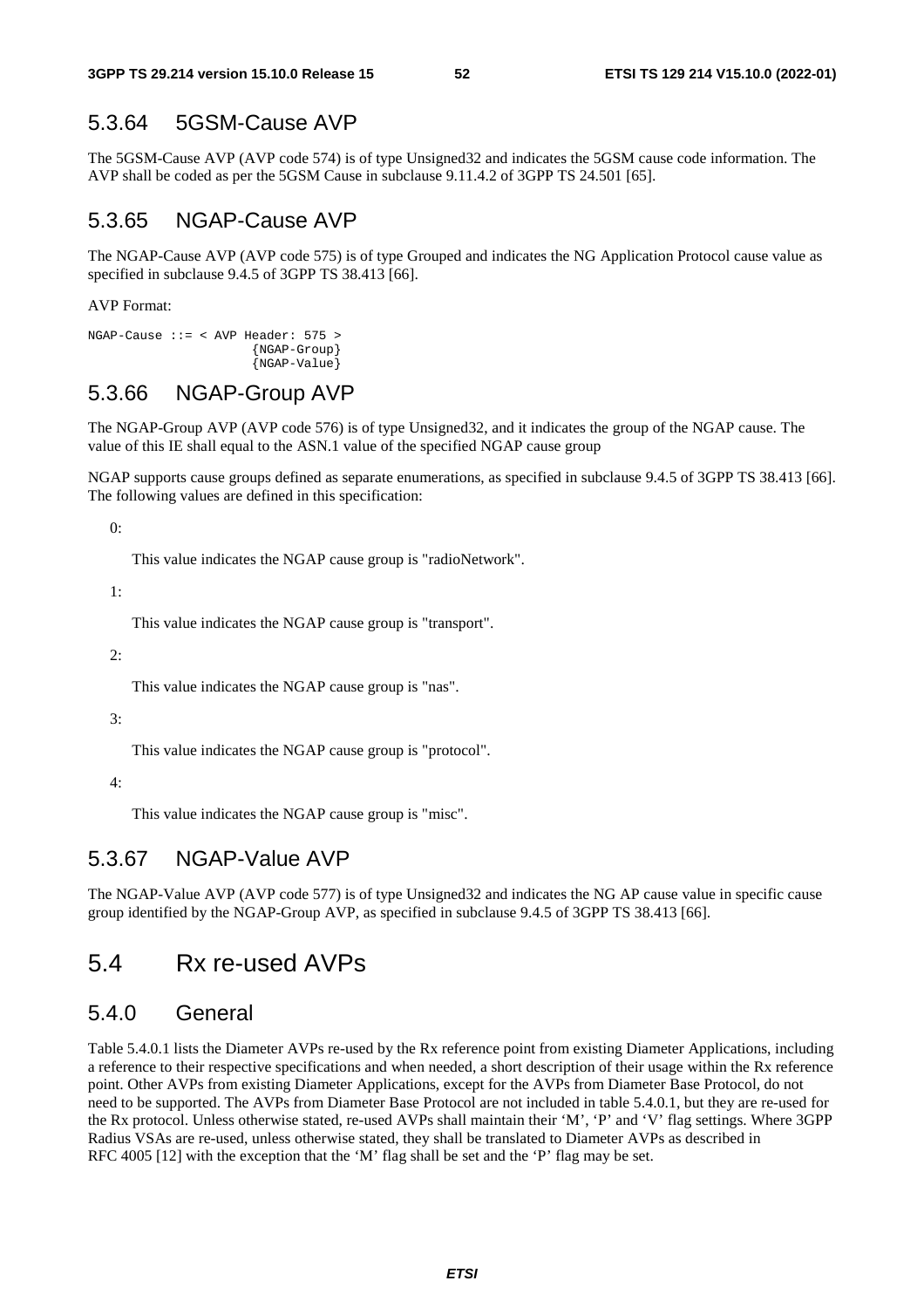### 5.3.64 5GSM-Cause AVP

The 5GSM-Cause AVP (AVP code 574) is of type Unsigned32 and indicates the 5GSM cause code information. The AVP shall be coded as per the 5GSM Cause in subclause 9.11.4.2 of 3GPP TS 24.501 [65].

### 5.3.65 NGAP-Cause AVP

The NGAP-Cause AVP (AVP code 575) is of type Grouped and indicates the NG Application Protocol cause value as specified in subclause 9.4.5 of 3GPP TS 38.413 [66].

AVP Format:

```
NGAP-Cause ::= < AVP Header: 575 >
                     {NGAP-Group}
                     {NGAP-Value}
```

### 5.3.66 NGAP-Group AVP

The NGAP-Group AVP (AVP code 576) is of type Unsigned32, and it indicates the group of the NGAP cause. The value of this IE shall equal to the ASN.1 value of the specified NGAP cause group

NGAP supports cause groups defined as separate enumerations, as specified in subclause 9.4.5 of 3GPP TS 38.413 [66]. The following values are defined in this specification:

0:

This value indicates the NGAP cause group is "radioNetwork".

1:

This value indicates the NGAP cause group is "transport".

2:

This value indicates the NGAP cause group is "nas".

3:

This value indicates the NGAP cause group is "protocol".

4:

This value indicates the NGAP cause group is "misc".

### 5.3.67 NGAP-Value AVP

The NGAP-Value AVP (AVP code 577) is of type Unsigned32 and indicates the NG AP cause value in specific cause group identified by the NGAP-Group AVP, as specified in subclause 9.4.5 of 3GPP TS 38.413 [66].

## 5.4 Rx re-used AVPs

### 5.4.0 General

Table 5.4.0.1 lists the Diameter AVPs re-used by the Rx reference point from existing Diameter Applications, including a reference to their respective specifications and when needed, a short description of their usage within the Rx reference point. Other AVPs from existing Diameter Applications, except for the AVPs from Diameter Base Protocol, do not need to be supported. The AVPs from Diameter Base Protocol are not included in table 5.4.0.1, but they are re-used for the Rx protocol. Unless otherwise stated, re-used AVPs shall maintain their 'M', 'P' and 'V' flag settings. Where 3GPP Radius VSAs are re-used, unless otherwise stated, they shall be translated to Diameter AVPs as described in RFC 4005 [12] with the exception that the 'M' flag shall be set and the 'P' flag may be set.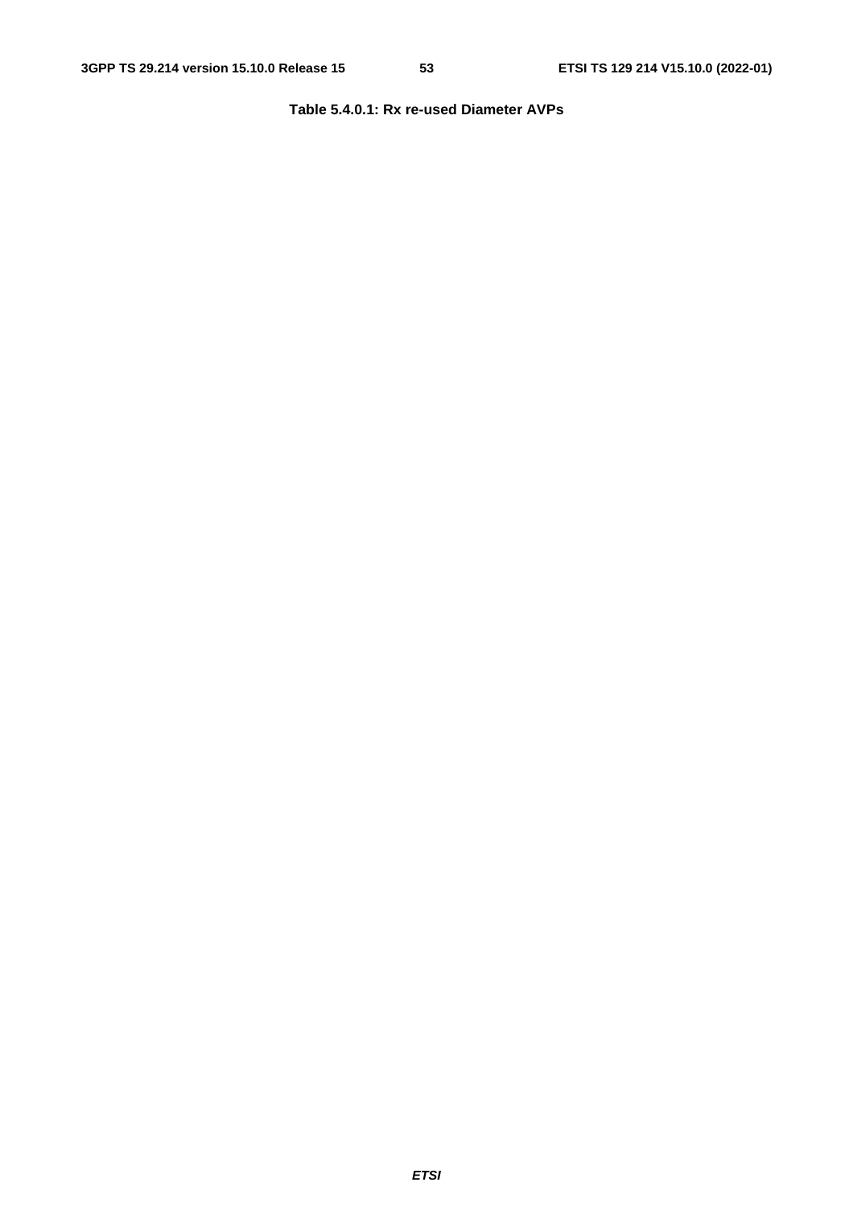**Table 5.4.0.1: Rx re-used Diameter AVPs**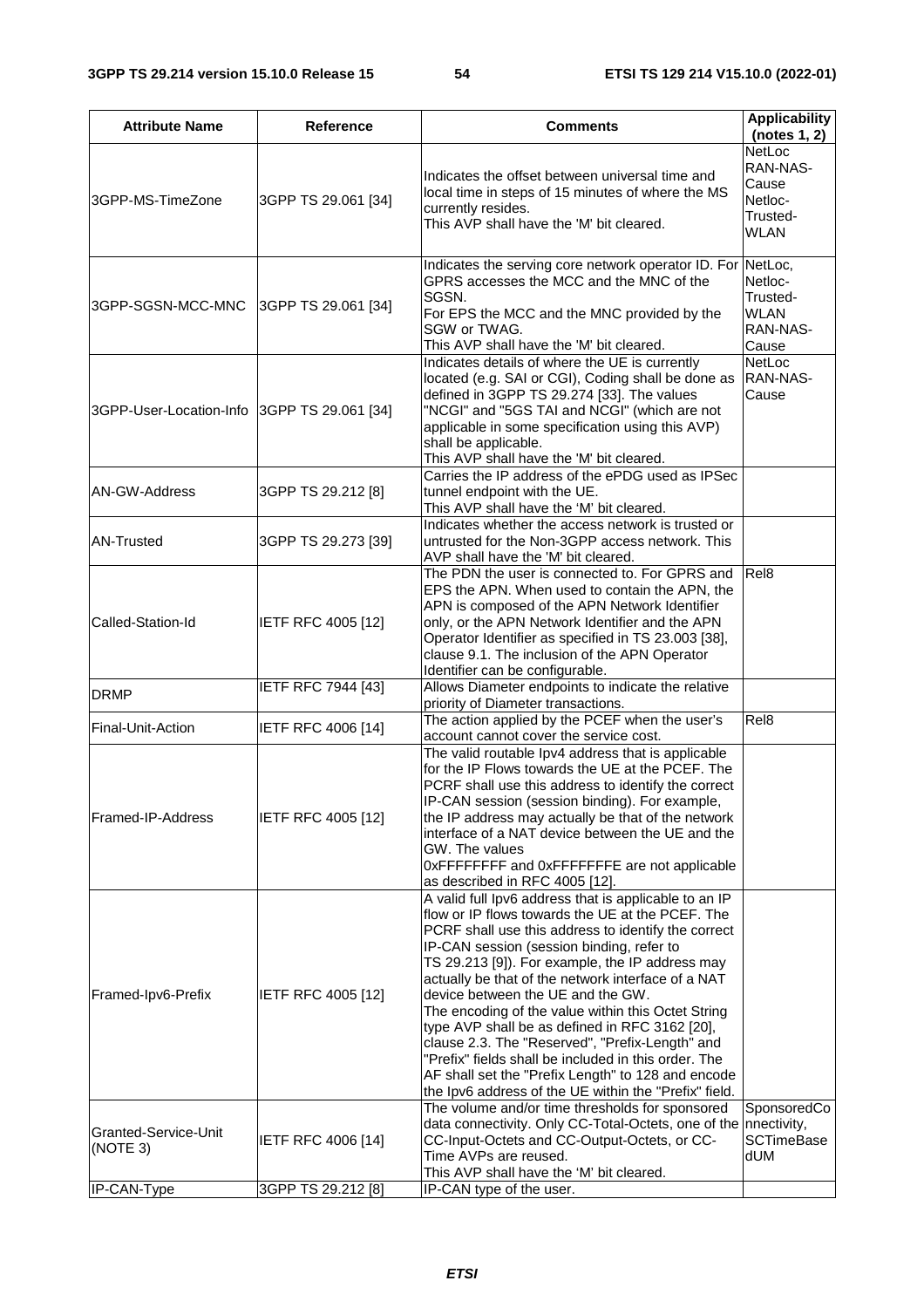| Attribute Name | Reference | Comments | Applicability (notes 1, 2) |
| --- | --- | --- | --- |
| 3GPP-MS-TimeZone | 3GPP TS 29.061 [34] | Indicates the offset between universal time and local time in steps of 15 minutes of where the MS currently resides.<br>This AVP shall have the 'M' bit cleared. | NetLoc<br>RAN-NAS-Cause<br>Netloc-Trusted-WLAN |
| 3GPP-SGSN-MCC-MNC | 3GPP TS 29.061 [34] | Indicates the serving core network operator ID. For GPRS accesses the MCC and the MNC of the SGSN.<br>For EPS the MCC and the MNC provided by the SGW or TWAG.<br>This AVP shall have the 'M' bit cleared. | NetLoc,<br>Netloc-Trusted-WLAN<br>RAN-NAS-Cause |
| 3GPP-User-Location-Info | 3GPP TS 29.061 [34] | Indicates details of where the UE is currently located (e.g. SAI or CGI), Coding shall be done as defined in 3GPP TS 29.274 [33]. The values "NCGI" and "5GS TAI and NCGI" (which are not applicable in some specification using this AVP) shall be applicable.<br>This AVP shall have the 'M' bit cleared. | NetLoc<br>RAN-NAS-Cause |
| AN-GW-Address | 3GPP TS 29.212 [8] | Carries the IP address of the ePDG used as IPSec tunnel endpoint with the UE.<br>This AVP shall have the 'M' bit cleared. | |
| AN-Trusted | 3GPP TS 29.273 [39] | Indicates whether the access network is trusted or untrusted for the Non-3GPP access network. This AVP shall have the 'M' bit cleared. | |
| Called-Station-Id | IETF RFC 4005 [12] | The PDN the user is connected to. For GPRS and EPS the APN. When used to contain the APN, the APN is composed of the APN Network Identifier only, or the APN Network Identifier and the APN Operator Identifier as specified in TS 23.003 [38], clause 9.1. The inclusion of the APN Operator Identifier can be configurable. | Rel8 |
| DRMP | IETF RFC 7944 [43] | Allows Diameter endpoints to indicate the relative priority of Diameter transactions. | |
| Final-Unit-Action | IETF RFC 4006 [14] | The action applied by the PCEF when the user's account cannot cover the service cost. | Rel8 |
| Framed-IP-Address | IETF RFC 4005 [12] | The valid routable Ipv4 address that is applicable for the IP Flows towards the UE at the PCEF. The PCRF shall use this address to identify the correct IP-CAN session (session binding). For example, the IP address may actually be that of the network interface of a NAT device between the UE and the GW. The values 0xFFFFFFFF and 0xFFFFFFFE are not applicable as described in RFC 4005 [12]. | |
| Framed-Ipv6-Prefix | IETF RFC 4005 [12] | A valid full Ipv6 address that is applicable to an IP flow or IP flows towards the UE at the PCEF. The PCRF shall use this address to identify the correct IP-CAN session (session binding, refer to TS 29.213 [9]). For example, the IP address may actually be that of the network interface of a NAT device between the UE and the GW.<br>The encoding of the value within this Octet String type AVP shall be as defined in RFC 3162 [20], clause 2.3. The "Reserved", "Prefix-Length" and "Prefix" fields shall be included in this order. The AF shall set the "Prefix Length" to 128 and encode the Ipv6 address of the UE within the "Prefix" field. | |
| Granted-Service-Unit (NOTE 3) | IETF RFC 4006 [14] | The volume and/or time thresholds for sponsored data connectivity. Only CC-Total-Octets, one of the CC-Input-Octets and CC-Output-Octets, or CC-Time AVPs are reused.<br>This AVP shall have the 'M' bit cleared. | SponsoredConnectivity,<br>SCTimeBasedUM |
| IP-CAN-Type | 3GPP TS 29.212 [8] | IP-CAN type of the user. | |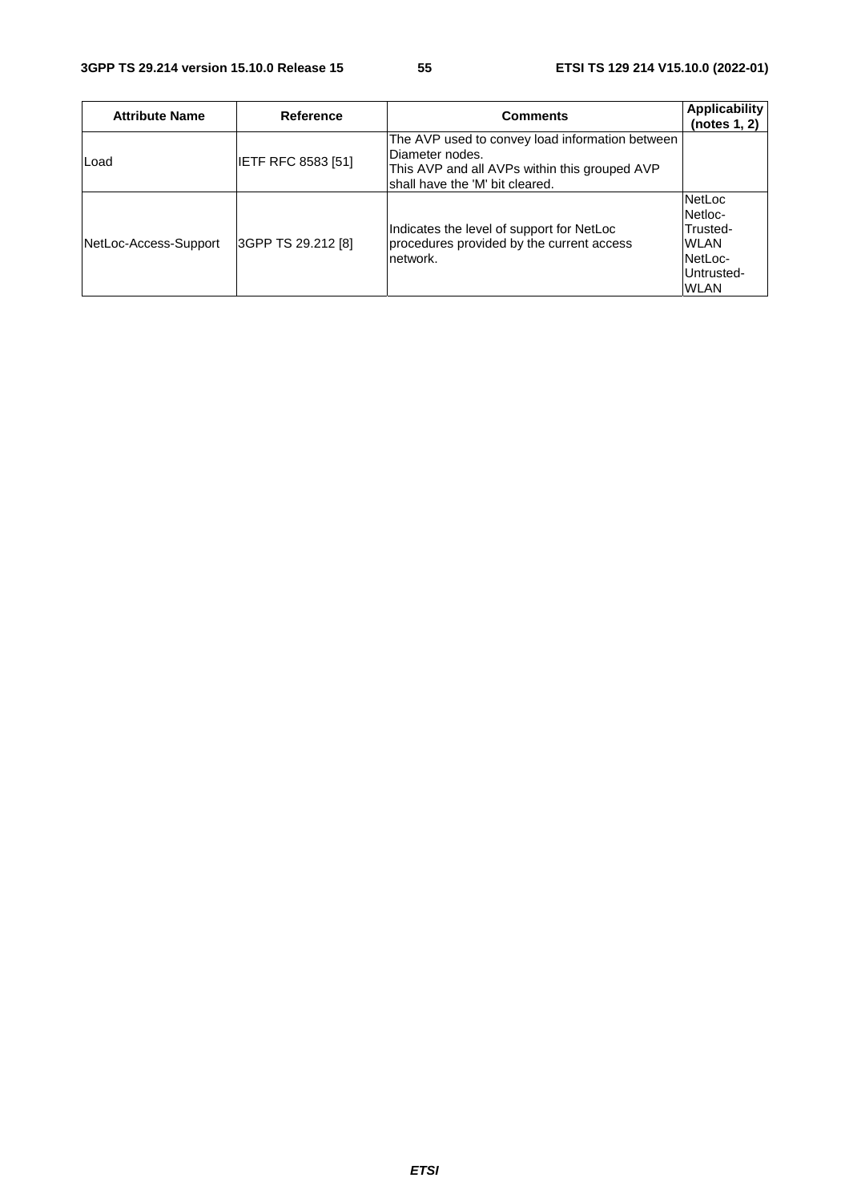| Attribute Name | Reference | Comments | Applicability (notes 1, 2) |
| --- | --- | --- | --- |
| Load | IETF RFC 8583 [51] | The AVP used to convey load information between Diameter nodes.<br>This AVP and all AVPs within this grouped AVP shall have the 'M' bit cleared. | |
| NetLoc-Access-Support | 3GPP TS 29.212 [8] | Indicates the level of support for NetLoc procedures provided by the current access network. | NetLoc<br>Netloc-Trusted-WLAN<br>NetLoc-Untrusted-WLAN |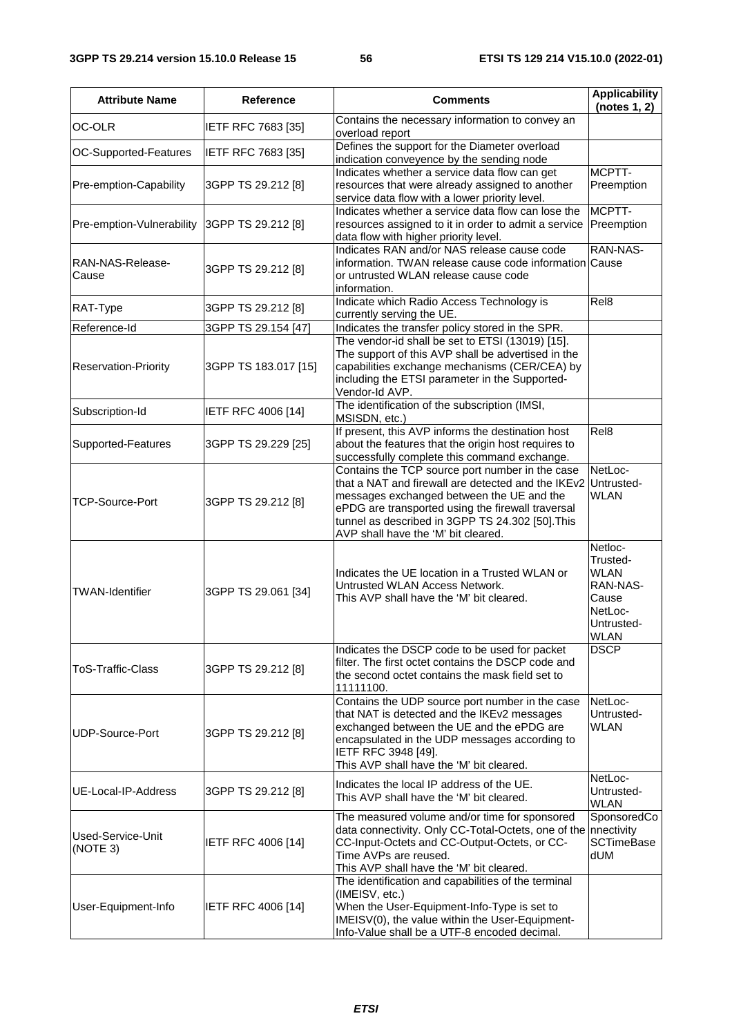| Attribute Name | Reference | Comments | Applicability (notes 1, 2) |
|---|---|---|---|
| OC-OLR | IETF RFC 7683 [35] | Contains the necessary information to convey an overload report | |
| OC-Supported-Features | IETF RFC 7683 [35] | Defines the support for the Diameter overload indication conveyence by the sending node | |
| Pre-emption-Capability | 3GPP TS 29.212 [8] | Indicates whether a service data flow can get resources that were already assigned to another service data flow with a lower priority level. | MCPTT-Preemption |
| Pre-emption-Vulnerability | 3GPP TS 29.212 [8] | Indicates whether a service data flow can lose the resources assigned to it in order to admit a service data flow with higher priority level. | MCPTT-Preemption |
| RAN-NAS-Release-Cause | 3GPP TS 29.212 [8] | Indicates RAN and/or NAS release cause code information. TWAN release cause code information or untrusted WLAN release cause code information. | RAN-NAS-Cause |
| RAT-Type | 3GPP TS 29.212 [8] | Indicate which Radio Access Technology is currently serving the UE. | Rel8 |
| Reference-Id | 3GPP TS 29.154 [47] | Indicates the transfer policy stored in the SPR. | |
| Reservation-Priority | 3GPP TS 183.017 [15] | The vendor-id shall be set to ETSI (13019) [15]. The support of this AVP shall be advertised in the capabilities exchange mechanisms (CER/CEA) by including the ETSI parameter in the Supported-Vendor-Id AVP. | |
| Subscription-Id | IETF RFC 4006 [14] | The identification of the subscription (IMSI, MSISDN, etc.) | |
| Supported-Features | 3GPP TS 29.229 [25] | If present, this AVP informs the destination host about the features that the origin host requires to successfully complete this command exchange. | Rel8 |
| TCP-Source-Port | 3GPP TS 29.212 [8] | Contains the TCP source port number in the case that a NAT and firewall are detected and the IKEv2 messages exchanged between the UE and the ePDG are transported using the firewall traversal tunnel as described in 3GPP TS 24.302 [50].This AVP shall have the 'M' bit cleared. | NetLoc-Untrusted-WLAN |
| TWAN-Identifier | 3GPP TS 29.061 [34] | Indicates the UE location in a Trusted WLAN or Untrusted WLAN Access Network.<br>This AVP shall have the 'M' bit cleared. | Netloc-Trusted-WLAN<br>RAN-NAS-Cause<br>NetLoc-Untrusted-WLAN |
| ToS-Traffic-Class | 3GPP TS 29.212 [8] | Indicates the DSCP code to be used for packet filter. The first octet contains the DSCP code and the second octet contains the mask field set to 11111100. | DSCP |
| UDP-Source-Port | 3GPP TS 29.212 [8] | Contains the UDP source port number in the case that NAT is detected and the IKEv2 messages exchanged between the UE and the ePDG are encapsulated in the UDP messages according to IETF RFC 3948 [49].<br>This AVP shall have the 'M' bit cleared. | NetLoc-Untrusted-WLAN |
| UE-Local-IP-Address | 3GPP TS 29.212 [8] | Indicates the local IP address of the UE.<br>This AVP shall have the 'M' bit cleared. | NetLoc-Untrusted-WLAN |
| Used-Service-Unit (NOTE 3) | IETF RFC 4006 [14] | The measured volume and/or time for sponsored data connectivity. Only CC-Total-Octets, one of the CC-Input-Octets and CC-Output-Octets, or CC-Time AVPs are reused.<br>This AVP shall have the 'M' bit cleared. | SponsoredConnectivity<br>SCTimeBasedUM |
| User-Equipment-Info | IETF RFC 4006 [14] | The identification and capabilities of the terminal (IMEISV, etc.)<br>When the User-Equipment-Info-Type is set to IMEISV(0), the value within the User-Equipment-Info-Value shall be a UTF-8 encoded decimal. | |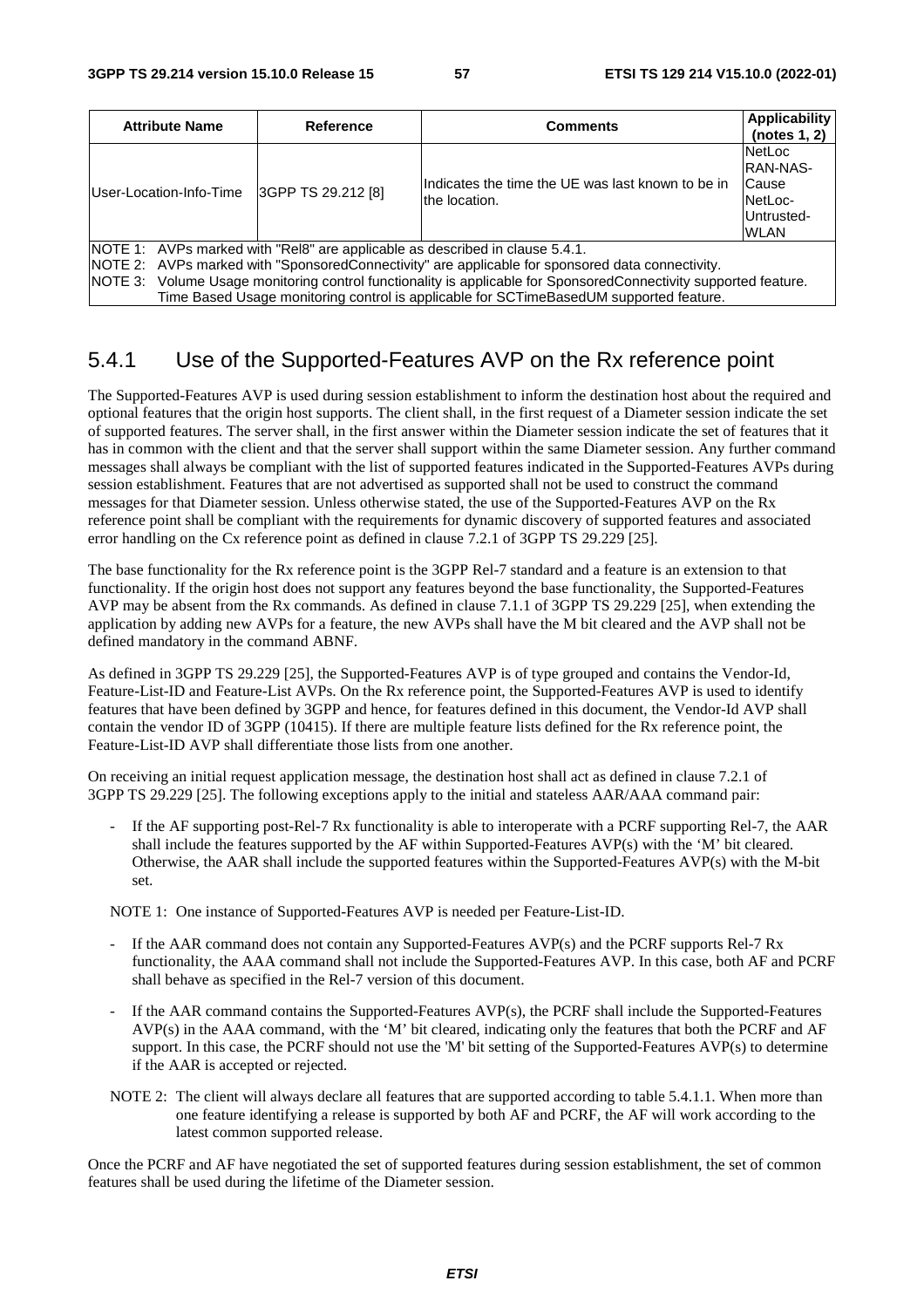| Attribute Name | Reference | Comments | Applicability (notes 1, 2) |
|---|---|---|---|
| User-Location-Info-Time | 3GPP TS 29.212 [8] | Indicates the time the UE was last known to be in the location. | NetLoc RAN-NAS-Cause NetLoc-Untrusted-WLAN |
| NOTE 1: AVPs marked with "Rel8" are applicable as described in clause 5.4.1.<br>NOTE 2: AVPs marked with "SponsoredConnectivity" are applicable for sponsored data connectivity.<br>NOTE 3: Volume Usage monitoring control functionality is applicable for SponsoredConnectivity supported feature. Time Based Usage monitoring control is applicable for SCTimeBasedUM supported feature. | | | |

### 5.4.1 Use of the Supported-Features AVP on the Rx reference point

The Supported-Features AVP is used during session establishment to inform the destination host about the required and optional features that the origin host supports. The client shall, in the first request of a Diameter session indicate the set of supported features. The server shall, in the first answer within the Diameter session indicate the set of features that it has in common with the client and that the server shall support within the same Diameter session. Any further command messages shall always be compliant with the list of supported features indicated in the Supported-Features AVPs during session establishment. Features that are not advertised as supported shall not be used to construct the command messages for that Diameter session. Unless otherwise stated, the use of the Supported-Features AVP on the Rx reference point shall be compliant with the requirements for dynamic discovery of supported features and associated error handling on the Cx reference point as defined in clause 7.2.1 of 3GPP TS 29.229 [25].

The base functionality for the Rx reference point is the 3GPP Rel-7 standard and a feature is an extension to that functionality. If the origin host does not support any features beyond the base functionality, the Supported-Features AVP may be absent from the Rx commands. As defined in clause 7.1.1 of 3GPP TS 29.229 [25], when extending the application by adding new AVPs for a feature, the new AVPs shall have the M bit cleared and the AVP shall not be defined mandatory in the command ABNF.

As defined in 3GPP TS 29.229 [25], the Supported-Features AVP is of type grouped and contains the Vendor-Id, Feature-List-ID and Feature-List AVPs. On the Rx reference point, the Supported-Features AVP is used to identify features that have been defined by 3GPP and hence, for features defined in this document, the Vendor-Id AVP shall contain the vendor ID of 3GPP (10415). If there are multiple feature lists defined for the Rx reference point, the Feature-List-ID AVP shall differentiate those lists from one another.

On receiving an initial request application message, the destination host shall act as defined in clause 7.2.1 of 3GPP TS 29.229 [25]. The following exceptions apply to the initial and stateless AAR/AAA command pair:

- If the AF supporting post-Rel-7 Rx functionality is able to interoperate with a PCRF supporting Rel-7, the AAR shall include the features supported by the AF within Supported-Features AVP(s) with the 'M' bit cleared. Otherwise, the AAR shall include the supported features within the Supported-Features AVP(s) with the M-bit set.

NOTE 1: One instance of Supported-Features AVP is needed per Feature-List-ID.

- If the AAR command does not contain any Supported-Features AVP(s) and the PCRF supports Rel-7 Rx functionality, the AAA command shall not include the Supported-Features AVP. In this case, both AF and PCRF shall behave as specified in the Rel-7 version of this document.
- If the AAR command contains the Supported-Features AVP(s), the PCRF shall include the Supported-Features AVP(s) in the AAA command, with the 'M' bit cleared, indicating only the features that both the PCRF and AF support. In this case, the PCRF should not use the 'M' bit setting of the Supported-Features AVP(s) to determine if the AAR is accepted or rejected.

NOTE 2: The client will always declare all features that are supported according to table 5.4.1.1. When more than one feature identifying a release is supported by both AF and PCRF, the AF will work according to the latest common supported release.

Once the PCRF and AF have negotiated the set of supported features during session establishment, the set of common features shall be used during the lifetime of the Diameter session.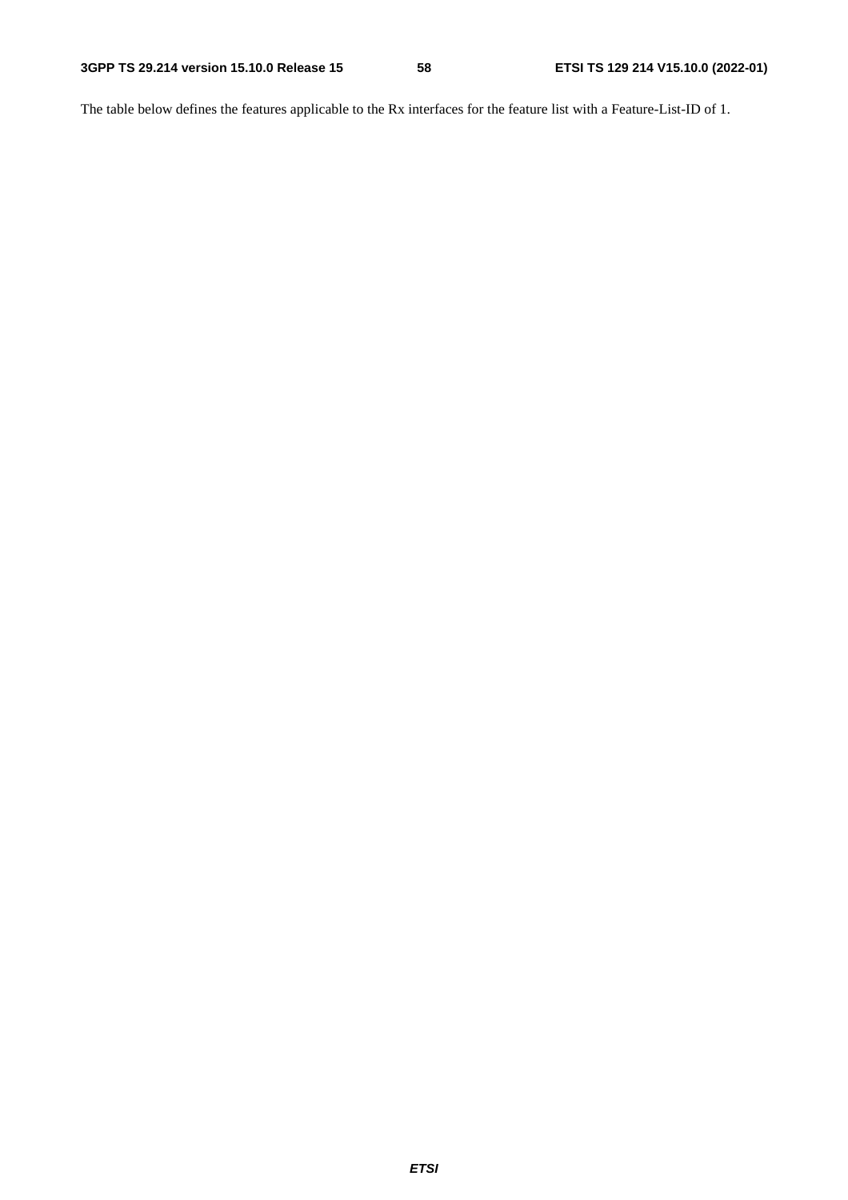The table below defines the features applicable to the Rx interfaces for the feature list with a Feature-List-ID of 1.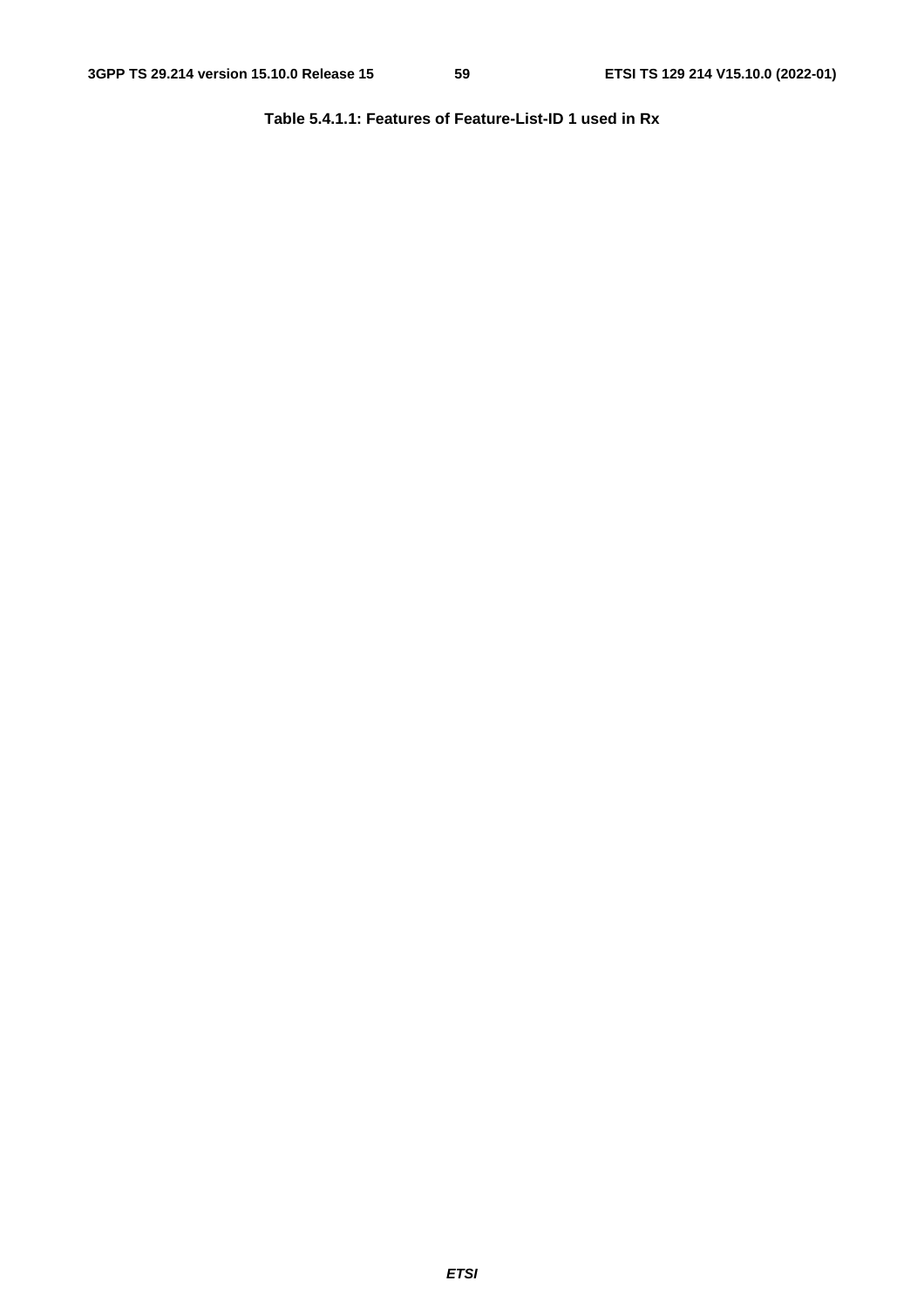**Table 5.4.1.1: Features of Feature-List-ID 1 used in Rx**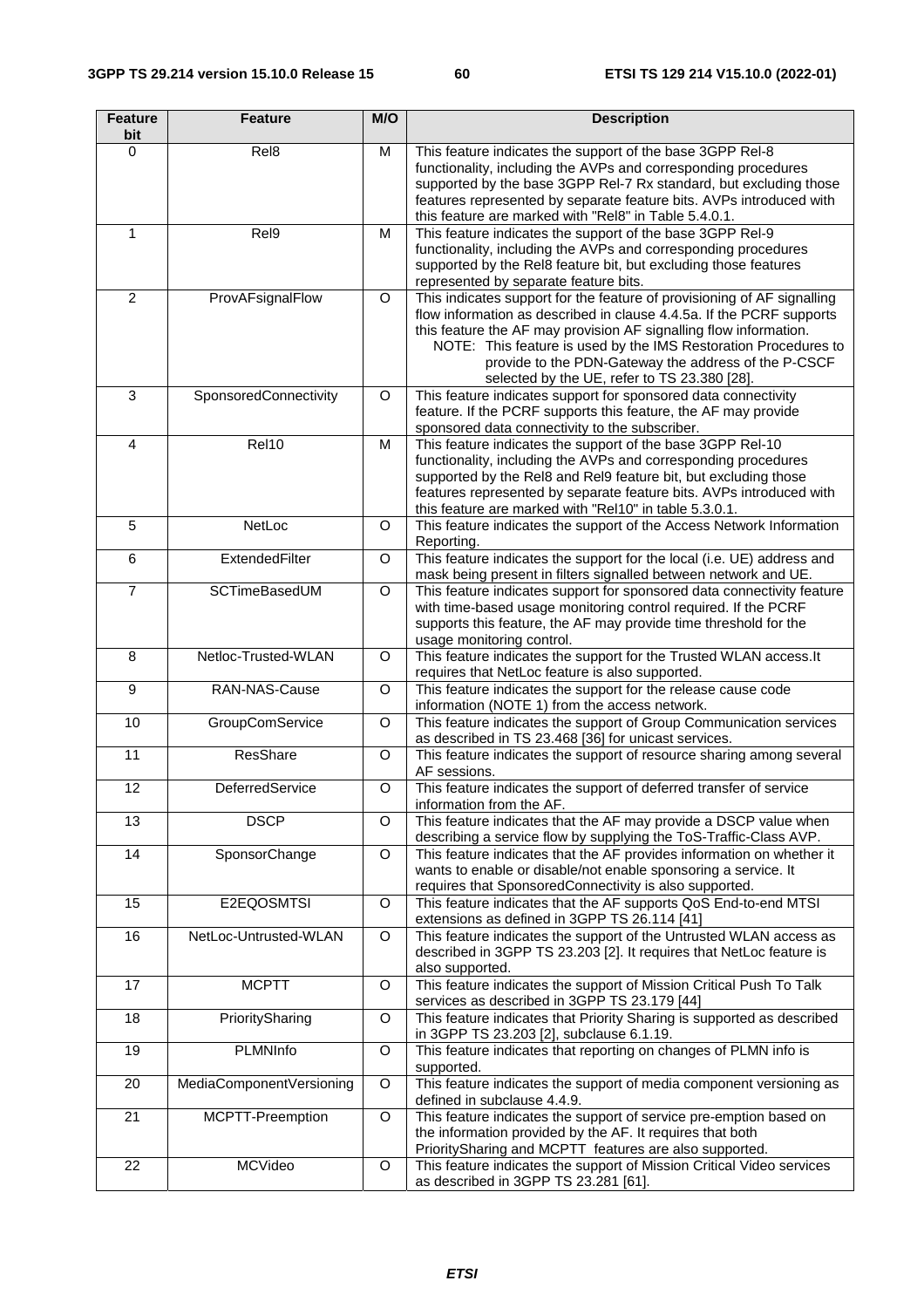| Feature bit | Feature | M/O | Description |
|---|---|---|---|
| 0 | Rel8 | M | This feature indicates the support of the base 3GPP Rel-8 functionality, including the AVPs and corresponding procedures supported by the base 3GPP Rel-7 Rx standard, but excluding those features represented by separate feature bits. AVPs introduced with this feature are marked with "Rel8" in Table 5.4.0.1. |
| 1 | Rel9 | M | This feature indicates the support of the base 3GPP Rel-9 functionality, including the AVPs and corresponding procedures supported by the Rel8 feature bit, but excluding those features represented by separate feature bits. |
| 2 | ProvAFsignalFlow | O | This indicates support for the feature of provisioning of AF signalling flow information as described in clause 4.4.5a. If the PCRF supports this feature the AF may provision AF signalling flow information.<br>NOTE: This feature is used by the IMS Restoration Procedures to provide to the PDN-Gateway the address of the P-CSCF selected by the UE, refer to TS 23.380 [28]. |
| 3 | SponsoredConnectivity | O | This feature indicates support for sponsored data connectivity feature. If the PCRF supports this feature, the AF may provide sponsored data connectivity to the subscriber. |
| 4 | Rel10 | M | This feature indicates the support of the base 3GPP Rel-10 functionality, including the AVPs and corresponding procedures supported by the Rel8 and Rel9 feature bit, but excluding those features represented by separate feature bits. AVPs introduced with this feature are marked with "Rel10" in table 5.3.0.1. |
| 5 | NetLoc | O | This feature indicates the support of the Access Network Information Reporting. |
| 6 | ExtendedFilter | O | This feature indicates the support for the local (i.e. UE) address and mask being present in filters signalled between network and UE. |
| 7 | SCTimeBasedUM | O | This feature indicates support for sponsored data connectivity feature with time-based usage monitoring control required. If the PCRF supports this feature, the AF may provide time threshold for the usage monitoring control. |
| 8 | Netloc-Trusted-WLAN | O | This feature indicates the support for the Trusted WLAN access.It requires that NetLoc feature is also supported. |
| 9 | RAN-NAS-Cause | O | This feature indicates the support for the release cause code information (NOTE 1) from the access network. |
| 10 | GroupComService | O | This feature indicates the support of Group Communication services as described in TS 23.468 [36] for unicast services. |
| 11 | ResShare | O | This feature indicates the support of resource sharing among several AF sessions. |
| 12 | DeferredService | O | This feature indicates the support of deferred transfer of service information from the AF. |
| 13 | DSCP | O | This feature indicates that the AF may provide a DSCP value when describing a service flow by supplying the ToS-Traffic-Class AVP. |
| 14 | SponsorChange | O | This feature indicates that the AF provides information on whether it wants to enable or disable/not enable sponsoring a service. It requires that SponsoredConnectivity is also supported. |
| 15 | E2EQOSMTSI | O | This feature indicates that the AF supports QoS End-to-end MTSI extensions as defined in 3GPP TS 26.114 [41] |
| 16 | NetLoc-Untrusted-WLAN | O | This feature indicates the support of the Untrusted WLAN access as described in 3GPP TS 23.203 [2]. It requires that NetLoc feature is also supported. |
| 17 | MCPTT | O | This feature indicates the support of Mission Critical Push To Talk services as described in 3GPP TS 23.179 [44] |
| 18 | PrioritySharing | O | This feature indicates that Priority Sharing is supported as described in 3GPP TS 23.203 [2], subclause 6.1.19. |
| 19 | PLMNInfo | O | This feature indicates that reporting on changes of PLMN info is supported. |
| 20 | MediaComponentVersioning | O | This feature indicates the support of media component versioning as defined in subclause 4.4.9. |
| 21 | MCPTT-Preemption | O | This feature indicates the support of service pre-emption based on the information provided by the AF. It requires that both PrioritySharing and MCPTT features are also supported. |
| 22 | MCVideo | O | This feature indicates the support of Mission Critical Video services as described in 3GPP TS 23.281 [61]. |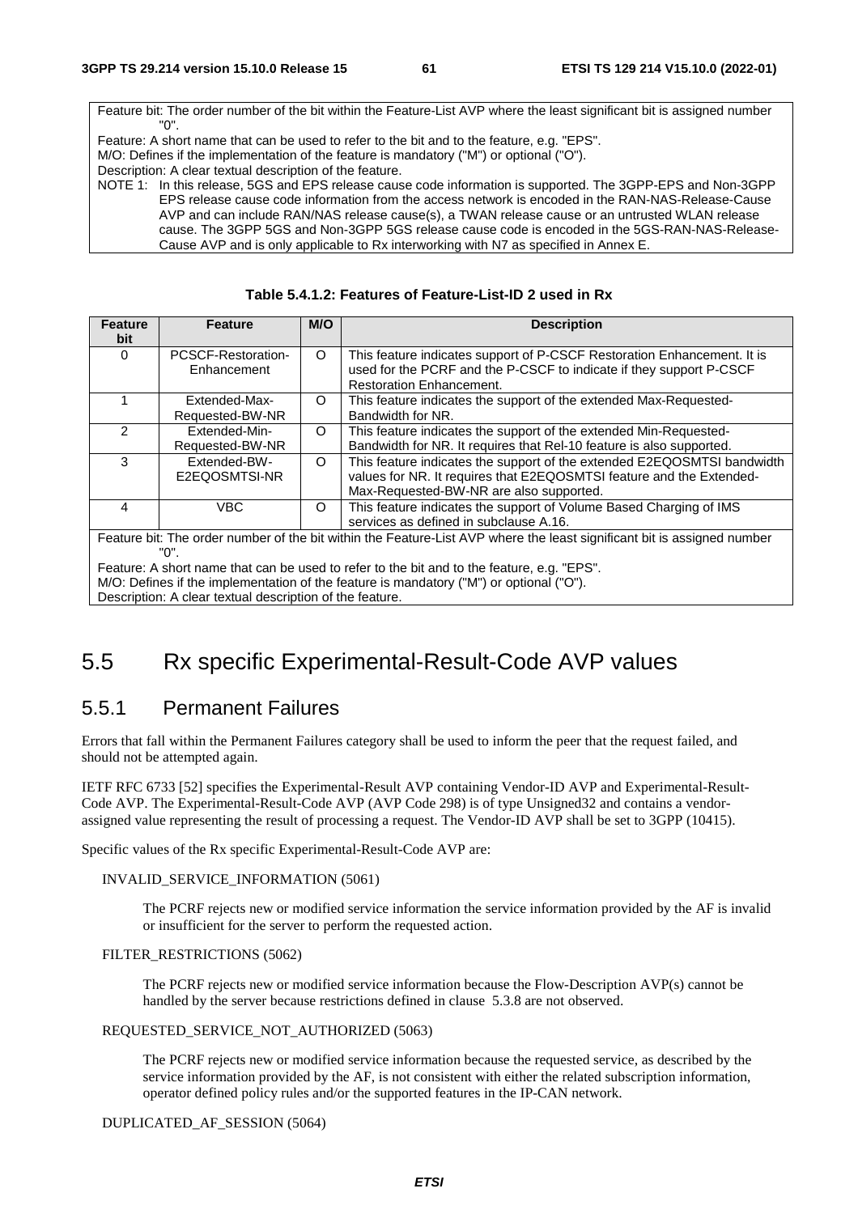Feature bit: The order number of the bit within the Feature-List AVP where the least significant bit is assigned number "0".
Feature: A short name that can be used to refer to the bit and to the feature, e.g. "EPS".
M/O: Defines if the implementation of the feature is mandatory ("M") or optional ("O").
Description: A clear textual description of the feature.
NOTE 1: In this release, 5GS and EPS release cause code information is supported. The 3GPP-EPS and Non-3GPP EPS release cause code information from the access network is encoded in the RAN-NAS-Release-Cause AVP and can include RAN/NAS release cause(s), a TWAN release cause or an untrusted WLAN release cause. The 3GPP 5GS and Non-3GPP 5GS release cause code is encoded in the 5GS-RAN-NAS-Release-Cause AVP and is only applicable to Rx interworking with N7 as specified in Annex E.

**Table 5.4.1.2: Features of Feature-List-ID 2 used in Rx**

| Feature bit | Feature | M/O | Description |
|---|---|---|---|
| 0 | PCSCF-Restoration-Enhancement | O | This feature indicates support of P-CSCF Restoration Enhancement. It is used for the PCRF and the P-CSCF to indicate if they support P-CSCF Restoration Enhancement. |
| 1 | Extended-Max-Requested-BW-NR | O | This feature indicates the support of the extended Max-Requested-Bandwidth for NR. |
| 2 | Extended-Min-Requested-BW-NR | O | This feature indicates the support of the extended Min-Requested-Bandwidth for NR. It requires that Rel-10 feature is also supported. |
| 3 | Extended-BW-E2EQOSMTSI-NR | O | This feature indicates the support of the extended E2EQOSMTSI bandwidth values for NR. It requires that E2EQOSMTSI feature and the Extended-Max-Requested-BW-NR are also supported. |
| 4 | VBC | O | This feature indicates the support of Volume Based Charging of IMS services as defined in subclause A.16. |

Feature bit: The order number of the bit within the Feature-List AVP where the least significant bit is assigned number "0".
Feature: A short name that can be used to refer to the bit and to the feature, e.g. "EPS".
M/O: Defines if the implementation of the feature is mandatory ("M") or optional ("O").
Description: A clear textual description of the feature.

# 5.5 Rx specific Experimental-Result-Code AVP values

## 5.5.1 Permanent Failures

Errors that fall within the Permanent Failures category shall be used to inform the peer that the request failed, and should not be attempted again.

IETF RFC 6733 [52] specifies the Experimental-Result AVP containing Vendor-ID AVP and Experimental-Result-Code AVP. The Experimental-Result-Code AVP (AVP Code 298) is of type Unsigned32 and contains a vendor-assigned value representing the result of processing a request. The Vendor-ID AVP shall be set to 3GPP (10415).

Specific values of the Rx specific Experimental-Result-Code AVP are:

INVALID_SERVICE_INFORMATION (5061)

The PCRF rejects new or modified service information the service information provided by the AF is invalid or insufficient for the server to perform the requested action.

FILTER_RESTRICTIONS (5062)

The PCRF rejects new or modified service information because the Flow-Description AVP(s) cannot be handled by the server because restrictions defined in clause 5.3.8 are not observed.

REQUESTED_SERVICE_NOT_AUTHORIZED (5063)

The PCRF rejects new or modified service information because the requested service, as described by the service information provided by the AF, is not consistent with either the related subscription information, operator defined policy rules and/or the supported features in the IP-CAN network.

DUPLICATED_AF_SESSION (5064)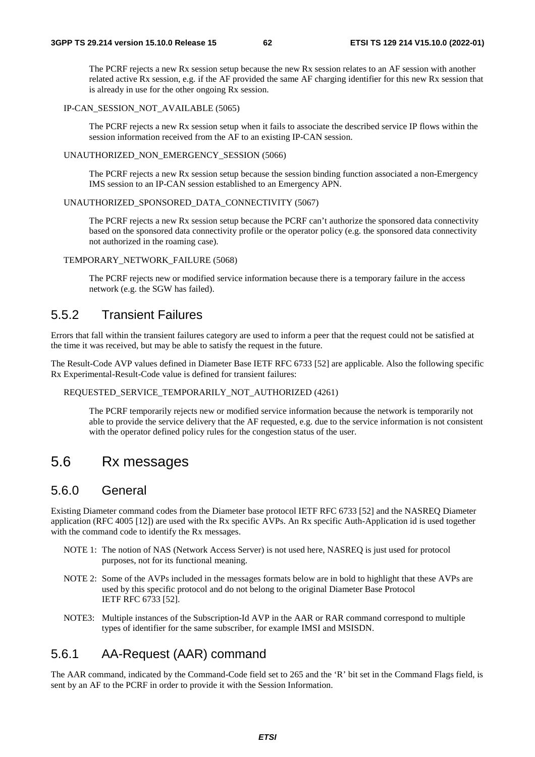The PCRF rejects a new Rx session setup because the new Rx session relates to an AF session with another related active Rx session, e.g. if the AF provided the same AF charging identifier for this new Rx session that is already in use for the other ongoing Rx session.

IP-CAN_SESSION_NOT_AVAILABLE (5065)

The PCRF rejects a new Rx session setup when it fails to associate the described service IP flows within the session information received from the AF to an existing IP-CAN session.

UNAUTHORIZED_NON_EMERGENCY_SESSION (5066)

The PCRF rejects a new Rx session setup because the session binding function associated a non-Emergency IMS session to an IP-CAN session established to an Emergency APN.

UNAUTHORIZED_SPONSORED_DATA_CONNECTIVITY (5067)

The PCRF rejects a new Rx session setup because the PCRF can't authorize the sponsored data connectivity based on the sponsored data connectivity profile or the operator policy (e.g. the sponsored data connectivity not authorized in the roaming case).

TEMPORARY_NETWORK_FAILURE (5068)

The PCRF rejects new or modified service information because there is a temporary failure in the access network (e.g. the SGW has failed).

### 5.5.2 Transient Failures

Errors that fall within the transient failures category are used to inform a peer that the request could not be satisfied at the time it was received, but may be able to satisfy the request in the future.

The Result-Code AVP values defined in Diameter Base IETF RFC 6733 [52] are applicable. Also the following specific Rx Experimental-Result-Code value is defined for transient failures:

REQUESTED_SERVICE_TEMPORARILY_NOT_AUTHORIZED (4261)

The PCRF temporarily rejects new or modified service information because the network is temporarily not able to provide the service delivery that the AF requested, e.g. due to the service information is not consistent with the operator defined policy rules for the congestion status of the user.

## 5.6 Rx messages

### 5.6.0 General

Existing Diameter command codes from the Diameter base protocol IETF RFC 6733 [52] and the NASREQ Diameter application (RFC 4005 [12]) are used with the Rx specific AVPs. An Rx specific Auth-Application id is used together with the command code to identify the Rx messages.

NOTE 1: The notion of NAS (Network Access Server) is not used here, NASREQ is just used for protocol purposes, not for its functional meaning.

NOTE 2: Some of the AVPs included in the messages formats below are in bold to highlight that these AVPs are used by this specific protocol and do not belong to the original Diameter Base Protocol IETF RFC 6733 [52].

NOTE3: Multiple instances of the Subscription-Id AVP in the AAR or RAR command correspond to multiple types of identifier for the same subscriber, for example IMSI and MSISDN.

### 5.6.1 AA-Request (AAR) command

The AAR command, indicated by the Command-Code field set to 265 and the 'R' bit set in the Command Flags field, is sent by an AF to the PCRF in order to provide it with the Session Information.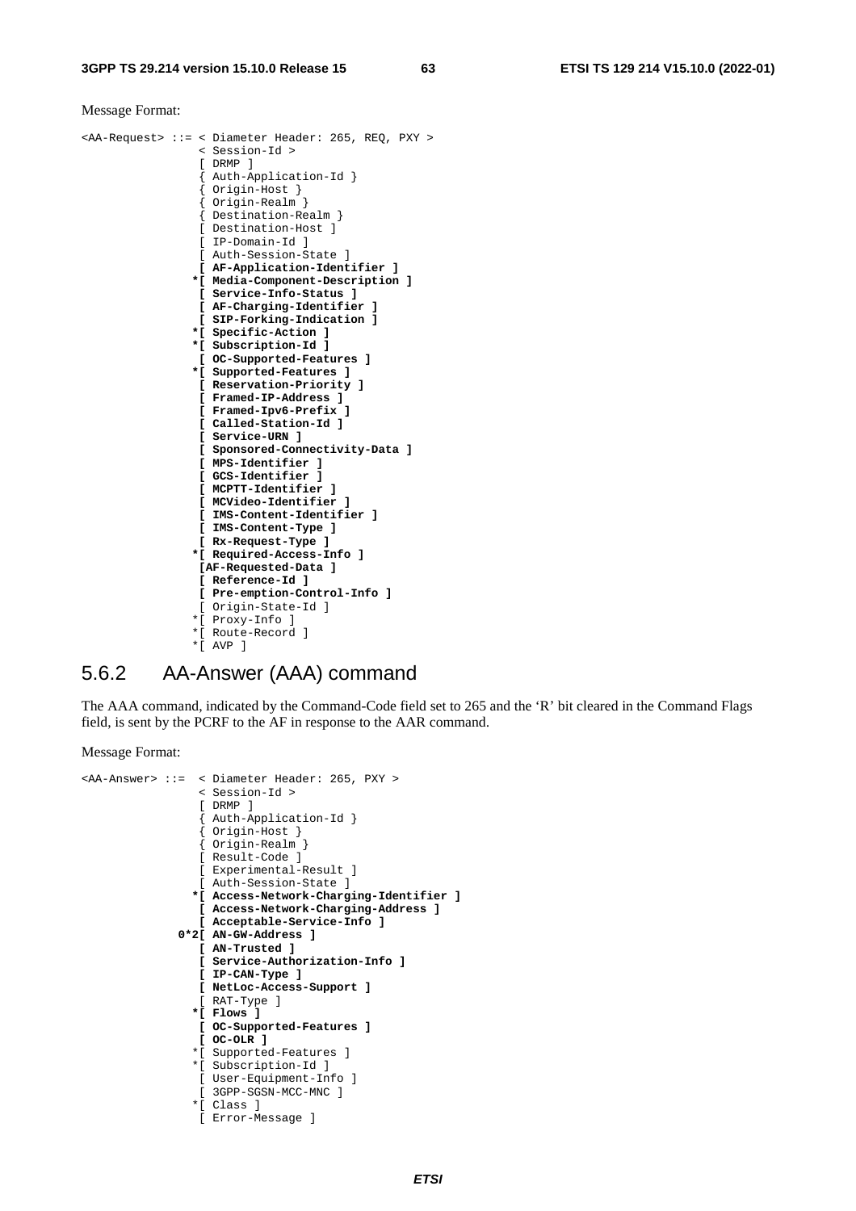Message Format:

```
<AA-Request> ::= < Diameter Header: 265, REQ, PXY >
                 < Session-Id >
                 [ DRMP ]
                 { Auth-Application-Id }
                 { Origin-Host }
                 { Origin-Realm }
                 { Destination-Realm }
                 [ Destination-Host ]
                 [ IP-Domain-Id ]
                 [ Auth-Session-State ]
                 [ AF-Application-Identifier ]
                *[ Media-Component-Description ]
                 [ Service-Info-Status ]
                 [ AF-Charging-Identifier ]
                 [ SIP-Forking-Indication ]
                *[ Specific-Action ]
                *[ Subscription-Id ]
                 [ OC-Supported-Features ]
                *[ Supported-Features ]
                 [ Reservation-Priority ]
                 [ Framed-IP-Address ]
                 [ Framed-Ipv6-Prefix ]
                 [ Called-Station-Id ]
                 [ Service-URN ]
                 [ Sponsored-Connectivity-Data ]
                 [ MPS-Identifier ]
                 [ GCS-Identifier ]
                 [ MCPTT-Identifier ]
                 [ MCVideo-Identifier ]
                 [ IMS-Content-Identifier ]
                 [ IMS-Content-Type ]
                 [ Rx-Request-Type ]
                *[ Required-Access-Info ]
                 [AF-Requested-Data ]
                 [ Reference-Id ]
                 [ Pre-emption-Control-Info ]
                 [ Origin-State-Id ]
                *[ Proxy-Info ]
                *[ Route-Record ]
                *[ AVP ]
```

### 5.6.2 AA-Answer (AAA) command

The AAA command, indicated by the Command-Code field set to 265 and the 'R' bit cleared in the Command Flags field, is sent by the PCRF to the AF in response to the AAR command.

Message Format:

```
<AA-Answer> ::=  < Diameter Header: 265, PXY >
                 < Session-Id >
                 [ DRMP ]
                 { Auth-Application-Id }
                 { Origin-Host }
                 { Origin-Realm }
                 [ Result-Code ]
                 [ Experimental-Result ]
                 [ Auth-Session-State ]
                *[ Access-Network-Charging-Identifier ]
                 [ Access-Network-Charging-Address ]
                 [ Acceptable-Service-Info ]
              0*2[ AN-GW-Address ]
                 [ AN-Trusted ]
                 [ Service-Authorization-Info ]
                 [ IP-CAN-Type ]
                 [ NetLoc-Access-Support ]
                 [ RAT-Type ]
                *[ Flows ]
                 [ OC-Supported-Features ]
                 [ OC-OLR ]
                *[ Supported-Features ]
                *[ Subscription-Id ]
                 [ User-Equipment-Info ]
                 [ 3GPP-SGSN-MCC-MNC ]
                *[ Class ]
                 [ Error-Message ]
```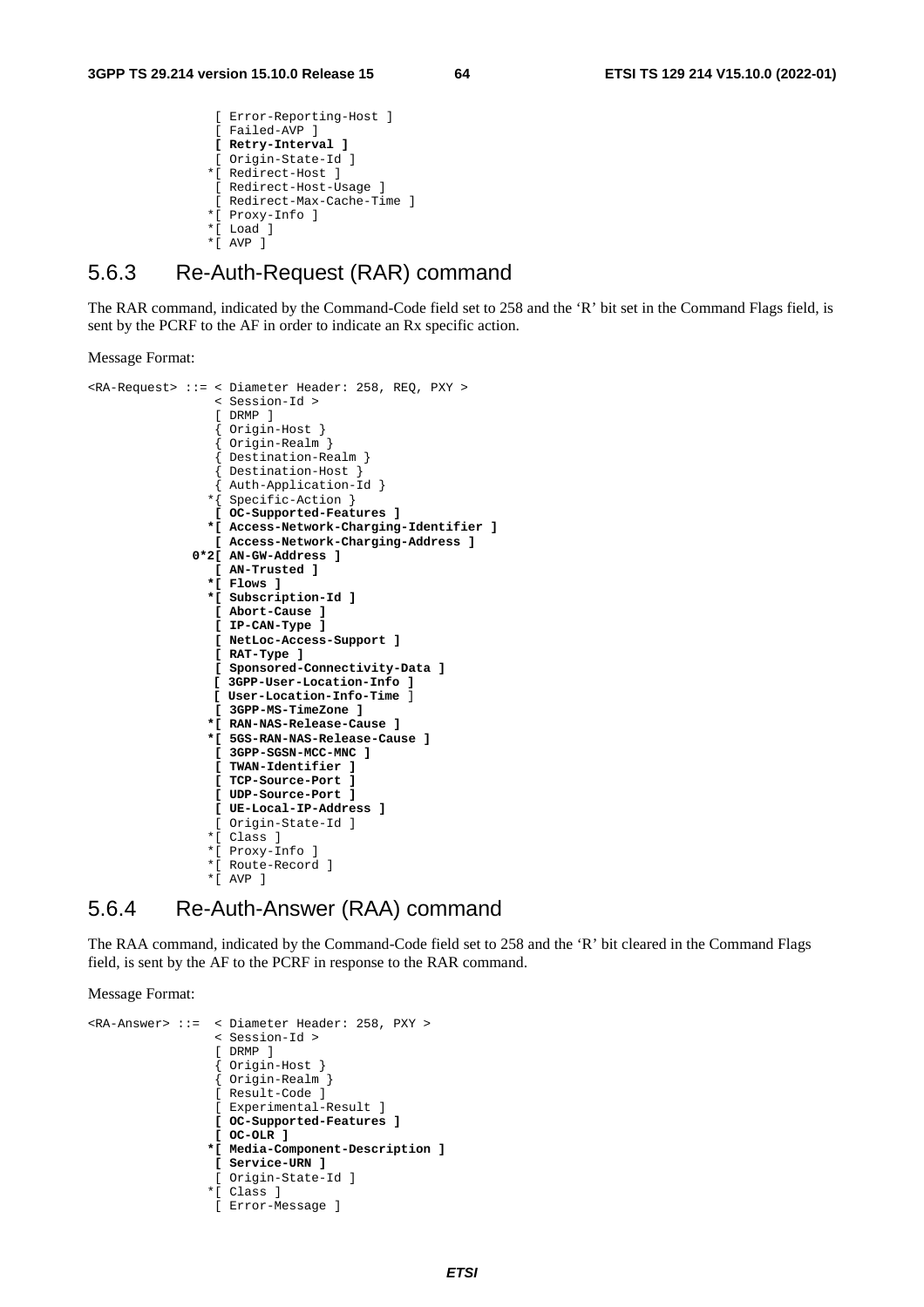```
                  [ Error-Reporting-Host ]
                  [ Failed-AVP ]
                  [ Retry-Interval ]
                  [ Origin-State-Id ]
                 *[ Redirect-Host ]
                  [ Redirect-Host-Usage ]
                  [ Redirect-Max-Cache-Time ]
                 *[ Proxy-Info ]
                 *[ Load ]
                 *[ AVP ]
```

## 5.6.3 Re-Auth-Request (RAR) command

The RAR command, indicated by the Command-Code field set to 258 and the 'R' bit set in the Command Flags field, is sent by the PCRF to the AF in order to indicate an Rx specific action.

Message Format:

```
<RA-Request> ::= < Diameter Header: 258, REQ, PXY >
                  < Session-Id >
                  [ DRMP ]
                  { Origin-Host }
                  { Origin-Realm }
                  { Destination-Realm }
                  { Destination-Host }
                  { Auth-Application-Id }
                 *{ Specific-Action }
                  [ OC-Supported-Features ]
                 *[ Access-Network-Charging-Identifier ]
                  [ Access-Network-Charging-Address ]
               0*2[ AN-GW-Address ]
                  [ AN-Trusted ]
                 *[ Flows ]
                 *[ Subscription-Id ]
                  [ Abort-Cause ]
                  [ IP-CAN-Type ]
                  [ NetLoc-Access-Support ]
                  [ RAT-Type ]
                  [ Sponsored-Connectivity-Data ]
                  [ 3GPP-User-Location-Info ]
                  [ User-Location-Info-Time ]
                  [ 3GPP-MS-TimeZone ]
                 *[ RAN-NAS-Release-Cause ]
                 *[ 5GS-RAN-NAS-Release-Cause ]
                  [ 3GPP-SGSN-MCC-MNC ]
                  [ TWAN-Identifier ]
                  [ TCP-Source-Port ]
                  [ UDP-Source-Port ]
                  [ UE-Local-IP-Address ]
                  [ Origin-State-Id ]
                 *[ Class ]
                 *[ Proxy-Info ]
                 *[ Route-Record ]
                 *[ AVP ]
```

## 5.6.4 Re-Auth-Answer (RAA) command

The RAA command, indicated by the Command-Code field set to 258 and the 'R' bit cleared in the Command Flags field, is sent by the AF to the PCRF in response to the RAR command.

Message Format:

```
<RA-Answer> ::=  < Diameter Header: 258, PXY >
                  < Session-Id >
                  [ DRMP ]
                  { Origin-Host }
                  { Origin-Realm }
                  [ Result-Code ]
                  [ Experimental-Result ]
                  [ OC-Supported-Features ]
                  [ OC-OLR ]
                 *[ Media-Component-Description ]
                  [ Service-URN ]
                  [ Origin-State-Id ]
                 *[ Class ]
                  [ Error-Message ]
```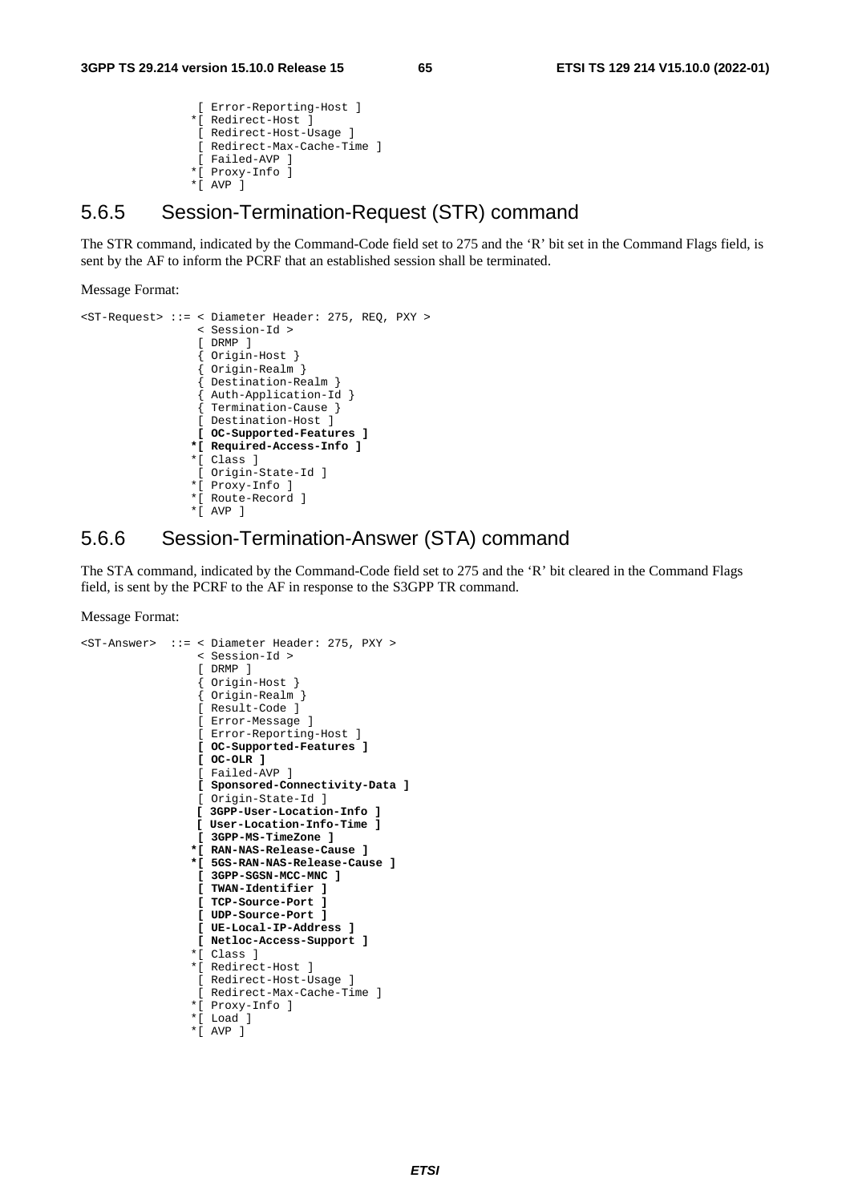```
             [ Error-Reporting-Host ]
            *[ Redirect-Host ]
             [ Redirect-Host-Usage ]
             [ Redirect-Max-Cache-Time ]
             [ Failed-AVP ]
            *[ Proxy-Info ]
            *[ AVP ]
```

## 5.6.5 Session-Termination-Request (STR) command

The STR command, indicated by the Command-Code field set to 275 and the 'R' bit set in the Command Flags field, is sent by the AF to inform the PCRF that an established session shall be terminated.

Message Format:

```
<ST-Request> ::= < Diameter Header: 275, REQ, PXY >
                 < Session-Id >
                 [ DRMP ]
                 { Origin-Host }
                 { Origin-Realm }
                 { Destination-Realm }
                 { Auth-Application-Id }
                 { Termination-Cause }
                 [ Destination-Host ]
                 [ OC-Supported-Features ]
                *[ Required-Access-Info ]
                *[ Class ]
                 [ Origin-State-Id ]
                *[ Proxy-Info ]
                *[ Route-Record ]
                *[ AVP ]
```

## 5.6.6 Session-Termination-Answer (STA) command

The STA command, indicated by the Command-Code field set to 275 and the 'R' bit cleared in the Command Flags field, is sent by the PCRF to the AF in response to the S3GPP TR command.

Message Format:

```
<ST-Answer>  ::= < Diameter Header: 275, PXY >
                 < Session-Id >
                 [ DRMP ]
                 { Origin-Host }
                 { Origin-Realm }
                 [ Result-Code ]
                 [ Error-Message ]
                 [ Error-Reporting-Host ]
                 [ OC-Supported-Features ]
                 [ OC-OLR ]
                 [ Failed-AVP ]
                 [ Sponsored-Connectivity-Data ]
                 [ Origin-State-Id ]
                 [ 3GPP-User-Location-Info ]
                 [ User-Location-Info-Time ]
                 [ 3GPP-MS-TimeZone ]
                *[ RAN-NAS-Release-Cause ]
                *[ 5GS-RAN-NAS-Release-Cause ]
                 [ 3GPP-SGSN-MCC-MNC ]
                 [ TWAN-Identifier ]
                 [ TCP-Source-Port ]
                 [ UDP-Source-Port ]
                 [ UE-Local-IP-Address ]
                 [ Netloc-Access-Support ]
                *[ Class ]
                *[ Redirect-Host ]
                 [ Redirect-Host-Usage ]
                 [ Redirect-Max-Cache-Time ]
                *[ Proxy-Info ]
                *[ Load ]
                *[ AVP ]
```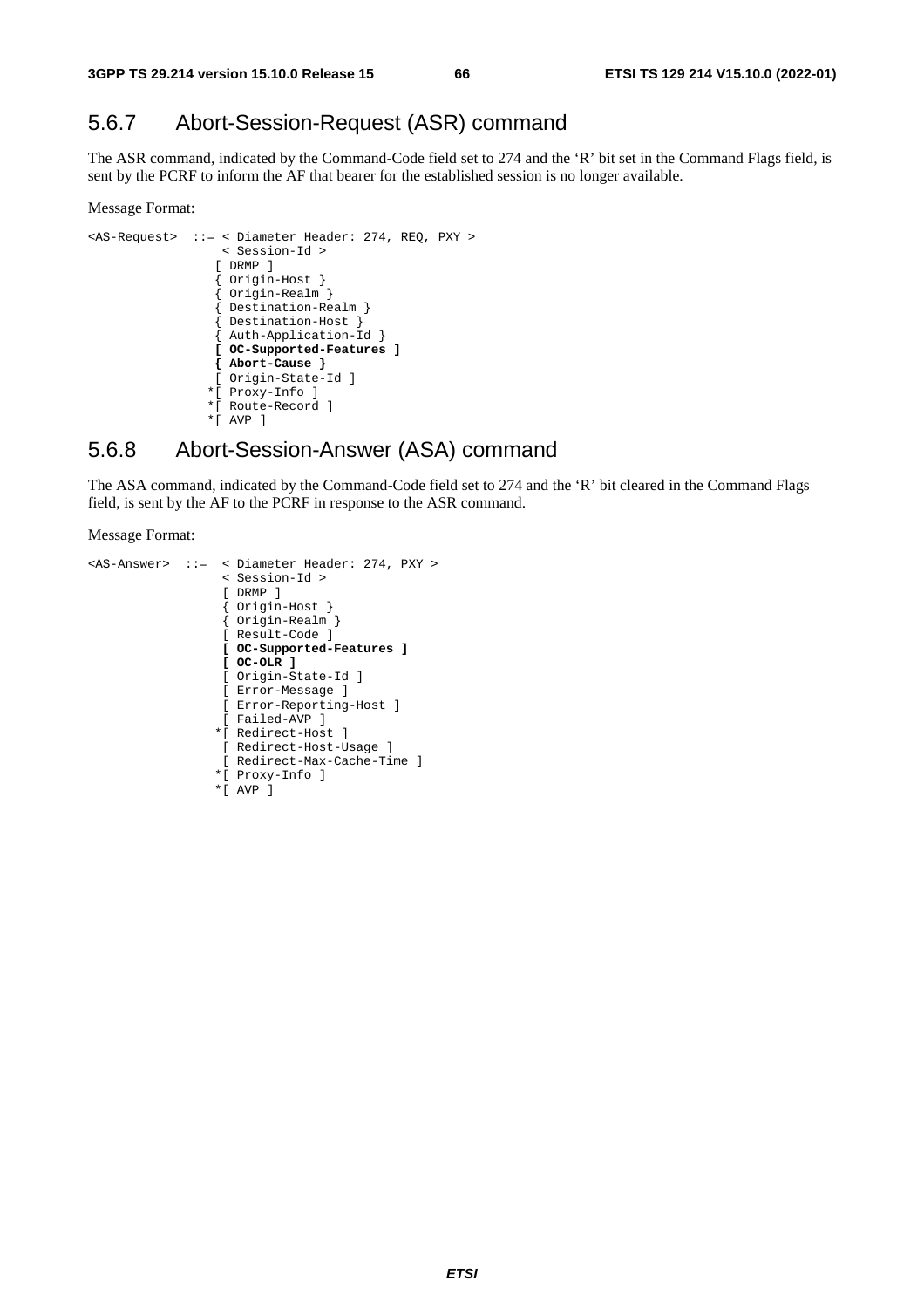### 5.6.7 Abort-Session-Request (ASR) command

The ASR command, indicated by the Command-Code field set to 274 and the 'R' bit set in the Command Flags field, is sent by the PCRF to inform the AF that bearer for the established session is no longer available.

Message Format:

```
<AS-Request>  ::= < Diameter Header: 274, REQ, PXY >
                   < Session-Id >
                  [ DRMP ]
                  { Origin-Host }
                  { Origin-Realm }
                  { Destination-Realm }
                  { Destination-Host }
                  { Auth-Application-Id }
                  [ OC-Supported-Features ]
                  { Abort-Cause }
                  [ Origin-State-Id ]
                 *[ Proxy-Info ]
                 *[ Route-Record ]
                 *[ AVP ]
```

### 5.6.8 Abort-Session-Answer (ASA) command

The ASA command, indicated by the Command-Code field set to 274 and the 'R' bit cleared in the Command Flags field, is sent by the AF to the PCRF in response to the ASR command.

Message Format:

```
<AS-Answer>  ::=  < Diameter Header: 274, PXY >
                  < Session-Id >
                   [ DRMP ]
                   { Origin-Host }
                   { Origin-Realm }
                   [ Result-Code ]
                   [ OC-Supported-Features ]
                   [ OC-OLR ]
                   [ Origin-State-Id ]
                   [ Error-Message ]
                   [ Error-Reporting-Host ]
                   [ Failed-AVP ]
                  *[ Redirect-Host ]
                   [ Redirect-Host-Usage ]
                   [ Redirect-Max-Cache-Time ]
                  *[ Proxy-Info ]
                  *[ AVP ]
```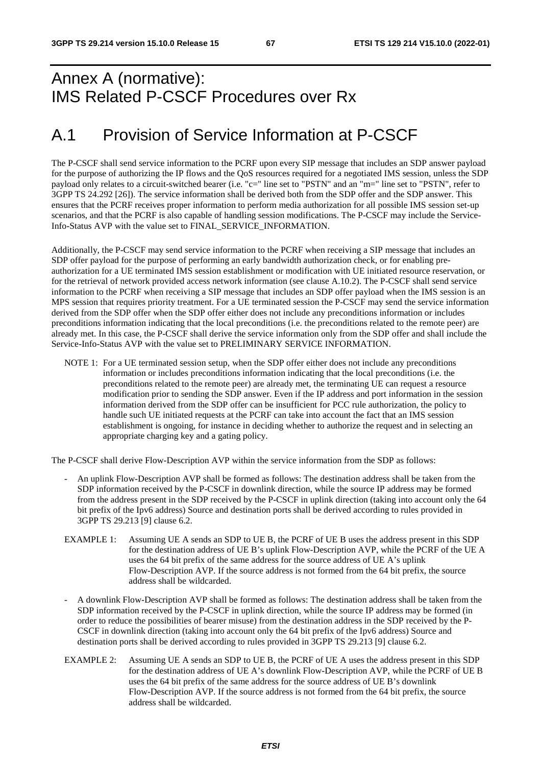# Annex A (normative): IMS Related P-CSCF Procedures over Rx

# A.1 Provision of Service Information at P-CSCF

The P-CSCF shall send service information to the PCRF upon every SIP message that includes an SDP answer payload for the purpose of authorizing the IP flows and the QoS resources required for a negotiated IMS session, unless the SDP payload only relates to a circuit-switched bearer (i.e. "c=" line set to "PSTN" and an "m=" line set to "PSTN", refer to 3GPP TS 24.292 [26]). The service information shall be derived both from the SDP offer and the SDP answer. This ensures that the PCRF receives proper information to perform media authorization for all possible IMS session set-up scenarios, and that the PCRF is also capable of handling session modifications. The P-CSCF may include the Service-Info-Status AVP with the value set to FINAL_SERVICE_INFORMATION.

Additionally, the P-CSCF may send service information to the PCRF when receiving a SIP message that includes an SDP offer payload for the purpose of performing an early bandwidth authorization check, or for enabling pre-authorization for a UE terminated IMS session establishment or modification with UE initiated resource reservation, or for the retrieval of network provided access network information (see clause A.10.2). The P-CSCF shall send service information to the PCRF when receiving a SIP message that includes an SDP offer payload when the IMS session is an MPS session that requires priority treatment. For a UE terminated session the P-CSCF may send the service information derived from the SDP offer when the SDP offer either does not include any preconditions information or includes preconditions information indicating that the local preconditions (i.e. the preconditions related to the remote peer) are already met. In this case, the P-CSCF shall derive the service information only from the SDP offer and shall include the Service-Info-Status AVP with the value set to PRELIMINARY SERVICE INFORMATION.

NOTE 1: For a UE terminated session setup, when the SDP offer either does not include any preconditions information or includes preconditions information indicating that the local preconditions (i.e. the preconditions related to the remote peer) are already met, the terminating UE can request a resource modification prior to sending the SDP answer. Even if the IP address and port information in the session information derived from the SDP offer can be insufficient for PCC rule authorization, the policy to handle such UE initiated requests at the PCRF can take into account the fact that an IMS session establishment is ongoing, for instance in deciding whether to authorize the request and in selecting an appropriate charging key and a gating policy.

The P-CSCF shall derive Flow-Description AVP within the service information from the SDP as follows:

- An uplink Flow-Description AVP shall be formed as follows: The destination address shall be taken from the SDP information received by the P-CSCF in downlink direction, while the source IP address may be formed from the address present in the SDP received by the P-CSCF in uplink direction (taking into account only the 64 bit prefix of the Ipv6 address) Source and destination ports shall be derived according to rules provided in 3GPP TS 29.213 [9] clause 6.2.

EXAMPLE 1: Assuming UE A sends an SDP to UE B, the PCRF of UE B uses the address present in this SDP for the destination address of UE B's uplink Flow-Description AVP, while the PCRF of the UE A uses the 64 bit prefix of the same address for the source address of UE A's uplink Flow-Description AVP. If the source address is not formed from the 64 bit prefix, the source address shall be wildcarded.

- A downlink Flow-Description AVP shall be formed as follows: The destination address shall be taken from the SDP information received by the P-CSCF in uplink direction, while the source IP address may be formed (in order to reduce the possibilities of bearer misuse) from the destination address in the SDP received by the P-CSCF in downlink direction (taking into account only the 64 bit prefix of the Ipv6 address) Source and destination ports shall be derived according to rules provided in 3GPP TS 29.213 [9] clause 6.2.

EXAMPLE 2: Assuming UE A sends an SDP to UE B, the PCRF of UE A uses the address present in this SDP for the destination address of UE A's downlink Flow-Description AVP, while the PCRF of UE B uses the 64 bit prefix of the same address for the source address of UE B's downlink Flow-Description AVP. If the source address is not formed from the 64 bit prefix, the source address shall be wildcarded.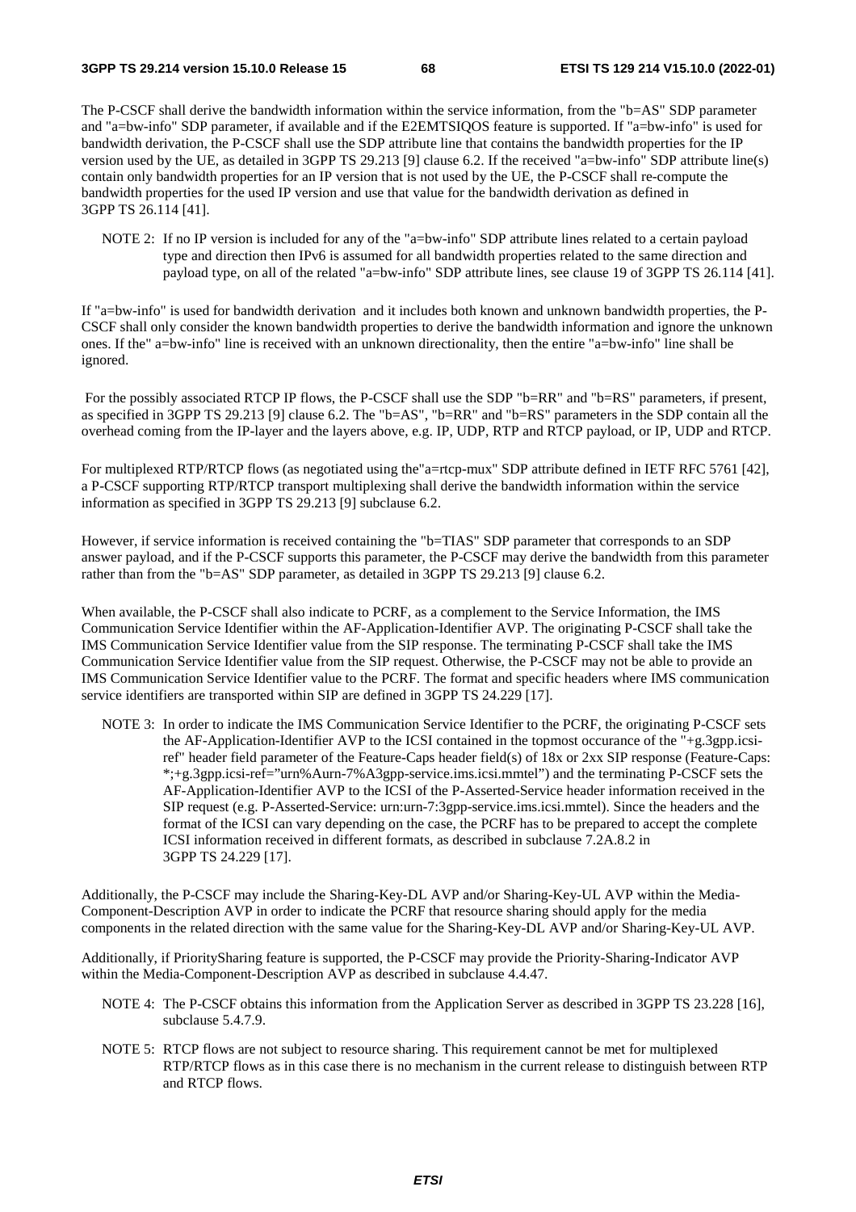The P-CSCF shall derive the bandwidth information within the service information, from the "b=AS" SDP parameter and "a=bw-info" SDP parameter, if available and if the E2EMTSIQOS feature is supported. If "a=bw-info" is used for bandwidth derivation, the P-CSCF shall use the SDP attribute line that contains the bandwidth properties for the IP version used by the UE, as detailed in 3GPP TS 29.213 [9] clause 6.2. If the received "a=bw-info" SDP attribute line(s) contain only bandwidth properties for an IP version that is not used by the UE, the P-CSCF shall re-compute the bandwidth properties for the used IP version and use that value for the bandwidth derivation as defined in 3GPP TS 26.114 [41].

NOTE 2: If no IP version is included for any of the "a=bw-info" SDP attribute lines related to a certain payload type and direction then IPv6 is assumed for all bandwidth properties related to the same direction and payload type, on all of the related "a=bw-info" SDP attribute lines, see clause 19 of 3GPP TS 26.114 [41].

If "a=bw-info" is used for bandwidth derivation and it includes both known and unknown bandwidth properties, the P-CSCF shall only consider the known bandwidth properties to derive the bandwidth information and ignore the unknown ones. If the" a=bw-info" line is received with an unknown directionality, then the entire "a=bw-info" line shall be ignored.

For the possibly associated RTCP IP flows, the P-CSCF shall use the SDP "b=RR" and "b=RS" parameters, if present, as specified in 3GPP TS 29.213 [9] clause 6.2. The "b=AS", "b=RR" and "b=RS" parameters in the SDP contain all the overhead coming from the IP-layer and the layers above, e.g. IP, UDP, RTP and RTCP payload, or IP, UDP and RTCP.

For multiplexed RTP/RTCP flows (as negotiated using the"a=rtcp-mux" SDP attribute defined in IETF RFC 5761 [42], a P-CSCF supporting RTP/RTCP transport multiplexing shall derive the bandwidth information within the service information as specified in 3GPP TS 29.213 [9] subclause 6.2.

However, if service information is received containing the "b=TIAS" SDP parameter that corresponds to an SDP answer payload, and if the P-CSCF supports this parameter, the P-CSCF may derive the bandwidth from this parameter rather than from the "b=AS" SDP parameter, as detailed in 3GPP TS 29.213 [9] clause 6.2.

When available, the P-CSCF shall also indicate to PCRF, as a complement to the Service Information, the IMS Communication Service Identifier within the AF-Application-Identifier AVP. The originating P-CSCF shall take the IMS Communication Service Identifier value from the SIP response. The terminating P-CSCF shall take the IMS Communication Service Identifier value from the SIP request. Otherwise, the P-CSCF may not be able to provide an IMS Communication Service Identifier value to the PCRF. The format and specific headers where IMS communication service identifiers are transported within SIP are defined in 3GPP TS 24.229 [17].

NOTE 3: In order to indicate the IMS Communication Service Identifier to the PCRF, the originating P-CSCF sets the AF-Application-Identifier AVP to the ICSI contained in the topmost occurance of the "+g.3gpp.icsi-ref" header field parameter of the Feature-Caps header field(s) of 18x or 2xx SIP response (Feature-Caps: *;+g.3gpp.icsi-ref="urn%Aurn-7%A3gpp-service.ims.icsi.mmtel") and the terminating P-CSCF sets the AF-Application-Identifier AVP to the ICSI of the P-Asserted-Service header information received in the SIP request (e.g. P-Asserted-Service: urn:urn-7:3gpp-service.ims.icsi.mmtel). Since the headers and the format of the ICSI can vary depending on the case, the PCRF has to be prepared to accept the complete ICSI information received in different formats, as described in subclause 7.2A.8.2 in 3GPP TS 24.229 [17].

Additionally, the P-CSCF may include the Sharing-Key-DL AVP and/or Sharing-Key-UL AVP within the Media-Component-Description AVP in order to indicate the PCRF that resource sharing should apply for the media components in the related direction with the same value for the Sharing-Key-DL AVP and/or Sharing-Key-UL AVP.

Additionally, if PrioritySharing feature is supported, the P-CSCF may provide the Priority-Sharing-Indicator AVP within the Media-Component-Description AVP as described in subclause 4.4.47.

NOTE 4: The P-CSCF obtains this information from the Application Server as described in 3GPP TS 23.228 [16], subclause 5.4.7.9.

NOTE 5: RTCP flows are not subject to resource sharing. This requirement cannot be met for multiplexed RTP/RTCP flows as in this case there is no mechanism in the current release to distinguish between RTP and RTCP flows.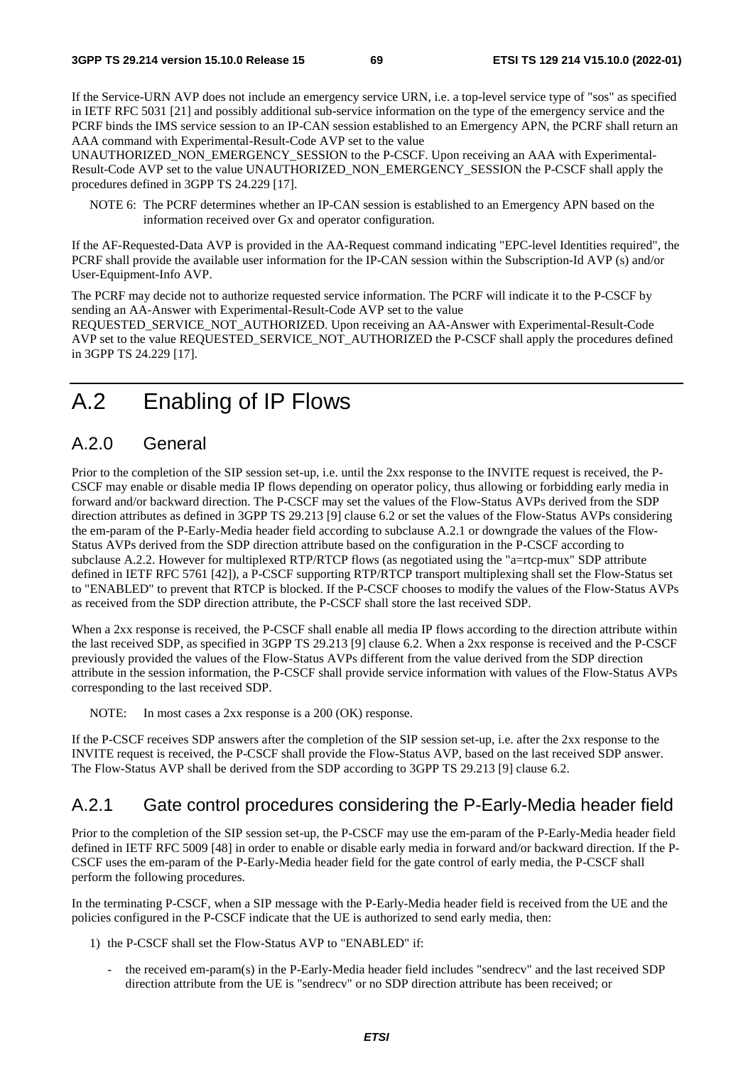If the Service-URN AVP does not include an emergency service URN, i.e. a top-level service type of "sos" as specified in IETF RFC 5031 [21] and possibly additional sub-service information on the type of the emergency service and the PCRF binds the IMS service session to an IP-CAN session established to an Emergency APN, the PCRF shall return an AAA command with Experimental-Result-Code AVP set to the value UNAUTHORIZED_NON_EMERGENCY_SESSION to the P-CSCF. Upon receiving an AAA with Experimental-Result-Code AVP set to the value UNAUTHORIZED_NON_EMERGENCY_SESSION the P-CSCF shall apply the procedures defined in 3GPP TS 24.229 [17].

NOTE 6: The PCRF determines whether an IP-CAN session is established to an Emergency APN based on the information received over Gx and operator configuration.

If the AF-Requested-Data AVP is provided in the AA-Request command indicating "EPC-level Identities required", the PCRF shall provide the available user information for the IP-CAN session within the Subscription-Id AVP (s) and/or User-Equipment-Info AVP.

The PCRF may decide not to authorize requested service information. The PCRF will indicate it to the P-CSCF by sending an AA-Answer with Experimental-Result-Code AVP set to the value REQUESTED_SERVICE_NOT_AUTHORIZED. Upon receiving an AA-Answer with Experimental-Result-Code AVP set to the value REQUESTED_SERVICE_NOT_AUTHORIZED the P-CSCF shall apply the procedures defined in 3GPP TS 24.229 [17].

# A.2 Enabling of IP Flows

## A.2.0 General

Prior to the completion of the SIP session set-up, i.e. until the 2xx response to the INVITE request is received, the P-CSCF may enable or disable media IP flows depending on operator policy, thus allowing or forbidding early media in forward and/or backward direction. The P-CSCF may set the values of the Flow-Status AVPs derived from the SDP direction attributes as defined in 3GPP TS 29.213 [9] clause 6.2 or set the values of the Flow-Status AVPs considering the em-param of the P-Early-Media header field according to subclause A.2.1 or downgrade the values of the Flow-Status AVPs derived from the SDP direction attribute based on the configuration in the P-CSCF according to subclause A.2.2. However for multiplexed RTP/RTCP flows (as negotiated using the "a=rtcp-mux" SDP attribute defined in IETF RFC 5761 [42]), a P-CSCF supporting RTP/RTCP transport multiplexing shall set the Flow-Status set to "ENABLED" to prevent that RTCP is blocked. If the P-CSCF chooses to modify the values of the Flow-Status AVPs as received from the SDP direction attribute, the P-CSCF shall store the last received SDP.

When a 2xx response is received, the P-CSCF shall enable all media IP flows according to the direction attribute within the last received SDP, as specified in 3GPP TS 29.213 [9] clause 6.2. When a 2xx response is received and the P-CSCF previously provided the values of the Flow-Status AVPs different from the value derived from the SDP direction attribute in the session information, the P-CSCF shall provide service information with values of the Flow-Status AVPs corresponding to the last received SDP.

NOTE: In most cases a 2xx response is a 200 (OK) response.

If the P-CSCF receives SDP answers after the completion of the SIP session set-up, i.e. after the 2xx response to the INVITE request is received, the P-CSCF shall provide the Flow-Status AVP, based on the last received SDP answer. The Flow-Status AVP shall be derived from the SDP according to 3GPP TS 29.213 [9] clause 6.2.

## A.2.1 Gate control procedures considering the P-Early-Media header field

Prior to the completion of the SIP session set-up, the P-CSCF may use the em-param of the P-Early-Media header field defined in IETF RFC 5009 [48] in order to enable or disable early media in forward and/or backward direction. If the P-CSCF uses the em-param of the P-Early-Media header field for the gate control of early media, the P-CSCF shall perform the following procedures.

In the terminating P-CSCF, when a SIP message with the P-Early-Media header field is received from the UE and the policies configured in the P-CSCF indicate that the UE is authorized to send early media, then:

1) the P-CSCF shall set the Flow-Status AVP to "ENABLED" if:
   - the received em-param(s) in the P-Early-Media header field includes "sendrecv" and the last received SDP direction attribute from the UE is "sendrecv" or no SDP direction attribute has been received; or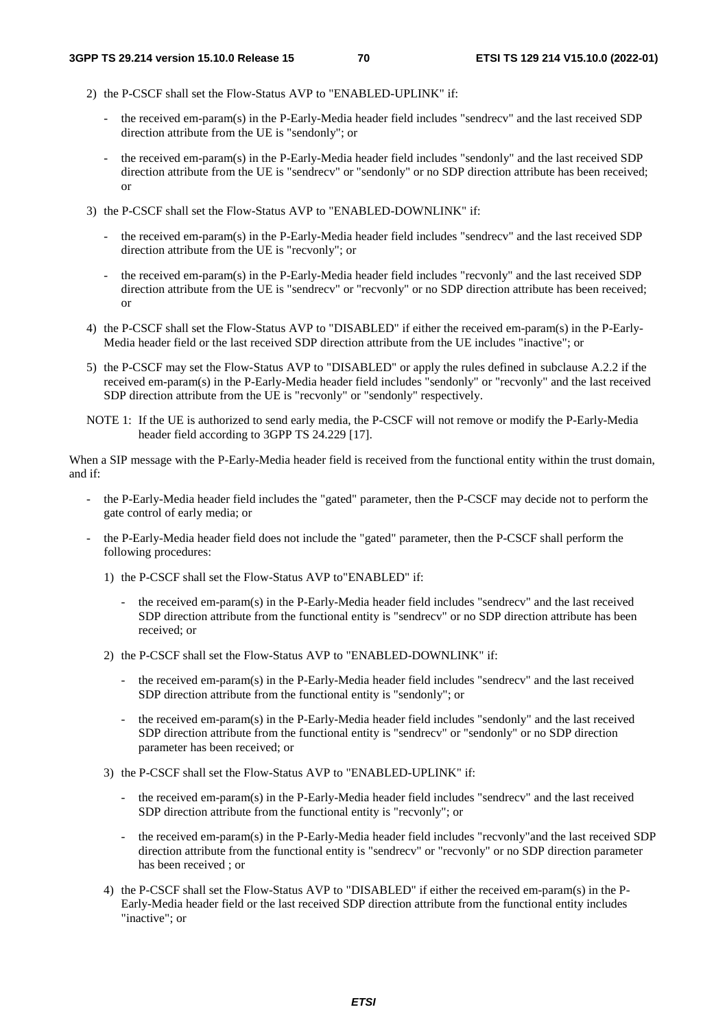2) the P-CSCF shall set the Flow-Status AVP to "ENABLED-UPLINK" if:

   - the received em-param(s) in the P-Early-Media header field includes "sendrecv" and the last received SDP direction attribute from the UE is "sendonly"; or

   - the received em-param(s) in the P-Early-Media header field includes "sendonly" and the last received SDP direction attribute from the UE is "sendrecv" or "sendonly" or no SDP direction attribute has been received; or

3) the P-CSCF shall set the Flow-Status AVP to "ENABLED-DOWNLINK" if:

   - the received em-param(s) in the P-Early-Media header field includes "sendrecv" and the last received SDP direction attribute from the UE is "recvonly"; or

   - the received em-param(s) in the P-Early-Media header field includes "recvonly" and the last received SDP direction attribute from the UE is "sendrecv" or "recvonly" or no SDP direction attribute has been received; or

4) the P-CSCF shall set the Flow-Status AVP to "DISABLED" if either the received em-param(s) in the P-Early-Media header field or the last received SDP direction attribute from the UE includes "inactive"; or

5) the P-CSCF may set the Flow-Status AVP to "DISABLED" or apply the rules defined in subclause A.2.2 if the received em-param(s) in the P-Early-Media header field includes "sendonly" or "recvonly" and the last received SDP direction attribute from the UE is "recvonly" or "sendonly" respectively.

NOTE 1: If the UE is authorized to send early media, the P-CSCF will not remove or modify the P-Early-Media header field according to 3GPP TS 24.229 [17].

When a SIP message with the P-Early-Media header field is received from the functional entity within the trust domain, and if:

- the P-Early-Media header field includes the "gated" parameter, then the P-CSCF may decide not to perform the gate control of early media; or

- the P-Early-Media header field does not include the "gated" parameter, then the P-CSCF shall perform the following procedures:

  1) the P-CSCF shall set the Flow-Status AVP to"ENABLED" if:

     - the received em-param(s) in the P-Early-Media header field includes "sendrecv" and the last received SDP direction attribute from the functional entity is "sendrecv" or no SDP direction attribute has been received; or

  2) the P-CSCF shall set the Flow-Status AVP to "ENABLED-DOWNLINK" if:

     - the received em-param(s) in the P-Early-Media header field includes "sendrecv" and the last received SDP direction attribute from the functional entity is "sendonly"; or

     - the received em-param(s) in the P-Early-Media header field includes "sendonly" and the last received SDP direction attribute from the functional entity is "sendrecv" or "sendonly" or no SDP direction parameter has been received; or

  3) the P-CSCF shall set the Flow-Status AVP to "ENABLED-UPLINK" if:

     - the received em-param(s) in the P-Early-Media header field includes "sendrecv" and the last received SDP direction attribute from the functional entity is "recvonly"; or

     - the received em-param(s) in the P-Early-Media header field includes "recvonly"and the last received SDP direction attribute from the functional entity is "sendrecv" or "recvonly" or no SDP direction parameter has been received ; or

  4) the P-CSCF shall set the Flow-Status AVP to "DISABLED" if either the received em-param(s) in the P-Early-Media header field or the last received SDP direction attribute from the functional entity includes "inactive"; or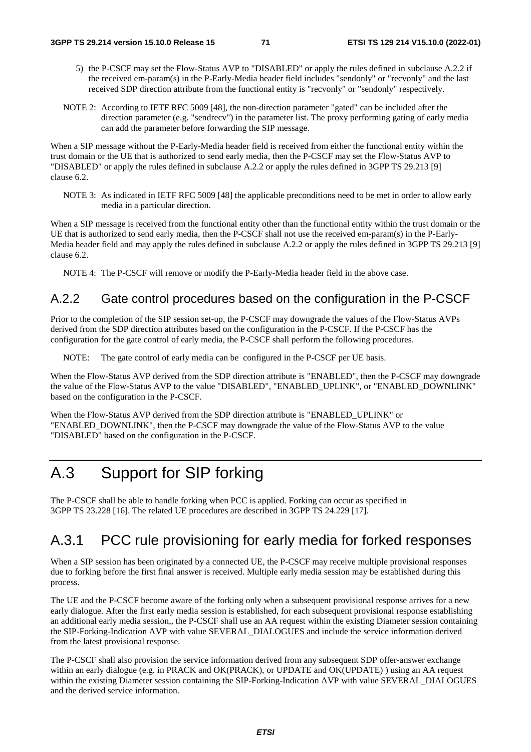5) the P-CSCF may set the Flow-Status AVP to "DISABLED" or apply the rules defined in subclause A.2.2 if the received em-param(s) in the P-Early-Media header field includes "sendonly" or "recvonly" and the last received SDP direction attribute from the functional entity is "recvonly" or "sendonly" respectively.

NOTE 2: According to IETF RFC 5009 [48], the non-direction parameter "gated" can be included after the direction parameter (e.g. "sendrecv") in the parameter list. The proxy performing gating of early media can add the parameter before forwarding the SIP message.

When a SIP message without the P-Early-Media header field is received from either the functional entity within the trust domain or the UE that is authorized to send early media, then the P-CSCF may set the Flow-Status AVP to "DISABLED" or apply the rules defined in subclause A.2.2 or apply the rules defined in 3GPP TS 29.213 [9] clause 6.2.

NOTE 3: As indicated in IETF RFC 5009 [48] the applicable preconditions need to be met in order to allow early media in a particular direction.

When a SIP message is received from the functional entity other than the functional entity within the trust domain or the UE that is authorized to send early media, then the P-CSCF shall not use the received em-param(s) in the P-Early-Media header field and may apply the rules defined in subclause A.2.2 or apply the rules defined in 3GPP TS 29.213 [9] clause 6.2.

NOTE 4: The P-CSCF will remove or modify the P-Early-Media header field in the above case.

### A.2.2 Gate control procedures based on the configuration in the P-CSCF

Prior to the completion of the SIP session set-up, the P-CSCF may downgrade the values of the Flow-Status AVPs derived from the SDP direction attributes based on the configuration in the P-CSCF. If the P-CSCF has the configuration for the gate control of early media, the P-CSCF shall perform the following procedures.

NOTE: The gate control of early media can be configured in the P-CSCF per UE basis.

When the Flow-Status AVP derived from the SDP direction attribute is "ENABLED", then the P-CSCF may downgrade the value of the Flow-Status AVP to the value "DISABLED", "ENABLED_UPLINK", or "ENABLED_DOWNLINK" based on the configuration in the P-CSCF.

When the Flow-Status AVP derived from the SDP direction attribute is "ENABLED_UPLINK" or "ENABLED_DOWNLINK", then the P-CSCF may downgrade the value of the Flow-Status AVP to the value "DISABLED" based on the configuration in the P-CSCF.

# A.3 Support for SIP forking

The P-CSCF shall be able to handle forking when PCC is applied. Forking can occur as specified in 3GPP TS 23.228 [16]. The related UE procedures are described in 3GPP TS 24.229 [17].

## A.3.1 PCC rule provisioning for early media for forked responses

When a SIP session has been originated by a connected UE, the P-CSCF may receive multiple provisional responses due to forking before the first final answer is received. Multiple early media session may be established during this process.

The UE and the P-CSCF become aware of the forking only when a subsequent provisional response arrives for a new early dialogue. After the first early media session is established, for each subsequent provisional response establishing an additional early media session,, the P-CSCF shall use an AA request within the existing Diameter session containing the SIP-Forking-Indication AVP with value SEVERAL_DIALOGUES and include the service information derived from the latest provisional response.

The P-CSCF shall also provision the service information derived from any subsequent SDP offer-answer exchange within an early dialogue (e.g. in PRACK and OK(PRACK), or UPDATE and OK(UPDATE) ) using an AA request within the existing Diameter session containing the SIP-Forking-Indication AVP with value SEVERAL_DIALOGUES and the derived service information.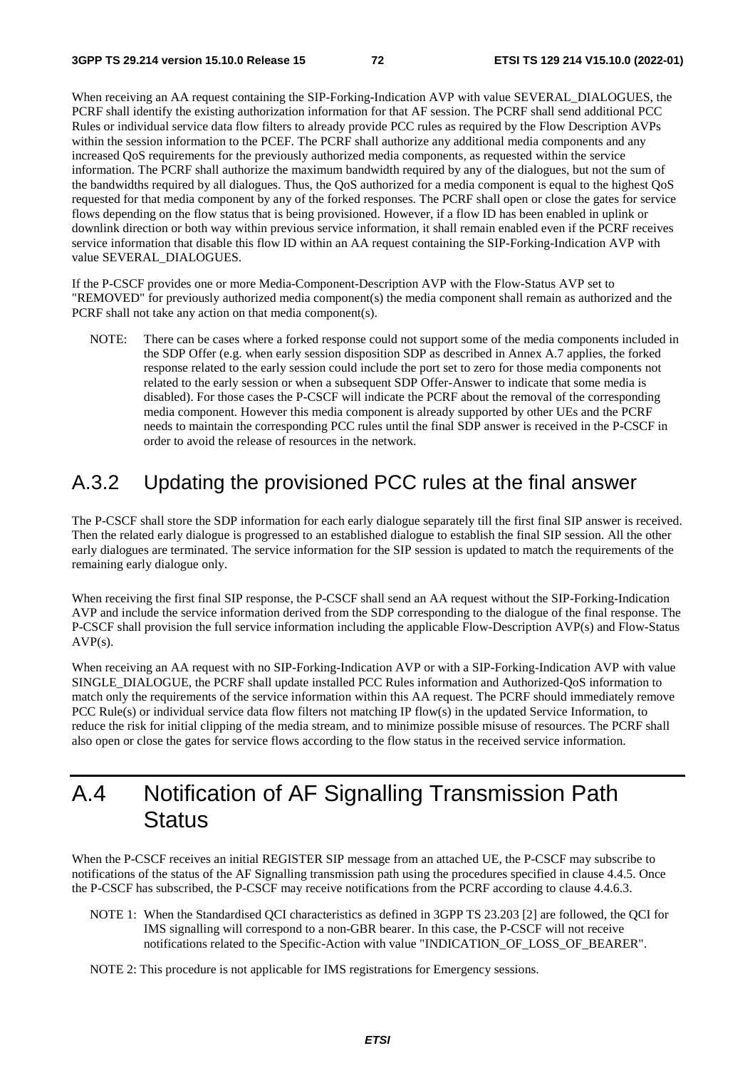When receiving an AA request containing the SIP-Forking-Indication AVP with value SEVERAL_DIALOGUES, the PCRF shall identify the existing authorization information for that AF session. The PCRF shall send additional PCC Rules or individual service data flow filters to already provide PCC rules as required by the Flow Description AVPs within the session information to the PCEF. The PCRF shall authorize any additional media components and any increased QoS requirements for the previously authorized media components, as requested within the service information. The PCRF shall authorize the maximum bandwidth required by any of the dialogues, but not the sum of the bandwidths required by all dialogues. Thus, the QoS authorized for a media component is equal to the highest QoS requested for that media component by any of the forked responses. The PCRF shall open or close the gates for service flows depending on the flow status that is being provisioned. However, if a flow ID has been enabled in uplink or downlink direction or both way within previous service information, it shall remain enabled even if the PCRF receives service information that disable this flow ID within an AA request containing the SIP-Forking-Indication AVP with value SEVERAL_DIALOGUES.

If the P-CSCF provides one or more Media-Component-Description AVP with the Flow-Status AVP set to "REMOVED" for previously authorized media component(s) the media component shall remain as authorized and the PCRF shall not take any action on that media component(s).

NOTE: There can be cases where a forked response could not support some of the media components included in the SDP Offer (e.g. when early session disposition SDP as described in Annex A.7 applies, the forked response related to the early session could include the port set to zero for those media components not related to the early session or when a subsequent SDP Offer-Answer to indicate that some media is disabled). For those cases the P-CSCF will indicate the PCRF about the removal of the corresponding media component. However this media component is already supported by other UEs and the PCRF needs to maintain the corresponding PCC rules until the final SDP answer is received in the P-CSCF in order to avoid the release of resources in the network.

## A.3.2 Updating the provisioned PCC rules at the final answer

The P-CSCF shall store the SDP information for each early dialogue separately till the first final SIP answer is received. Then the related early dialogue is progressed to an established dialogue to establish the final SIP session. All the other early dialogues are terminated. The service information for the SIP session is updated to match the requirements of the remaining early dialogue only.

When receiving the first final SIP response, the P-CSCF shall send an AA request without the SIP-Forking-Indication AVP and include the service information derived from the SDP corresponding to the dialogue of the final response. The P-CSCF shall provision the full service information including the applicable Flow-Description AVP(s) and Flow-Status AVP(s).

When receiving an AA request with no SIP-Forking-Indication AVP or with a SIP-Forking-Indication AVP with value SINGLE_DIALOGUE, the PCRF shall update installed PCC Rules information and Authorized-QoS information to match only the requirements of the service information within this AA request. The PCRF should immediately remove PCC Rule(s) or individual service data flow filters not matching IP flow(s) in the updated Service Information, to reduce the risk for initial clipping of the media stream, and to minimize possible misuse of resources. The PCRF shall also open or close the gates for service flows according to the flow status in the received service information.

# A.4 Notification of AF Signalling Transmission Path Status

When the P-CSCF receives an initial REGISTER SIP message from an attached UE, the P-CSCF may subscribe to notifications of the status of the AF Signalling transmission path using the procedures specified in clause 4.4.5. Once the P-CSCF has subscribed, the P-CSCF may receive notifications from the PCRF according to clause 4.4.6.3.

NOTE 1: When the Standardised QCI characteristics as defined in 3GPP TS 23.203 [2] are followed, the QCI for IMS signalling will correspond to a non-GBR bearer. In this case, the P-CSCF will not receive notifications related to the Specific-Action with value "INDICATION_OF_LOSS_OF_BEARER".

NOTE 2: This procedure is not applicable for IMS registrations for Emergency sessions.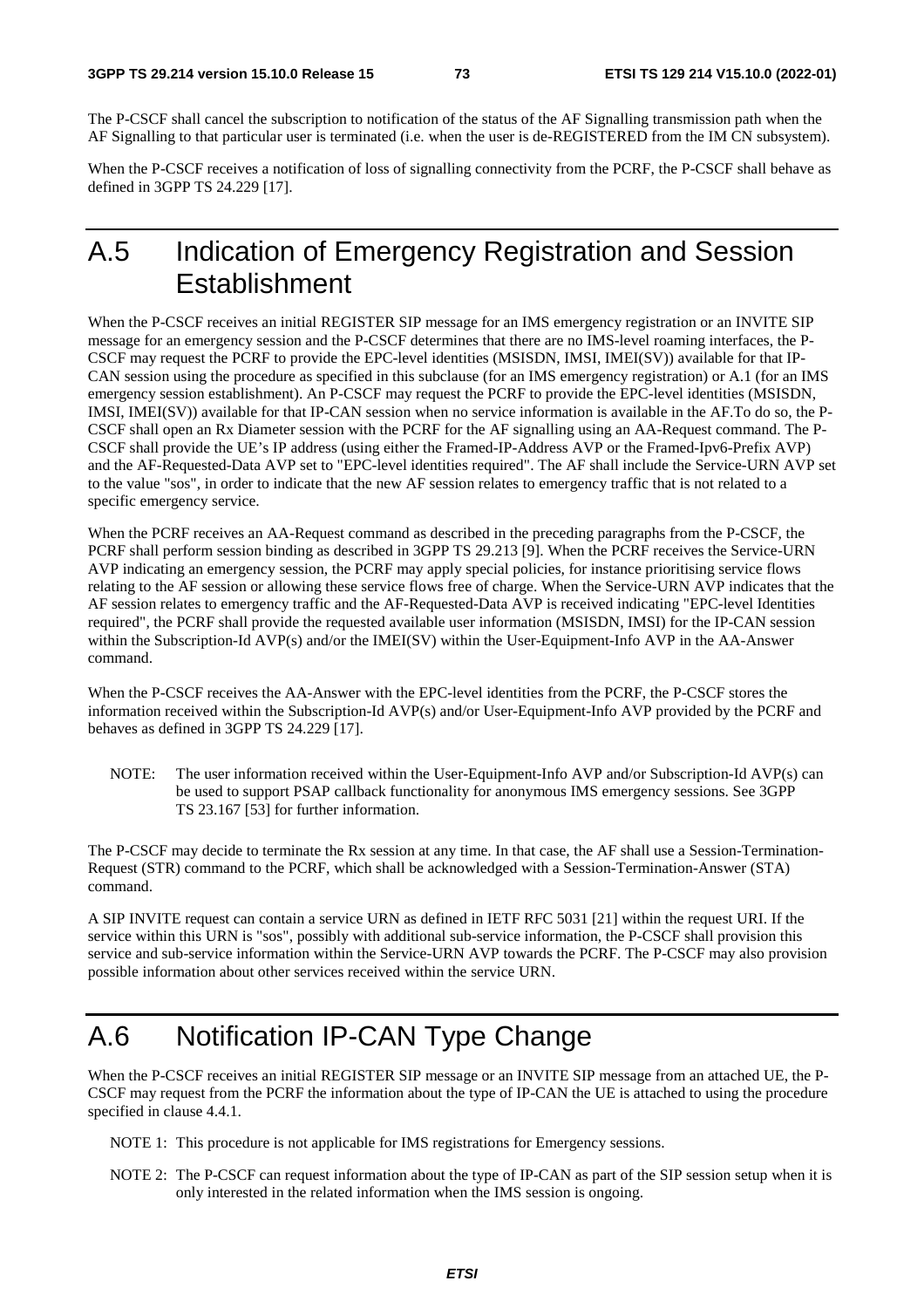The P-CSCF shall cancel the subscription to notification of the status of the AF Signalling transmission path when the AF Signalling to that particular user is terminated (i.e. when the user is de-REGISTERED from the IM CN subsystem).

When the P-CSCF receives a notification of loss of signalling connectivity from the PCRF, the P-CSCF shall behave as defined in 3GPP TS 24.229 [17].

# A.5 Indication of Emergency Registration and Session Establishment

When the P-CSCF receives an initial REGISTER SIP message for an IMS emergency registration or an INVITE SIP message for an emergency session and the P-CSCF determines that there are no IMS-level roaming interfaces, the P-CSCF may request the PCRF to provide the EPC-level identities (MSISDN, IMSI, IMEI(SV)) available for that IP-CAN session using the procedure as specified in this subclause (for an IMS emergency registration) or A.1 (for an IMS emergency session establishment). An P-CSCF may request the PCRF to provide the EPC-level identities (MSISDN, IMSI, IMEI(SV)) available for that IP-CAN session when no service information is available in the AF.To do so, the P-CSCF shall open an Rx Diameter session with the PCRF for the AF signalling using an AA-Request command. The P-CSCF shall provide the UE's IP address (using either the Framed-IP-Address AVP or the Framed-Ipv6-Prefix AVP) and the AF-Requested-Data AVP set to "EPC-level identities required". The AF shall include the Service-URN AVP set to the value "sos", in order to indicate that the new AF session relates to emergency traffic that is not related to a specific emergency service.

When the PCRF receives an AA-Request command as described in the preceding paragraphs from the P-CSCF, the PCRF shall perform session binding as described in 3GPP TS 29.213 [9]. When the PCRF receives the Service-URN AVP indicating an emergency session, the PCRF may apply special policies, for instance prioritising service flows relating to the AF session or allowing these service flows free of charge. When the Service-URN AVP indicates that the AF session relates to emergency traffic and the AF-Requested-Data AVP is received indicating "EPC-level Identities required", the PCRF shall provide the requested available user information (MSISDN, IMSI) for the IP-CAN session within the Subscription-Id AVP(s) and/or the IMEI(SV) within the User-Equipment-Info AVP in the AA-Answer command.

When the P-CSCF receives the AA-Answer with the EPC-level identities from the PCRF, the P-CSCF stores the information received within the Subscription-Id AVP(s) and/or User-Equipment-Info AVP provided by the PCRF and behaves as defined in 3GPP TS 24.229 [17].

NOTE: The user information received within the User-Equipment-Info AVP and/or Subscription-Id AVP(s) can be used to support PSAP callback functionality for anonymous IMS emergency sessions. See 3GPP TS 23.167 [53] for further information.

The P-CSCF may decide to terminate the Rx session at any time. In that case, the AF shall use a Session-Termination-Request (STR) command to the PCRF, which shall be acknowledged with a Session-Termination-Answer (STA) command.

A SIP INVITE request can contain a service URN as defined in IETF RFC 5031 [21] within the request URI. If the service within this URN is "sos", possibly with additional sub-service information, the P-CSCF shall provision this service and sub-service information within the Service-URN AVP towards the PCRF. The P-CSCF may also provision possible information about other services received within the service URN.

# A.6 Notification IP-CAN Type Change

When the P-CSCF receives an initial REGISTER SIP message or an INVITE SIP message from an attached UE, the P-CSCF may request from the PCRF the information about the type of IP-CAN the UE is attached to using the procedure specified in clause 4.4.1.

NOTE 1: This procedure is not applicable for IMS registrations for Emergency sessions.

NOTE 2: The P-CSCF can request information about the type of IP-CAN as part of the SIP session setup when it is only interested in the related information when the IMS session is ongoing.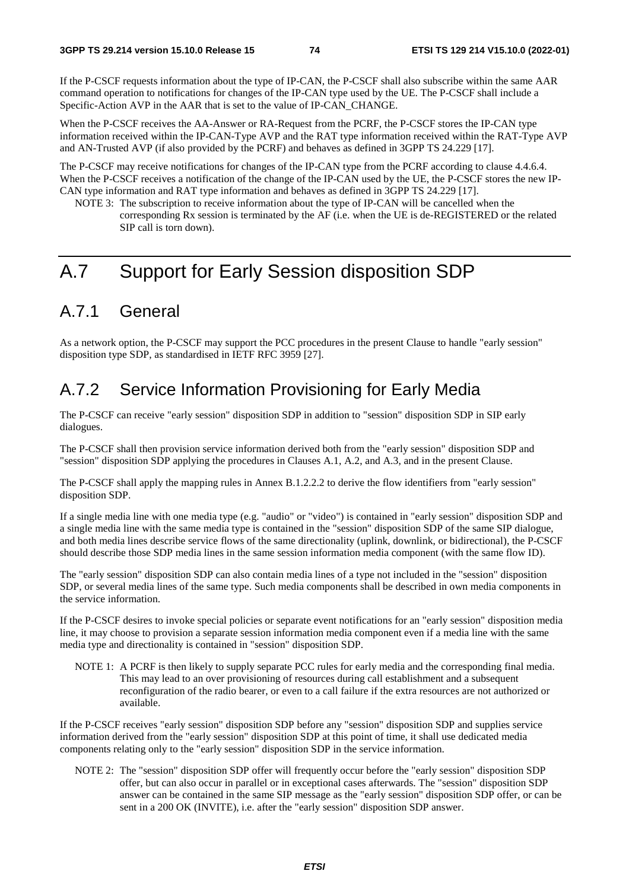If the P-CSCF requests information about the type of IP-CAN, the P-CSCF shall also subscribe within the same AAR command operation to notifications for changes of the IP-CAN type used by the UE. The P-CSCF shall include a Specific-Action AVP in the AAR that is set to the value of IP-CAN_CHANGE.

When the P-CSCF receives the AA-Answer or RA-Request from the PCRF, the P-CSCF stores the IP-CAN type information received within the IP-CAN-Type AVP and the RAT type information received within the RAT-Type AVP and AN-Trusted AVP (if also provided by the PCRF) and behaves as defined in 3GPP TS 24.229 [17].

The P-CSCF may receive notifications for changes of the IP-CAN type from the PCRF according to clause 4.4.6.4. When the P-CSCF receives a notification of the change of the IP-CAN used by the UE, the P-CSCF stores the new IP-CAN type information and RAT type information and behaves as defined in 3GPP TS 24.229 [17].

NOTE 3: The subscription to receive information about the type of IP-CAN will be cancelled when the corresponding Rx session is terminated by the AF (i.e. when the UE is de-REGISTERED or the related SIP call is torn down).

# A.7 Support for Early Session disposition SDP

## A.7.1 General

As a network option, the P-CSCF may support the PCC procedures in the present Clause to handle "early session" disposition type SDP, as standardised in IETF RFC 3959 [27].

## A.7.2 Service Information Provisioning for Early Media

The P-CSCF can receive "early session" disposition SDP in addition to "session" disposition SDP in SIP early dialogues.

The P-CSCF shall then provision service information derived both from the "early session" disposition SDP and "session" disposition SDP applying the procedures in Clauses A.1, A.2, and A.3, and in the present Clause.

The P-CSCF shall apply the mapping rules in Annex B.1.2.2.2 to derive the flow identifiers from "early session" disposition SDP.

If a single media line with one media type (e.g. "audio" or "video") is contained in "early session" disposition SDP and a single media line with the same media type is contained in the "session" disposition SDP of the same SIP dialogue, and both media lines describe service flows of the same directionality (uplink, downlink, or bidirectional), the P-CSCF should describe those SDP media lines in the same session information media component (with the same flow ID).

The "early session" disposition SDP can also contain media lines of a type not included in the "session" disposition SDP, or several media lines of the same type. Such media components shall be described in own media components in the service information.

If the P-CSCF desires to invoke special policies or separate event notifications for an "early session" disposition media line, it may choose to provision a separate session information media component even if a media line with the same media type and directionality is contained in "session" disposition SDP.

NOTE 1: A PCRF is then likely to supply separate PCC rules for early media and the corresponding final media. This may lead to an over provisioning of resources during call establishment and a subsequent reconfiguration of the radio bearer, or even to a call failure if the extra resources are not authorized or available.

If the P-CSCF receives "early session" disposition SDP before any "session" disposition SDP and supplies service information derived from the "early session" disposition SDP at this point of time, it shall use dedicated media components relating only to the "early session" disposition SDP in the service information.

NOTE 2: The "session" disposition SDP offer will frequently occur before the "early session" disposition SDP offer, but can also occur in parallel or in exceptional cases afterwards. The "session" disposition SDP answer can be contained in the same SIP message as the "early session" disposition SDP offer, or can be sent in a 200 OK (INVITE), i.e. after the "early session" disposition SDP answer.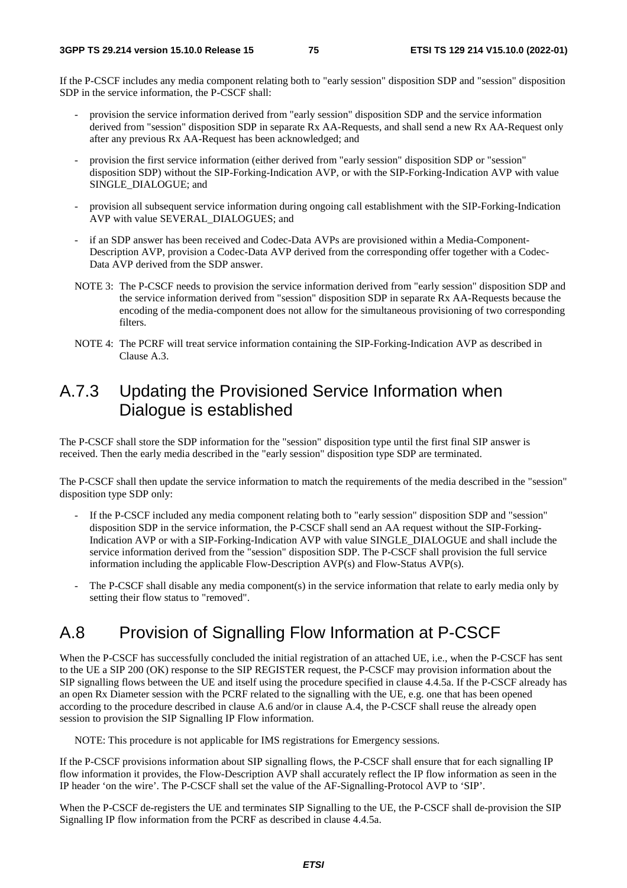If the P-CSCF includes any media component relating both to "early session" disposition SDP and "session" disposition SDP in the service information, the P-CSCF shall:

- provision the service information derived from "early session" disposition SDP and the service information derived from "session" disposition SDP in separate Rx AA-Requests, and shall send a new Rx AA-Request only after any previous Rx AA-Request has been acknowledged; and
- provision the first service information (either derived from "early session" disposition SDP or "session" disposition SDP) without the SIP-Forking-Indication AVP, or with the SIP-Forking-Indication AVP with value SINGLE_DIALOGUE; and
- provision all subsequent service information during ongoing call establishment with the SIP-Forking-Indication AVP with value SEVERAL_DIALOGUES; and
- if an SDP answer has been received and Codec-Data AVPs are provisioned within a Media-Component-Description AVP, provision a Codec-Data AVP derived from the corresponding offer together with a Codec-Data AVP derived from the SDP answer.

NOTE 3: The P-CSCF needs to provision the service information derived from "early session" disposition SDP and the service information derived from "session" disposition SDP in separate Rx AA-Requests because the encoding of the media-component does not allow for the simultaneous provisioning of two corresponding filters.

NOTE 4: The PCRF will treat service information containing the SIP-Forking-Indication AVP as described in Clause A.3.

## A.7.3 Updating the Provisioned Service Information when Dialogue is established

The P-CSCF shall store the SDP information for the "session" disposition type until the first final SIP answer is received. Then the early media described in the "early session" disposition type SDP are terminated.

The P-CSCF shall then update the service information to match the requirements of the media described in the "session" disposition type SDP only:

- If the P-CSCF included any media component relating both to "early session" disposition SDP and "session" disposition SDP in the service information, the P-CSCF shall send an AA request without the SIP-Forking-Indication AVP or with a SIP-Forking-Indication AVP with value SINGLE_DIALOGUE and shall include the service information derived from the "session" disposition SDP. The P-CSCF shall provision the full service information including the applicable Flow-Description AVP(s) and Flow-Status AVP(s).
- The P-CSCF shall disable any media component(s) in the service information that relate to early media only by setting their flow status to "removed".

# A.8 Provision of Signalling Flow Information at P-CSCF

When the P-CSCF has successfully concluded the initial registration of an attached UE, i.e., when the P-CSCF has sent to the UE a SIP 200 (OK) response to the SIP REGISTER request, the P-CSCF may provision information about the SIP signalling flows between the UE and itself using the procedure specified in clause 4.4.5a. If the P-CSCF already has an open Rx Diameter session with the PCRF related to the signalling with the UE, e.g. one that has been opened according to the procedure described in clause A.6 and/or in clause A.4, the P-CSCF shall reuse the already open session to provision the SIP Signalling IP Flow information.

NOTE: This procedure is not applicable for IMS registrations for Emergency sessions.

If the P-CSCF provisions information about SIP signalling flows, the P-CSCF shall ensure that for each signalling IP flow information it provides, the Flow-Description AVP shall accurately reflect the IP flow information as seen in the IP header 'on the wire'. The P-CSCF shall set the value of the AF-Signalling-Protocol AVP to 'SIP'.

When the P-CSCF de-registers the UE and terminates SIP Signalling to the UE, the P-CSCF shall de-provision the SIP Signalling IP flow information from the PCRF as described in clause 4.4.5a.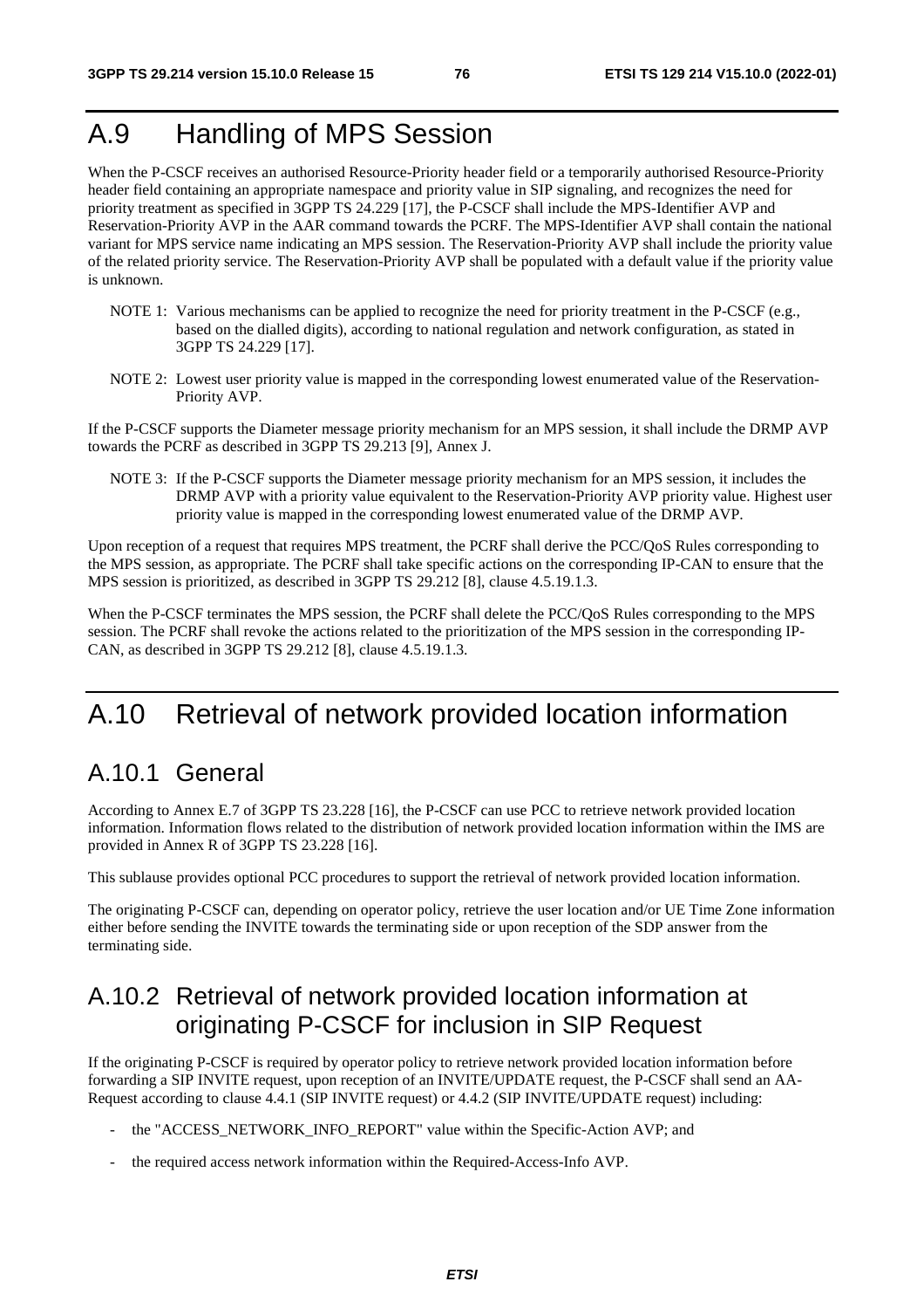# A.9 Handling of MPS Session

When the P-CSCF receives an authorised Resource-Priority header field or a temporarily authorised Resource-Priority header field containing an appropriate namespace and priority value in SIP signaling, and recognizes the need for priority treatment as specified in 3GPP TS 24.229 [17], the P-CSCF shall include the MPS-Identifier AVP and Reservation-Priority AVP in the AAR command towards the PCRF. The MPS-Identifier AVP shall contain the national variant for MPS service name indicating an MPS session. The Reservation-Priority AVP shall include the priority value of the related priority service. The Reservation-Priority AVP shall be populated with a default value if the priority value is unknown.

NOTE 1: Various mechanisms can be applied to recognize the need for priority treatment in the P-CSCF (e.g., based on the dialled digits), according to national regulation and network configuration, as stated in 3GPP TS 24.229 [17].

NOTE 2: Lowest user priority value is mapped in the corresponding lowest enumerated value of the Reservation-Priority AVP.

If the P-CSCF supports the Diameter message priority mechanism for an MPS session, it shall include the DRMP AVP towards the PCRF as described in 3GPP TS 29.213 [9], Annex J.

NOTE 3: If the P-CSCF supports the Diameter message priority mechanism for an MPS session, it includes the DRMP AVP with a priority value equivalent to the Reservation-Priority AVP priority value. Highest user priority value is mapped in the corresponding lowest enumerated value of the DRMP AVP.

Upon reception of a request that requires MPS treatment, the PCRF shall derive the PCC/QoS Rules corresponding to the MPS session, as appropriate. The PCRF shall take specific actions on the corresponding IP-CAN to ensure that the MPS session is prioritized, as described in 3GPP TS 29.212 [8], clause 4.5.19.1.3.

When the P-CSCF terminates the MPS session, the PCRF shall delete the PCC/QoS Rules corresponding to the MPS session. The PCRF shall revoke the actions related to the prioritization of the MPS session in the corresponding IP-CAN, as described in 3GPP TS 29.212 [8], clause 4.5.19.1.3.

# A.10 Retrieval of network provided location information

## A.10.1 General

According to Annex E.7 of 3GPP TS 23.228 [16], the P-CSCF can use PCC to retrieve network provided location information. Information flows related to the distribution of network provided location information within the IMS are provided in Annex R of 3GPP TS 23.228 [16].

This sublause provides optional PCC procedures to support the retrieval of network provided location information.

The originating P-CSCF can, depending on operator policy, retrieve the user location and/or UE Time Zone information either before sending the INVITE towards the terminating side or upon reception of the SDP answer from the terminating side.

## A.10.2 Retrieval of network provided location information at originating P-CSCF for inclusion in SIP Request

If the originating P-CSCF is required by operator policy to retrieve network provided location information before forwarding a SIP INVITE request, upon reception of an INVITE/UPDATE request, the P-CSCF shall send an AA-Request according to clause 4.4.1 (SIP INVITE request) or 4.4.2 (SIP INVITE/UPDATE request) including:

- the "ACCESS_NETWORK_INFO_REPORT" value within the Specific-Action AVP; and
- the required access network information within the Required-Access-Info AVP.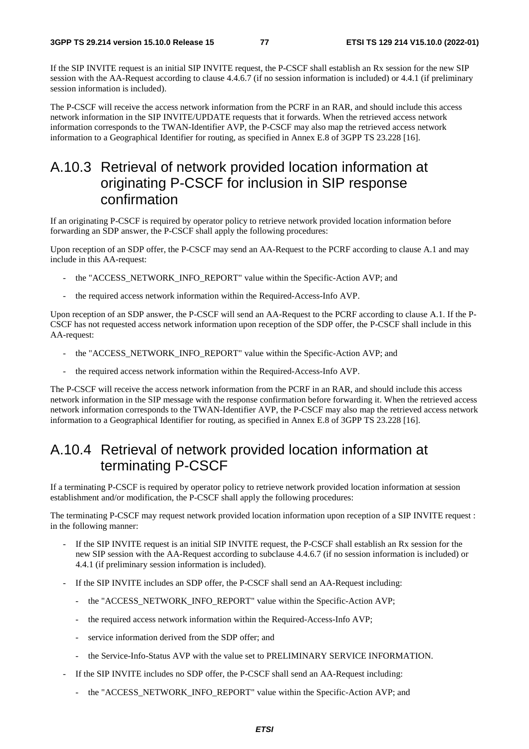If the SIP INVITE request is an initial SIP INVITE request, the P-CSCF shall establish an Rx session for the new SIP session with the AA-Request according to clause 4.4.6.7 (if no session information is included) or 4.4.1 (if preliminary session information is included).

The P-CSCF will receive the access network information from the PCRF in an RAR, and should include this access network information in the SIP INVITE/UPDATE requests that it forwards. When the retrieved access network information corresponds to the TWAN-Identifier AVP, the P-CSCF may also map the retrieved access network information to a Geographical Identifier for routing, as specified in Annex E.8 of 3GPP TS 23.228 [16].

## A.10.3 Retrieval of network provided location information at originating P-CSCF for inclusion in SIP response confirmation

If an originating P-CSCF is required by operator policy to retrieve network provided location information before forwarding an SDP answer, the P-CSCF shall apply the following procedures:

Upon reception of an SDP offer, the P-CSCF may send an AA-Request to the PCRF according to clause A.1 and may include in this AA-request:

- the "ACCESS_NETWORK_INFO_REPORT" value within the Specific-Action AVP; and
- the required access network information within the Required-Access-Info AVP.

Upon reception of an SDP answer, the P-CSCF will send an AA-Request to the PCRF according to clause A.1. If the P-CSCF has not requested access network information upon reception of the SDP offer, the P-CSCF shall include in this AA-request:

- the "ACCESS_NETWORK_INFO_REPORT" value within the Specific-Action AVP; and
- the required access network information within the Required-Access-Info AVP.

The P-CSCF will receive the access network information from the PCRF in an RAR, and should include this access network information in the SIP message with the response confirmation before forwarding it. When the retrieved access network information corresponds to the TWAN-Identifier AVP, the P-CSCF may also map the retrieved access network information to a Geographical Identifier for routing, as specified in Annex E.8 of 3GPP TS 23.228 [16].

## A.10.4 Retrieval of network provided location information at terminating P-CSCF

If a terminating P-CSCF is required by operator policy to retrieve network provided location information at session establishment and/or modification, the P-CSCF shall apply the following procedures:

The terminating P-CSCF may request network provided location information upon reception of a SIP INVITE request : in the following manner:

- If the SIP INVITE request is an initial SIP INVITE request, the P-CSCF shall establish an Rx session for the new SIP session with the AA-Request according to subclause 4.4.6.7 (if no session information is included) or 4.4.1 (if preliminary session information is included).
- If the SIP INVITE includes an SDP offer, the P-CSCF shall send an AA-Request including:
  - the "ACCESS_NETWORK_INFO_REPORT" value within the Specific-Action AVP;
  - the required access network information within the Required-Access-Info AVP;
  - service information derived from the SDP offer; and
  - the Service-Info-Status AVP with the value set to PRELIMINARY SERVICE INFORMATION.
- If the SIP INVITE includes no SDP offer, the P-CSCF shall send an AA-Request including:
  - the "ACCESS_NETWORK_INFO_REPORT" value within the Specific-Action AVP; and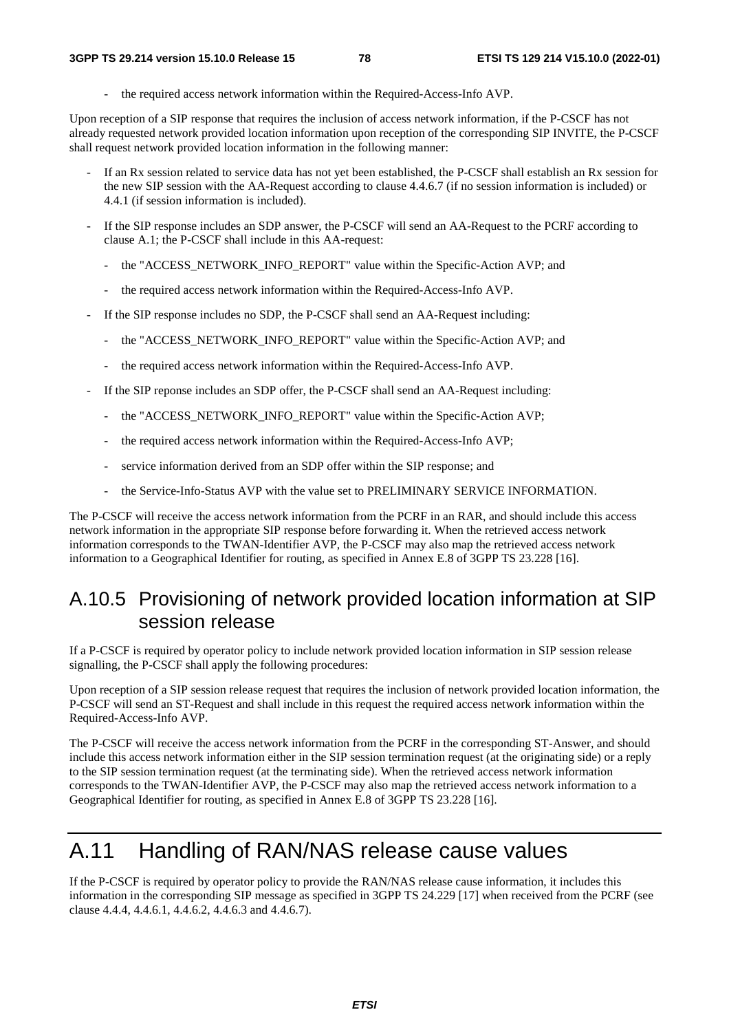- the required access network information within the Required-Access-Info AVP.

Upon reception of a SIP response that requires the inclusion of access network information, if the P-CSCF has not already requested network provided location information upon reception of the corresponding SIP INVITE, the P-CSCF shall request network provided location information in the following manner:

- If an Rx session related to service data has not yet been established, the P-CSCF shall establish an Rx session for the new SIP session with the AA-Request according to clause 4.4.6.7 (if no session information is included) or 4.4.1 (if session information is included).
- If the SIP response includes an SDP answer, the P-CSCF will send an AA-Request to the PCRF according to clause A.1; the P-CSCF shall include in this AA-request:
  - the "ACCESS_NETWORK_INFO_REPORT" value within the Specific-Action AVP; and
  - the required access network information within the Required-Access-Info AVP.
- If the SIP response includes no SDP, the P-CSCF shall send an AA-Request including:
  - the "ACCESS_NETWORK_INFO_REPORT" value within the Specific-Action AVP; and
  - the required access network information within the Required-Access-Info AVP.
- If the SIP reponse includes an SDP offer, the P-CSCF shall send an AA-Request including:
  - the "ACCESS_NETWORK_INFO_REPORT" value within the Specific-Action AVP;
  - the required access network information within the Required-Access-Info AVP;
  - service information derived from an SDP offer within the SIP response; and
  - the Service-Info-Status AVP with the value set to PRELIMINARY SERVICE INFORMATION.

The P-CSCF will receive the access network information from the PCRF in an RAR, and should include this access network information in the appropriate SIP response before forwarding it. When the retrieved access network information corresponds to the TWAN-Identifier AVP, the P-CSCF may also map the retrieved access network information to a Geographical Identifier for routing, as specified in Annex E.8 of 3GPP TS 23.228 [16].

## A.10.5 Provisioning of network provided location information at SIP session release

If a P-CSCF is required by operator policy to include network provided location information in SIP session release signalling, the P-CSCF shall apply the following procedures:

Upon reception of a SIP session release request that requires the inclusion of network provided location information, the P-CSCF will send an ST-Request and shall include in this request the required access network information within the Required-Access-Info AVP.

The P-CSCF will receive the access network information from the PCRF in the corresponding ST-Answer, and should include this access network information either in the SIP session termination request (at the originating side) or a reply to the SIP session termination request (at the terminating side). When the retrieved access network information corresponds to the TWAN-Identifier AVP, the P-CSCF may also map the retrieved access network information to a Geographical Identifier for routing, as specified in Annex E.8 of 3GPP TS 23.228 [16].

# A.11 Handling of RAN/NAS release cause values

If the P-CSCF is required by operator policy to provide the RAN/NAS release cause information, it includes this information in the corresponding SIP message as specified in 3GPP TS 24.229 [17] when received from the PCRF (see clause 4.4.4, 4.4.6.1, 4.4.6.2, 4.4.6.3 and 4.4.6.7).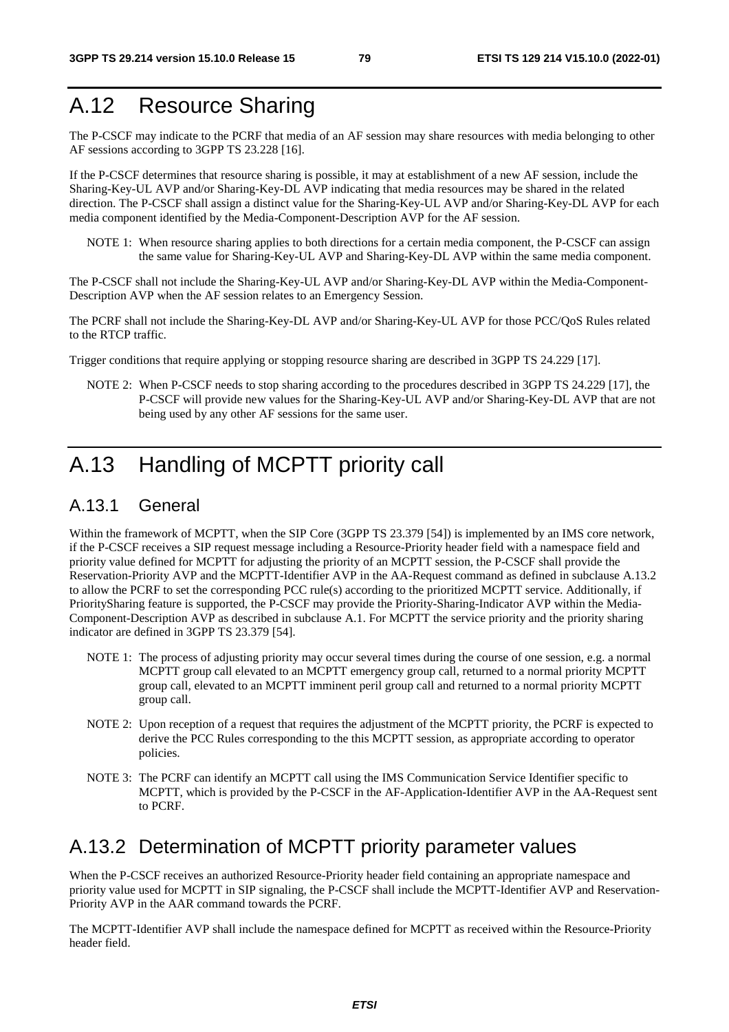# A.12 Resource Sharing

The P-CSCF may indicate to the PCRF that media of an AF session may share resources with media belonging to other AF sessions according to 3GPP TS 23.228 [16].

If the P-CSCF determines that resource sharing is possible, it may at establishment of a new AF session, include the Sharing-Key-UL AVP and/or Sharing-Key-DL AVP indicating that media resources may be shared in the related direction. The P-CSCF shall assign a distinct value for the Sharing-Key-UL AVP and/or Sharing-Key-DL AVP for each media component identified by the Media-Component-Description AVP for the AF session.

NOTE 1: When resource sharing applies to both directions for a certain media component, the P-CSCF can assign the same value for Sharing-Key-UL AVP and Sharing-Key-DL AVP within the same media component.

The P-CSCF shall not include the Sharing-Key-UL AVP and/or Sharing-Key-DL AVP within the Media-Component-Description AVP when the AF session relates to an Emergency Session.

The PCRF shall not include the Sharing-Key-DL AVP and/or Sharing-Key-UL AVP for those PCC/QoS Rules related to the RTCP traffic.

Trigger conditions that require applying or stopping resource sharing are described in 3GPP TS 24.229 [17].

NOTE 2: When P-CSCF needs to stop sharing according to the procedures described in 3GPP TS 24.229 [17], the P-CSCF will provide new values for the Sharing-Key-UL AVP and/or Sharing-Key-DL AVP that are not being used by any other AF sessions for the same user.

# A.13 Handling of MCPTT priority call

## A.13.1 General

Within the framework of MCPTT, when the SIP Core (3GPP TS 23.379 [54]) is implemented by an IMS core network, if the P-CSCF receives a SIP request message including a Resource-Priority header field with a namespace field and priority value defined for MCPTT for adjusting the priority of an MCPTT session, the P-CSCF shall provide the Reservation-Priority AVP and the MCPTT-Identifier AVP in the AA-Request command as defined in subclause A.13.2 to allow the PCRF to set the corresponding PCC rule(s) according to the prioritized MCPTT service. Additionally, if PrioritySharing feature is supported, the P-CSCF may provide the Priority-Sharing-Indicator AVP within the Media-Component-Description AVP as described in subclause A.1. For MCPTT the service priority and the priority sharing indicator are defined in 3GPP TS 23.379 [54].

NOTE 1: The process of adjusting priority may occur several times during the course of one session, e.g. a normal MCPTT group call elevated to an MCPTT emergency group call, returned to a normal priority MCPTT group call, elevated to an MCPTT imminent peril group call and returned to a normal priority MCPTT group call.

NOTE 2: Upon reception of a request that requires the adjustment of the MCPTT priority, the PCRF is expected to derive the PCC Rules corresponding to the this MCPTT session, as appropriate according to operator policies.

NOTE 3: The PCRF can identify an MCPTT call using the IMS Communication Service Identifier specific to MCPTT, which is provided by the P-CSCF in the AF-Application-Identifier AVP in the AA-Request sent to PCRF.

## A.13.2 Determination of MCPTT priority parameter values

When the P-CSCF receives an authorized Resource-Priority header field containing an appropriate namespace and priority value used for MCPTT in SIP signaling, the P-CSCF shall include the MCPTT-Identifier AVP and Reservation-Priority AVP in the AAR command towards the PCRF.

The MCPTT-Identifier AVP shall include the namespace defined for MCPTT as received within the Resource-Priority header field.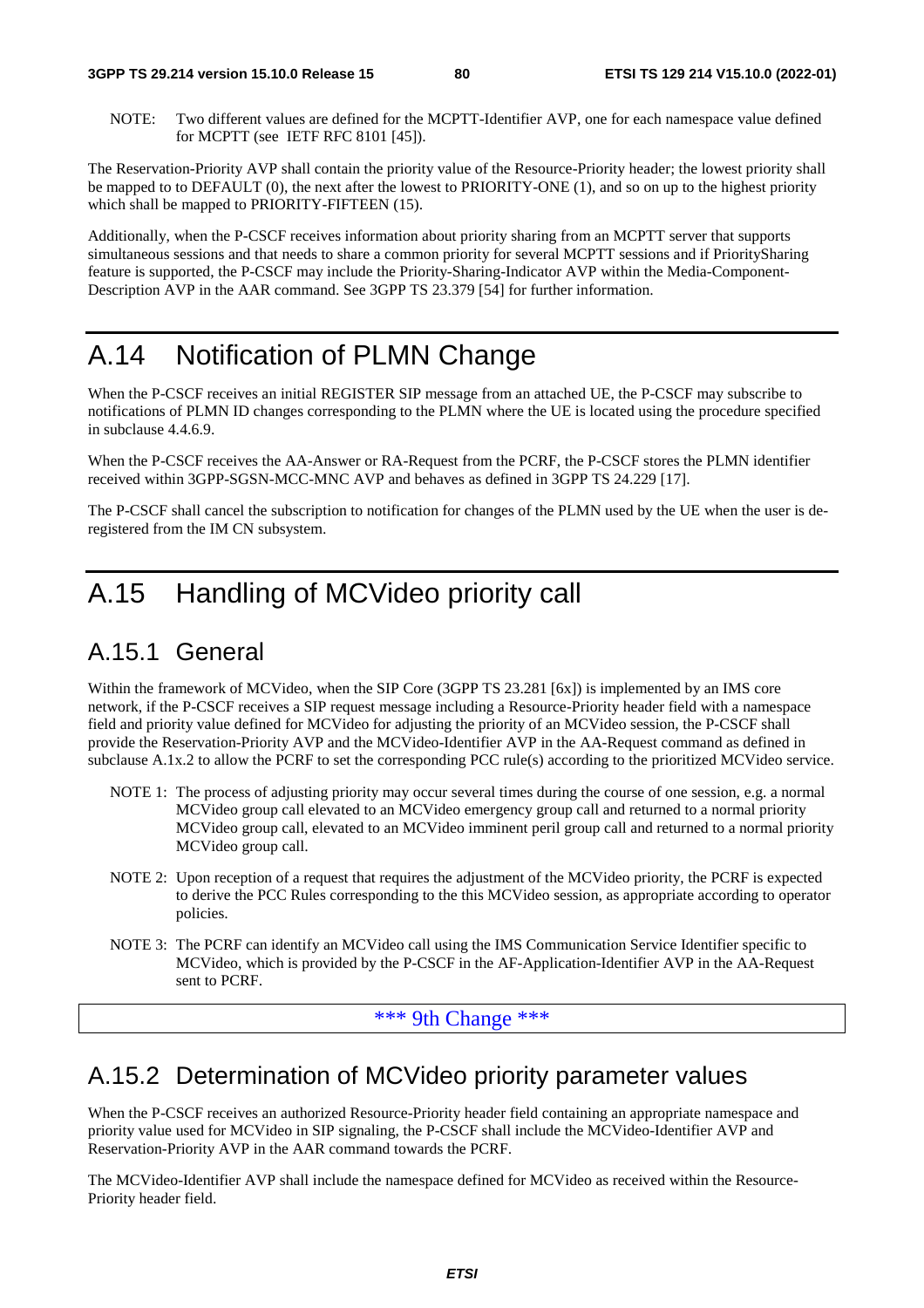NOTE: Two different values are defined for the MCPTT-Identifier AVP, one for each namespace value defined for MCPTT (see IETF RFC 8101 [45]).

The Reservation-Priority AVP shall contain the priority value of the Resource-Priority header; the lowest priority shall be mapped to to DEFAULT (0), the next after the lowest to PRIORITY-ONE (1), and so on up to the highest priority which shall be mapped to PRIORITY-FIFTEEN (15).

Additionally, when the P-CSCF receives information about priority sharing from an MCPTT server that supports simultaneous sessions and that needs to share a common priority for several MCPTT sessions and if PrioritySharing feature is supported, the P-CSCF may include the Priority-Sharing-Indicator AVP within the Media-Component-Description AVP in the AAR command. See 3GPP TS 23.379 [54] for further information.

# A.14 Notification of PLMN Change

When the P-CSCF receives an initial REGISTER SIP message from an attached UE, the P-CSCF may subscribe to notifications of PLMN ID changes corresponding to the PLMN where the UE is located using the procedure specified in subclause 4.4.6.9.

When the P-CSCF receives the AA-Answer or RA-Request from the PCRF, the P-CSCF stores the PLMN identifier received within 3GPP-SGSN-MCC-MNC AVP and behaves as defined in 3GPP TS 24.229 [17].

The P-CSCF shall cancel the subscription to notification for changes of the PLMN used by the UE when the user is de-registered from the IM CN subsystem.

# A.15 Handling of MCVideo priority call

## A.15.1 General

Within the framework of MCVideo, when the SIP Core (3GPP TS 23.281 [6x]) is implemented by an IMS core network, if the P-CSCF receives a SIP request message including a Resource-Priority header field with a namespace field and priority value defined for MCVideo for adjusting the priority of an MCVideo session, the P-CSCF shall provide the Reservation-Priority AVP and the MCVideo-Identifier AVP in the AA-Request command as defined in subclause A.1x.2 to allow the PCRF to set the corresponding PCC rule(s) according to the prioritized MCVideo service.

NOTE 1: The process of adjusting priority may occur several times during the course of one session, e.g. a normal MCVideo group call elevated to an MCVideo emergency group call and returned to a normal priority MCVideo group call, elevated to an MCVideo imminent peril group call and returned to a normal priority MCVideo group call.

NOTE 2: Upon reception of a request that requires the adjustment of the MCVideo priority, the PCRF is expected to derive the PCC Rules corresponding to the this MCVideo session, as appropriate according to operator policies.

NOTE 3: The PCRF can identify an MCVideo call using the IMS Communication Service Identifier specific to MCVideo, which is provided by the P-CSCF in the AF-Application-Identifier AVP in the AA-Request sent to PCRF.

*** 9th Change ***

## A.15.2 Determination of MCVideo priority parameter values

When the P-CSCF receives an authorized Resource-Priority header field containing an appropriate namespace and priority value used for MCVideo in SIP signaling, the P-CSCF shall include the MCVideo-Identifier AVP and Reservation-Priority AVP in the AAR command towards the PCRF.

The MCVideo-Identifier AVP shall include the namespace defined for MCVideo as received within the Resource-Priority header field.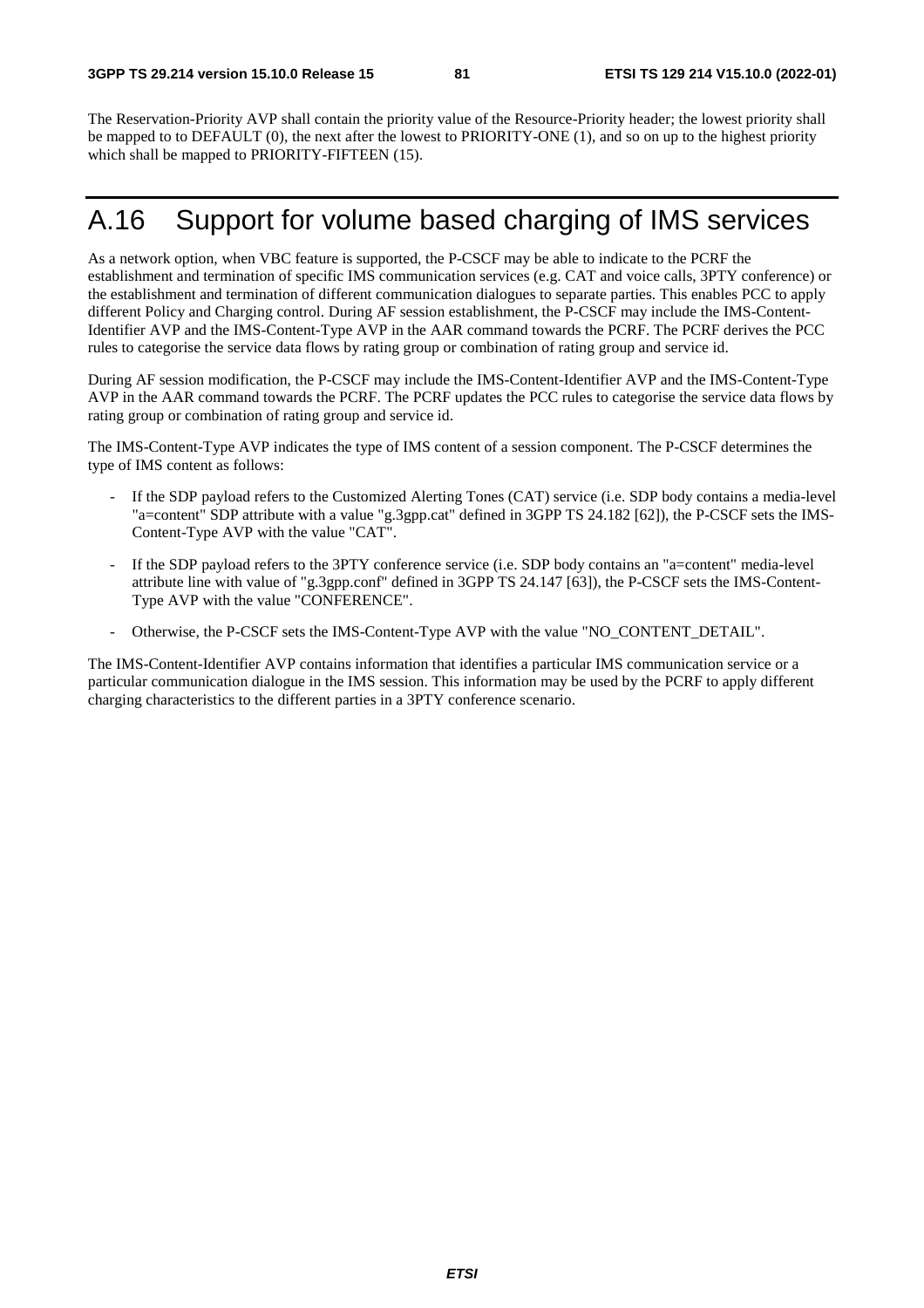The Reservation-Priority AVP shall contain the priority value of the Resource-Priority header; the lowest priority shall be mapped to to DEFAULT (0), the next after the lowest to PRIORITY-ONE (1), and so on up to the highest priority which shall be mapped to PRIORITY-FIFTEEN (15).

# A.16 Support for volume based charging of IMS services

As a network option, when VBC feature is supported, the P-CSCF may be able to indicate to the PCRF the establishment and termination of specific IMS communication services (e.g. CAT and voice calls, 3PTY conference) or the establishment and termination of different communication dialogues to separate parties. This enables PCC to apply different Policy and Charging control. During AF session establishment, the P-CSCF may include the IMS-Content-Identifier AVP and the IMS-Content-Type AVP in the AAR command towards the PCRF. The PCRF derives the PCC rules to categorise the service data flows by rating group or combination of rating group and service id.

During AF session modification, the P-CSCF may include the IMS-Content-Identifier AVP and the IMS-Content-Type AVP in the AAR command towards the PCRF. The PCRF updates the PCC rules to categorise the service data flows by rating group or combination of rating group and service id.

The IMS-Content-Type AVP indicates the type of IMS content of a session component. The P-CSCF determines the type of IMS content as follows:

- If the SDP payload refers to the Customized Alerting Tones (CAT) service (i.e. SDP body contains a media-level "a=content" SDP attribute with a value "g.3gpp.cat" defined in 3GPP TS 24.182 [62]), the P-CSCF sets the IMS-Content-Type AVP with the value "CAT".
- If the SDP payload refers to the 3PTY conference service (i.e. SDP body contains an "a=content" media-level attribute line with value of "g.3gpp.conf" defined in 3GPP TS 24.147 [63]), the P-CSCF sets the IMS-Content-Type AVP with the value "CONFERENCE".
- Otherwise, the P-CSCF sets the IMS-Content-Type AVP with the value "NO_CONTENT_DETAIL".

The IMS-Content-Identifier AVP contains information that identifies a particular IMS communication service or a particular communication dialogue in the IMS session. This information may be used by the PCRF to apply different charging characteristics to the different parties in a 3PTY conference scenario.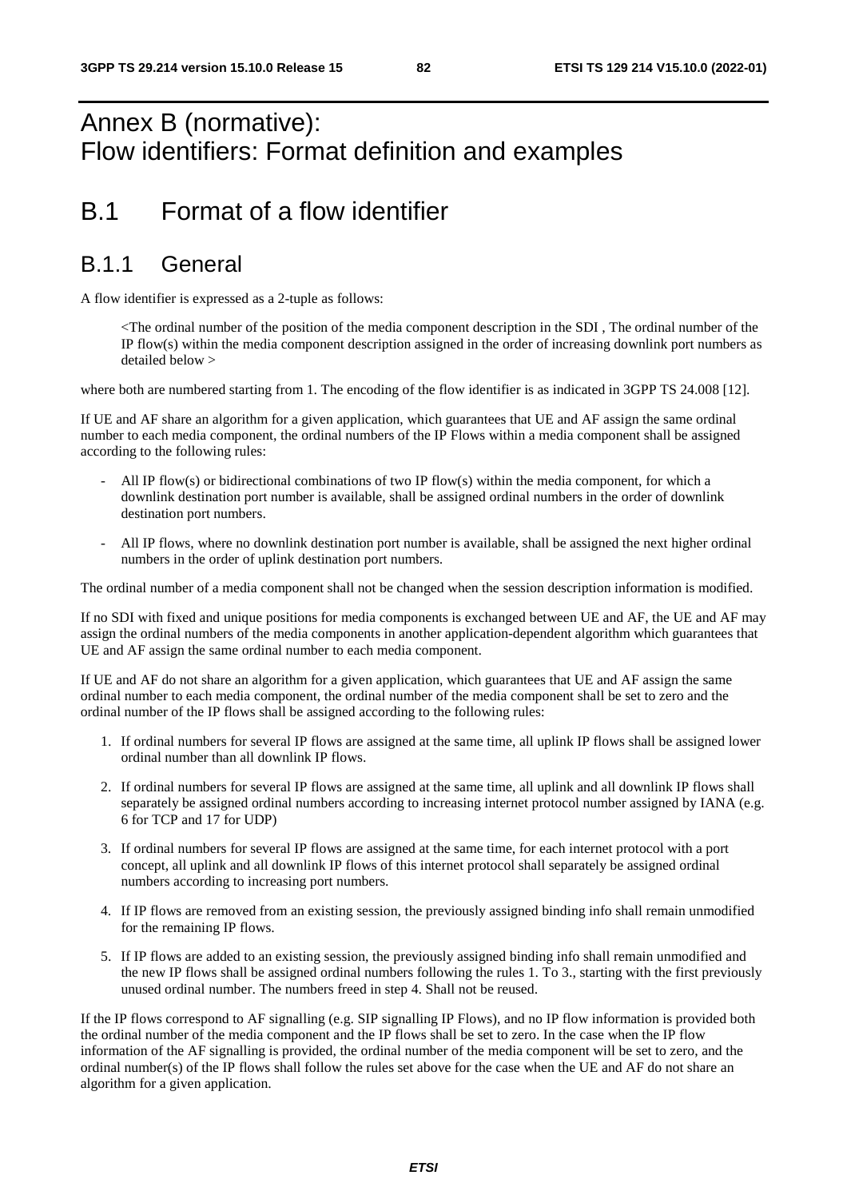# Annex B (normative): Flow identifiers: Format definition and examples

# B.1 Format of a flow identifier

## B.1.1 General

A flow identifier is expressed as a 2-tuple as follows:

<The ordinal number of the position of the media component description in the SDI , The ordinal number of the IP flow(s) within the media component description assigned in the order of increasing downlink port numbers as detailed below >

where both are numbered starting from 1. The encoding of the flow identifier is as indicated in 3GPP TS 24.008 [12].

If UE and AF share an algorithm for a given application, which guarantees that UE and AF assign the same ordinal number to each media component, the ordinal numbers of the IP Flows within a media component shall be assigned according to the following rules:

- All IP flow(s) or bidirectional combinations of two IP flow(s) within the media component, for which a downlink destination port number is available, shall be assigned ordinal numbers in the order of downlink destination port numbers.
- All IP flows, where no downlink destination port number is available, shall be assigned the next higher ordinal numbers in the order of uplink destination port numbers.

The ordinal number of a media component shall not be changed when the session description information is modified.

If no SDI with fixed and unique positions for media components is exchanged between UE and AF, the UE and AF may assign the ordinal numbers of the media components in another application-dependent algorithm which guarantees that UE and AF assign the same ordinal number to each media component.

If UE and AF do not share an algorithm for a given application, which guarantees that UE and AF assign the same ordinal number to each media component, the ordinal number of the media component shall be set to zero and the ordinal number of the IP flows shall be assigned according to the following rules:

1. If ordinal numbers for several IP flows are assigned at the same time, all uplink IP flows shall be assigned lower ordinal number than all downlink IP flows.
2. If ordinal numbers for several IP flows are assigned at the same time, all uplink and all downlink IP flows shall separately be assigned ordinal numbers according to increasing internet protocol number assigned by IANA (e.g. 6 for TCP and 17 for UDP)
3. If ordinal numbers for several IP flows are assigned at the same time, for each internet protocol with a port concept, all uplink and all downlink IP flows of this internet protocol shall separately be assigned ordinal numbers according to increasing port numbers.
4. If IP flows are removed from an existing session, the previously assigned binding info shall remain unmodified for the remaining IP flows.
5. If IP flows are added to an existing session, the previously assigned binding info shall remain unmodified and the new IP flows shall be assigned ordinal numbers following the rules 1. To 3., starting with the first previously unused ordinal number. The numbers freed in step 4. Shall not be reused.

If the IP flows correspond to AF signalling (e.g. SIP signalling IP Flows), and no IP flow information is provided both the ordinal number of the media component and the IP flows shall be set to zero. In the case when the IP flow information of the AF signalling is provided, the ordinal number of the media component will be set to zero, and the ordinal number(s) of the IP flows shall follow the rules set above for the case when the UE and AF do not share an algorithm for a given application.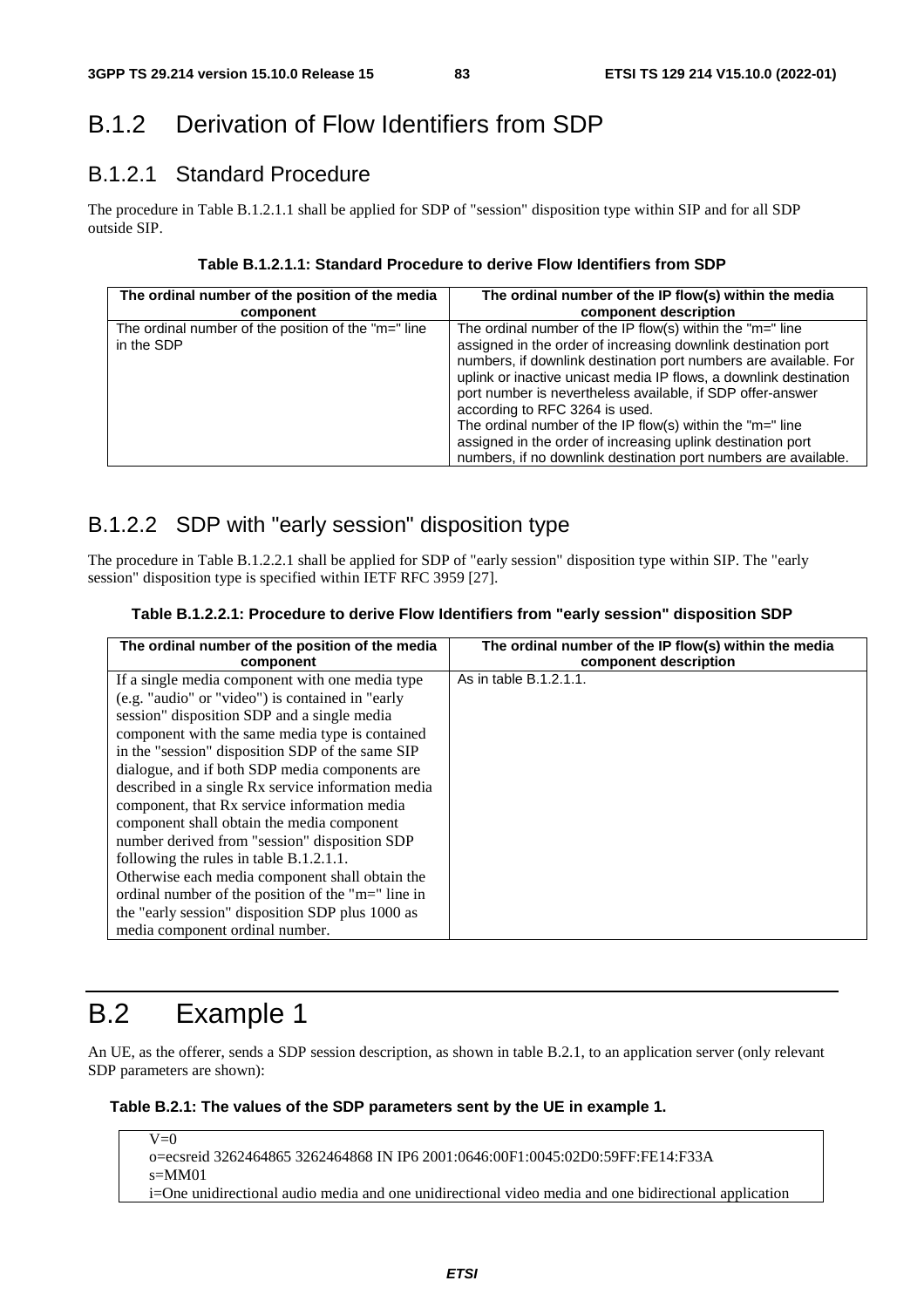## B.1.2 Derivation of Flow Identifiers from SDP

### B.1.2.1 Standard Procedure

The procedure in Table B.1.2.1.1 shall be applied for SDP of "session" disposition type within SIP and for all SDP outside SIP.

**Table B.1.2.1.1: Standard Procedure to derive Flow Identifiers from SDP**

| The ordinal number of the position of the media component | The ordinal number of the IP flow(s) within the media component description |
|---|---|
| The ordinal number of the position of the "m=" line in the SDP | The ordinal number of the IP flow(s) within the "m=" line assigned in the order of increasing downlink destination port numbers, if downlink destination port numbers are available. For uplink or inactive unicast media IP flows, a downlink destination port number is nevertheless available, if SDP offer-answer according to RFC 3264 is used.<br>The ordinal number of the IP flow(s) within the "m=" line assigned in the order of increasing uplink destination port numbers, if no downlink destination port numbers are available. |

### B.1.2.2 SDP with "early session" disposition type

The procedure in Table B.1.2.2.1 shall be applied for SDP of "early session" disposition type within SIP. The "early session" disposition type is specified within IETF RFC 3959 [27].

**Table B.1.2.2.1: Procedure to derive Flow Identifiers from "early session" disposition SDP**

| The ordinal number of the position of the media component | The ordinal number of the IP flow(s) within the media component description |
|---|---|
| If a single media component with one media type (e.g. "audio" or "video") is contained in "early session" disposition SDP and a single media component with the same media type is contained in the "session" disposition SDP of the same SIP dialogue, and if both SDP media components are described in a single Rx service information media component, that Rx service information media component shall obtain the media component number derived from "session" disposition SDP following the rules in table B.1.2.1.1.<br>Otherwise each media component shall obtain the ordinal number of the position of the "m=" line in the "early session" disposition SDP plus 1000 as media component ordinal number. | As in table B.1.2.1.1. |

# B.2 Example 1

An UE, as the offerer, sends a SDP session description, as shown in table B.2.1, to an application server (only relevant SDP parameters are shown):

**Table B.2.1: The values of the SDP parameters sent by the UE in example 1.**

```
V=0
o=ecsreid 3262464865 3262464868 IN IP6 2001:0646:00F1:0045:02D0:59FF:FE14:F33A
s=MM01
i=One unidirectional audio media and one unidirectional video media and one bidirectional application
```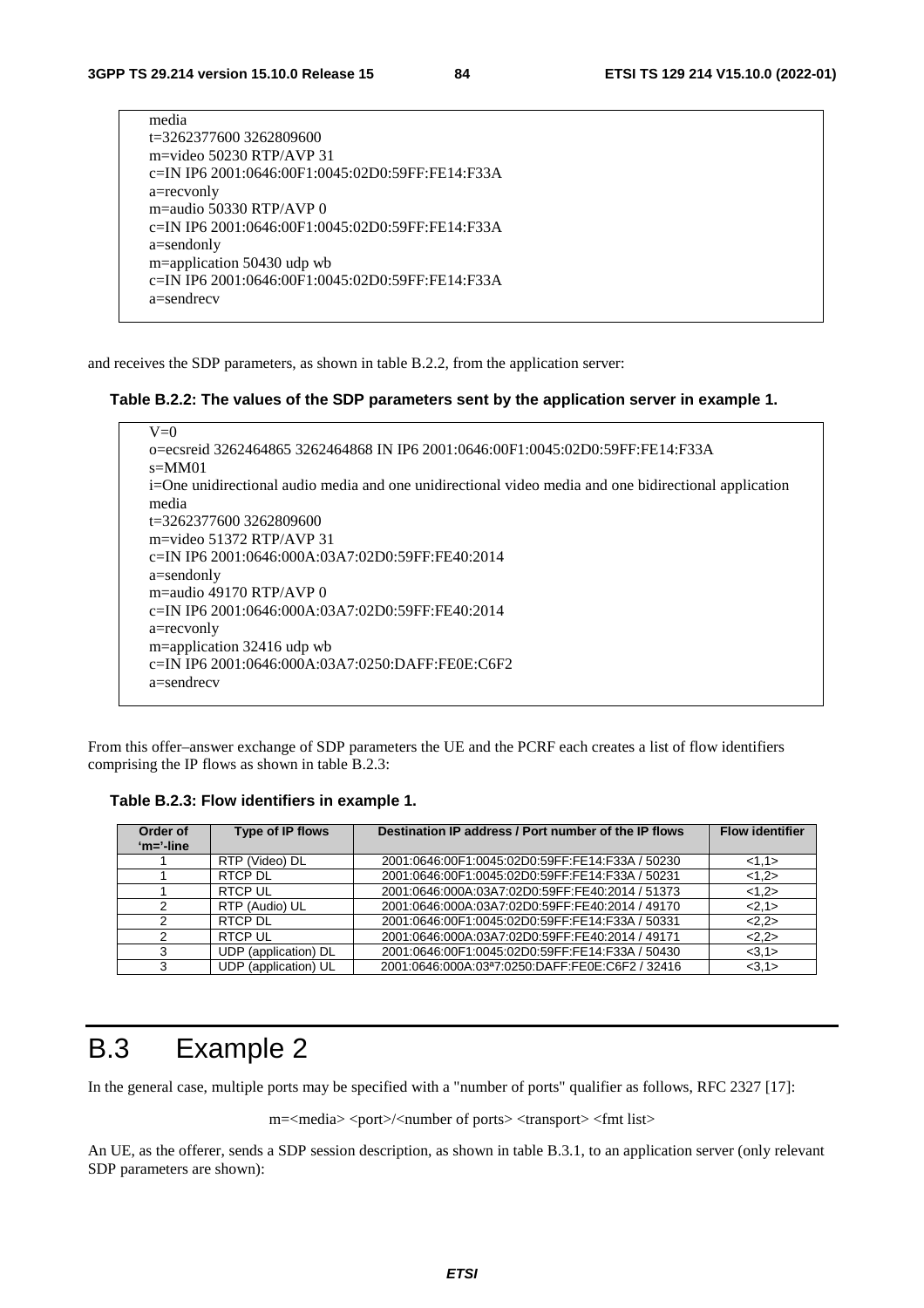```
media
t=3262377600 3262809600
m=video 50230 RTP/AVP 31
c=IN IP6 2001:0646:00F1:0045:02D0:59FF:FE14:F33A
a=recvonly
m=audio 50330 RTP/AVP 0
c=IN IP6 2001:0646:00F1:0045:02D0:59FF:FE14:F33A
a=sendonly
m=application 50430 udp wb
c=IN IP6 2001:0646:00F1:0045:02D0:59FF:FE14:F33A
a=sendrecv
```

and receives the SDP parameters, as shown in table B.2.2, from the application server:

**Table B.2.2: The values of the SDP parameters sent by the application server in example 1.**

```
V=0
o=ecsreid 3262464865 3262464868 IN IP6 2001:0646:00F1:0045:02D0:59FF:FE14:F33A
s=MM01
i=One unidirectional audio media and one unidirectional video media and one bidirectional application
media
t=3262377600 3262809600
m=video 51372 RTP/AVP 31
c=IN IP6 2001:0646:000A:03A7:02D0:59FF:FE40:2014
a=sendonly
m=audio 49170 RTP/AVP 0
c=IN IP6 2001:0646:000A:03A7:02D0:59FF:FE40:2014
a=recvonly
m=application 32416 udp wb
c=IN IP6 2001:0646:000A:03A7:0250:DAFF:FE0E:C6F2
a=sendrecv
```

From this offer–answer exchange of SDP parameters the UE and the PCRF each creates a list of flow identifiers comprising the IP flows as shown in table B.2.3:

**Table B.2.3: Flow identifiers in example 1.**

| Order of 'm='-line | Type of IP flows | Destination IP address / Port number of the IP flows | Flow identifier |
|---|---|---|---|
| 1 | RTP (Video) DL | 2001:0646:00F1:0045:02D0:59FF:FE14:F33A / 50230 | <1,1> |
| 1 | RTCP DL | 2001:0646:00F1:0045:02D0:59FF:FE14:F33A / 50231 | <1,2> |
| 1 | RTCP UL | 2001:0646:000A:03A7:02D0:59FF:FE40:2014 / 51373 | <1,2> |
| 2 | RTP (Audio) UL | 2001:0646:000A:03A7:02D0:59FF:FE40:2014 / 49170 | <2,1> |
| 2 | RTCP DL | 2001:0646:00F1:0045:02D0:59FF:FE14:F33A / 50331 | <2,2> |
| 2 | RTCP UL | 2001:0646:000A:03A7:02D0:59FF:FE40:2014 / 49171 | <2,2> |
| 3 | UDP (application) DL | 2001:0646:00F1:0045:02D0:59FF:FE14:F33A / 50430 | <3,1> |
| 3 | UDP (application) UL | 2001:0646:000A:03ª7:0250:DAFF:FE0E:C6F2 / 32416 | <3,1> |

# B.3 Example 2

In the general case, multiple ports may be specified with a "number of ports" qualifier as follows, RFC 2327 [17]:

m=<media> <port>/<number of ports> <transport> <fmt list>

An UE, as the offerer, sends a SDP session description, as shown in table B.3.1, to an application server (only relevant SDP parameters are shown):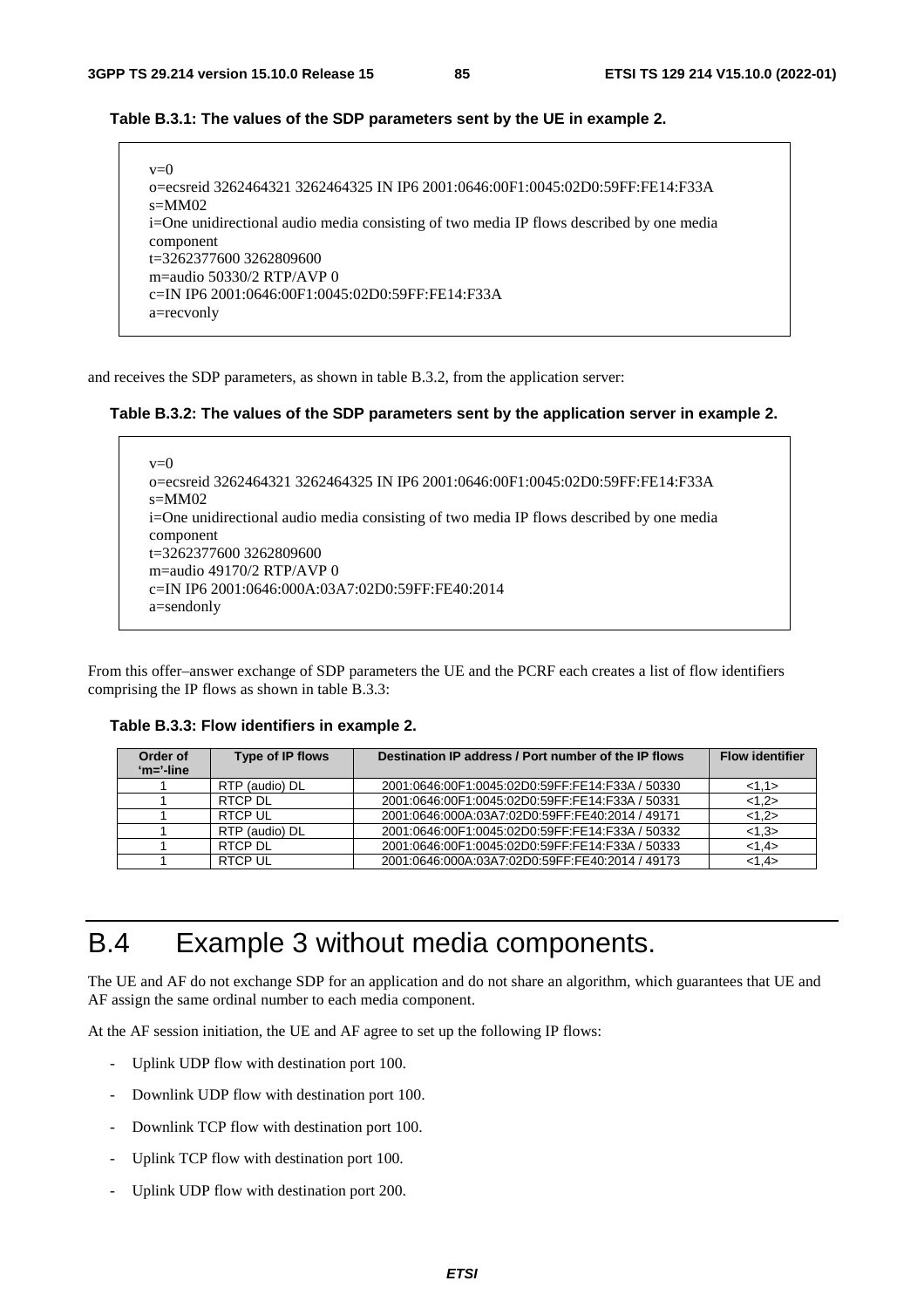**Table B.3.1: The values of the SDP parameters sent by the UE in example 2.**

```
v=0
o=ecsreid 3262464321 3262464325 IN IP6 2001:0646:00F1:0045:02D0:59FF:FE14:F33A
s=MM02
i=One unidirectional audio media consisting of two media IP flows described by one media component
t=3262377600 3262809600
m=audio 50330/2 RTP/AVP 0
c=IN IP6 2001:0646:00F1:0045:02D0:59FF:FE14:F33A
a=recvonly
```

and receives the SDP parameters, as shown in table B.3.2, from the application server:

**Table B.3.2: The values of the SDP parameters sent by the application server in example 2.**

```
v=0
o=ecsreid 3262464321 3262464325 IN IP6 2001:0646:00F1:0045:02D0:59FF:FE14:F33A
s=MM02
i=One unidirectional audio media consisting of two media IP flows described by one media component
t=3262377600 3262809600
m=audio 49170/2 RTP/AVP 0
c=IN IP6 2001:0646:000A:03A7:02D0:59FF:FE40:2014
a=sendonly
```

From this offer–answer exchange of SDP parameters the UE and the PCRF each creates a list of flow identifiers comprising the IP flows as shown in table B.3.3:

**Table B.3.3: Flow identifiers in example 2.**

| Order of 'm='-line | Type of IP flows | Destination IP address / Port number of the IP flows | Flow identifier |
|---|---|---|---|
| 1 | RTP (audio) DL | 2001:0646:00F1:0045:02D0:59FF:FE14:F33A / 50330 | <1,1> |
| 1 | RTCP DL | 2001:0646:00F1:0045:02D0:59FF:FE14:F33A / 50331 | <1,2> |
| 1 | RTCP UL | 2001:0646:000A:03A7:02D0:59FF:FE40:2014 / 49171 | <1,2> |
| 1 | RTP (audio) DL | 2001:0646:00F1:0045:02D0:59FF:FE14:F33A / 50332 | <1,3> |
| 1 | RTCP DL | 2001:0646:00F1:0045:02D0:59FF:FE14:F33A / 50333 | <1,4> |
| 1 | RTCP UL | 2001:0646:000A:03A7:02D0:59FF:FE40:2014 / 49173 | <1,4> |

# B.4 Example 3 without media components.

The UE and AF do not exchange SDP for an application and do not share an algorithm, which guarantees that UE and AF assign the same ordinal number to each media component.

At the AF session initiation, the UE and AF agree to set up the following IP flows:

- Uplink UDP flow with destination port 100.
- Downlink UDP flow with destination port 100.
- Downlink TCP flow with destination port 100.
- Uplink TCP flow with destination port 100.
- Uplink UDP flow with destination port 200.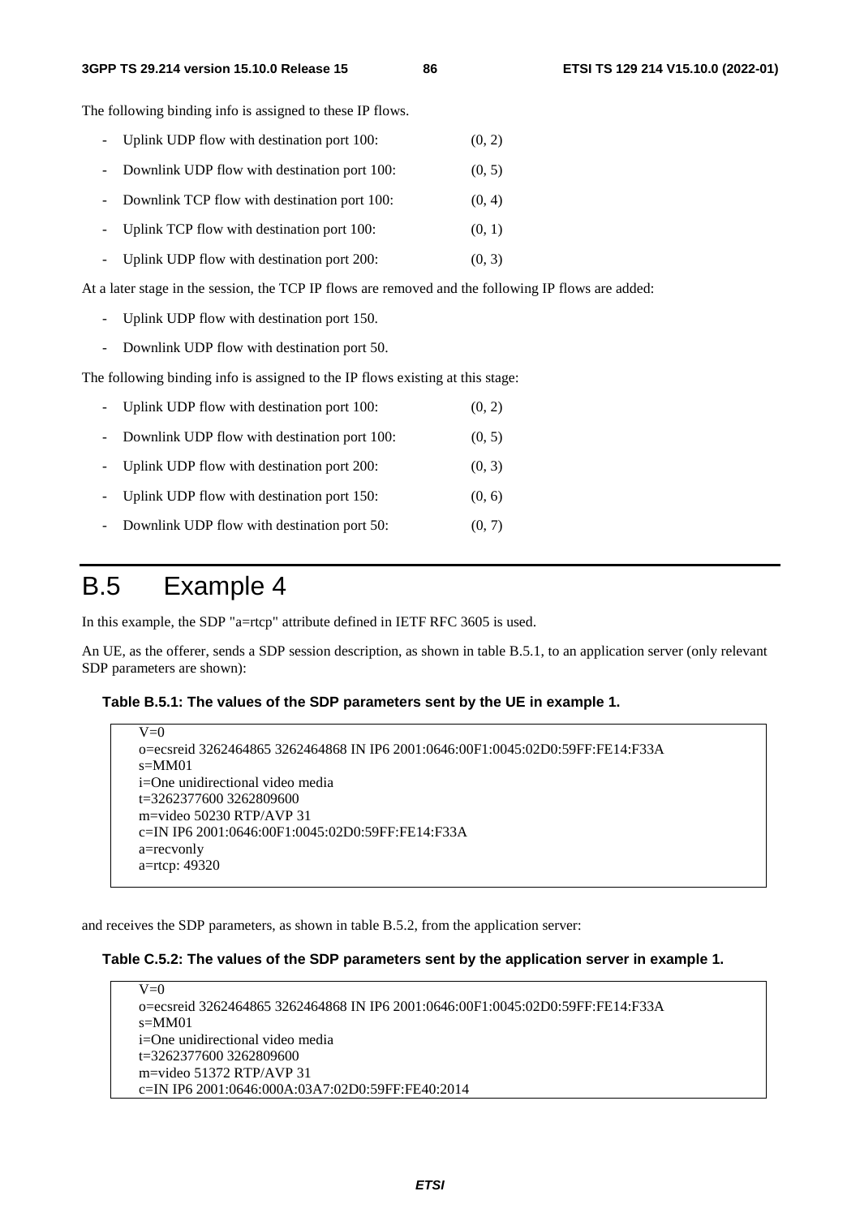The following binding info is assigned to these IP flows.

- Uplink UDP flow with destination port 100: (0, 2)
- Downlink UDP flow with destination port 100: (0, 5)
- Downlink TCP flow with destination port 100: (0, 4)
- Uplink TCP flow with destination port 100: (0, 1)
- Uplink UDP flow with destination port 200: (0, 3)

At a later stage in the session, the TCP IP flows are removed and the following IP flows are added:

- Uplink UDP flow with destination port 150.
- Downlink UDP flow with destination port 50.

The following binding info is assigned to the IP flows existing at this stage:

- Uplink UDP flow with destination port 100: (0, 2)
- Downlink UDP flow with destination port 100: (0, 5)
- Uplink UDP flow with destination port 200: (0, 3)
- Uplink UDP flow with destination port 150: (0, 6)
- Downlink UDP flow with destination port 50: (0, 7)

# B.5 Example 4

In this example, the SDP "a=rtcp" attribute defined in IETF RFC 3605 is used.

An UE, as the offerer, sends a SDP session description, as shown in table B.5.1, to an application server (only relevant SDP parameters are shown):

**Table B.5.1: The values of the SDP parameters sent by the UE in example 1.**

```
V=0
o=ecsreid 3262464865 3262464868 IN IP6 2001:0646:00F1:0045:02D0:59FF:FE14:F33A
s=MM01
i=One unidirectional video media
t=3262377600 3262809600
m=video 50230 RTP/AVP 31
c=IN IP6 2001:0646:00F1:0045:02D0:59FF:FE14:F33A
a=recvonly
a=rtcp: 49320
```

and receives the SDP parameters, as shown in table B.5.2, from the application server:

**Table C.5.2: The values of the SDP parameters sent by the application server in example 1.**

```
V=0
o=ecsreid 3262464865 3262464868 IN IP6 2001:0646:00F1:0045:02D0:59FF:FE14:F33A
s=MM01
i=One unidirectional video media
t=3262377600 3262809600
m=video 51372 RTP/AVP 31
c=IN IP6 2001:0646:000A:03A7:02D0:59FF:FE40:2014
```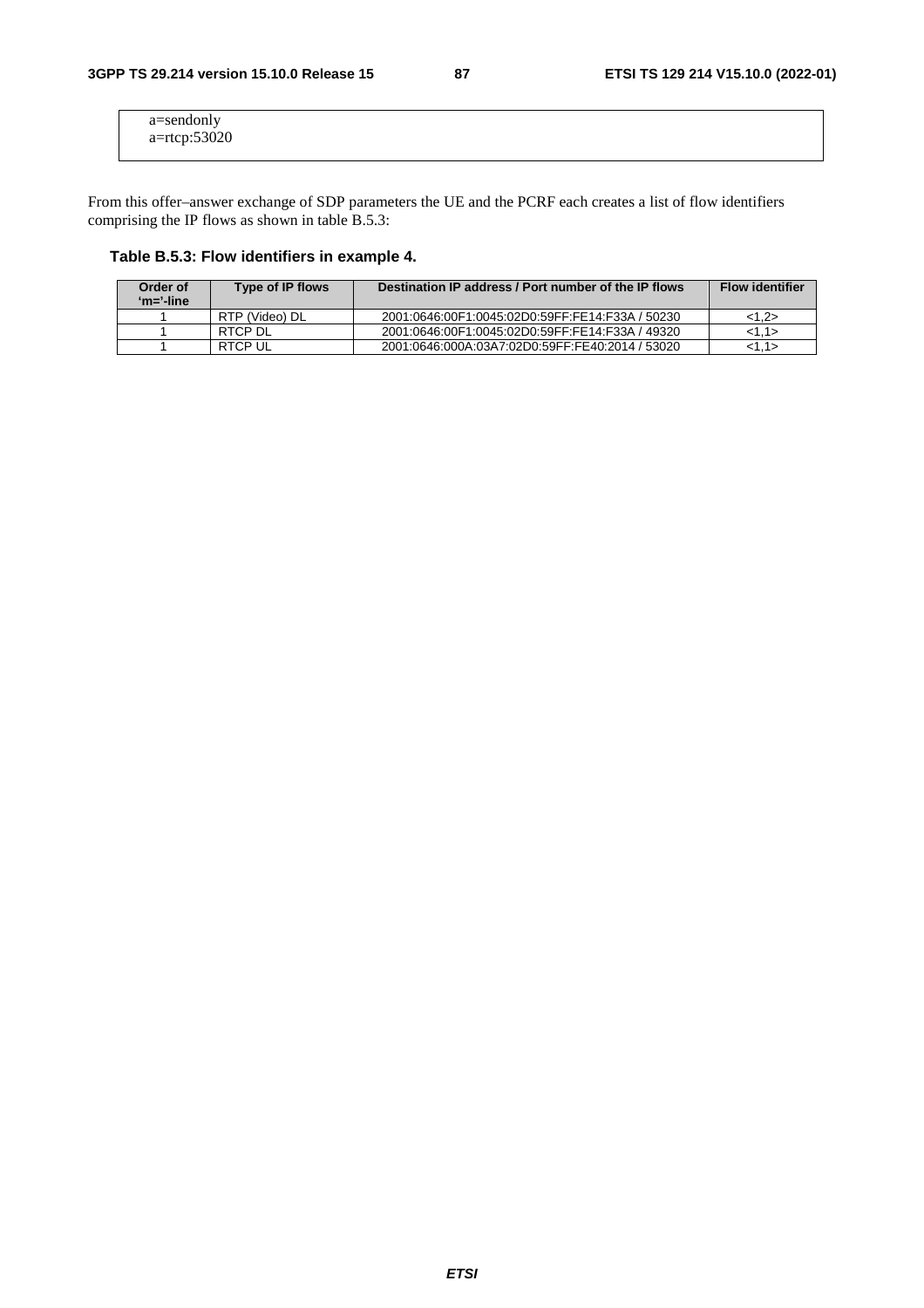```
a=sendonly
a=rtcp:53020
```

From this offer–answer exchange of SDP parameters the UE and the PCRF each creates a list of flow identifiers comprising the IP flows as shown in table B.5.3:

### Table B.5.3: Flow identifiers in example 4.

| Order of 'm='-line | Type of IP flows | Destination IP address / Port number of the IP flows | Flow identifier |
|---|---|---|---|
| 1 | RTP (Video) DL | 2001:0646:00F1:0045:02D0:59FF:FE14:F33A / 50230 | <1,2> |
| 1 | RTCP DL | 2001:0646:00F1:0045:02D0:59FF:FE14:F33A / 49320 | <1,1> |
| 1 | RTCP UL | 2001:0646:000A:03A7:02D0:59FF:FE40:2014 / 53020 | <1,1> |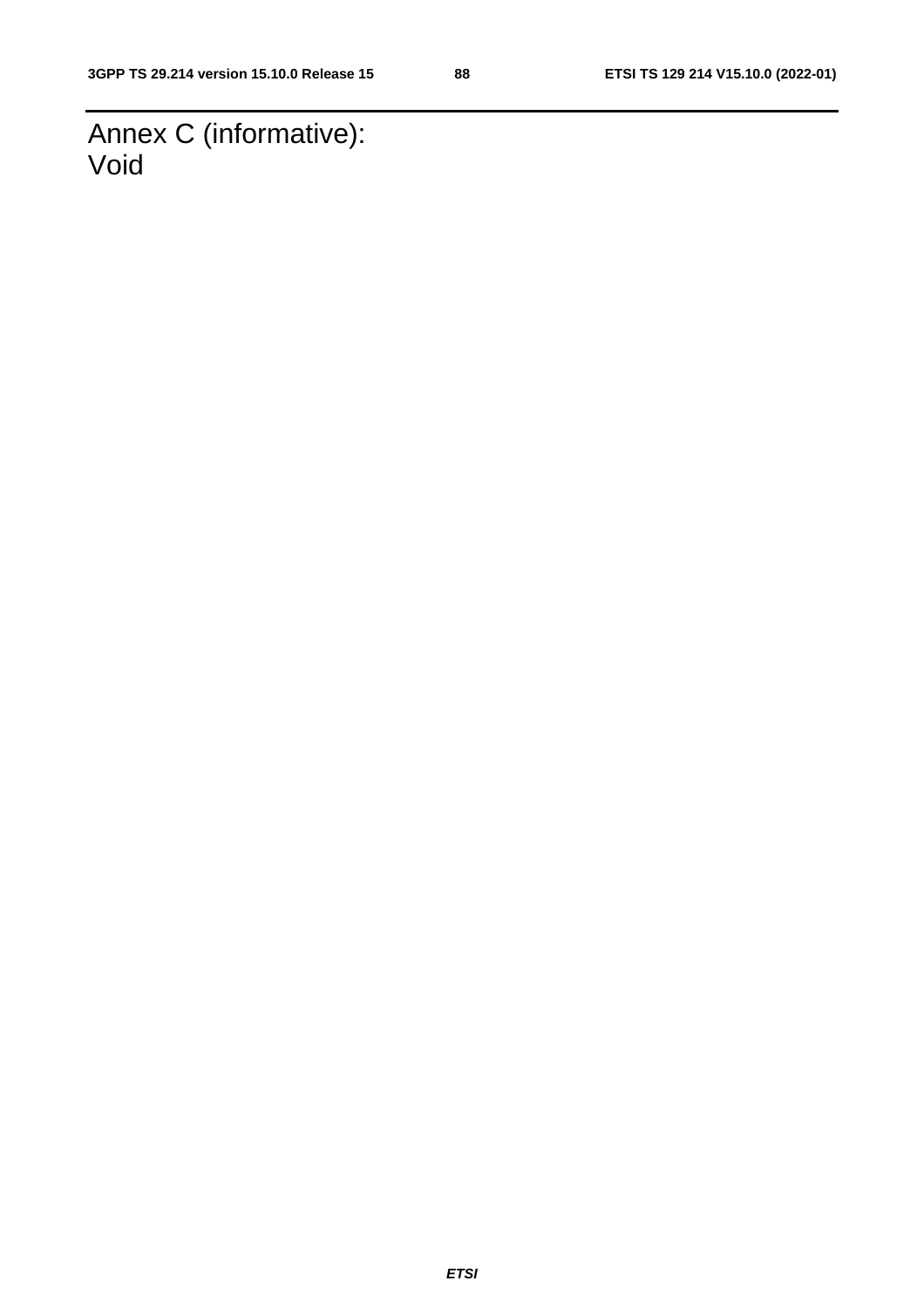# Annex C (informative): Void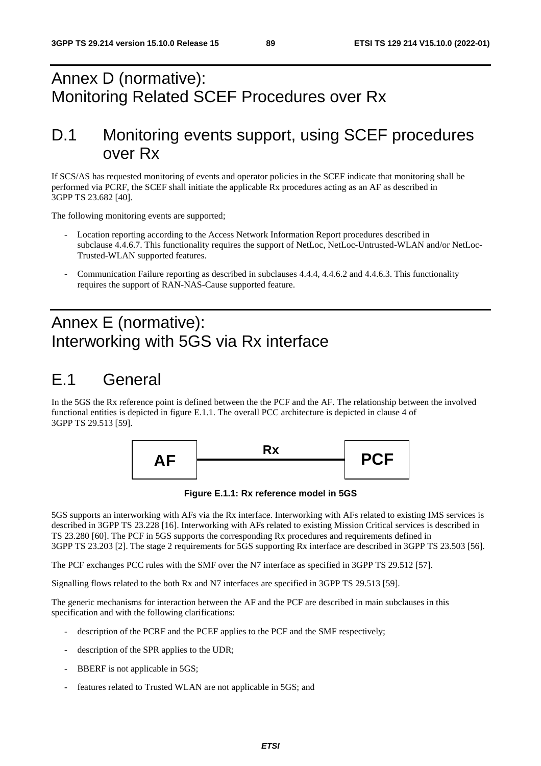# Annex D (normative): Monitoring Related SCEF Procedures over Rx

## D.1 Monitoring events support, using SCEF procedures over Rx

If SCS/AS has requested monitoring of events and operator policies in the SCEF indicate that monitoring shall be performed via PCRF, the SCEF shall initiate the applicable Rx procedures acting as an AF as described in 3GPP TS 23.682 [40].

The following monitoring events are supported;

- Location reporting according to the Access Network Information Report procedures described in subclause 4.4.6.7. This functionality requires the support of NetLoc, NetLoc-Untrusted-WLAN and/or NetLoc-Trusted-WLAN supported features.
- Communication Failure reporting as described in subclauses 4.4.4, 4.4.6.2 and 4.4.6.3. This functionality requires the support of RAN-NAS-Cause supported feature.

# Annex E (normative): Interworking with 5GS via Rx interface

## E.1 General

In the 5GS the Rx reference point is defined between the the PCF and the AF. The relationship between the involved functional entities is depicted in figure E.1.1. The overall PCC architecture is depicted in clause 4 of 3GPP TS 29.513 [59].

```
        Rx
AF ------------ PCF
```

**Figure E.1.1: Rx reference model in 5GS**

5GS supports an interworking with AFs via the Rx interface. Interworking with AFs related to existing IMS services is described in 3GPP TS 23.228 [16]. Interworking with AFs related to existing Mission Critical services is described in TS 23.280 [60]. The PCF in 5GS supports the corresponding Rx procedures and requirements defined in 3GPP TS 23.203 [2]. The stage 2 requirements for 5GS supporting Rx interface are described in 3GPP TS 23.503 [56].

The PCF exchanges PCC rules with the SMF over the N7 interface as specified in 3GPP TS 29.512 [57].

Signalling flows related to the both Rx and N7 interfaces are specified in 3GPP TS 29.513 [59].

The generic mechanisms for interaction between the AF and the PCF are described in main subclauses in this specification and with the following clarifications:

- description of the PCRF and the PCEF applies to the PCF and the SMF respectively;
- description of the SPR applies to the UDR;
- BBERF is not applicable in 5GS;
- features related to Trusted WLAN are not applicable in 5GS; and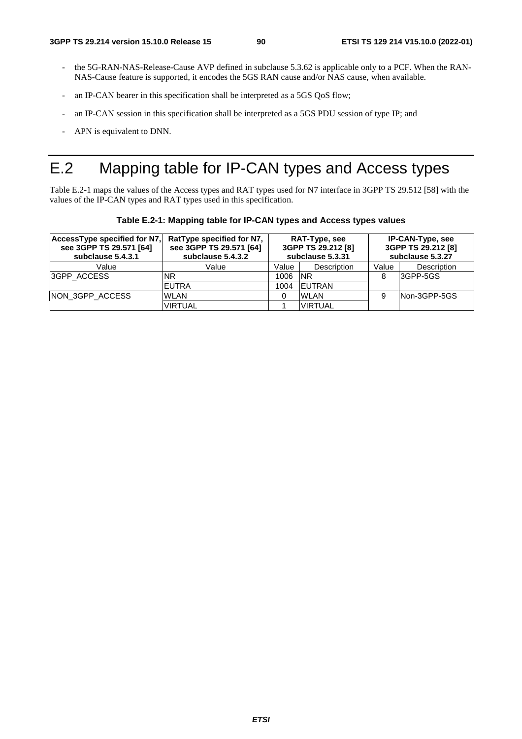- the 5G-RAN-NAS-Release-Cause AVP defined in subclause 5.3.62 is applicable only to a PCF. When the RAN-NAS-Cause feature is supported, it encodes the 5GS RAN cause and/or NAS cause, when available.
- an IP-CAN bearer in this specification shall be interpreted as a 5GS QoS flow;
- an IP-CAN session in this specification shall be interpreted as a 5GS PDU session of type IP; and
- APN is equivalent to DNN.

# E.2 Mapping table for IP-CAN types and Access types

Table E.2-1 maps the values of the Access types and RAT types used for N7 interface in 3GPP TS 29.512 [58] with the values of the IP-CAN types and RAT types used in this specification.

**Table E.2-1: Mapping table for IP-CAN types and Access types values**

| AccessType specified for N7, see 3GPP TS 29.571 [64] subclause 5.4.3.1 | RatType specified for N7, see 3GPP TS 29.571 [64] subclause 5.4.3.2 | RAT-Type, see 3GPP TS 29.212 [8] subclause 5.3.31 | | IP-CAN-Type, see 3GPP TS 29.212 [8] subclause 5.3.27 | |
|---|---|---|---|---|---|
| Value | Value | Value | Description | Value | Description |
| 3GPP_ACCESS | NR | 1006 | NR | 8 | 3GPP-5GS |
| | EUTRA | 1004 | EUTRAN | | |
| NON_3GPP_ACCESS | WLAN | 0 | WLAN | 9 | Non-3GPP-5GS |
| | VIRTUAL | 1 | VIRTUAL | | |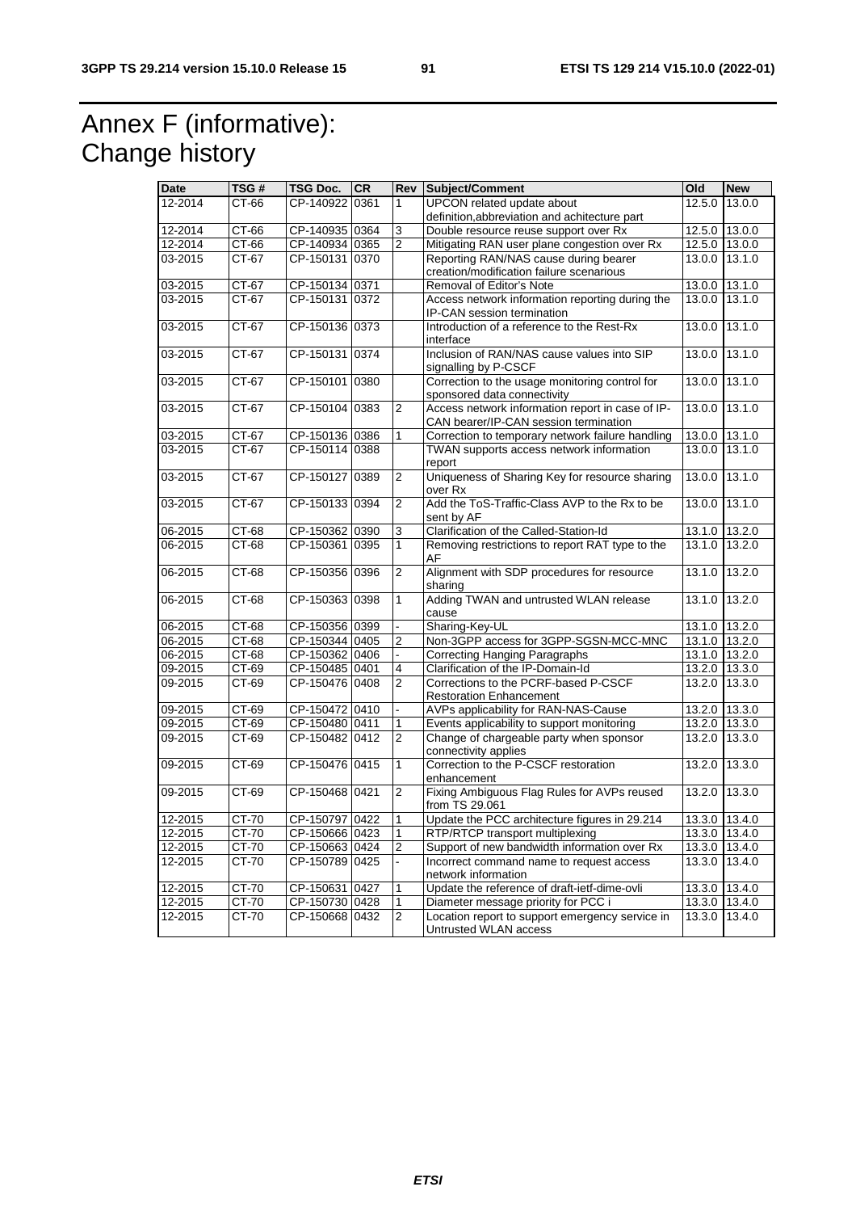# Annex F (informative): Change history

| Date | TSG # | TSG Doc. | CR | Rev | Subject/Comment | Old | New |
|---|---|---|---|---|---|---|---|
| 12-2014 | CT-66 | CP-140922 | 0361 | 1 | UPCON related update about definition,abbreviation and achitecture part | 12.5.0 | 13.0.0 |
| 12-2014 | CT-66 | CP-140935 | 0364 | 3 | Double resource reuse support over Rx | 12.5.0 | 13.0.0 |
| 12-2014 | CT-66 | CP-140934 | 0365 | 2 | Mitigating RAN user plane congestion over Rx | 12.5.0 | 13.0.0 |
| 03-2015 | CT-67 | CP-150131 | 0370 | | Reporting RAN/NAS cause during bearer creation/modification failure scenarious | 13.0.0 | 13.1.0 |
| 03-2015 | CT-67 | CP-150134 | 0371 | | Removal of Editor's Note | 13.0.0 | 13.1.0 |
| 03-2015 | CT-67 | CP-150131 | 0372 | | Access network information reporting during the IP-CAN session termination | 13.0.0 | 13.1.0 |
| 03-2015 | CT-67 | CP-150136 | 0373 | | Introduction of a reference to the Rest-Rx interface | 13.0.0 | 13.1.0 |
| 03-2015 | CT-67 | CP-150131 | 0374 | | Inclusion of RAN/NAS cause values into SIP signalling by P-CSCF | 13.0.0 | 13.1.0 |
| 03-2015 | CT-67 | CP-150101 | 0380 | | Correction to the usage monitoring control for sponsored data connectivity | 13.0.0 | 13.1.0 |
| 03-2015 | CT-67 | CP-150104 | 0383 | 2 | Access network information report in case of IP-CAN bearer/IP-CAN session termination | 13.0.0 | 13.1.0 |
| 03-2015 | CT-67 | CP-150136 | 0386 | 1 | Correction to temporary network failure handling | 13.0.0 | 13.1.0 |
| 03-2015 | CT-67 | CP-150114 | 0388 | | TWAN supports access network information report | 13.0.0 | 13.1.0 |
| 03-2015 | CT-67 | CP-150127 | 0389 | 2 | Uniqueness of Sharing Key for resource sharing over Rx | 13.0.0 | 13.1.0 |
| 03-2015 | CT-67 | CP-150133 | 0394 | 2 | Add the ToS-Traffic-Class AVP to the Rx to be sent by AF | 13.0.0 | 13.1.0 |
| 06-2015 | CT-68 | CP-150362 | 0390 | 3 | Clarification of the Called-Station-Id | 13.1.0 | 13.2.0 |
| 06-2015 | CT-68 | CP-150361 | 0395 | 1 | Removing restrictions to report RAT type to the AF | 13.1.0 | 13.2.0 |
| 06-2015 | CT-68 | CP-150356 | 0396 | 2 | Alignment with SDP procedures for resource sharing | 13.1.0 | 13.2.0 |
| 06-2015 | CT-68 | CP-150363 | 0398 | 1 | Adding TWAN and untrusted WLAN release cause | 13.1.0 | 13.2.0 |
| 06-2015 | CT-68 | CP-150356 | 0399 | - | Sharing-Key-UL | 13.1.0 | 13.2.0 |
| 06-2015 | CT-68 | CP-150344 | 0405 | 2 | Non-3GPP access for 3GPP-SGSN-MCC-MNC | 13.1.0 | 13.2.0 |
| 06-2015 | CT-68 | CP-150362 | 0406 | - | Correcting Hanging Paragraphs | 13.1.0 | 13.2.0 |
| 09-2015 | CT-69 | CP-150485 | 0401 | 4 | Clarification of the IP-Domain-Id | 13.2.0 | 13.3.0 |
| 09-2015 | CT-69 | CP-150476 | 0408 | 2 | Corrections to the PCRF-based P-CSCF Restoration Enhancement | 13.2.0 | 13.3.0 |
| 09-2015 | CT-69 | CP-150472 | 0410 | - | AVPs applicability for RAN-NAS-Cause | 13.2.0 | 13.3.0 |
| 09-2015 | CT-69 | CP-150480 | 0411 | 1 | Events applicability to support monitoring | 13.2.0 | 13.3.0 |
| 09-2015 | CT-69 | CP-150482 | 0412 | 2 | Change of chargeable party when sponsor connectivity applies | 13.2.0 | 13.3.0 |
| 09-2015 | CT-69 | CP-150476 | 0415 | 1 | Correction to the P-CSCF restoration enhancement | 13.2.0 | 13.3.0 |
| 09-2015 | CT-69 | CP-150468 | 0421 | 2 | Fixing Ambiguous Flag Rules for AVPs reused from TS 29.061 | 13.2.0 | 13.3.0 |
| 12-2015 | CT-70 | CP-150797 | 0422 | 1 | Update the PCC architecture figures in 29.214 | 13.3.0 | 13.4.0 |
| 12-2015 | CT-70 | CP-150666 | 0423 | 1 | RTP/RTCP transport multiplexing | 13.3.0 | 13.4.0 |
| 12-2015 | CT-70 | CP-150663 | 0424 | 2 | Support of new bandwidth information over Rx | 13.3.0 | 13.4.0 |
| 12-2015 | CT-70 | CP-150789 | 0425 | - | Incorrect command name to request access network information | 13.3.0 | 13.4.0 |
| 12-2015 | CT-70 | CP-150631 | 0427 | 1 | Update the reference of draft-ietf-dime-ovli | 13.3.0 | 13.4.0 |
| 12-2015 | CT-70 | CP-150730 | 0428 | 1 | Diameter message priority for PCC i | 13.3.0 | 13.4.0 |
| 12-2015 | CT-70 | CP-150668 | 0432 | 2 | Location report to support emergency service in Untrusted WLAN access | 13.3.0 | 13.4.0 |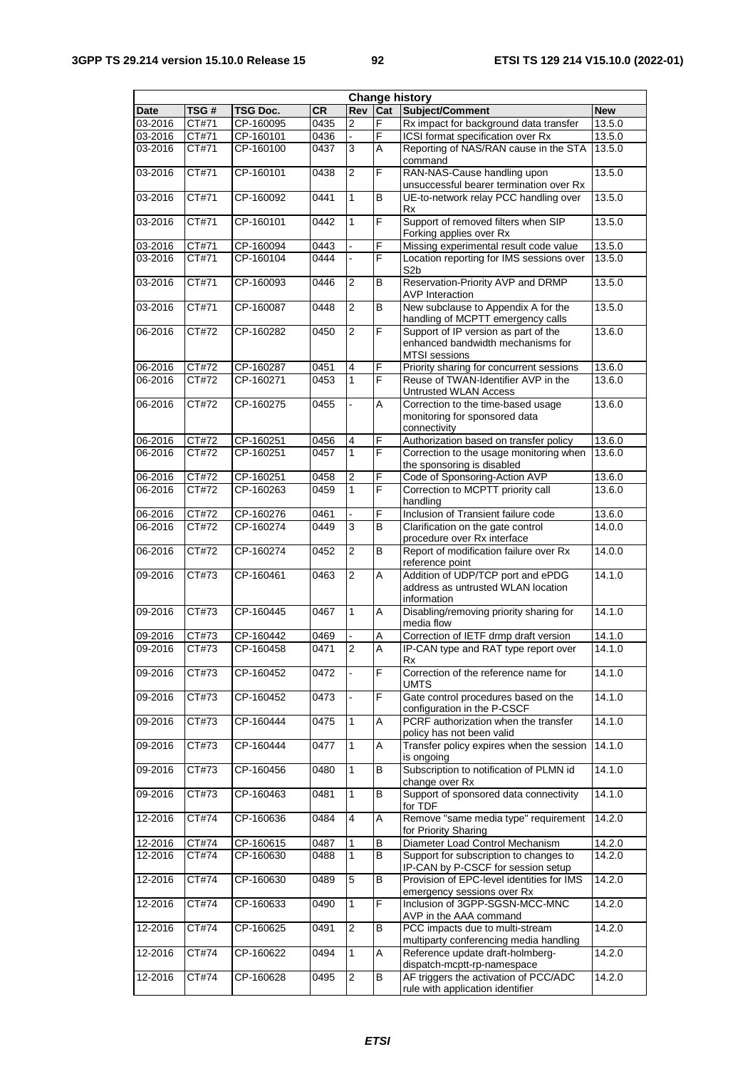| Change history | | | | | | | |
|---|---|---|---|---|---|---|---|
| Date | TSG # | TSG Doc. | CR | Rev | Cat | Subject/Comment | New |
| 03-2016 | CT#71 | CP-160095 | 0435 | 2 | F | Rx impact for background data transfer | 13.5.0 |
| 03-2016 | CT#71 | CP-160101 | 0436 | - | F | ICSI format specification over Rx | 13.5.0 |
| 03-2016 | CT#71 | CP-160100 | 0437 | 3 | A | Reporting of NAS/RAN cause in the STA command | 13.5.0 |
| 03-2016 | CT#71 | CP-160101 | 0438 | 2 | F | RAN-NAS-Cause handling upon unsuccessful bearer termination over Rx | 13.5.0 |
| 03-2016 | CT#71 | CP-160092 | 0441 | 1 | B | UE-to-network relay PCC handling over Rx | 13.5.0 |
| 03-2016 | CT#71 | CP-160101 | 0442 | 1 | F | Support of removed filters when SIP Forking applies over Rx | 13.5.0 |
| 03-2016 | CT#71 | CP-160094 | 0443 | - | F | Missing experimental result code value | 13.5.0 |
| 03-2016 | CT#71 | CP-160104 | 0444 | - | F | Location reporting for IMS sessions over S2b | 13.5.0 |
| 03-2016 | CT#71 | CP-160093 | 0446 | 2 | B | Reservation-Priority AVP and DRMP AVP Interaction | 13.5.0 |
| 03-2016 | CT#71 | CP-160087 | 0448 | 2 | B | New subclause to Appendix A for the handling of MCPTT emergency calls | 13.5.0 |
| 06-2016 | CT#72 | CP-160282 | 0450 | 2 | F | Support of IP version as part of the enhanced bandwidth mechanisms for MTSI sessions | 13.6.0 |
| 06-2016 | CT#72 | CP-160287 | 0451 | 4 | F | Priority sharing for concurrent sessions | 13.6.0 |
| 06-2016 | CT#72 | CP-160271 | 0453 | 1 | F | Reuse of TWAN-Identifier AVP in the Untrusted WLAN Access | 13.6.0 |
| 06-2016 | CT#72 | CP-160275 | 0455 | - | A | Correction to the time-based usage monitoring for sponsored data connectivity | 13.6.0 |
| 06-2016 | CT#72 | CP-160251 | 0456 | 4 | F | Authorization based on transfer policy | 13.6.0 |
| 06-2016 | CT#72 | CP-160251 | 0457 | 1 | F | Correction to the usage monitoring when the sponsoring is disabled | 13.6.0 |
| 06-2016 | CT#72 | CP-160251 | 0458 | 2 | F | Code of Sponsoring-Action AVP | 13.6.0 |
| 06-2016 | CT#72 | CP-160263 | 0459 | 1 | F | Correction to MCPTT priority call handling | 13.6.0 |
| 06-2016 | CT#72 | CP-160276 | 0461 | - | F | Inclusion of Transient failure code | 13.6.0 |
| 06-2016 | CT#72 | CP-160274 | 0449 | 3 | B | Clarification on the gate control procedure over Rx interface | 14.0.0 |
| 06-2016 | CT#72 | CP-160274 | 0452 | 2 | B | Report of modification failure over Rx reference point | 14.0.0 |
| 09-2016 | CT#73 | CP-160461 | 0463 | 2 | A | Addition of UDP/TCP port and ePDG address as untrusted WLAN location information | 14.1.0 |
| 09-2016 | CT#73 | CP-160445 | 0467 | 1 | A | Disabling/removing priority sharing for media flow | 14.1.0 |
| 09-2016 | CT#73 | CP-160442 | 0469 | - | A | Correction of IETF drmp draft version | 14.1.0 |
| 09-2016 | CT#73 | CP-160458 | 0471 | 2 | A | IP-CAN type and RAT type report over Rx | 14.1.0 |
| 09-2016 | CT#73 | CP-160452 | 0472 | - | F | Correction of the reference name for UMTS | 14.1.0 |
| 09-2016 | CT#73 | CP-160452 | 0473 | - | F | Gate control procedures based on the configuration in the P-CSCF | 14.1.0 |
| 09-2016 | CT#73 | CP-160444 | 0475 | 1 | A | PCRF authorization when the transfer policy has not been valid | 14.1.0 |
| 09-2016 | CT#73 | CP-160444 | 0477 | 1 | A | Transfer policy expires when the session is ongoing | 14.1.0 |
| 09-2016 | CT#73 | CP-160456 | 0480 | 1 | B | Subscription to notification of PLMN id change over Rx | 14.1.0 |
| 09-2016 | CT#73 | CP-160463 | 0481 | 1 | B | Support of sponsored data connectivity for TDF | 14.1.0 |
| 12-2016 | CT#74 | CP-160636 | 0484 | 4 | A | Remove "same media type" requirement for Priority Sharing | 14.2.0 |
| 12-2016 | CT#74 | CP-160615 | 0487 | 1 | B | Diameter Load Control Mechanism | 14.2.0 |
| 12-2016 | CT#74 | CP-160630 | 0488 | 1 | B | Support for subscription to changes to IP-CAN by P-CSCF for session setup | 14.2.0 |
| 12-2016 | CT#74 | CP-160630 | 0489 | 5 | B | Provision of EPC-level identities for IMS emergency sessions over Rx | 14.2.0 |
| 12-2016 | CT#74 | CP-160633 | 0490 | 1 | F | Inclusion of 3GPP-SGSN-MCC-MNC AVP in the AAA command | 14.2.0 |
| 12-2016 | CT#74 | CP-160625 | 0491 | 2 | B | PCC impacts due to multi-stream multiparty conferencing media handling | 14.2.0 |
| 12-2016 | CT#74 | CP-160622 | 0494 | 1 | A | Reference update draft-holmberg-dispatch-mcptt-rp-namespace | 14.2.0 |
| 12-2016 | CT#74 | CP-160628 | 0495 | 2 | B | AF triggers the activation of PCC/ADC rule with application identifier | 14.2.0 |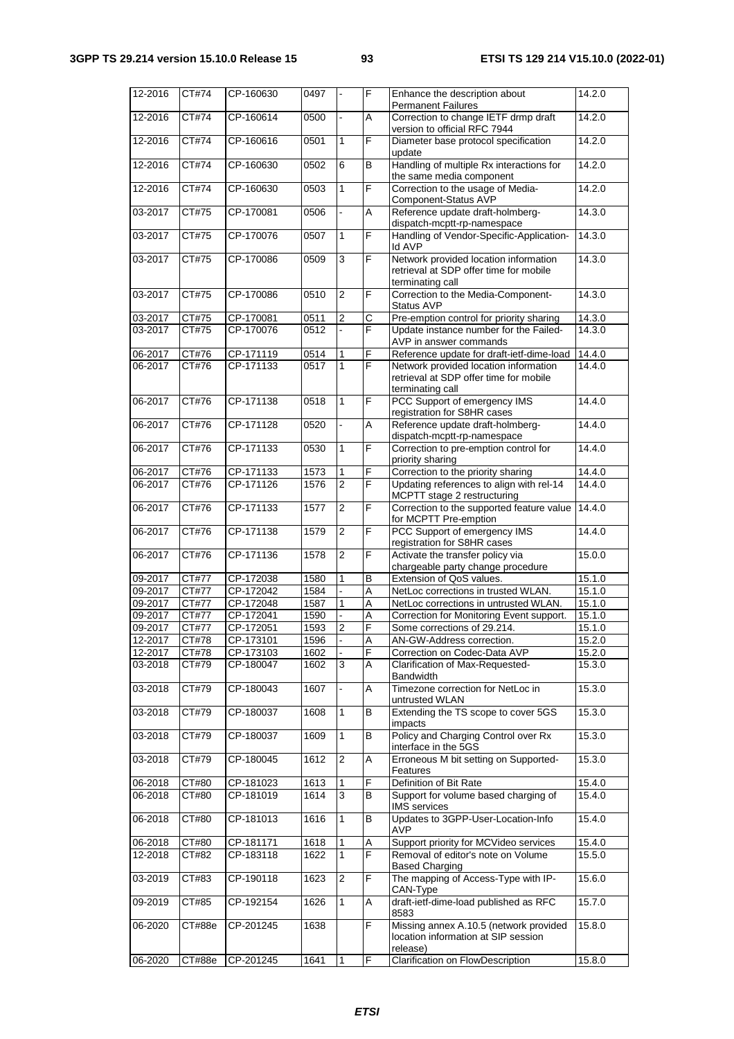| 12-2016 | CT#74 | CP-160630 | 0497 | - | F | Enhance the description about Permanent Failures | 14.2.0 |
|---|---|---|---|---|---|---|---|
| 12-2016 | CT#74 | CP-160614 | 0500 | - | A | Correction to change IETF drmp draft version to official RFC 7944 | 14.2.0 |
| 12-2016 | CT#74 | CP-160616 | 0501 | 1 | F | Diameter base protocol specification update | 14.2.0 |
| 12-2016 | CT#74 | CP-160630 | 0502 | 6 | B | Handling of multiple Rx interactions for the same media component | 14.2.0 |
| 12-2016 | CT#74 | CP-160630 | 0503 | 1 | F | Correction to the usage of Media-Component-Status AVP | 14.2.0 |
| 03-2017 | CT#75 | CP-170081 | 0506 | - | A | Reference update draft-holmberg-dispatch-mcptt-rp-namespace | 14.3.0 |
| 03-2017 | CT#75 | CP-170076 | 0507 | 1 | F | Handling of Vendor-Specific-Application-Id AVP | 14.3.0 |
| 03-2017 | CT#75 | CP-170086 | 0509 | 3 | F | Network provided location information retrieval at SDP offer time for mobile terminating call | 14.3.0 |
| 03-2017 | CT#75 | CP-170086 | 0510 | 2 | F | Correction to the Media-Component-Status AVP | 14.3.0 |
| 03-2017 | CT#75 | CP-170081 | 0511 | 2 | C | Pre-emption control for priority sharing | 14.3.0 |
| 03-2017 | CT#75 | CP-170076 | 0512 | - | F | Update instance number for the Failed-AVP in answer commands | 14.3.0 |
| 06-2017 | CT#76 | CP-171119 | 0514 | 1 | F | Reference update for draft-ietf-dime-load | 14.4.0 |
| 06-2017 | CT#76 | CP-171133 | 0517 | 1 | F | Network provided location information retrieval at SDP offer time for mobile terminating call | 14.4.0 |
| 06-2017 | CT#76 | CP-171138 | 0518 | 1 | F | PCC Support of emergency IMS registration for S8HR cases | 14.4.0 |
| 06-2017 | CT#76 | CP-171128 | 0520 | - | A | Reference update draft-holmberg-dispatch-mcptt-rp-namespace | 14.4.0 |
| 06-2017 | CT#76 | CP-171133 | 0530 | 1 | F | Correction to pre-emption control for priority sharing | 14.4.0 |
| 06-2017 | CT#76 | CP-171133 | 1573 | 1 | F | Correction to the priority sharing | 14.4.0 |
| 06-2017 | CT#76 | CP-171126 | 1576 | 2 | F | Updating references to align with rel-14 MCPTT stage 2 restructuring | 14.4.0 |
| 06-2017 | CT#76 | CP-171133 | 1577 | 2 | F | Correction to the supported feature value for MCPTT Pre-emption | 14.4.0 |
| 06-2017 | CT#76 | CP-171138 | 1579 | 2 | F | PCC Support of emergency IMS registration for S8HR cases | 14.4.0 |
| 06-2017 | CT#76 | CP-171136 | 1578 | 2 | F | Activate the transfer policy via chargeable party change procedure | 15.0.0 |
| 09-2017 | CT#77 | CP-172038 | 1580 | 1 | B | Extension of QoS values. | 15.1.0 |
| 09-2017 | CT#77 | CP-172042 | 1584 | - | A | NetLoc corrections in trusted WLAN. | 15.1.0 |
| 09-2017 | CT#77 | CP-172048 | 1587 | 1 | A | NetLoc corrections in untrusted WLAN. | 15.1.0 |
| 09-2017 | CT#77 | CP-172041 | 1590 | - | A | Correction for Monitoring Event support. | 15.1.0 |
| 09-2017 | CT#77 | CP-172051 | 1593 | 2 | F | Some corrections of 29.214. | 15.1.0 |
| 12-2017 | CT#78 | CP-173101 | 1596 | - | A | AN-GW-Address correction. | 15.2.0 |
| 12-2017 | CT#78 | CP-173103 | 1602 | - | F | Correction on Codec-Data AVP | 15.2.0 |
| 03-2018 | CT#79 | CP-180047 | 1602 | 3 | A | Clarification of Max-Requested-Bandwidth | 15.3.0 |
| 03-2018 | CT#79 | CP-180043 | 1607 | - | A | Timezone correction for NetLoc in untrusted WLAN | 15.3.0 |
| 03-2018 | CT#79 | CP-180037 | 1608 | 1 | B | Extending the TS scope to cover 5GS impacts | 15.3.0 |
| 03-2018 | CT#79 | CP-180037 | 1609 | 1 | B | Policy and Charging Control over Rx interface in the 5GS | 15.3.0 |
| 03-2018 | CT#79 | CP-180045 | 1612 | 2 | A | Erroneous M bit setting on Supported-Features | 15.3.0 |
| 06-2018 | CT#80 | CP-181023 | 1613 | 1 | F | Definition of Bit Rate | 15.4.0 |
| 06-2018 | CT#80 | CP-181019 | 1614 | 3 | B | Support for volume based charging of IMS services | 15.4.0 |
| 06-2018 | CT#80 | CP-181013 | 1616 | 1 | B | Updates to 3GPP-User-Location-Info AVP | 15.4.0 |
| 06-2018 | CT#80 | CP-181171 | 1618 | 1 | A | Support priority for MCVideo services | 15.4.0 |
| 12-2018 | CT#82 | CP-183118 | 1622 | 1 | F | Removal of editor's note on Volume Based Charging | 15.5.0 |
| 03-2019 | CT#83 | CP-190118 | 1623 | 2 | F | The mapping of Access-Type with IP-CAN-Type | 15.6.0 |
| 09-2019 | CT#85 | CP-192154 | 1626 | 1 | A | draft-ietf-dime-load published as RFC 8583 | 15.7.0 |
| 06-2020 | CT#88e | CP-201245 | 1638 | | F | Missing annex A.10.5 (network provided location information at SIP session release) | 15.8.0 |
| 06-2020 | CT#88e | CP-201245 | 1641 | 1 | F | Clarification on FlowDescription | 15.8.0 |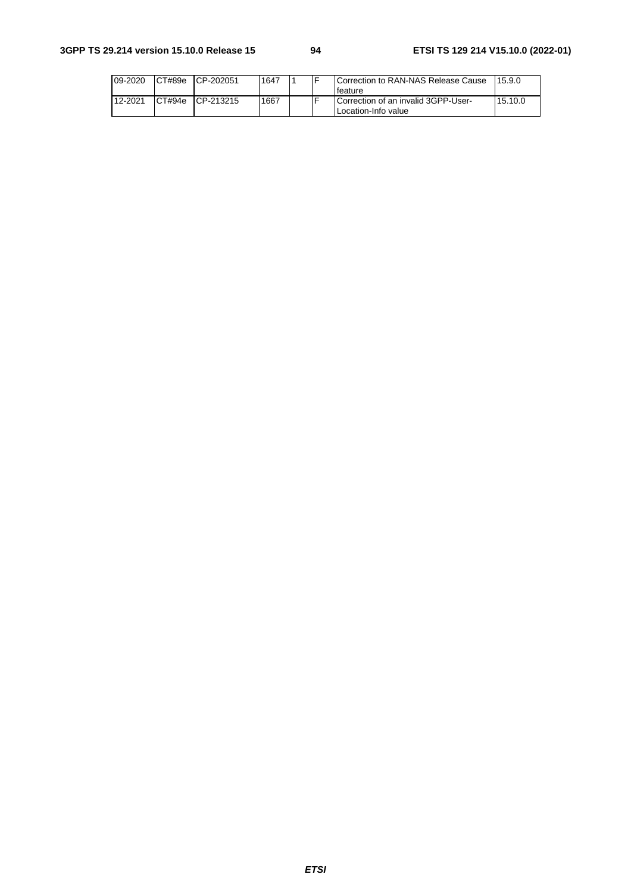| 09-2020 | CT#89e | CP-202051 | 1647 | 1 | F | Correction to RAN-NAS Release Cause feature | 15.9.0 |
|---|---|---|---|---|---|---|---|
| 12-2021 | CT#94e | CP-213215 | 1667 | | F | Correction of an invalid 3GPP-User-Location-Info value | 15.10.0 |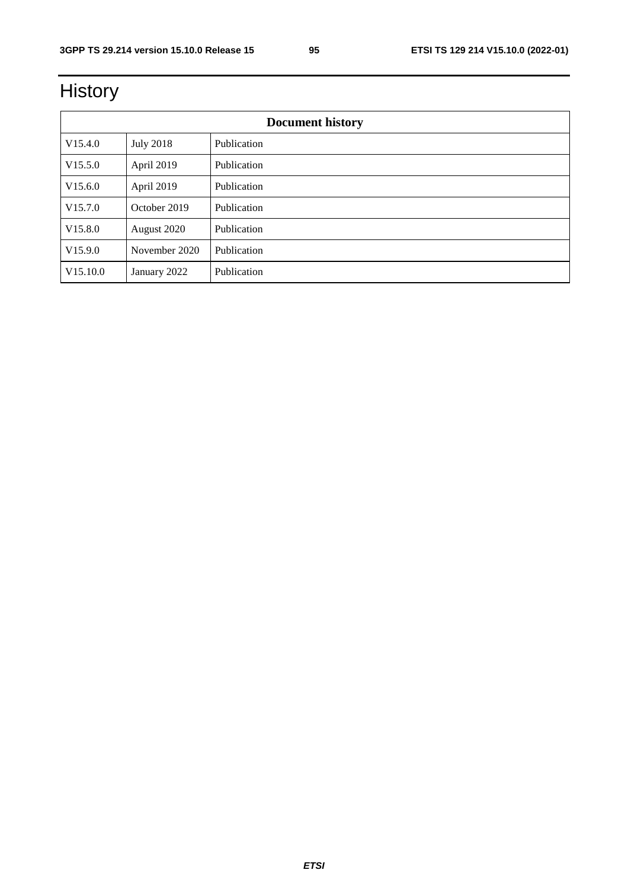# History

| Document history | | |
|---|---|---|
| V15.4.0 | July 2018 | Publication |
| V15.5.0 | April 2019 | Publication |
| V15.6.0 | April 2019 | Publication |
| V15.7.0 | October 2019 | Publication |
| V15.8.0 | August 2020 | Publication |
| V15.9.0 | November 2020 | Publication |
| V15.10.0 | January 2022 | Publication |